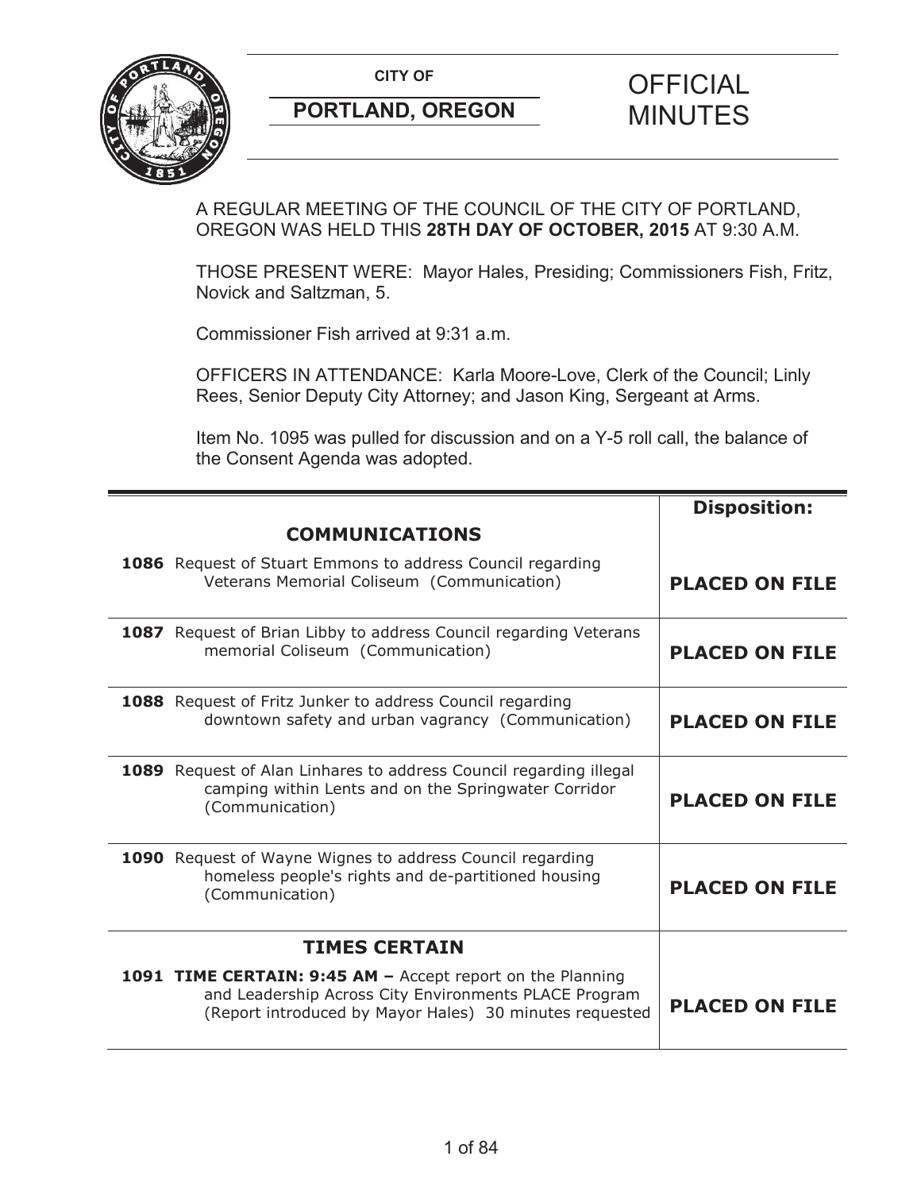# CITY OF PORTLAND, OREGON

# OFFICIAL MINUTES

A REGULAR MEETING OF THE COUNCIL OF THE CITY OF PORTLAND, OREGON WAS HELD THIS **28TH DAY OF OCTOBER, 2015** AT 9:30 A.M.

THOSE PRESENT WERE: Mayor Hales, Presiding; Commissioners Fish, Fritz, Novick and Saltzman, 5.

Commissioner Fish arrived at 9:31 a.m.

OFFICERS IN ATTENDANCE: Karla Moore-Love, Clerk of the Council; Linly Rees, Senior Deputy City Attorney; and Jason King, Sergeant at Arms.

Item No. 1095 was pulled for discussion and on a Y-5 roll call, the balance of the Consent Agenda was adopted.

| | **Disposition:** |
|---|---|
| **COMMUNICATIONS** | |
| **1086** Request of Stuart Emmons to address Council regarding Veterans Memorial Coliseum (Communication) | **PLACED ON FILE** |
| **1087** Request of Brian Libby to address Council regarding Veterans memorial Coliseum (Communication) | **PLACED ON FILE** |
| **1088** Request of Fritz Junker to address Council regarding downtown safety and urban vagrancy (Communication) | **PLACED ON FILE** |
| **1089** Request of Alan Linhares to address Council regarding illegal camping within Lents and on the Springwater Corridor (Communication) | **PLACED ON FILE** |
| **1090** Request of Wayne Wignes to address Council regarding homeless people's rights and de-partitioned housing (Communication) | **PLACED ON FILE** |
| **TIMES CERTAIN** | |
| **1091 TIME CERTAIN: 9:45 AM –** Accept report on the Planning and Leadership Across City Environments PLACE Program (Report introduced by Mayor Hales) 30 minutes requested | **PLACED ON FILE** |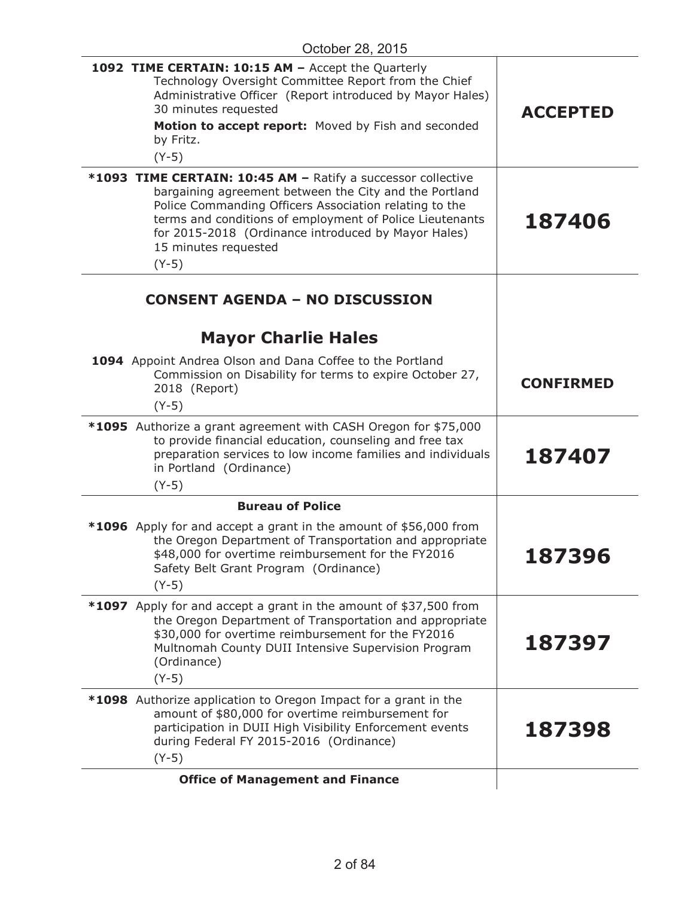October 28, 2015

| | |
|---|---|
| **1092 TIME CERTAIN: 10:15 AM –** Accept the Quarterly Technology Oversight Committee Report from the Chief Administrative Officer (Report introduced by Mayor Hales) 30 minutes requested<br>**Motion to accept report:** Moved by Fish and seconded by Fritz.<br>(Y-5) | **ACCEPTED** |
| **\*1093 TIME CERTAIN: 10:45 AM –** Ratify a successor collective bargaining agreement between the City and the Portland Police Commanding Officers Association relating to the terms and conditions of employment of Police Lieutenants for 2015-2018 (Ordinance introduced by Mayor Hales) 15 minutes requested<br>(Y-5) | **187406** |
| **CONSENT AGENDA – NO DISCUSSION** | |
| **Mayor Charlie Hales** | |
| **1094** Appoint Andrea Olson and Dana Coffee to the Portland Commission on Disability for terms to expire October 27, 2018 (Report)<br>(Y-5) | **CONFIRMED** |
| **\*1095** Authorize a grant agreement with CASH Oregon for $75,000 to provide financial education, counseling and free tax preparation services to low income families and individuals in Portland (Ordinance)<br>(Y-5) | **187407** |
| **Bureau of Police** | |
| **\*1096** Apply for and accept a grant in the amount of $56,000 from the Oregon Department of Transportation and appropriate $48,000 for overtime reimbursement for the FY2016 Safety Belt Grant Program (Ordinance)<br>(Y-5) | **187396** |
| **\*1097** Apply for and accept a grant in the amount of $37,500 from the Oregon Department of Transportation and appropriate $30,000 for overtime reimbursement for the FY2016 Multnomah County DUII Intensive Supervision Program (Ordinance)<br>(Y-5) | **187397** |
| **\*1098** Authorize application to Oregon Impact for a grant in the amount of $80,000 for overtime reimbursement for participation in DUII High Visibility Enforcement events during Federal FY 2015-2016 (Ordinance)<br>(Y-5) | **187398** |
| **Office of Management and Finance** | |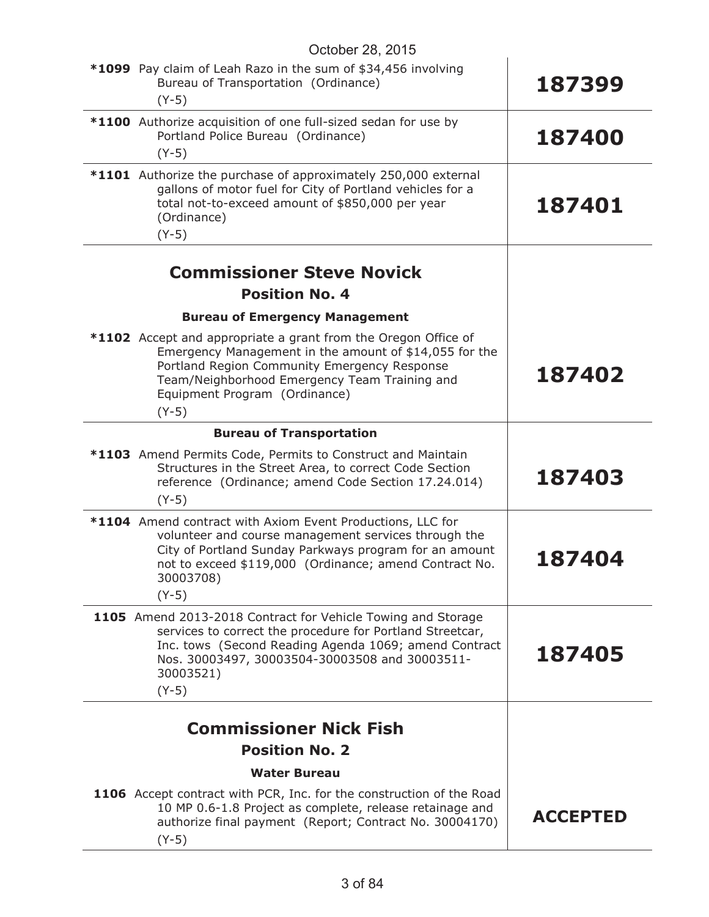October 28, 2015

| | |
|---|---|
| ***1099** Pay claim of Leah Razo in the sum of $34,456 involving Bureau of Transportation (Ordinance) (Y-5) | **187399** |
| ***1100** Authorize acquisition of one full-sized sedan for use by Portland Police Bureau (Ordinance) (Y-5) | **187400** |
| ***1101** Authorize the purchase of approximately 250,000 external gallons of motor fuel for City of Portland vehicles for a total not-to-exceed amount of $850,000 per year (Ordinance) (Y-5) | **187401** |

## Commissioner Steve Novick

### Position No. 4

#### Bureau of Emergency Management

| | |
|---|---|
| ***1102** Accept and appropriate a grant from the Oregon Office of Emergency Management in the amount of $14,055 for the Portland Region Community Emergency Response Team/Neighborhood Emergency Team Training and Equipment Program (Ordinance) (Y-5) | **187402** |

#### Bureau of Transportation

| | |
|---|---|
| ***1103** Amend Permits Code, Permits to Construct and Maintain Structures in the Street Area, to correct Code Section reference (Ordinance; amend Code Section 17.24.014) (Y-5) | **187403** |
| ***1104** Amend contract with Axiom Event Productions, LLC for volunteer and course management services through the City of Portland Sunday Parkways program for an amount not to exceed $119,000 (Ordinance; amend Contract No. 30003708) (Y-5) | **187404** |
| **1105** Amend 2013-2018 Contract for Vehicle Towing and Storage services to correct the procedure for Portland Streetcar, Inc. tows (Second Reading Agenda 1069; amend Contract Nos. 30003497, 30003504-30003508 and 30003511-30003521) (Y-5) | **187405** |

## Commissioner Nick Fish

### Position No. 2

#### Water Bureau

| | |
|---|---|
| **1106** Accept contract with PCR, Inc. for the construction of the Road 10 MP 0.6-1.8 Project as complete, release retainage and authorize final payment (Report; Contract No. 30004170) (Y-5) | **ACCEPTED** |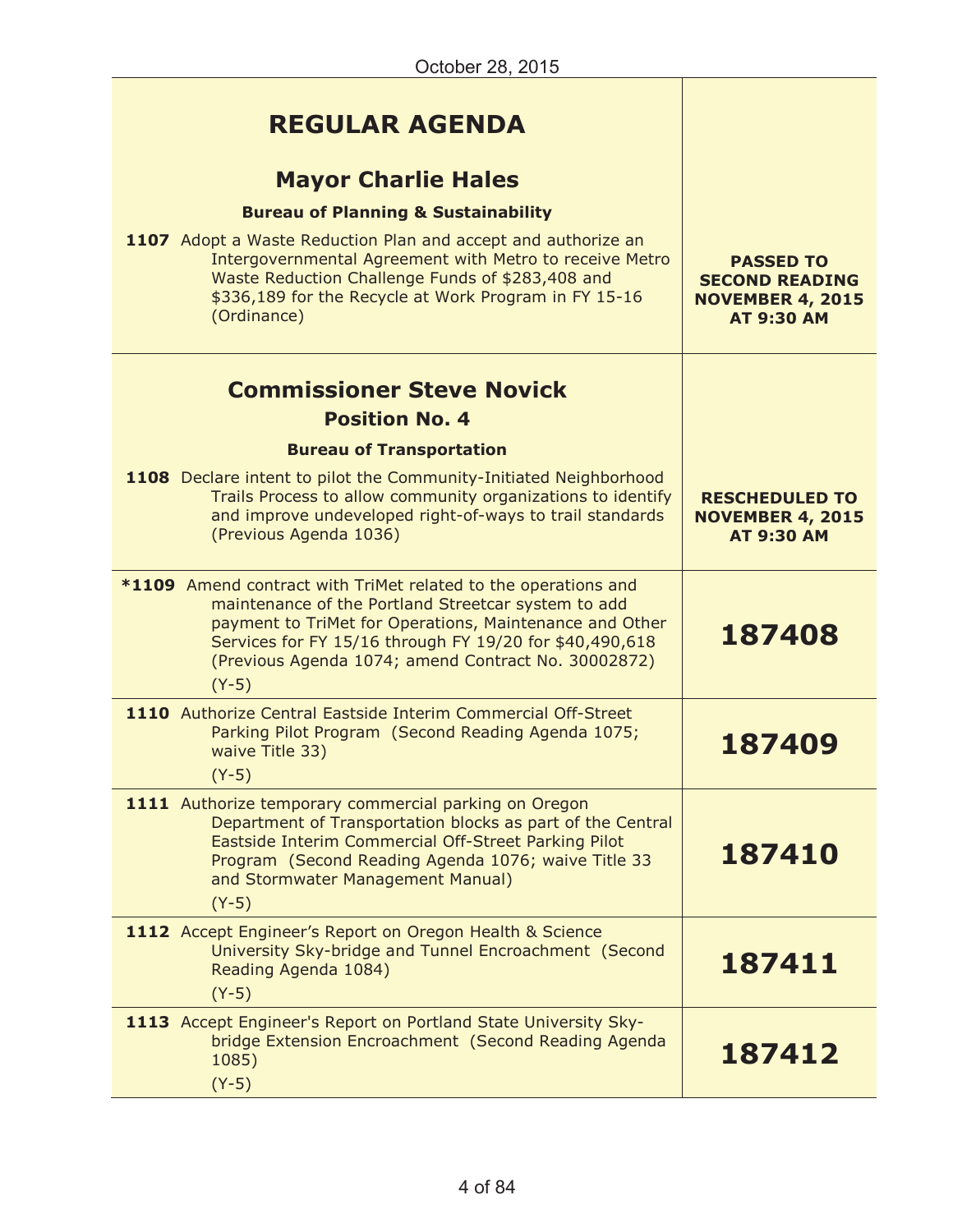October 28, 2015

| | |
|---|---|
| **REGULAR AGENDA** | |
| **Mayor Charlie Hales** | |
| **Bureau of Planning & Sustainability** | |
| **1107** Adopt a Waste Reduction Plan and accept and authorize an Intergovernmental Agreement with Metro to receive Metro Waste Reduction Challenge Funds of $283,408 and $336,189 for the Recycle at Work Program in FY 15-16 (Ordinance) | **PASSED TO SECOND READING NOVEMBER 4, 2015 AT 9:30 AM** |
| **Commissioner Steve Novick** | |
| **Position No. 4** | |
| **Bureau of Transportation** | |
| **1108** Declare intent to pilot the Community-Initiated Neighborhood Trails Process to allow community organizations to identify and improve undeveloped right-of-ways to trail standards (Previous Agenda 1036) | **RESCHEDULED TO NOVEMBER 4, 2015 AT 9:30 AM** |
| ***1109** Amend contract with TriMet related to the operations and maintenance of the Portland Streetcar system to add payment to TriMet for Operations, Maintenance and Other Services for FY 15/16 through FY 19/20 for $40,490,618 (Previous Agenda 1074; amend Contract No. 30002872) (Y-5) | **187408** |
| **1110** Authorize Central Eastside Interim Commercial Off-Street Parking Pilot Program (Second Reading Agenda 1075; waive Title 33) (Y-5) | **187409** |
| **1111** Authorize temporary commercial parking on Oregon Department of Transportation blocks as part of the Central Eastside Interim Commercial Off-Street Parking Pilot Program (Second Reading Agenda 1076; waive Title 33 and Stormwater Management Manual) (Y-5) | **187410** |
| **1112** Accept Engineer's Report on Oregon Health & Science University Sky-bridge and Tunnel Encroachment (Second Reading Agenda 1084) (Y-5) | **187411** |
| **1113** Accept Engineer's Report on Portland State University Sky-bridge Extension Encroachment (Second Reading Agenda 1085) (Y-5) | **187412** |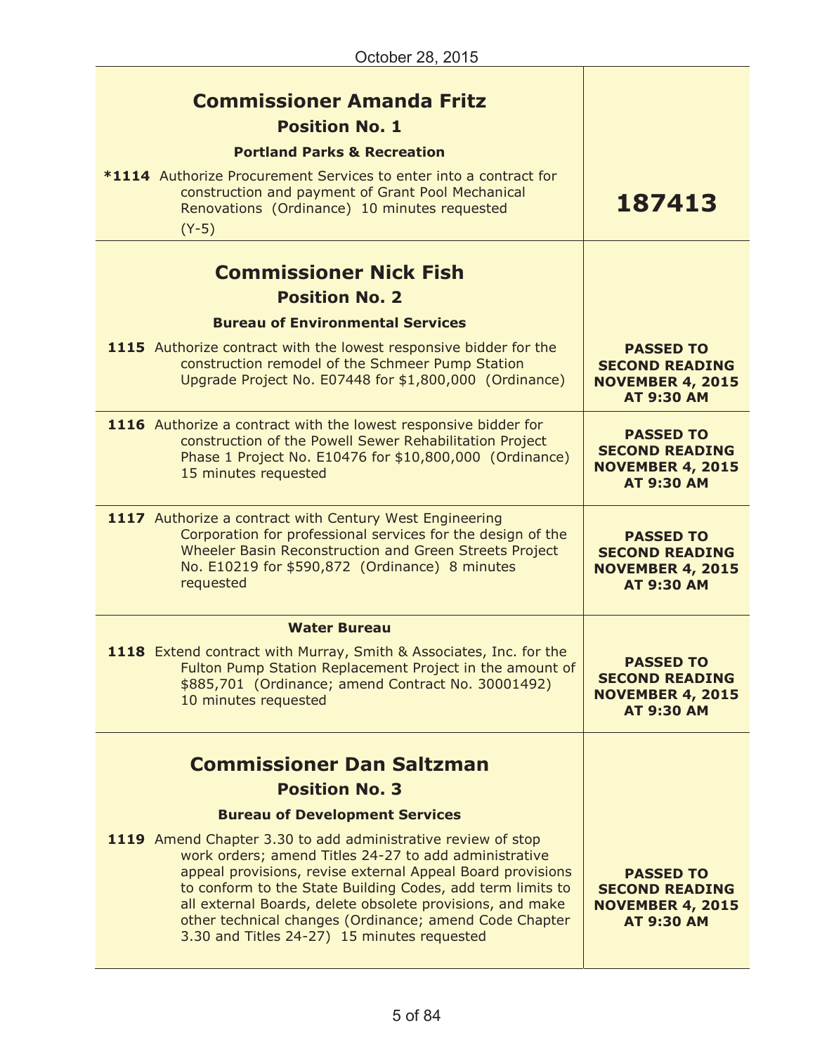October 28, 2015

| | |
|---|---|
| **Commissioner Amanda Fritz**<br>**Position No. 1**<br>**Portland Parks & Recreation** | |
| ***1114** Authorize Procurement Services to enter into a contract for construction and payment of Grant Pool Mechanical Renovations (Ordinance) 10 minutes requested<br>(Y-5) | **187413** |
| **Commissioner Nick Fish**<br>**Position No. 2**<br>**Bureau of Environmental Services** | |
| **1115** Authorize contract with the lowest responsive bidder for the construction remodel of the Schmeer Pump Station Upgrade Project No. E07448 for $1,800,000 (Ordinance) | **PASSED TO SECOND READING NOVEMBER 4, 2015 AT 9:30 AM** |
| **1116** Authorize a contract with the lowest responsive bidder for construction of the Powell Sewer Rehabilitation Project Phase 1 Project No. E10476 for $10,800,000 (Ordinance) 15 minutes requested | **PASSED TO SECOND READING NOVEMBER 4, 2015 AT 9:30 AM** |
| **1117** Authorize a contract with Century West Engineering Corporation for professional services for the design of the Wheeler Basin Reconstruction and Green Streets Project No. E10219 for $590,872 (Ordinance) 8 minutes requested | **PASSED TO SECOND READING NOVEMBER 4, 2015 AT 9:30 AM** |
| **Water Bureau** | |
| **1118** Extend contract with Murray, Smith & Associates, Inc. for the Fulton Pump Station Replacement Project in the amount of $885,701 (Ordinance; amend Contract No. 30001492) 10 minutes requested | **PASSED TO SECOND READING NOVEMBER 4, 2015 AT 9:30 AM** |
| **Commissioner Dan Saltzman**<br>**Position No. 3**<br>**Bureau of Development Services** | |
| **1119** Amend Chapter 3.30 to add administrative review of stop work orders; amend Titles 24-27 to add administrative appeal provisions, revise external Appeal Board provisions to conform to the State Building Codes, add term limits to all external Boards, delete obsolete provisions, and make other technical changes (Ordinance; amend Code Chapter 3.30 and Titles 24-27) 15 minutes requested | **PASSED TO SECOND READING NOVEMBER 4, 2015 AT 9:30 AM** |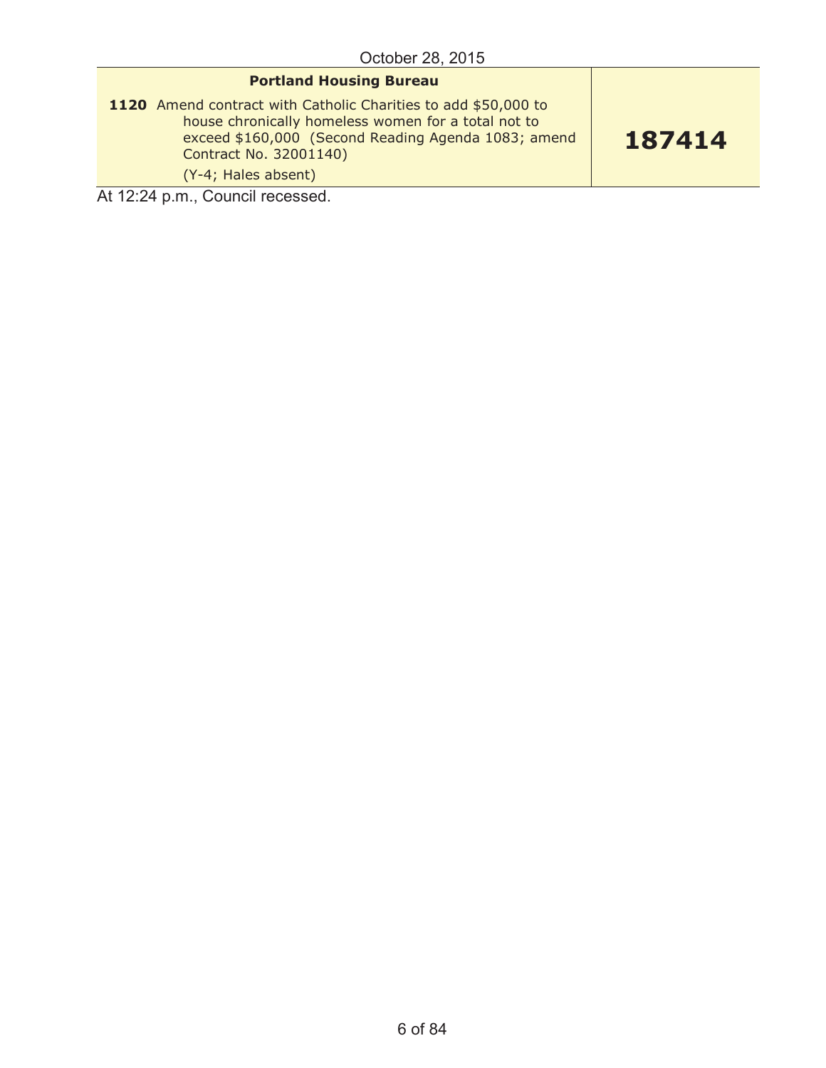October 28, 2015

| **Portland Housing Bureau** | |
|---|---|
| **1120** Amend contract with Catholic Charities to add $50,000 to house chronically homeless women for a total not to exceed $160,000 (Second Reading Agenda 1083; amend Contract No. 32001140) (Y-4; Hales absent) | **187414** |

At 12:24 p.m., Council recessed.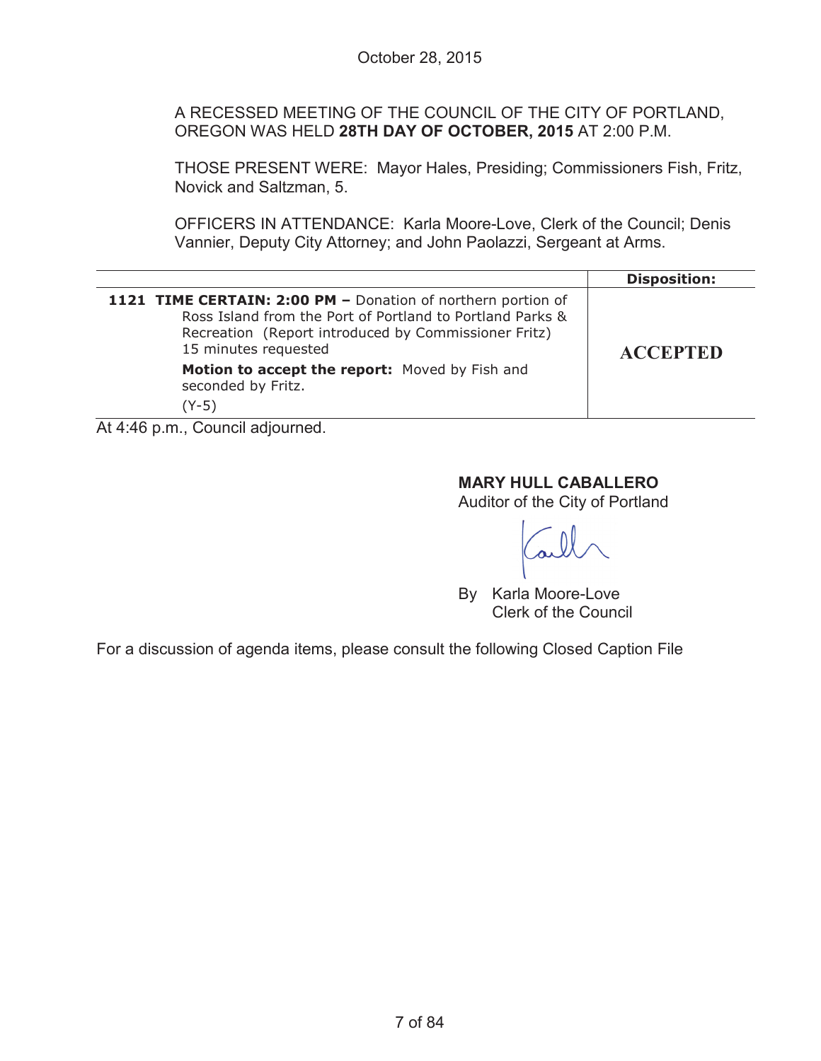October 28, 2015

A RECESSED MEETING OF THE COUNCIL OF THE CITY OF PORTLAND, OREGON WAS HELD **28TH DAY OF OCTOBER, 2015** AT 2:00 P.M.

THOSE PRESENT WERE: Mayor Hales, Presiding; Commissioners Fish, Fritz, Novick and Saltzman, 5.

OFFICERS IN ATTENDANCE: Karla Moore-Love, Clerk of the Council; Denis Vannier, Deputy City Attorney; and John Paolazzi, Sergeant at Arms.

| | Disposition: |
|---|---|
| **1121 TIME CERTAIN: 2:00 PM –** Donation of northern portion of Ross Island from the Port of Portland to Portland Parks & Recreation (Report introduced by Commissioner Fritz) 15 minutes requested<br><br>**Motion to accept the report:** Moved by Fish and seconded by Fritz.<br>(Y-5) | **ACCEPTED** |

At 4:46 p.m., Council adjourned.

**MARY HULL CABALLERO**
Auditor of the City of Portland

By Karla Moore-Love
Clerk of the Council

For a discussion of agenda items, please consult the following Closed Caption File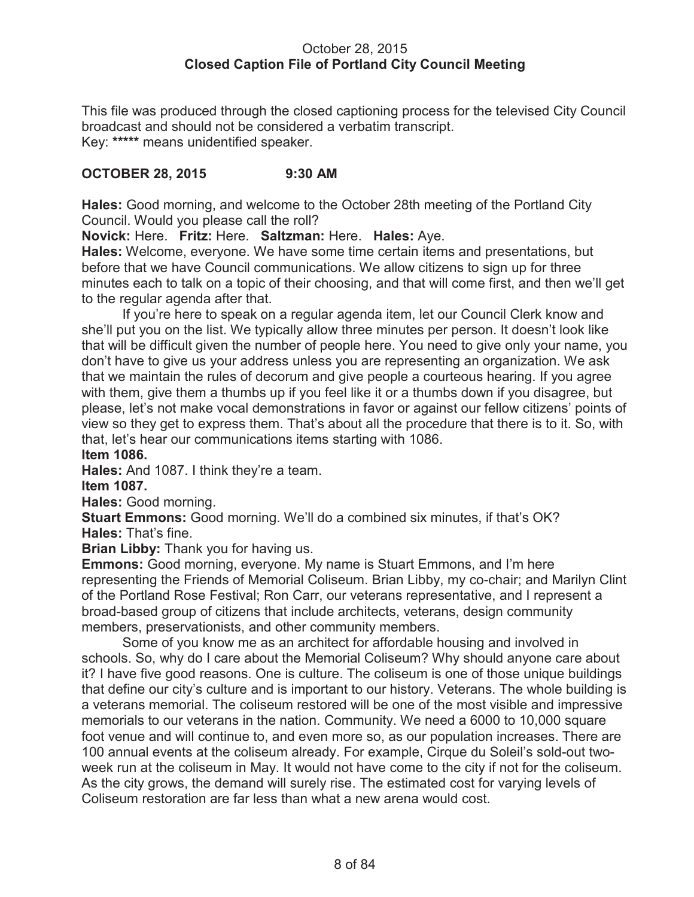October 28, 2015
**Closed Caption File of Portland City Council Meeting**

This file was produced through the closed captioning process for the televised City Council broadcast and should not be considered a verbatim transcript.
Key: ***** means unidentified speaker.

**OCTOBER 28, 2015 9:30 AM**

**Hales:** Good morning, and welcome to the October 28th meeting of the Portland City Council. Would you please call the roll?

**Novick:** Here. **Fritz:** Here. **Saltzman:** Here. **Hales:** Aye.

**Hales:** Welcome, everyone. We have some time certain items and presentations, but before that we have Council communications. We allow citizens to sign up for three minutes each to talk on a topic of their choosing, and that will come first, and then we'll get to the regular agenda after that.

If you're here to speak on a regular agenda item, let our Council Clerk know and she'll put you on the list. We typically allow three minutes per person. It doesn't look like that will be difficult given the number of people here. You need to give only your name, you don't have to give us your address unless you are representing an organization. We ask that we maintain the rules of decorum and give people a courteous hearing. If you agree with them, give them a thumbs up if you feel like it or a thumbs down if you disagree, but please, let's not make vocal demonstrations in favor or against our fellow citizens' points of view so they get to express them. That's about all the procedure that there is to it. So, with that, let's hear our communications items starting with 1086.

**Item 1086.**

**Hales:** And 1087. I think they're a team.

**Item 1087.**

**Hales:** Good morning.

**Stuart Emmons:** Good morning. We'll do a combined six minutes, if that's OK?

**Hales:** That's fine.

**Brian Libby:** Thank you for having us.

**Emmons:** Good morning, everyone. My name is Stuart Emmons, and I'm here representing the Friends of Memorial Coliseum. Brian Libby, my co-chair; and Marilyn Clint of the Portland Rose Festival; Ron Carr, our veterans representative, and I represent a broad-based group of citizens that include architects, veterans, design community members, preservationists, and other community members.

Some of you know me as an architect for affordable housing and involved in schools. So, why do I care about the Memorial Coliseum? Why should anyone care about it? I have five good reasons. One is culture. The coliseum is one of those unique buildings that define our city's culture and is important to our history. Veterans. The whole building is a veterans memorial. The coliseum restored will be one of the most visible and impressive memorials to our veterans in the nation. Community. We need a 6000 to 10,000 square foot venue and will continue to, and even more so, as our population increases. There are 100 annual events at the coliseum already. For example, Cirque du Soleil's sold-out two-week run at the coliseum in May. It would not have come to the city if not for the coliseum. As the city grows, the demand will surely rise. The estimated cost for varying levels of Coliseum restoration are far less than what a new arena would cost.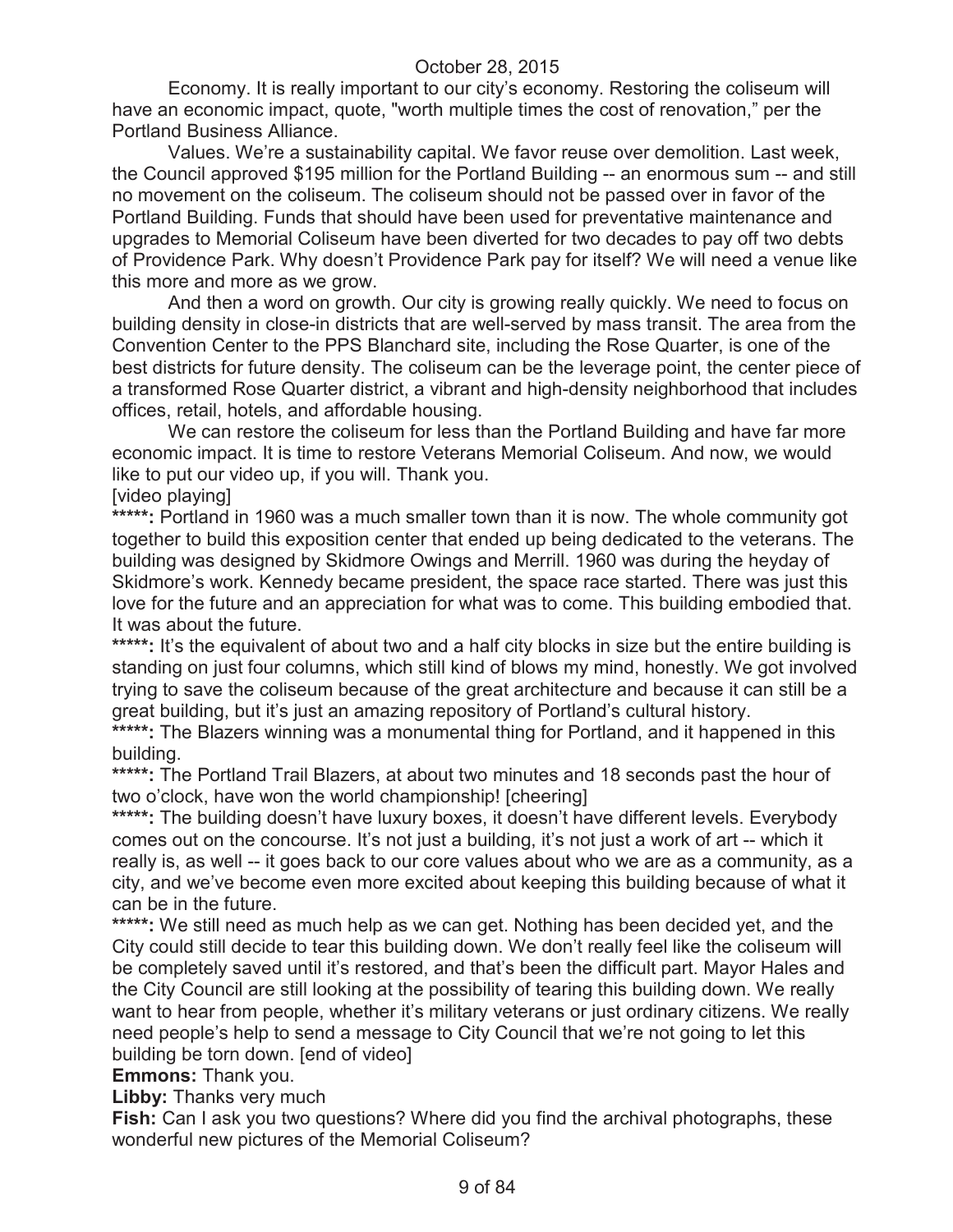Economy. It is really important to our city's economy. Restoring the coliseum will have an economic impact, quote, "worth multiple times the cost of renovation," per the Portland Business Alliance.

Values. We're a sustainability capital. We favor reuse over demolition. Last week, the Council approved $195 million for the Portland Building -- an enormous sum -- and still no movement on the coliseum. The coliseum should not be passed over in favor of the Portland Building. Funds that should have been used for preventative maintenance and upgrades to Memorial Coliseum have been diverted for two decades to pay off two debts of Providence Park. Why doesn't Providence Park pay for itself? We will need a venue like this more and more as we grow.

And then a word on growth. Our city is growing really quickly. We need to focus on building density in close-in districts that are well-served by mass transit. The area from the Convention Center to the PPS Blanchard site, including the Rose Quarter, is one of the best districts for future density. The coliseum can be the leverage point, the center piece of a transformed Rose Quarter district, a vibrant and high-density neighborhood that includes offices, retail, hotels, and affordable housing.

We can restore the coliseum for less than the Portland Building and have far more economic impact. It is time to restore Veterans Memorial Coliseum. And now, we would like to put our video up, if you will. Thank you.

[video playing]

**\*\*\*\*\*:** Portland in 1960 was a much smaller town than it is now. The whole community got together to build this exposition center that ended up being dedicated to the veterans. The building was designed by Skidmore Owings and Merrill. 1960 was during the heyday of Skidmore's work. Kennedy became president, the space race started. There was just this love for the future and an appreciation for what was to come. This building embodied that. It was about the future.

**\*\*\*\*\*:** It's the equivalent of about two and a half city blocks in size but the entire building is standing on just four columns, which still kind of blows my mind, honestly. We got involved trying to save the coliseum because of the great architecture and because it can still be a great building, but it's just an amazing repository of Portland's cultural history.

**\*\*\*\*\*:** The Blazers winning was a monumental thing for Portland, and it happened in this building.

**\*\*\*\*\*:** The Portland Trail Blazers, at about two minutes and 18 seconds past the hour of two o'clock, have won the world championship! [cheering]

**\*\*\*\*\*:** The building doesn't have luxury boxes, it doesn't have different levels. Everybody comes out on the concourse. It's not just a building, it's not just a work of art -- which it really is, as well -- it goes back to our core values about who we are as a community, as a city, and we've become even more excited about keeping this building because of what it can be in the future.

**\*\*\*\*\*:** We still need as much help as we can get. Nothing has been decided yet, and the City could still decide to tear this building down. We don't really feel like the coliseum will be completely saved until it's restored, and that's been the difficult part. Mayor Hales and the City Council are still looking at the possibility of tearing this building down. We really want to hear from people, whether it's military veterans or just ordinary citizens. We really need people's help to send a message to City Council that we're not going to let this building be torn down. [end of video]

**Emmons:** Thank you.

**Libby:** Thanks very much

**Fish:** Can I ask you two questions? Where did you find the archival photographs, these wonderful new pictures of the Memorial Coliseum?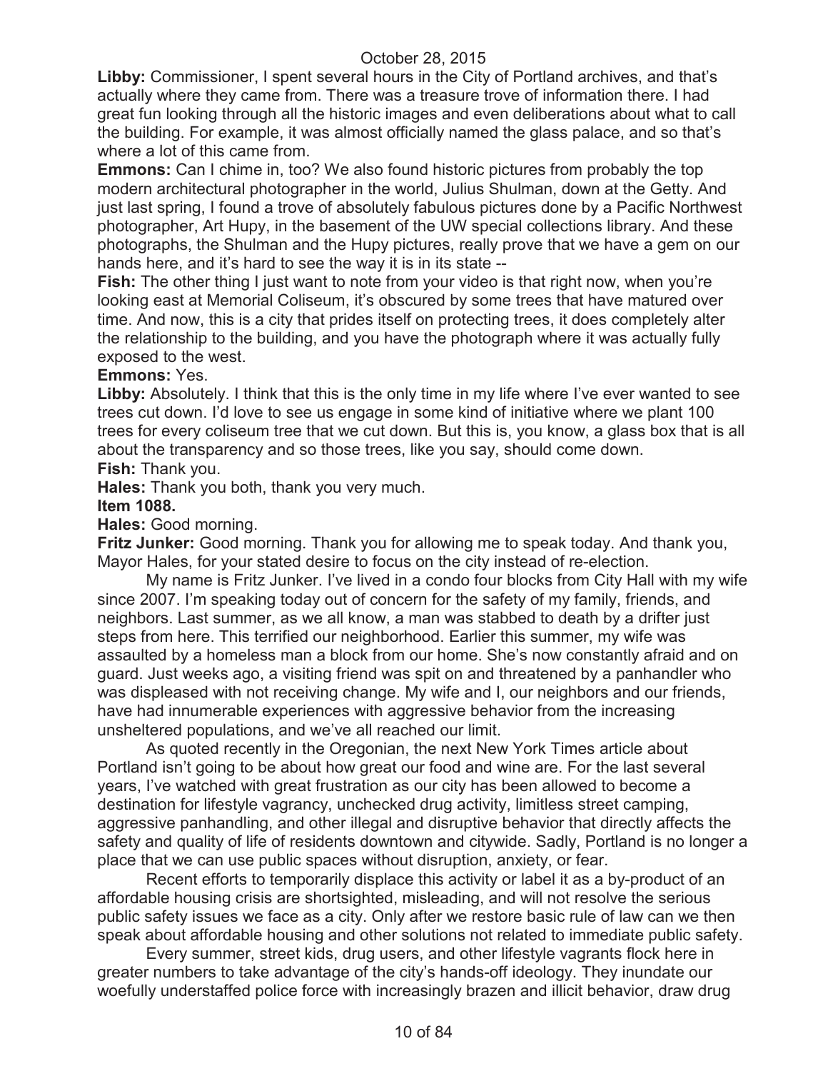**Libby:** Commissioner, I spent several hours in the City of Portland archives, and that's actually where they came from. There was a treasure trove of information there. I had great fun looking through all the historic images and even deliberations about what to call the building. For example, it was almost officially named the glass palace, and so that's where a lot of this came from.

**Emmons:** Can I chime in, too? We also found historic pictures from probably the top modern architectural photographer in the world, Julius Shulman, down at the Getty. And just last spring, I found a trove of absolutely fabulous pictures done by a Pacific Northwest photographer, Art Hupy, in the basement of the UW special collections library. And these photographs, the Shulman and the Hupy pictures, really prove that we have a gem on our hands here, and it's hard to see the way it is in its state --

**Fish:** The other thing I just want to note from your video is that right now, when you're looking east at Memorial Coliseum, it's obscured by some trees that have matured over time. And now, this is a city that prides itself on protecting trees, it does completely alter the relationship to the building, and you have the photograph where it was actually fully exposed to the west.

**Emmons:** Yes.

**Libby:** Absolutely. I think that this is the only time in my life where I've ever wanted to see trees cut down. I'd love to see us engage in some kind of initiative where we plant 100 trees for every coliseum tree that we cut down. But this is, you know, a glass box that is all about the transparency and so those trees, like you say, should come down.

**Fish:** Thank you.

**Hales:** Thank you both, thank you very much.

**Item 1088.**

**Hales:** Good morning.

**Fritz Junker:** Good morning. Thank you for allowing me to speak today. And thank you, Mayor Hales, for your stated desire to focus on the city instead of re-election.

My name is Fritz Junker. I've lived in a condo four blocks from City Hall with my wife since 2007. I'm speaking today out of concern for the safety of my family, friends, and neighbors. Last summer, as we all know, a man was stabbed to death by a drifter just steps from here. This terrified our neighborhood. Earlier this summer, my wife was assaulted by a homeless man a block from our home. She's now constantly afraid and on guard. Just weeks ago, a visiting friend was spit on and threatened by a panhandler who was displeased with not receiving change. My wife and I, our neighbors and our friends, have had innumerable experiences with aggressive behavior from the increasing unsheltered populations, and we've all reached our limit.

As quoted recently in the Oregonian, the next New York Times article about Portland isn't going to be about how great our food and wine are. For the last several years, I've watched with great frustration as our city has been allowed to become a destination for lifestyle vagrancy, unchecked drug activity, limitless street camping, aggressive panhandling, and other illegal and disruptive behavior that directly affects the safety and quality of life of residents downtown and citywide. Sadly, Portland is no longer a place that we can use public spaces without disruption, anxiety, or fear.

Recent efforts to temporarily displace this activity or label it as a by-product of an affordable housing crisis are shortsighted, misleading, and will not resolve the serious public safety issues we face as a city. Only after we restore basic rule of law can we then speak about affordable housing and other solutions not related to immediate public safety.

Every summer, street kids, drug users, and other lifestyle vagrants flock here in greater numbers to take advantage of the city's hands-off ideology. They inundate our woefully understaffed police force with increasingly brazen and illicit behavior, draw drug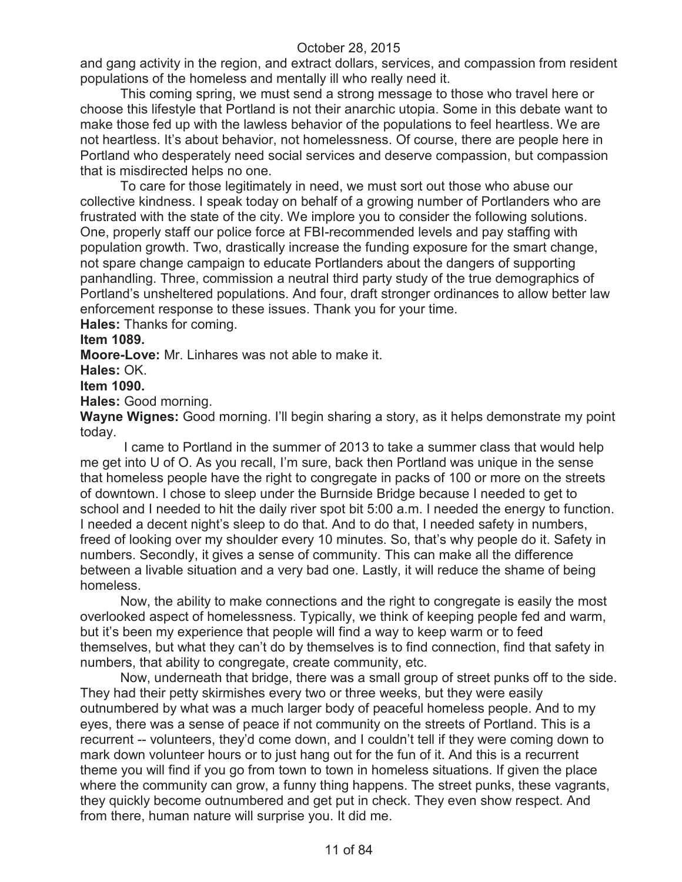and gang activity in the region, and extract dollars, services, and compassion from resident populations of the homeless and mentally ill who really need it.

This coming spring, we must send a strong message to those who travel here or choose this lifestyle that Portland is not their anarchic utopia. Some in this debate want to make those fed up with the lawless behavior of the populations to feel heartless. We are not heartless. It's about behavior, not homelessness. Of course, there are people here in Portland who desperately need social services and deserve compassion, but compassion that is misdirected helps no one.

To care for those legitimately in need, we must sort out those who abuse our collective kindness. I speak today on behalf of a growing number of Portlanders who are frustrated with the state of the city. We implore you to consider the following solutions. One, properly staff our police force at FBI-recommended levels and pay staffing with population growth. Two, drastically increase the funding exposure for the smart change, not spare change campaign to educate Portlanders about the dangers of supporting panhandling. Three, commission a neutral third party study of the true demographics of Portland's unsheltered populations. And four, draft stronger ordinances to allow better law enforcement response to these issues. Thank you for your time.

**Hales:** Thanks for coming.

**Item 1089.**

**Moore-Love:** Mr. Linhares was not able to make it.

**Hales:** OK.

**Item 1090.**

**Hales:** Good morning.

**Wayne Wignes:** Good morning. I'll begin sharing a story, as it helps demonstrate my point today.

I came to Portland in the summer of 2013 to take a summer class that would help me get into U of O. As you recall, I'm sure, back then Portland was unique in the sense that homeless people have the right to congregate in packs of 100 or more on the streets of downtown. I chose to sleep under the Burnside Bridge because I needed to get to school and I needed to hit the daily river spot bit 5:00 a.m. I needed the energy to function. I needed a decent night's sleep to do that. And to do that, I needed safety in numbers, freed of looking over my shoulder every 10 minutes. So, that's why people do it. Safety in numbers. Secondly, it gives a sense of community. This can make all the difference between a livable situation and a very bad one. Lastly, it will reduce the shame of being homeless.

Now, the ability to make connections and the right to congregate is easily the most overlooked aspect of homelessness. Typically, we think of keeping people fed and warm, but it's been my experience that people will find a way to keep warm or to feed themselves, but what they can't do by themselves is to find connection, find that safety in numbers, that ability to congregate, create community, etc.

Now, underneath that bridge, there was a small group of street punks off to the side. They had their petty skirmishes every two or three weeks, but they were easily outnumbered by what was a much larger body of peaceful homeless people. And to my eyes, there was a sense of peace if not community on the streets of Portland. This is a recurrent -- volunteers, they'd come down, and I couldn't tell if they were coming down to mark down volunteer hours or to just hang out for the fun of it. And this is a recurrent theme you will find if you go from town to town in homeless situations. If given the place where the community can grow, a funny thing happens. The street punks, these vagrants, they quickly become outnumbered and get put in check. They even show respect. And from there, human nature will surprise you. It did me.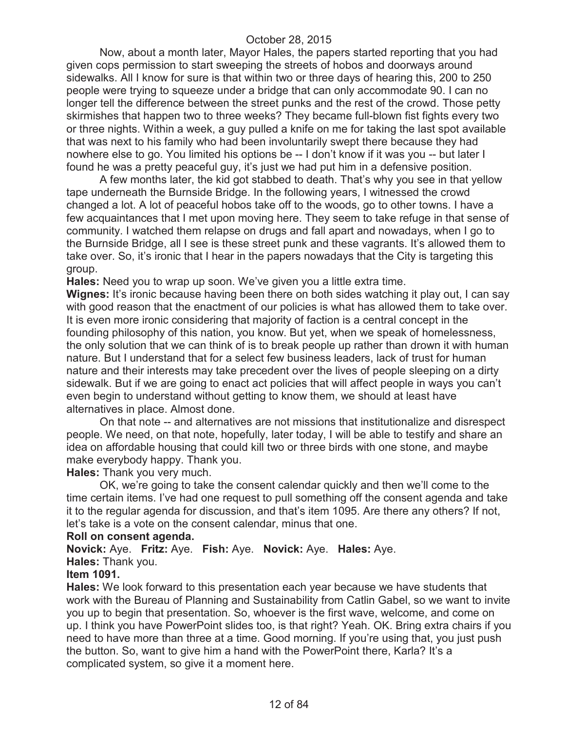Now, about a month later, Mayor Hales, the papers started reporting that you had given cops permission to start sweeping the streets of hobos and doorways around sidewalks. All I know for sure is that within two or three days of hearing this, 200 to 250 people were trying to squeeze under a bridge that can only accommodate 90. I can no longer tell the difference between the street punks and the rest of the crowd. Those petty skirmishes that happen two to three weeks? They became full-blown fist fights every two or three nights. Within a week, a guy pulled a knife on me for taking the last spot available that was next to his family who had been involuntarily swept there because they had nowhere else to go. You limited his options be -- I don't know if it was you -- but later I found he was a pretty peaceful guy, it's just we had put him in a defensive position.

A few months later, the kid got stabbed to death. That's why you see in that yellow tape underneath the Burnside Bridge. In the following years, I witnessed the crowd changed a lot. A lot of peaceful hobos take off to the woods, go to other towns. I have a few acquaintances that I met upon moving here. They seem to take refuge in that sense of community. I watched them relapse on drugs and fall apart and nowadays, when I go to the Burnside Bridge, all I see is these street punk and these vagrants. It's allowed them to take over. So, it's ironic that I hear in the papers nowadays that the City is targeting this group.

**Hales:** Need you to wrap up soon. We've given you a little extra time.

**Wignes:** It's ironic because having been there on both sides watching it play out, I can say with good reason that the enactment of our policies is what has allowed them to take over. It is even more ironic considering that majority of faction is a central concept in the founding philosophy of this nation, you know. But yet, when we speak of homelessness, the only solution that we can think of is to break people up rather than drown it with human nature. But I understand that for a select few business leaders, lack of trust for human nature and their interests may take precedent over the lives of people sleeping on a dirty sidewalk. But if we are going to enact act policies that will affect people in ways you can't even begin to understand without getting to know them, we should at least have alternatives in place. Almost done.

On that note -- and alternatives are not missions that institutionalize and disrespect people. We need, on that note, hopefully, later today, I will be able to testify and share an idea on affordable housing that could kill two or three birds with one stone, and maybe make everybody happy. Thank you.

**Hales:** Thank you very much.

OK, we're going to take the consent calendar quickly and then we'll come to the time certain items. I've had one request to pull something off the consent agenda and take it to the regular agenda for discussion, and that's item 1095. Are there any others? If not, let's take is a vote on the consent calendar, minus that one.

**Roll on consent agenda.**

**Novick:** Aye. **Fritz:** Aye. **Fish:** Aye. **Novick:** Aye. **Hales:** Aye.

**Hales:** Thank you.

**Item 1091.**

**Hales:** We look forward to this presentation each year because we have students that work with the Bureau of Planning and Sustainability from Catlin Gabel, so we want to invite you up to begin that presentation. So, whoever is the first wave, welcome, and come on up. I think you have PowerPoint slides too, is that right? Yeah. OK. Bring extra chairs if you need to have more than three at a time. Good morning. If you're using that, you just push the button. So, want to give him a hand with the PowerPoint there, Karla? It's a complicated system, so give it a moment here.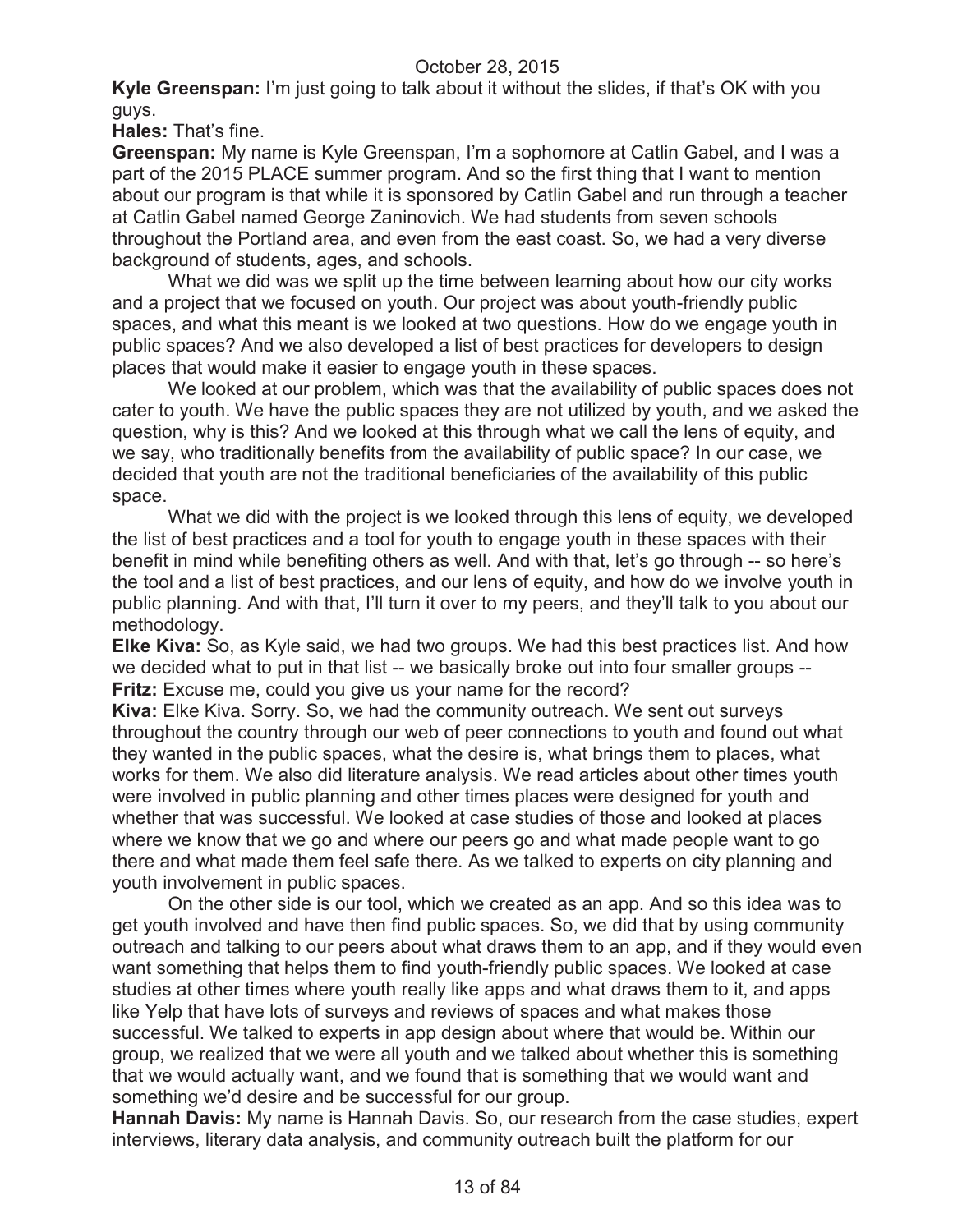**Kyle Greenspan:** I'm just going to talk about it without the slides, if that's OK with you guys.

**Hales:** That's fine.

**Greenspan:** My name is Kyle Greenspan, I'm a sophomore at Catlin Gabel, and I was a part of the 2015 PLACE summer program. And so the first thing that I want to mention about our program is that while it is sponsored by Catlin Gabel and run through a teacher at Catlin Gabel named George Zaninovich. We had students from seven schools throughout the Portland area, and even from the east coast. So, we had a very diverse background of students, ages, and schools.

What we did was we split up the time between learning about how our city works and a project that we focused on youth. Our project was about youth-friendly public spaces, and what this meant is we looked at two questions. How do we engage youth in public spaces? And we also developed a list of best practices for developers to design places that would make it easier to engage youth in these spaces.

We looked at our problem, which was that the availability of public spaces does not cater to youth. We have the public spaces they are not utilized by youth, and we asked the question, why is this? And we looked at this through what we call the lens of equity, and we say, who traditionally benefits from the availability of public space? In our case, we decided that youth are not the traditional beneficiaries of the availability of this public space.

What we did with the project is we looked through this lens of equity, we developed the list of best practices and a tool for youth to engage youth in these spaces with their benefit in mind while benefiting others as well. And with that, let's go through -- so here's the tool and a list of best practices, and our lens of equity, and how do we involve youth in public planning. And with that, I'll turn it over to my peers, and they'll talk to you about our methodology.

**Elke Kiva:** So, as Kyle said, we had two groups. We had this best practices list. And how we decided what to put in that list -- we basically broke out into four smaller groups --

**Fritz:** Excuse me, could you give us your name for the record?

**Kiva:** Elke Kiva. Sorry. So, we had the community outreach. We sent out surveys throughout the country through our web of peer connections to youth and found out what they wanted in the public spaces, what the desire is, what brings them to places, what works for them. We also did literature analysis. We read articles about other times youth were involved in public planning and other times places were designed for youth and whether that was successful. We looked at case studies of those and looked at places where we know that we go and where our peers go and what made people want to go there and what made them feel safe there. As we talked to experts on city planning and youth involvement in public spaces.

On the other side is our tool, which we created as an app. And so this idea was to get youth involved and have then find public spaces. So, we did that by using community outreach and talking to our peers about what draws them to an app, and if they would even want something that helps them to find youth-friendly public spaces. We looked at case studies at other times where youth really like apps and what draws them to it, and apps like Yelp that have lots of surveys and reviews of spaces and what makes those successful. We talked to experts in app design about where that would be. Within our group, we realized that we were all youth and we talked about whether this is something that we would actually want, and we found that is something that we would want and something we'd desire and be successful for our group.

**Hannah Davis:** My name is Hannah Davis. So, our research from the case studies, expert interviews, literary data analysis, and community outreach built the platform for our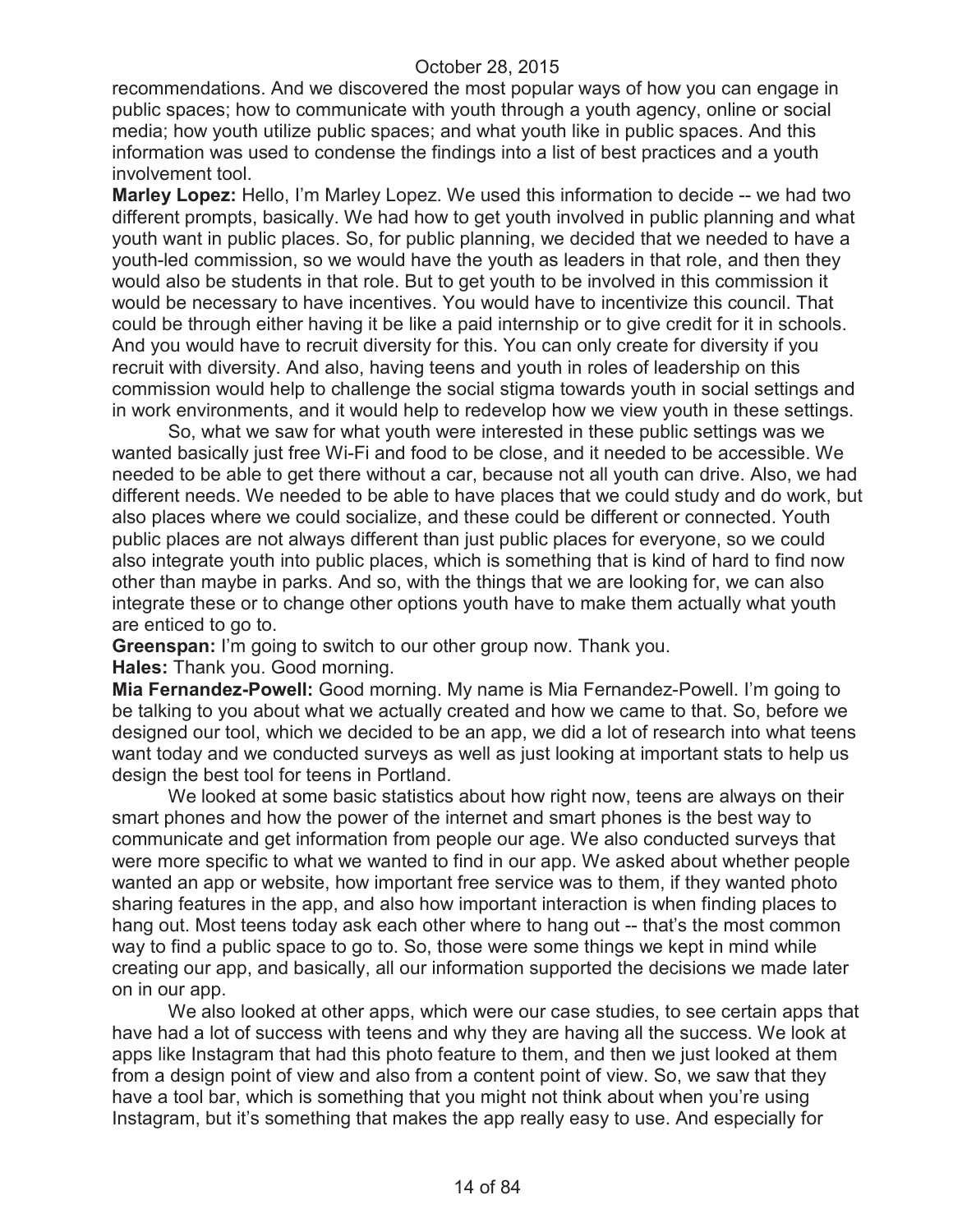recommendations. And we discovered the most popular ways of how you can engage in public spaces; how to communicate with youth through a youth agency, online or social media; how youth utilize public spaces; and what youth like in public spaces. And this information was used to condense the findings into a list of best practices and a youth involvement tool.

**Marley Lopez:** Hello, I'm Marley Lopez. We used this information to decide -- we had two different prompts, basically. We had how to get youth involved in public planning and what youth want in public places. So, for public planning, we decided that we needed to have a youth-led commission, so we would have the youth as leaders in that role, and then they would also be students in that role. But to get youth to be involved in this commission it would be necessary to have incentives. You would have to incentivize this council. That could be through either having it be like a paid internship or to give credit for it in schools. And you would have to recruit diversity for this. You can only create for diversity if you recruit with diversity. And also, having teens and youth in roles of leadership on this commission would help to challenge the social stigma towards youth in social settings and in work environments, and it would help to redevelop how we view youth in these settings.

So, what we saw for what youth were interested in these public settings was we wanted basically just free Wi-Fi and food to be close, and it needed to be accessible. We needed to be able to get there without a car, because not all youth can drive. Also, we had different needs. We needed to be able to have places that we could study and do work, but also places where we could socialize, and these could be different or connected. Youth public places are not always different than just public places for everyone, so we could also integrate youth into public places, which is something that is kind of hard to find now other than maybe in parks. And so, with the things that we are looking for, we can also integrate these or to change other options youth have to make them actually what youth are enticed to go to.

**Greenspan:** I'm going to switch to our other group now. Thank you.

**Hales:** Thank you. Good morning.

**Mia Fernandez-Powell:** Good morning. My name is Mia Fernandez-Powell. I'm going to be talking to you about what we actually created and how we came to that. So, before we designed our tool, which we decided to be an app, we did a lot of research into what teens want today and we conducted surveys as well as just looking at important stats to help us design the best tool for teens in Portland.

We looked at some basic statistics about how right now, teens are always on their smart phones and how the power of the internet and smart phones is the best way to communicate and get information from people our age. We also conducted surveys that were more specific to what we wanted to find in our app. We asked about whether people wanted an app or website, how important free service was to them, if they wanted photo sharing features in the app, and also how important interaction is when finding places to hang out. Most teens today ask each other where to hang out -- that's the most common way to find a public space to go to. So, those were some things we kept in mind while creating our app, and basically, all our information supported the decisions we made later on in our app.

We also looked at other apps, which were our case studies, to see certain apps that have had a lot of success with teens and why they are having all the success. We look at apps like Instagram that had this photo feature to them, and then we just looked at them from a design point of view and also from a content point of view. So, we saw that they have a tool bar, which is something that you might not think about when you're using Instagram, but it's something that makes the app really easy to use. And especially for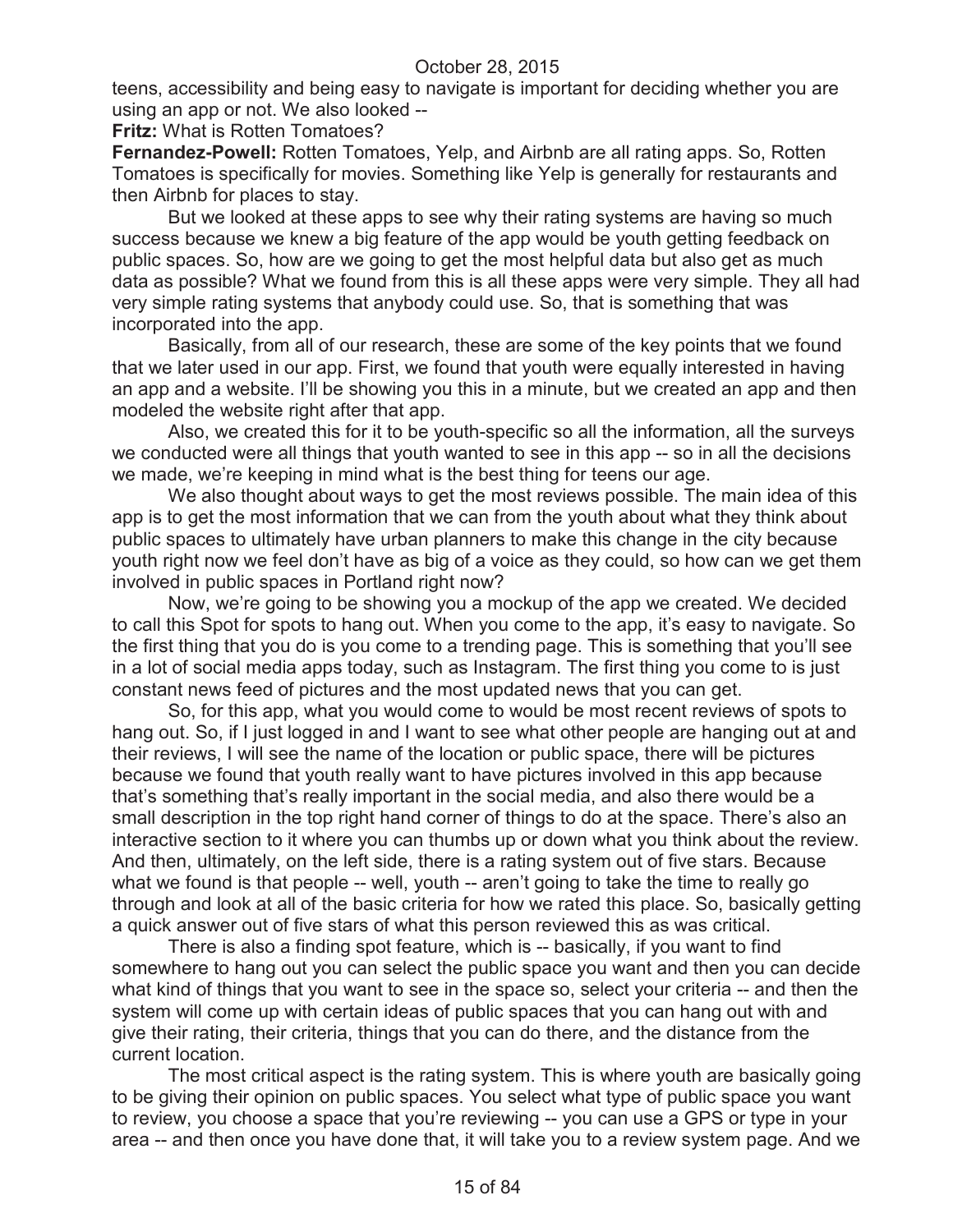teens, accessibility and being easy to navigate is important for deciding whether you are using an app or not. We also looked --

**Fritz:** What is Rotten Tomatoes?

**Fernandez-Powell:** Rotten Tomatoes, Yelp, and Airbnb are all rating apps. So, Rotten Tomatoes is specifically for movies. Something like Yelp is generally for restaurants and then Airbnb for places to stay.

But we looked at these apps to see why their rating systems are having so much success because we knew a big feature of the app would be youth getting feedback on public spaces. So, how are we going to get the most helpful data but also get as much data as possible? What we found from this is all these apps were very simple. They all had very simple rating systems that anybody could use. So, that is something that was incorporated into the app.

Basically, from all of our research, these are some of the key points that we found that we later used in our app. First, we found that youth were equally interested in having an app and a website. I'll be showing you this in a minute, but we created an app and then modeled the website right after that app.

Also, we created this for it to be youth-specific so all the information, all the surveys we conducted were all things that youth wanted to see in this app -- so in all the decisions we made, we're keeping in mind what is the best thing for teens our age.

We also thought about ways to get the most reviews possible. The main idea of this app is to get the most information that we can from the youth about what they think about public spaces to ultimately have urban planners to make this change in the city because youth right now we feel don't have as big of a voice as they could, so how can we get them involved in public spaces in Portland right now?

Now, we're going to be showing you a mockup of the app we created. We decided to call this Spot for spots to hang out. When you come to the app, it's easy to navigate. So the first thing that you do is you come to a trending page. This is something that you'll see in a lot of social media apps today, such as Instagram. The first thing you come to is just constant news feed of pictures and the most updated news that you can get.

So, for this app, what you would come to would be most recent reviews of spots to hang out. So, if I just logged in and I want to see what other people are hanging out at and their reviews, I will see the name of the location or public space, there will be pictures because we found that youth really want to have pictures involved in this app because that's something that's really important in the social media, and also there would be a small description in the top right hand corner of things to do at the space. There's also an interactive section to it where you can thumbs up or down what you think about the review. And then, ultimately, on the left side, there is a rating system out of five stars. Because what we found is that people -- well, youth -- aren't going to take the time to really go through and look at all of the basic criteria for how we rated this place. So, basically getting a quick answer out of five stars of what this person reviewed this as was critical.

There is also a finding spot feature, which is -- basically, if you want to find somewhere to hang out you can select the public space you want and then you can decide what kind of things that you want to see in the space so, select your criteria -- and then the system will come up with certain ideas of public spaces that you can hang out with and give their rating, their criteria, things that you can do there, and the distance from the current location.

The most critical aspect is the rating system. This is where youth are basically going to be giving their opinion on public spaces. You select what type of public space you want to review, you choose a space that you're reviewing -- you can use a GPS or type in your area -- and then once you have done that, it will take you to a review system page. And we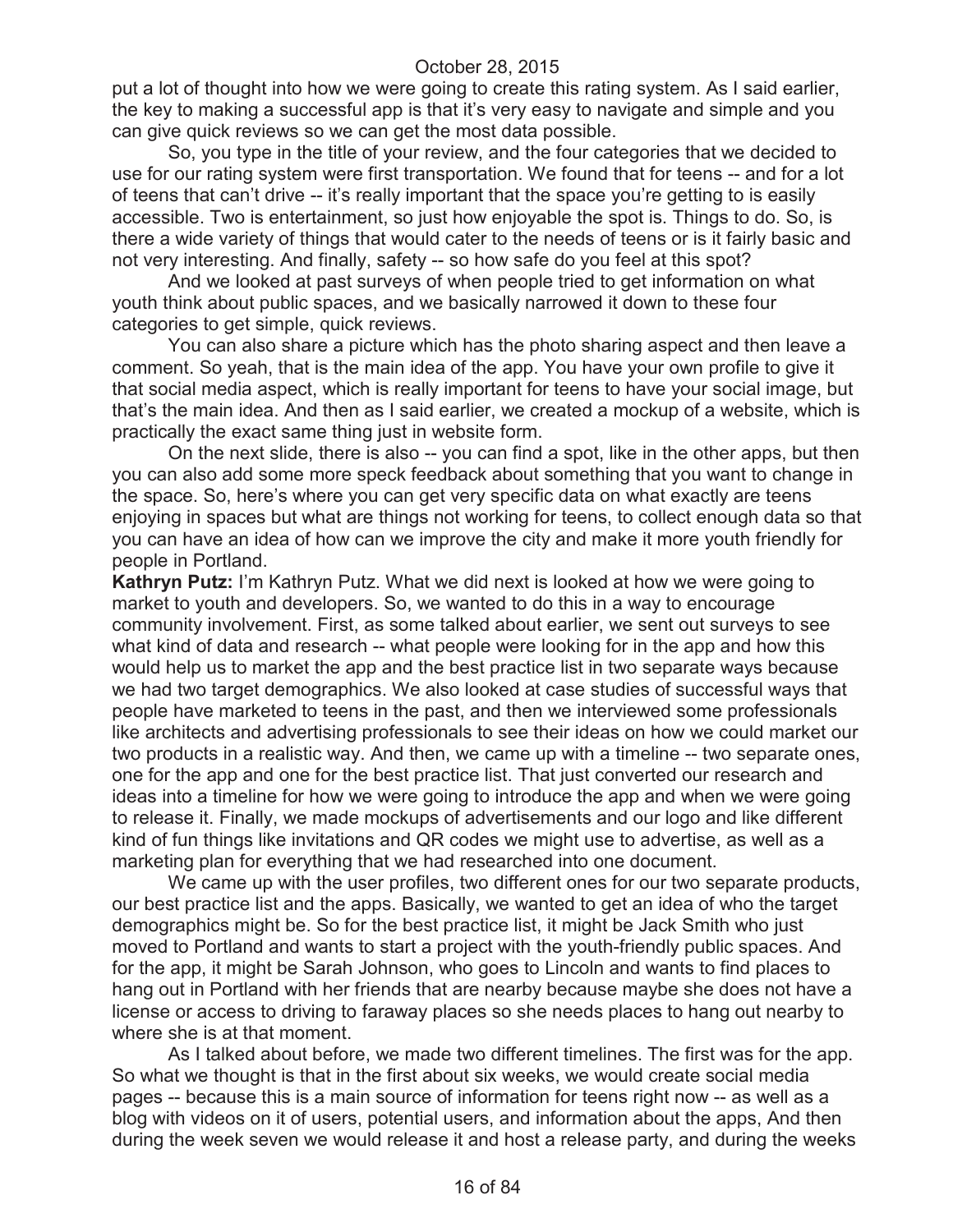put a lot of thought into how we were going to create this rating system. As I said earlier, the key to making a successful app is that it's very easy to navigate and simple and you can give quick reviews so we can get the most data possible.

So, you type in the title of your review, and the four categories that we decided to use for our rating system were first transportation. We found that for teens -- and for a lot of teens that can't drive -- it's really important that the space you're getting to is easily accessible. Two is entertainment, so just how enjoyable the spot is. Things to do. So, is there a wide variety of things that would cater to the needs of teens or is it fairly basic and not very interesting. And finally, safety -- so how safe do you feel at this spot?

And we looked at past surveys of when people tried to get information on what youth think about public spaces, and we basically narrowed it down to these four categories to get simple, quick reviews.

You can also share a picture which has the photo sharing aspect and then leave a comment. So yeah, that is the main idea of the app. You have your own profile to give it that social media aspect, which is really important for teens to have your social image, but that's the main idea. And then as I said earlier, we created a mockup of a website, which is practically the exact same thing just in website form.

On the next slide, there is also -- you can find a spot, like in the other apps, but then you can also add some more speck feedback about something that you want to change in the space. So, here's where you can get very specific data on what exactly are teens enjoying in spaces but what are things not working for teens, to collect enough data so that you can have an idea of how can we improve the city and make it more youth friendly for people in Portland.

**Kathryn Putz:** I'm Kathryn Putz. What we did next is looked at how we were going to market to youth and developers. So, we wanted to do this in a way to encourage community involvement. First, as some talked about earlier, we sent out surveys to see what kind of data and research -- what people were looking for in the app and how this would help us to market the app and the best practice list in two separate ways because we had two target demographics. We also looked at case studies of successful ways that people have marketed to teens in the past, and then we interviewed some professionals like architects and advertising professionals to see their ideas on how we could market our two products in a realistic way. And then, we came up with a timeline -- two separate ones, one for the app and one for the best practice list. That just converted our research and ideas into a timeline for how we were going to introduce the app and when we were going to release it. Finally, we made mockups of advertisements and our logo and like different kind of fun things like invitations and QR codes we might use to advertise, as well as a marketing plan for everything that we had researched into one document.

We came up with the user profiles, two different ones for our two separate products, our best practice list and the apps. Basically, we wanted to get an idea of who the target demographics might be. So for the best practice list, it might be Jack Smith who just moved to Portland and wants to start a project with the youth-friendly public spaces. And for the app, it might be Sarah Johnson, who goes to Lincoln and wants to find places to hang out in Portland with her friends that are nearby because maybe she does not have a license or access to driving to faraway places so she needs places to hang out nearby to where she is at that moment.

As I talked about before, we made two different timelines. The first was for the app. So what we thought is that in the first about six weeks, we would create social media pages -- because this is a main source of information for teens right now -- as well as a blog with videos on it of users, potential users, and information about the apps, And then during the week seven we would release it and host a release party, and during the weeks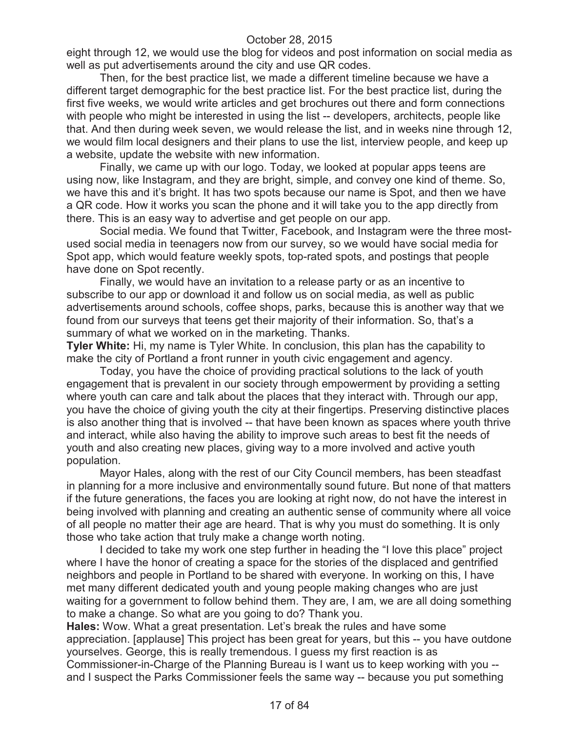eight through 12, we would use the blog for videos and post information on social media as well as put advertisements around the city and use QR codes.

Then, for the best practice list, we made a different timeline because we have a different target demographic for the best practice list. For the best practice list, during the first five weeks, we would write articles and get brochures out there and form connections with people who might be interested in using the list -- developers, architects, people like that. And then during week seven, we would release the list, and in weeks nine through 12, we would film local designers and their plans to use the list, interview people, and keep up a website, update the website with new information.

Finally, we came up with our logo. Today, we looked at popular apps teens are using now, like Instagram, and they are bright, simple, and convey one kind of theme. So, we have this and it's bright. It has two spots because our name is Spot, and then we have a QR code. How it works you scan the phone and it will take you to the app directly from there. This is an easy way to advertise and get people on our app.

Social media. We found that Twitter, Facebook, and Instagram were the three most-used social media in teenagers now from our survey, so we would have social media for Spot app, which would feature weekly spots, top-rated spots, and postings that people have done on Spot recently.

Finally, we would have an invitation to a release party or as an incentive to subscribe to our app or download it and follow us on social media, as well as public advertisements around schools, coffee shops, parks, because this is another way that we found from our surveys that teens get their majority of their information. So, that's a summary of what we worked on in the marketing. Thanks.

**Tyler White:** Hi, my name is Tyler White. In conclusion, this plan has the capability to make the city of Portland a front runner in youth civic engagement and agency.

Today, you have the choice of providing practical solutions to the lack of youth engagement that is prevalent in our society through empowerment by providing a setting where youth can care and talk about the places that they interact with. Through our app, you have the choice of giving youth the city at their fingertips. Preserving distinctive places is also another thing that is involved -- that have been known as spaces where youth thrive and interact, while also having the ability to improve such areas to best fit the needs of youth and also creating new places, giving way to a more involved and active youth population.

Mayor Hales, along with the rest of our City Council members, has been steadfast in planning for a more inclusive and environmentally sound future. But none of that matters if the future generations, the faces you are looking at right now, do not have the interest in being involved with planning and creating an authentic sense of community where all voice of all people no matter their age are heard. That is why you must do something. It is only those who take action that truly make a change worth noting.

I decided to take my work one step further in heading the "I love this place" project where I have the honor of creating a space for the stories of the displaced and gentrified neighbors and people in Portland to be shared with everyone. In working on this, I have met many different dedicated youth and young people making changes who are just waiting for a government to follow behind them. They are, I am, we are all doing something to make a change. So what are you going to do? Thank you.

**Hales:** Wow. What a great presentation. Let's break the rules and have some appreciation. [applause] This project has been great for years, but this -- you have outdone yourselves. George, this is really tremendous. I guess my first reaction is as Commissioner-in-Charge of the Planning Bureau is I want us to keep working with you -- and I suspect the Parks Commissioner feels the same way -- because you put something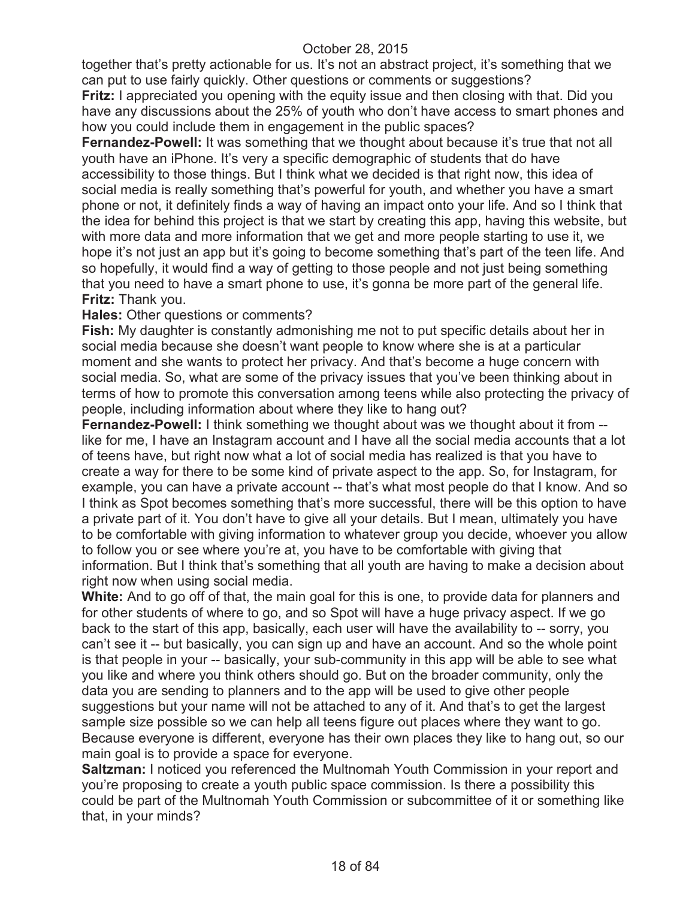together that's pretty actionable for us. It's not an abstract project, it's something that we can put to use fairly quickly. Other questions or comments or suggestions?

**Fritz:** I appreciated you opening with the equity issue and then closing with that. Did you have any discussions about the 25% of youth who don't have access to smart phones and how you could include them in engagement in the public spaces?

**Fernandez-Powell:** It was something that we thought about because it's true that not all youth have an iPhone. It's very a specific demographic of students that do have accessibility to those things. But I think what we decided is that right now, this idea of social media is really something that's powerful for youth, and whether you have a smart phone or not, it definitely finds a way of having an impact onto your life. And so I think that the idea for behind this project is that we start by creating this app, having this website, but with more data and more information that we get and more people starting to use it, we hope it's not just an app but it's going to become something that's part of the teen life. And so hopefully, it would find a way of getting to those people and not just being something that you need to have a smart phone to use, it's gonna be more part of the general life.

**Fritz:** Thank you.

**Hales:** Other questions or comments?

**Fish:** My daughter is constantly admonishing me not to put specific details about her in social media because she doesn't want people to know where she is at a particular moment and she wants to protect her privacy. And that's become a huge concern with social media. So, what are some of the privacy issues that you've been thinking about in terms of how to promote this conversation among teens while also protecting the privacy of people, including information about where they like to hang out?

**Fernandez-Powell:** I think something we thought about was we thought about it from -- like for me, I have an Instagram account and I have all the social media accounts that a lot of teens have, but right now what a lot of social media has realized is that you have to create a way for there to be some kind of private aspect to the app. So, for Instagram, for example, you can have a private account -- that's what most people do that I know. And so I think as Spot becomes something that's more successful, there will be this option to have a private part of it. You don't have to give all your details. But I mean, ultimately you have to be comfortable with giving information to whatever group you decide, whoever you allow to follow you or see where you're at, you have to be comfortable with giving that information. But I think that's something that all youth are having to make a decision about right now when using social media.

**White:** And to go off of that, the main goal for this is one, to provide data for planners and for other students of where to go, and so Spot will have a huge privacy aspect. If we go back to the start of this app, basically, each user will have the availability to -- sorry, you can't see it -- but basically, you can sign up and have an account. And so the whole point is that people in your -- basically, your sub-community in this app will be able to see what you like and where you think others should go. But on the broader community, only the data you are sending to planners and to the app will be used to give other people suggestions but your name will not be attached to any of it. And that's to get the largest sample size possible so we can help all teens figure out places where they want to go. Because everyone is different, everyone has their own places they like to hang out, so our main goal is to provide a space for everyone.

**Saltzman:** I noticed you referenced the Multnomah Youth Commission in your report and you're proposing to create a youth public space commission. Is there a possibility this could be part of the Multnomah Youth Commission or subcommittee of it or something like that, in your minds?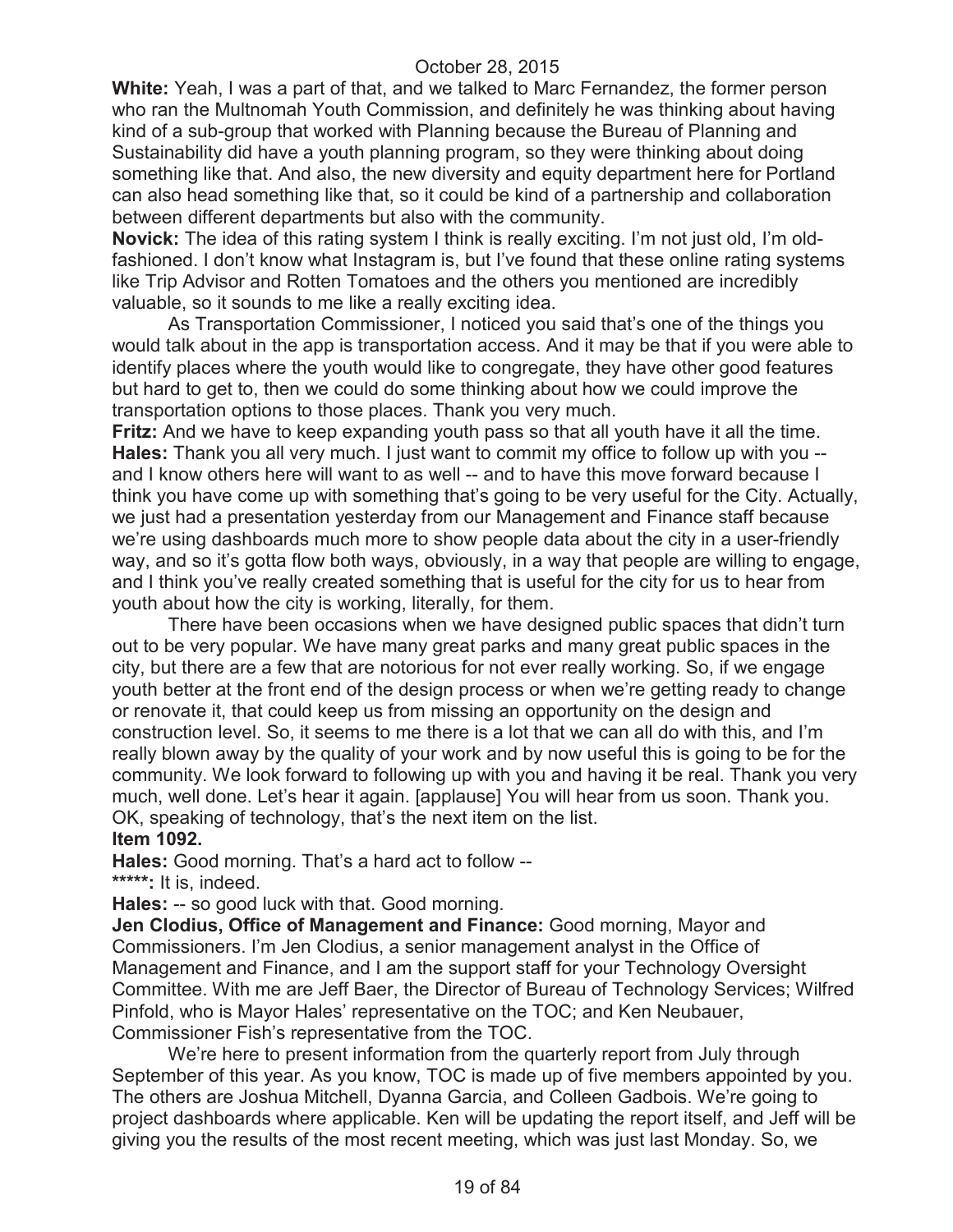**White:** Yeah, I was a part of that, and we talked to Marc Fernandez, the former person who ran the Multnomah Youth Commission, and definitely he was thinking about having kind of a sub-group that worked with Planning because the Bureau of Planning and Sustainability did have a youth planning program, so they were thinking about doing something like that. And also, the new diversity and equity department here for Portland can also head something like that, so it could be kind of a partnership and collaboration between different departments but also with the community.

**Novick:** The idea of this rating system I think is really exciting. I'm not just old, I'm old-fashioned. I don't know what Instagram is, but I've found that these online rating systems like Trip Advisor and Rotten Tomatoes and the others you mentioned are incredibly valuable, so it sounds to me like a really exciting idea.

As Transportation Commissioner, I noticed you said that's one of the things you would talk about in the app is transportation access. And it may be that if you were able to identify places where the youth would like to congregate, they have other good features but hard to get to, then we could do some thinking about how we could improve the transportation options to those places. Thank you very much.

**Fritz:** And we have to keep expanding youth pass so that all youth have it all the time.

**Hales:** Thank you all very much. I just want to commit my office to follow up with you -- and I know others here will want to as well -- and to have this move forward because I think you have come up with something that's going to be very useful for the City. Actually, we just had a presentation yesterday from our Management and Finance staff because we're using dashboards much more to show people data about the city in a user-friendly way, and so it's gotta flow both ways, obviously, in a way that people are willing to engage, and I think you've really created something that is useful for the city for us to hear from youth about how the city is working, literally, for them.

There have been occasions when we have designed public spaces that didn't turn out to be very popular. We have many great parks and many great public spaces in the city, but there are a few that are notorious for not ever really working. So, if we engage youth better at the front end of the design process or when we're getting ready to change or renovate it, that could keep us from missing an opportunity on the design and construction level. So, it seems to me there is a lot that we can all do with this, and I'm really blown away by the quality of your work and by now useful this is going to be for the community. We look forward to following up with you and having it be real. Thank you very much, well done. Let's hear it again. [applause] You will hear from us soon. Thank you. OK, speaking of technology, that's the next item on the list.

**Item 1092.**

**Hales:** Good morning. That's a hard act to follow --

**\*\*\*\*\*:** It is, indeed.

**Hales:** -- so good luck with that. Good morning.

**Jen Clodius, Office of Management and Finance:** Good morning, Mayor and Commissioners. I'm Jen Clodius, a senior management analyst in the Office of Management and Finance, and I am the support staff for your Technology Oversight Committee. With me are Jeff Baer, the Director of Bureau of Technology Services; Wilfred Pinfold, who is Mayor Hales' representative on the TOC; and Ken Neubauer, Commissioner Fish's representative from the TOC.

We're here to present information from the quarterly report from July through September of this year. As you know, TOC is made up of five members appointed by you. The others are Joshua Mitchell, Dyanna Garcia, and Colleen Gadbois. We're going to project dashboards where applicable. Ken will be updating the report itself, and Jeff will be giving you the results of the most recent meeting, which was just last Monday. So, we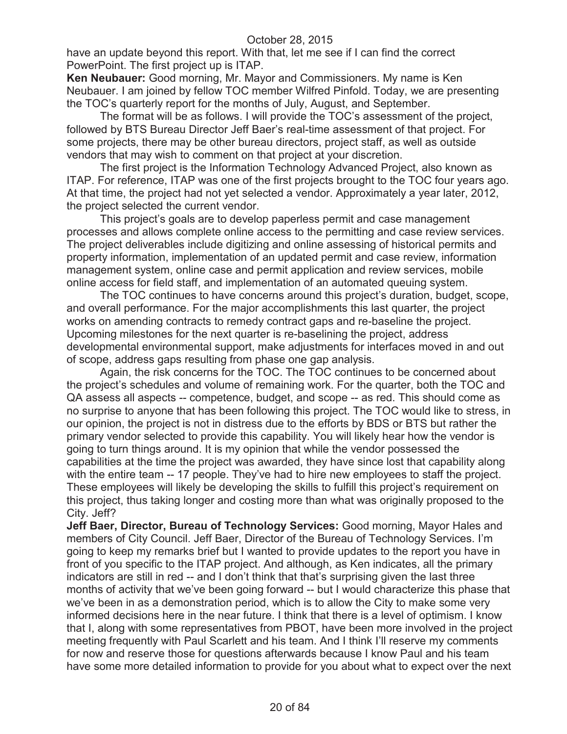have an update beyond this report. With that, let me see if I can find the correct PowerPoint. The first project up is ITAP.

**Ken Neubauer:** Good morning, Mr. Mayor and Commissioners. My name is Ken Neubauer. I am joined by fellow TOC member Wilfred Pinfold. Today, we are presenting the TOC's quarterly report for the months of July, August, and September.

The format will be as follows. I will provide the TOC's assessment of the project, followed by BTS Bureau Director Jeff Baer's real-time assessment of that project. For some projects, there may be other bureau directors, project staff, as well as outside vendors that may wish to comment on that project at your discretion.

The first project is the Information Technology Advanced Project, also known as ITAP. For reference, ITAP was one of the first projects brought to the TOC four years ago. At that time, the project had not yet selected a vendor. Approximately a year later, 2012, the project selected the current vendor.

This project's goals are to develop paperless permit and case management processes and allows complete online access to the permitting and case review services. The project deliverables include digitizing and online assessing of historical permits and property information, implementation of an updated permit and case review, information management system, online case and permit application and review services, mobile online access for field staff, and implementation of an automated queuing system.

The TOC continues to have concerns around this project's duration, budget, scope, and overall performance. For the major accomplishments this last quarter, the project works on amending contracts to remedy contract gaps and re-baseline the project. Upcoming milestones for the next quarter is re-baselining the project, address developmental environmental support, make adjustments for interfaces moved in and out of scope, address gaps resulting from phase one gap analysis.

Again, the risk concerns for the TOC. The TOC continues to be concerned about the project's schedules and volume of remaining work. For the quarter, both the TOC and QA assess all aspects -- competence, budget, and scope -- as red. This should come as no surprise to anyone that has been following this project. The TOC would like to stress, in our opinion, the project is not in distress due to the efforts by BDS or BTS but rather the primary vendor selected to provide this capability. You will likely hear how the vendor is going to turn things around. It is my opinion that while the vendor possessed the capabilities at the time the project was awarded, they have since lost that capability along with the entire team -- 17 people. They've had to hire new employees to staff the project. These employees will likely be developing the skills to fulfill this project's requirement on this project, thus taking longer and costing more than what was originally proposed to the City. Jeff?

**Jeff Baer, Director, Bureau of Technology Services:** Good morning, Mayor Hales and members of City Council. Jeff Baer, Director of the Bureau of Technology Services. I'm going to keep my remarks brief but I wanted to provide updates to the report you have in front of you specific to the ITAP project. And although, as Ken indicates, all the primary indicators are still in red -- and I don't think that that's surprising given the last three months of activity that we've been going forward -- but I would characterize this phase that we've been in as a demonstration period, which is to allow the City to make some very informed decisions here in the near future. I think that there is a level of optimism. I know that I, along with some representatives from PBOT, have been more involved in the project meeting frequently with Paul Scarlett and his team. And I think I'll reserve my comments for now and reserve those for questions afterwards because I know Paul and his team have some more detailed information to provide for you about what to expect over the next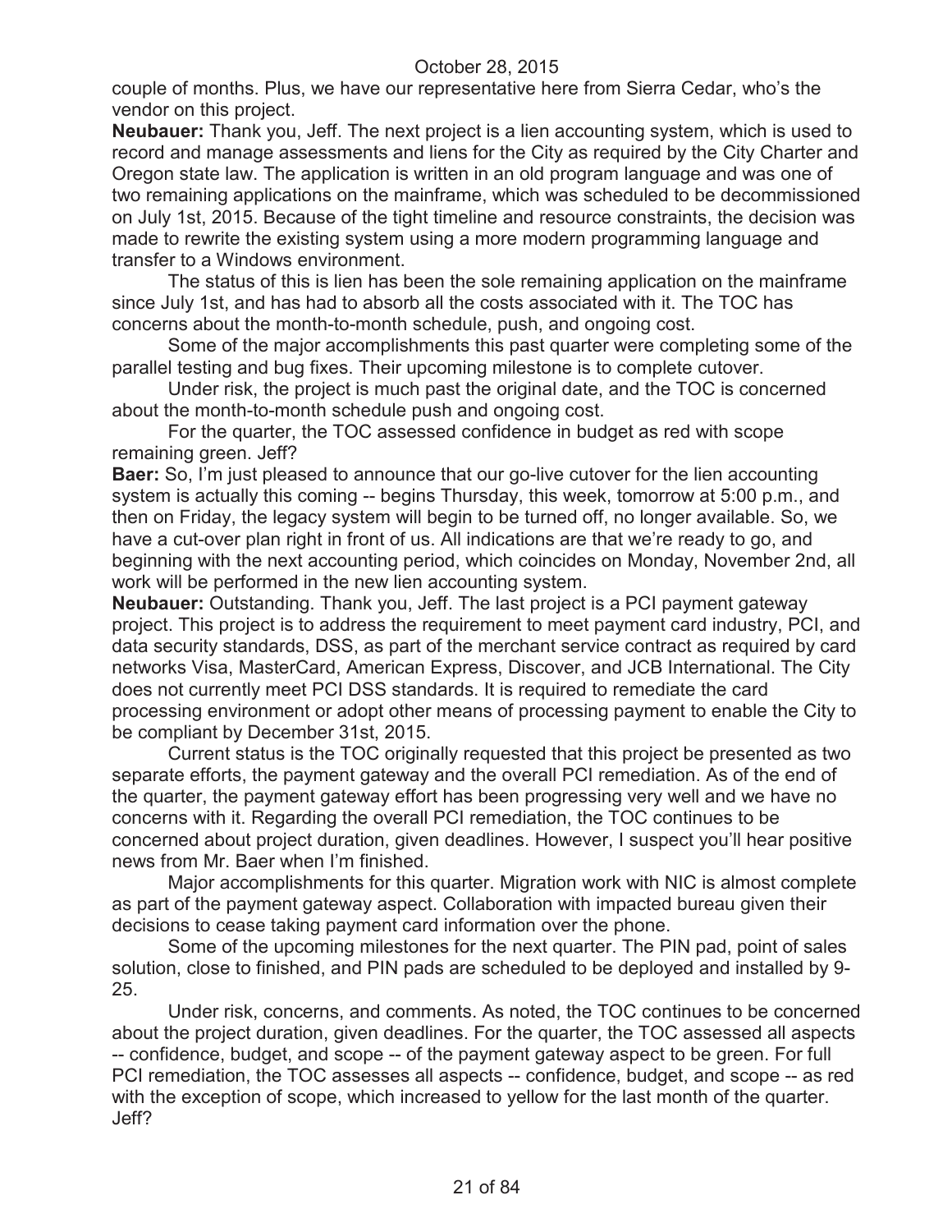couple of months. Plus, we have our representative here from Sierra Cedar, who's the vendor on this project.

**Neubauer:** Thank you, Jeff. The next project is a lien accounting system, which is used to record and manage assessments and liens for the City as required by the City Charter and Oregon state law. The application is written in an old program language and was one of two remaining applications on the mainframe, which was scheduled to be decommissioned on July 1st, 2015. Because of the tight timeline and resource constraints, the decision was made to rewrite the existing system using a more modern programming language and transfer to a Windows environment.

The status of this is lien has been the sole remaining application on the mainframe since July 1st, and has had to absorb all the costs associated with it. The TOC has concerns about the month-to-month schedule, push, and ongoing cost.

Some of the major accomplishments this past quarter were completing some of the parallel testing and bug fixes. Their upcoming milestone is to complete cutover.

Under risk, the project is much past the original date, and the TOC is concerned about the month-to-month schedule push and ongoing cost.

For the quarter, the TOC assessed confidence in budget as red with scope remaining green. Jeff?

**Baer:** So, I'm just pleased to announce that our go-live cutover for the lien accounting system is actually this coming -- begins Thursday, this week, tomorrow at 5:00 p.m., and then on Friday, the legacy system will begin to be turned off, no longer available. So, we have a cut-over plan right in front of us. All indications are that we're ready to go, and beginning with the next accounting period, which coincides on Monday, November 2nd, all work will be performed in the new lien accounting system.

**Neubauer:** Outstanding. Thank you, Jeff. The last project is a PCI payment gateway project. This project is to address the requirement to meet payment card industry, PCI, and data security standards, DSS, as part of the merchant service contract as required by card networks Visa, MasterCard, American Express, Discover, and JCB International. The City does not currently meet PCI DSS standards. It is required to remediate the card processing environment or adopt other means of processing payment to enable the City to be compliant by December 31st, 2015.

Current status is the TOC originally requested that this project be presented as two separate efforts, the payment gateway and the overall PCI remediation. As of the end of the quarter, the payment gateway effort has been progressing very well and we have no concerns with it. Regarding the overall PCI remediation, the TOC continues to be concerned about project duration, given deadlines. However, I suspect you'll hear positive news from Mr. Baer when I'm finished.

Major accomplishments for this quarter. Migration work with NIC is almost complete as part of the payment gateway aspect. Collaboration with impacted bureau given their decisions to cease taking payment card information over the phone.

Some of the upcoming milestones for the next quarter. The PIN pad, point of sales solution, close to finished, and PIN pads are scheduled to be deployed and installed by 9-25.

Under risk, concerns, and comments. As noted, the TOC continues to be concerned about the project duration, given deadlines. For the quarter, the TOC assessed all aspects -- confidence, budget, and scope -- of the payment gateway aspect to be green. For full PCI remediation, the TOC assesses all aspects -- confidence, budget, and scope -- as red with the exception of scope, which increased to yellow for the last month of the quarter. Jeff?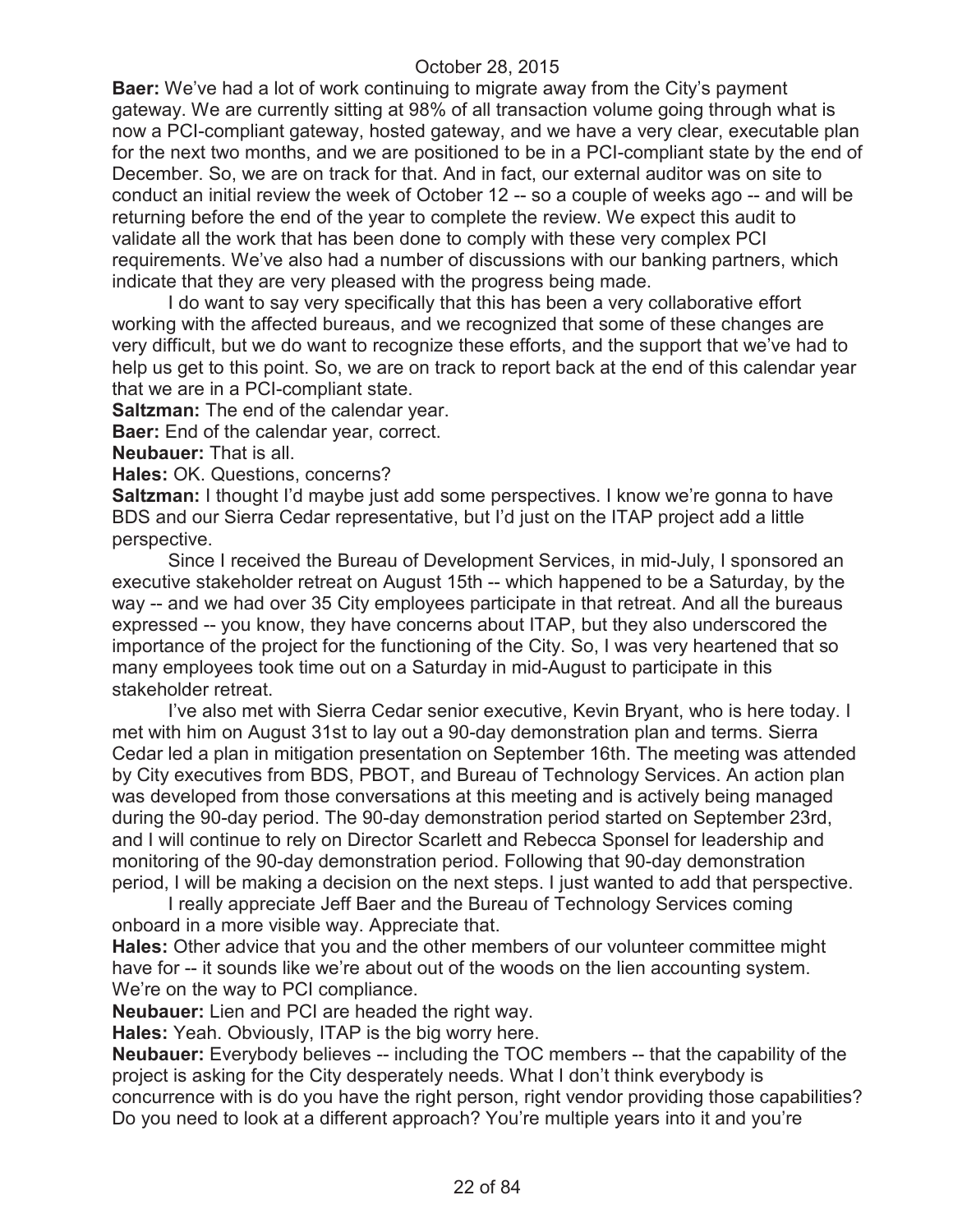**Baer:** We've had a lot of work continuing to migrate away from the City's payment gateway. We are currently sitting at 98% of all transaction volume going through what is now a PCI-compliant gateway, hosted gateway, and we have a very clear, executable plan for the next two months, and we are positioned to be in a PCI-compliant state by the end of December. So, we are on track for that. And in fact, our external auditor was on site to conduct an initial review the week of October 12 -- so a couple of weeks ago -- and will be returning before the end of the year to complete the review. We expect this audit to validate all the work that has been done to comply with these very complex PCI requirements. We've also had a number of discussions with our banking partners, which indicate that they are very pleased with the progress being made.

I do want to say very specifically that this has been a very collaborative effort working with the affected bureaus, and we recognized that some of these changes are very difficult, but we do want to recognize these efforts, and the support that we've had to help us get to this point. So, we are on track to report back at the end of this calendar year that we are in a PCI-compliant state.

**Saltzman:** The end of the calendar year.

**Baer:** End of the calendar year, correct.

**Neubauer:** That is all.

**Hales:** OK. Questions, concerns?

**Saltzman:** I thought I'd maybe just add some perspectives. I know we're gonna to have BDS and our Sierra Cedar representative, but I'd just on the ITAP project add a little perspective.

Since I received the Bureau of Development Services, in mid-July, I sponsored an executive stakeholder retreat on August 15th -- which happened to be a Saturday, by the way -- and we had over 35 City employees participate in that retreat. And all the bureaus expressed -- you know, they have concerns about ITAP, but they also underscored the importance of the project for the functioning of the City. So, I was very heartened that so many employees took time out on a Saturday in mid-August to participate in this stakeholder retreat.

I've also met with Sierra Cedar senior executive, Kevin Bryant, who is here today. I met with him on August 31st to lay out a 90-day demonstration plan and terms. Sierra Cedar led a plan in mitigation presentation on September 16th. The meeting was attended by City executives from BDS, PBOT, and Bureau of Technology Services. An action plan was developed from those conversations at this meeting and is actively being managed during the 90-day period. The 90-day demonstration period started on September 23rd, and I will continue to rely on Director Scarlett and Rebecca Sponsel for leadership and monitoring of the 90-day demonstration period. Following that 90-day demonstration period, I will be making a decision on the next steps. I just wanted to add that perspective.

I really appreciate Jeff Baer and the Bureau of Technology Services coming onboard in a more visible way. Appreciate that.

**Hales:** Other advice that you and the other members of our volunteer committee might have for -- it sounds like we're about out of the woods on the lien accounting system. We're on the way to PCI compliance.

**Neubauer:** Lien and PCI are headed the right way.

**Hales:** Yeah. Obviously, ITAP is the big worry here.

**Neubauer:** Everybody believes -- including the TOC members -- that the capability of the project is asking for the City desperately needs. What I don't think everybody is concurrence with is do you have the right person, right vendor providing those capabilities? Do you need to look at a different approach? You're multiple years into it and you're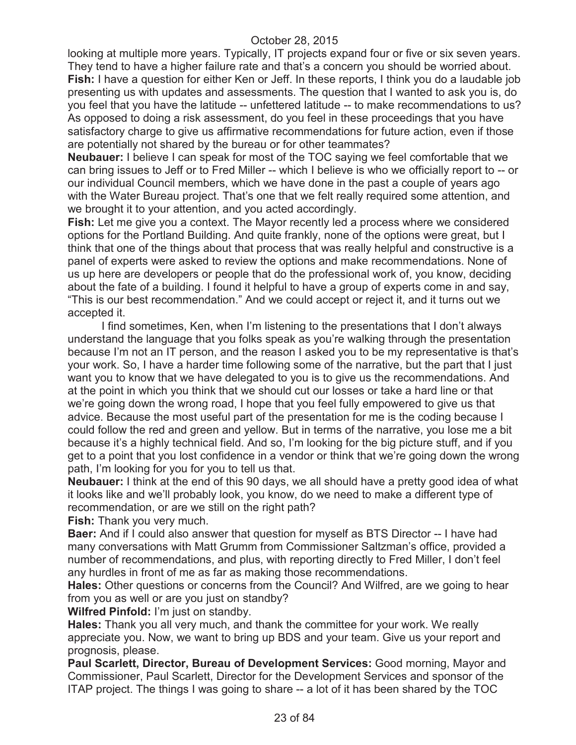looking at multiple more years. Typically, IT projects expand four or five or six seven years. They tend to have a higher failure rate and that's a concern you should be worried about.

**Fish:** I have a question for either Ken or Jeff. In these reports, I think you do a laudable job presenting us with updates and assessments. The question that I wanted to ask you is, do you feel that you have the latitude -- unfettered latitude -- to make recommendations to us? As opposed to doing a risk assessment, do you feel in these proceedings that you have satisfactory charge to give us affirmative recommendations for future action, even if those are potentially not shared by the bureau or for other teammates?

**Neubauer:** I believe I can speak for most of the TOC saying we feel comfortable that we can bring issues to Jeff or to Fred Miller -- which I believe is who we officially report to -- or our individual Council members, which we have done in the past a couple of years ago with the Water Bureau project. That's one that we felt really required some attention, and we brought it to your attention, and you acted accordingly.

**Fish:** Let me give you a context. The Mayor recently led a process where we considered options for the Portland Building. And quite frankly, none of the options were great, but I think that one of the things about that process that was really helpful and constructive is a panel of experts were asked to review the options and make recommendations. None of us up here are developers or people that do the professional work of, you know, deciding about the fate of a building. I found it helpful to have a group of experts come in and say, "This is our best recommendation." And we could accept or reject it, and it turns out we accepted it.

I find sometimes, Ken, when I'm listening to the presentations that I don't always understand the language that you folks speak as you're walking through the presentation because I'm not an IT person, and the reason I asked you to be my representative is that's your work. So, I have a harder time following some of the narrative, but the part that I just want you to know that we have delegated to you is to give us the recommendations. And at the point in which you think that we should cut our losses or take a hard line or that we're going down the wrong road, I hope that you feel fully empowered to give us that advice. Because the most useful part of the presentation for me is the coding because I could follow the red and green and yellow. But in terms of the narrative, you lose me a bit because it's a highly technical field. And so, I'm looking for the big picture stuff, and if you get to a point that you lost confidence in a vendor or think that we're going down the wrong path, I'm looking for you for you to tell us that.

**Neubauer:** I think at the end of this 90 days, we all should have a pretty good idea of what it looks like and we'll probably look, you know, do we need to make a different type of recommendation, or are we still on the right path?

**Fish:** Thank you very much.

**Baer:** And if I could also answer that question for myself as BTS Director -- I have had many conversations with Matt Grumm from Commissioner Saltzman's office, provided a number of recommendations, and plus, with reporting directly to Fred Miller, I don't feel any hurdles in front of me as far as making those recommendations.

**Hales:** Other questions or concerns from the Council? And Wilfred, are we going to hear from you as well or are you just on standby?

**Wilfred Pinfold:** I'm just on standby.

**Hales:** Thank you all very much, and thank the committee for your work. We really appreciate you. Now, we want to bring up BDS and your team. Give us your report and prognosis, please.

**Paul Scarlett, Director, Bureau of Development Services:** Good morning, Mayor and Commissioner, Paul Scarlett, Director for the Development Services and sponsor of the ITAP project. The things I was going to share -- a lot of it has been shared by the TOC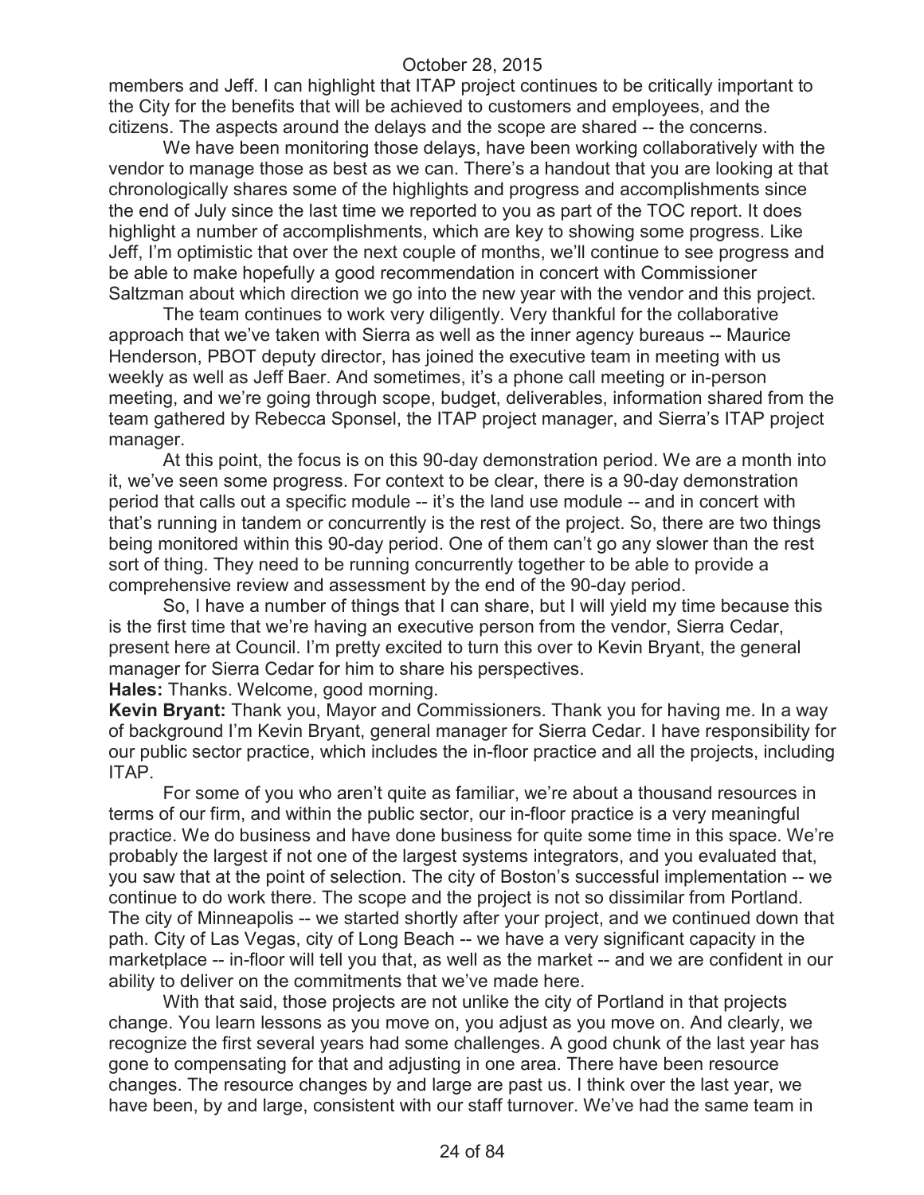members and Jeff. I can highlight that ITAP project continues to be critically important to the City for the benefits that will be achieved to customers and employees, and the citizens. The aspects around the delays and the scope are shared -- the concerns.

We have been monitoring those delays, have been working collaboratively with the vendor to manage those as best as we can. There's a handout that you are looking at that chronologically shares some of the highlights and progress and accomplishments since the end of July since the last time we reported to you as part of the TOC report. It does highlight a number of accomplishments, which are key to showing some progress. Like Jeff, I'm optimistic that over the next couple of months, we'll continue to see progress and be able to make hopefully a good recommendation in concert with Commissioner Saltzman about which direction we go into the new year with the vendor and this project.

The team continues to work very diligently. Very thankful for the collaborative approach that we've taken with Sierra as well as the inner agency bureaus -- Maurice Henderson, PBOT deputy director, has joined the executive team in meeting with us weekly as well as Jeff Baer. And sometimes, it's a phone call meeting or in-person meeting, and we're going through scope, budget, deliverables, information shared from the team gathered by Rebecca Sponsel, the ITAP project manager, and Sierra's ITAP project manager.

At this point, the focus is on this 90-day demonstration period. We are a month into it, we've seen some progress. For context to be clear, there is a 90-day demonstration period that calls out a specific module -- it's the land use module -- and in concert with that's running in tandem or concurrently is the rest of the project. So, there are two things being monitored within this 90-day period. One of them can't go any slower than the rest sort of thing. They need to be running concurrently together to be able to provide a comprehensive review and assessment by the end of the 90-day period.

So, I have a number of things that I can share, but I will yield my time because this is the first time that we're having an executive person from the vendor, Sierra Cedar, present here at Council. I'm pretty excited to turn this over to Kevin Bryant, the general manager for Sierra Cedar for him to share his perspectives.

**Hales:** Thanks. Welcome, good morning.

**Kevin Bryant:** Thank you, Mayor and Commissioners. Thank you for having me. In a way of background I'm Kevin Bryant, general manager for Sierra Cedar. I have responsibility for our public sector practice, which includes the in-floor practice and all the projects, including ITAP.

For some of you who aren't quite as familiar, we're about a thousand resources in terms of our firm, and within the public sector, our in-floor practice is a very meaningful practice. We do business and have done business for quite some time in this space. We're probably the largest if not one of the largest systems integrators, and you evaluated that, you saw that at the point of selection. The city of Boston's successful implementation -- we continue to do work there. The scope and the project is not so dissimilar from Portland. The city of Minneapolis -- we started shortly after your project, and we continued down that path. City of Las Vegas, city of Long Beach -- we have a very significant capacity in the marketplace -- in-floor will tell you that, as well as the market -- and we are confident in our ability to deliver on the commitments that we've made here.

With that said, those projects are not unlike the city of Portland in that projects change. You learn lessons as you move on, you adjust as you move on. And clearly, we recognize the first several years had some challenges. A good chunk of the last year has gone to compensating for that and adjusting in one area. There have been resource changes. The resource changes by and large are past us. I think over the last year, we have been, by and large, consistent with our staff turnover. We've had the same team in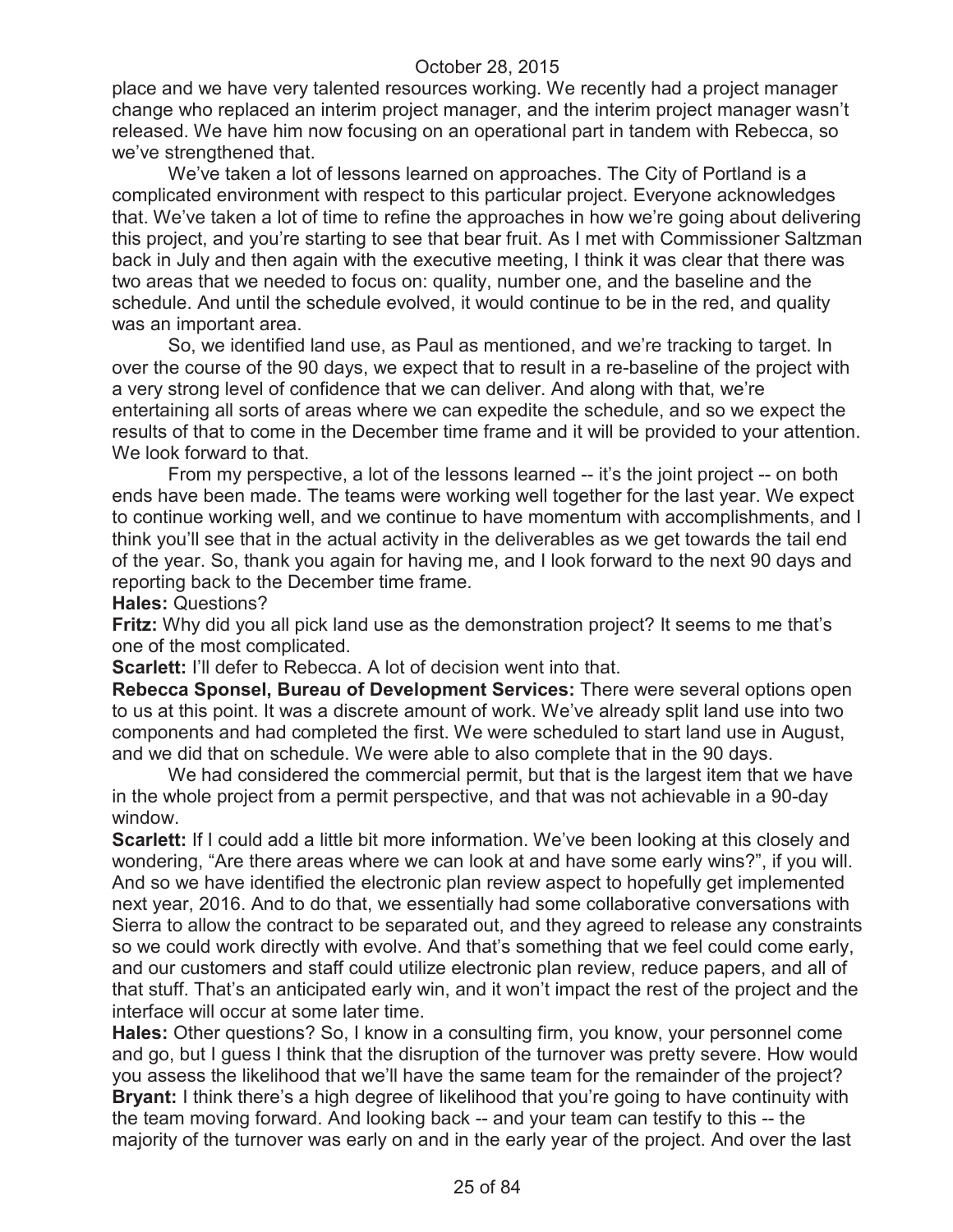place and we have very talented resources working. We recently had a project manager change who replaced an interim project manager, and the interim project manager wasn't released. We have him now focusing on an operational part in tandem with Rebecca, so we've strengthened that.

We've taken a lot of lessons learned on approaches. The City of Portland is a complicated environment with respect to this particular project. Everyone acknowledges that. We've taken a lot of time to refine the approaches in how we're going about delivering this project, and you're starting to see that bear fruit. As I met with Commissioner Saltzman back in July and then again with the executive meeting, I think it was clear that there was two areas that we needed to focus on: quality, number one, and the baseline and the schedule. And until the schedule evolved, it would continue to be in the red, and quality was an important area.

So, we identified land use, as Paul as mentioned, and we're tracking to target. In over the course of the 90 days, we expect that to result in a re-baseline of the project with a very strong level of confidence that we can deliver. And along with that, we're entertaining all sorts of areas where we can expedite the schedule, and so we expect the results of that to come in the December time frame and it will be provided to your attention. We look forward to that.

From my perspective, a lot of the lessons learned -- it's the joint project -- on both ends have been made. The teams were working well together for the last year. We expect to continue working well, and we continue to have momentum with accomplishments, and I think you'll see that in the actual activity in the deliverables as we get towards the tail end of the year. So, thank you again for having me, and I look forward to the next 90 days and reporting back to the December time frame.

**Hales:** Questions?

**Fritz:** Why did you all pick land use as the demonstration project? It seems to me that's one of the most complicated.

**Scarlett:** I'll defer to Rebecca. A lot of decision went into that.

**Rebecca Sponsel, Bureau of Development Services:** There were several options open to us at this point. It was a discrete amount of work. We've already split land use into two components and had completed the first. We were scheduled to start land use in August, and we did that on schedule. We were able to also complete that in the 90 days.

We had considered the commercial permit, but that is the largest item that we have in the whole project from a permit perspective, and that was not achievable in a 90-day window.

**Scarlett:** If I could add a little bit more information. We've been looking at this closely and wondering, "Are there areas where we can look at and have some early wins?", if you will. And so we have identified the electronic plan review aspect to hopefully get implemented next year, 2016. And to do that, we essentially had some collaborative conversations with Sierra to allow the contract to be separated out, and they agreed to release any constraints so we could work directly with evolve. And that's something that we feel could come early, and our customers and staff could utilize electronic plan review, reduce papers, and all of that stuff. That's an anticipated early win, and it won't impact the rest of the project and the interface will occur at some later time.

**Hales:** Other questions? So, I know in a consulting firm, you know, your personnel come and go, but I guess I think that the disruption of the turnover was pretty severe. How would you assess the likelihood that we'll have the same team for the remainder of the project?

**Bryant:** I think there's a high degree of likelihood that you're going to have continuity with the team moving forward. And looking back -- and your team can testify to this -- the majority of the turnover was early on and in the early year of the project. And over the last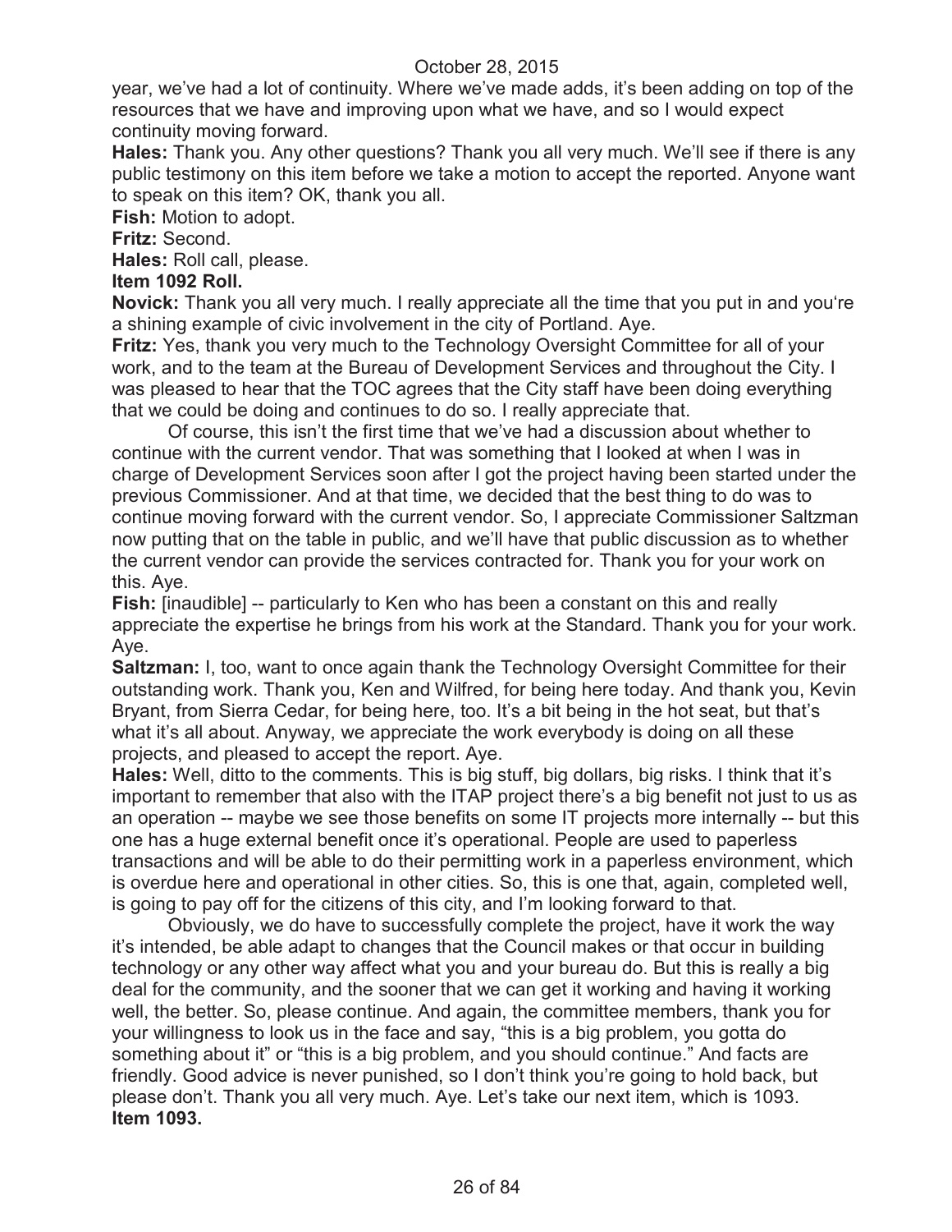year, we've had a lot of continuity. Where we've made adds, it's been adding on top of the resources that we have and improving upon what we have, and so I would expect continuity moving forward.

**Hales:** Thank you. Any other questions? Thank you all very much. We'll see if there is any public testimony on this item before we take a motion to accept the reported. Anyone want to speak on this item? OK, thank you all.

**Fish:** Motion to adopt.

**Fritz:** Second.

**Hales:** Roll call, please.

**Item 1092 Roll.**

**Novick:** Thank you all very much. I really appreciate all the time that you put in and you're a shining example of civic involvement in the city of Portland. Aye.

**Fritz:** Yes, thank you very much to the Technology Oversight Committee for all of your work, and to the team at the Bureau of Development Services and throughout the City. I was pleased to hear that the TOC agrees that the City staff have been doing everything that we could be doing and continues to do so. I really appreciate that.

Of course, this isn't the first time that we've had a discussion about whether to continue with the current vendor. That was something that I looked at when I was in charge of Development Services soon after I got the project having been started under the previous Commissioner. And at that time, we decided that the best thing to do was to continue moving forward with the current vendor. So, I appreciate Commissioner Saltzman now putting that on the table in public, and we'll have that public discussion as to whether the current vendor can provide the services contracted for. Thank you for your work on this. Aye.

**Fish:** [inaudible] -- particularly to Ken who has been a constant on this and really appreciate the expertise he brings from his work at the Standard. Thank you for your work. Aye.

**Saltzman:** I, too, want to once again thank the Technology Oversight Committee for their outstanding work. Thank you, Ken and Wilfred, for being here today. And thank you, Kevin Bryant, from Sierra Cedar, for being here, too. It's a bit being in the hot seat, but that's what it's all about. Anyway, we appreciate the work everybody is doing on all these projects, and pleased to accept the report. Aye.

**Hales:** Well, ditto to the comments. This is big stuff, big dollars, big risks. I think that it's important to remember that also with the ITAP project there's a big benefit not just to us as an operation -- maybe we see those benefits on some IT projects more internally -- but this one has a huge external benefit once it's operational. People are used to paperless transactions and will be able to do their permitting work in a paperless environment, which is overdue here and operational in other cities. So, this is one that, again, completed well, is going to pay off for the citizens of this city, and I'm looking forward to that.

Obviously, we do have to successfully complete the project, have it work the way it's intended, be able adapt to changes that the Council makes or that occur in building technology or any other way affect what you and your bureau do. But this is really a big deal for the community, and the sooner that we can get it working and having it working well, the better. So, please continue. And again, the committee members, thank you for your willingness to look us in the face and say, "this is a big problem, you gotta do something about it" or "this is a big problem, and you should continue." And facts are friendly. Good advice is never punished, so I don't think you're going to hold back, but please don't. Thank you all very much. Aye. Let's take our next item, which is 1093.

**Item 1093.**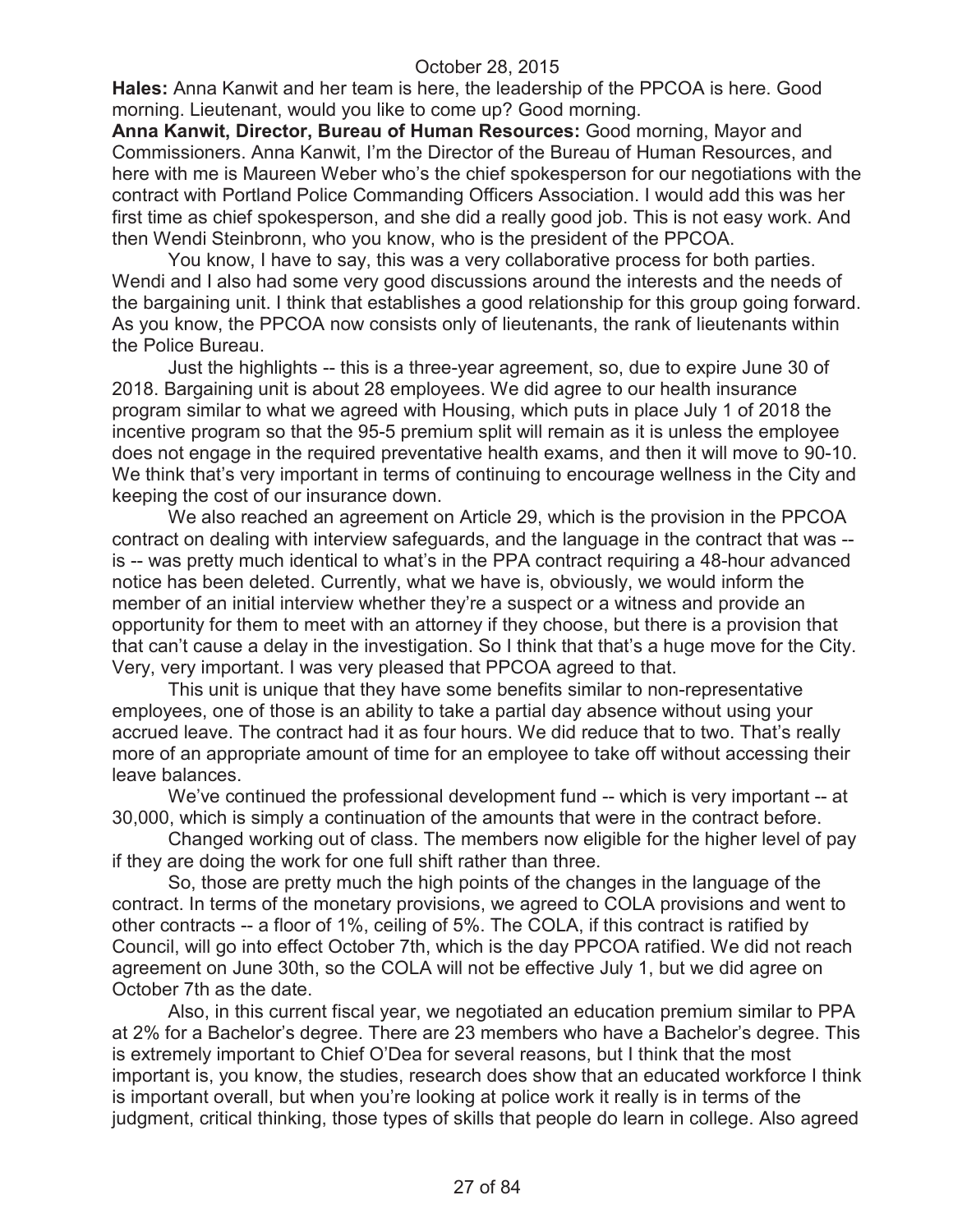**Hales:** Anna Kanwit and her team is here, the leadership of the PPCOA is here. Good morning. Lieutenant, would you like to come up? Good morning.

**Anna Kanwit, Director, Bureau of Human Resources:** Good morning, Mayor and Commissioners. Anna Kanwit, I'm the Director of the Bureau of Human Resources, and here with me is Maureen Weber who's the chief spokesperson for our negotiations with the contract with Portland Police Commanding Officers Association. I would add this was her first time as chief spokesperson, and she did a really good job. This is not easy work. And then Wendi Steinbronn, who you know, who is the president of the PPCOA.

You know, I have to say, this was a very collaborative process for both parties. Wendi and I also had some very good discussions around the interests and the needs of the bargaining unit. I think that establishes a good relationship for this group going forward. As you know, the PPCOA now consists only of lieutenants, the rank of lieutenants within the Police Bureau.

Just the highlights -- this is a three-year agreement, so, due to expire June 30 of 2018. Bargaining unit is about 28 employees. We did agree to our health insurance program similar to what we agreed with Housing, which puts in place July 1 of 2018 the incentive program so that the 95-5 premium split will remain as it is unless the employee does not engage in the required preventative health exams, and then it will move to 90-10. We think that's very important in terms of continuing to encourage wellness in the City and keeping the cost of our insurance down.

We also reached an agreement on Article 29, which is the provision in the PPCOA contract on dealing with interview safeguards, and the language in the contract that was -- is -- was pretty much identical to what's in the PPA contract requiring a 48-hour advanced notice has been deleted. Currently, what we have is, obviously, we would inform the member of an initial interview whether they're a suspect or a witness and provide an opportunity for them to meet with an attorney if they choose, but there is a provision that that can't cause a delay in the investigation. So I think that that's a huge move for the City. Very, very important. I was very pleased that PPCOA agreed to that.

This unit is unique that they have some benefits similar to non-representative employees, one of those is an ability to take a partial day absence without using your accrued leave. The contract had it as four hours. We did reduce that to two. That's really more of an appropriate amount of time for an employee to take off without accessing their leave balances.

We've continued the professional development fund -- which is very important -- at 30,000, which is simply a continuation of the amounts that were in the contract before.

Changed working out of class. The members now eligible for the higher level of pay if they are doing the work for one full shift rather than three.

So, those are pretty much the high points of the changes in the language of the contract. In terms of the monetary provisions, we agreed to COLA provisions and went to other contracts -- a floor of 1%, ceiling of 5%. The COLA, if this contract is ratified by Council, will go into effect October 7th, which is the day PPCOA ratified. We did not reach agreement on June 30th, so the COLA will not be effective July 1, but we did agree on October 7th as the date.

Also, in this current fiscal year, we negotiated an education premium similar to PPA at 2% for a Bachelor's degree. There are 23 members who have a Bachelor's degree. This is extremely important to Chief O'Dea for several reasons, but I think that the most important is, you know, the studies, research does show that an educated workforce I think is important overall, but when you're looking at police work it really is in terms of the judgment, critical thinking, those types of skills that people do learn in college. Also agreed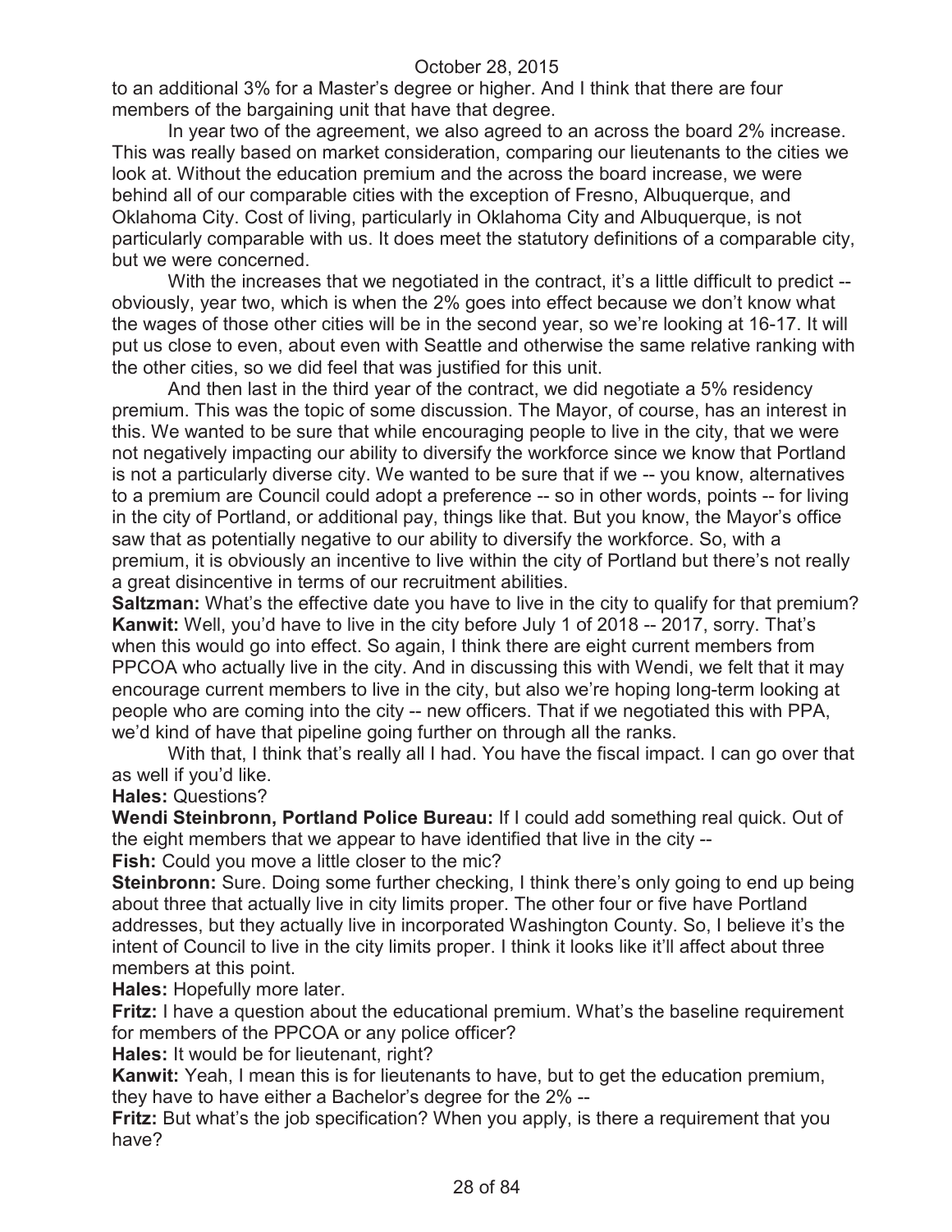to an additional 3% for a Master's degree or higher. And I think that there are four members of the bargaining unit that have that degree.

In year two of the agreement, we also agreed to an across the board 2% increase. This was really based on market consideration, comparing our lieutenants to the cities we look at. Without the education premium and the across the board increase, we were behind all of our comparable cities with the exception of Fresno, Albuquerque, and Oklahoma City. Cost of living, particularly in Oklahoma City and Albuquerque, is not particularly comparable with us. It does meet the statutory definitions of a comparable city, but we were concerned.

With the increases that we negotiated in the contract, it's a little difficult to predict -- obviously, year two, which is when the 2% goes into effect because we don't know what the wages of those other cities will be in the second year, so we're looking at 16-17. It will put us close to even, about even with Seattle and otherwise the same relative ranking with the other cities, so we did feel that was justified for this unit.

And then last in the third year of the contract, we did negotiate a 5% residency premium. This was the topic of some discussion. The Mayor, of course, has an interest in this. We wanted to be sure that while encouraging people to live in the city, that we were not negatively impacting our ability to diversify the workforce since we know that Portland is not a particularly diverse city. We wanted to be sure that if we -- you know, alternatives to a premium are Council could adopt a preference -- so in other words, points -- for living in the city of Portland, or additional pay, things like that. But you know, the Mayor's office saw that as potentially negative to our ability to diversify the workforce. So, with a premium, it is obviously an incentive to live within the city of Portland but there's not really a great disincentive in terms of our recruitment abilities.

**Saltzman:** What's the effective date you have to live in the city to qualify for that premium?

**Kanwit:** Well, you'd have to live in the city before July 1 of 2018 -- 2017, sorry. That's when this would go into effect. So again, I think there are eight current members from PPCOA who actually live in the city. And in discussing this with Wendi, we felt that it may encourage current members to live in the city, but also we're hoping long-term looking at people who are coming into the city -- new officers. That if we negotiated this with PPA, we'd kind of have that pipeline going further on through all the ranks.

With that, I think that's really all I had. You have the fiscal impact. I can go over that as well if you'd like.

**Hales:** Questions?

**Wendi Steinbronn, Portland Police Bureau:** If I could add something real quick. Out of the eight members that we appear to have identified that live in the city --

**Fish:** Could you move a little closer to the mic?

**Steinbronn:** Sure. Doing some further checking, I think there's only going to end up being about three that actually live in city limits proper. The other four or five have Portland addresses, but they actually live in incorporated Washington County. So, I believe it's the intent of Council to live in the city limits proper. I think it looks like it'll affect about three members at this point.

**Hales:** Hopefully more later.

**Fritz:** I have a question about the educational premium. What's the baseline requirement for members of the PPCOA or any police officer?

**Hales:** It would be for lieutenant, right?

**Kanwit:** Yeah, I mean this is for lieutenants to have, but to get the education premium, they have to have either a Bachelor's degree for the 2% --

**Fritz:** But what's the job specification? When you apply, is there a requirement that you have?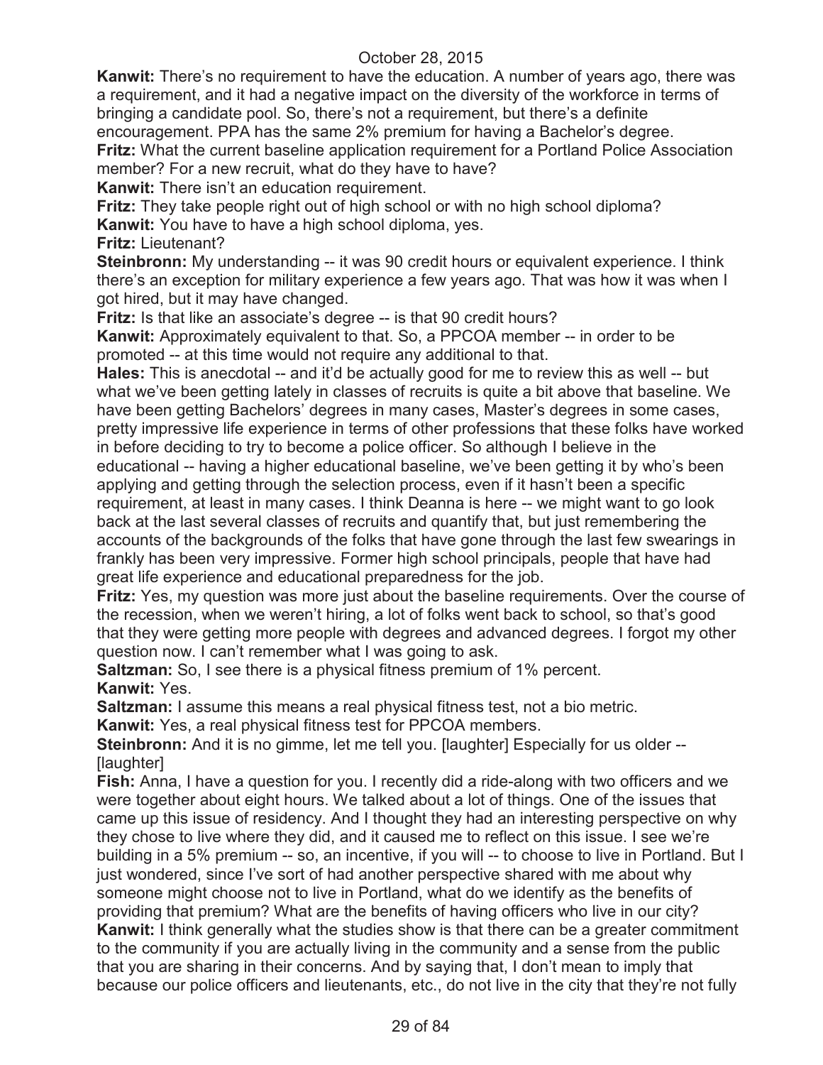**Kanwit:** There's no requirement to have the education. A number of years ago, there was a requirement, and it had a negative impact on the diversity of the workforce in terms of bringing a candidate pool. So, there's not a requirement, but there's a definite encouragement. PPA has the same 2% premium for having a Bachelor's degree.

**Fritz:** What the current baseline application requirement for a Portland Police Association member? For a new recruit, what do they have to have?

**Kanwit:** There isn't an education requirement.

**Fritz:** They take people right out of high school or with no high school diploma?

**Kanwit:** You have to have a high school diploma, yes.

**Fritz:** Lieutenant?

**Steinbronn:** My understanding -- it was 90 credit hours or equivalent experience. I think there's an exception for military experience a few years ago. That was how it was when I got hired, but it may have changed.

**Fritz:** Is that like an associate's degree -- is that 90 credit hours?

**Kanwit:** Approximately equivalent to that. So, a PPCOA member -- in order to be promoted -- at this time would not require any additional to that.

**Hales:** This is anecdotal -- and it'd be actually good for me to review this as well -- but what we've been getting lately in classes of recruits is quite a bit above that baseline. We have been getting Bachelors' degrees in many cases, Master's degrees in some cases, pretty impressive life experience in terms of other professions that these folks have worked in before deciding to try to become a police officer. So although I believe in the educational -- having a higher educational baseline, we've been getting it by who's been applying and getting through the selection process, even if it hasn't been a specific requirement, at least in many cases. I think Deanna is here -- we might want to go look back at the last several classes of recruits and quantify that, but just remembering the accounts of the backgrounds of the folks that have gone through the last few swearings in frankly has been very impressive. Former high school principals, people that have had great life experience and educational preparedness for the job.

**Fritz:** Yes, my question was more just about the baseline requirements. Over the course of the recession, when we weren't hiring, a lot of folks went back to school, so that's good that they were getting more people with degrees and advanced degrees. I forgot my other question now. I can't remember what I was going to ask.

**Saltzman:** So, I see there is a physical fitness premium of 1% percent.

**Kanwit:** Yes.

**Saltzman:** I assume this means a real physical fitness test, not a bio metric.

**Kanwit:** Yes, a real physical fitness test for PPCOA members.

**Steinbronn:** And it is no gimme, let me tell you. [laughter] Especially for us older -- [laughter]

**Fish:** Anna, I have a question for you. I recently did a ride-along with two officers and we were together about eight hours. We talked about a lot of things. One of the issues that came up this issue of residency. And I thought they had an interesting perspective on why they chose to live where they did, and it caused me to reflect on this issue. I see we're building in a 5% premium -- so, an incentive, if you will -- to choose to live in Portland. But I just wondered, since I've sort of had another perspective shared with me about why someone might choose not to live in Portland, what do we identify as the benefits of providing that premium? What are the benefits of having officers who live in our city?

**Kanwit:** I think generally what the studies show is that there can be a greater commitment to the community if you are actually living in the community and a sense from the public that you are sharing in their concerns. And by saying that, I don't mean to imply that because our police officers and lieutenants, etc., do not live in the city that they're not fully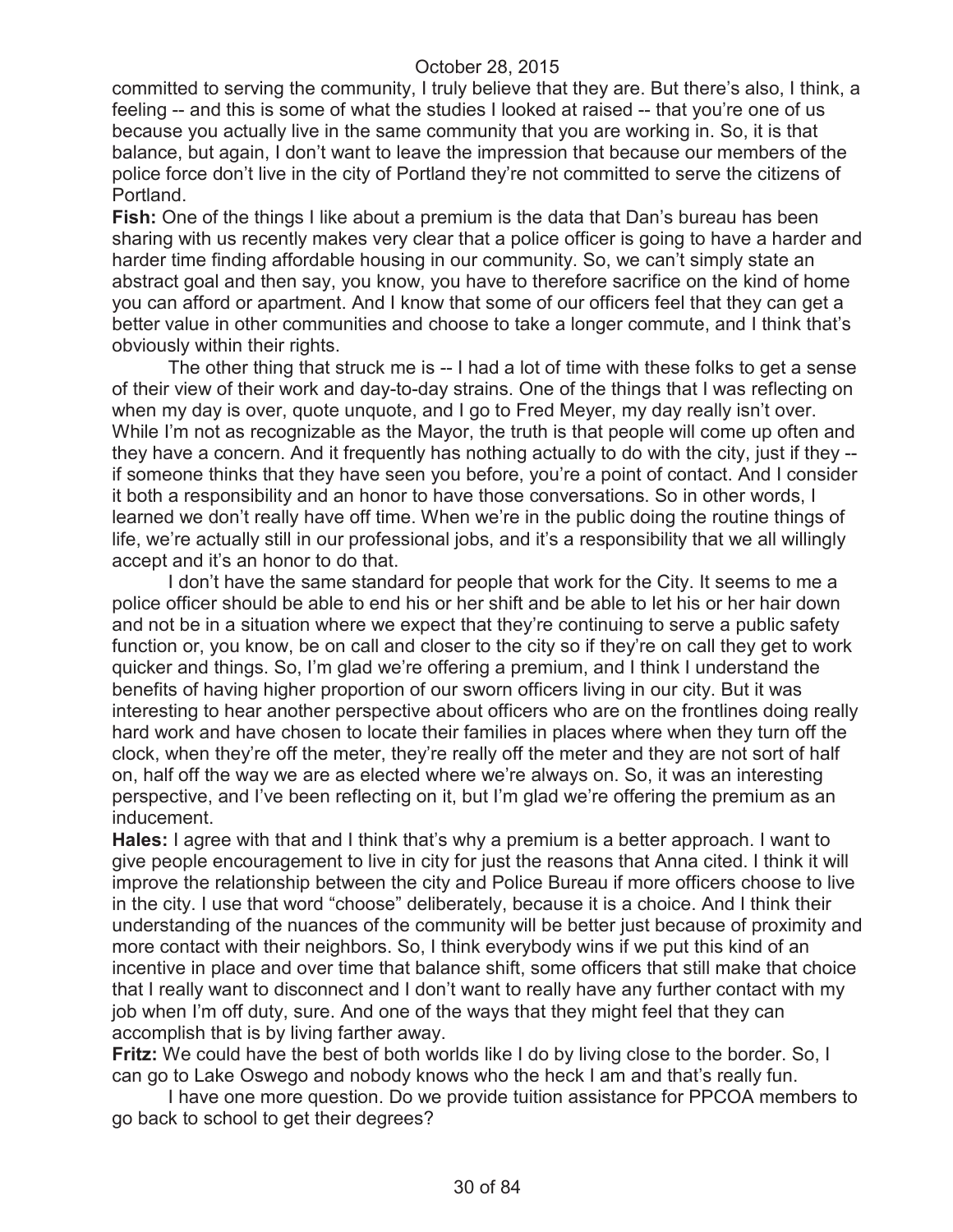committed to serving the community, I truly believe that they are. But there's also, I think, a feeling -- and this is some of what the studies I looked at raised -- that you're one of us because you actually live in the same community that you are working in. So, it is that balance, but again, I don't want to leave the impression that because our members of the police force don't live in the city of Portland they're not committed to serve the citizens of Portland.

**Fish:** One of the things I like about a premium is the data that Dan's bureau has been sharing with us recently makes very clear that a police officer is going to have a harder and harder time finding affordable housing in our community. So, we can't simply state an abstract goal and then say, you know, you have to therefore sacrifice on the kind of home you can afford or apartment. And I know that some of our officers feel that they can get a better value in other communities and choose to take a longer commute, and I think that's obviously within their rights.

The other thing that struck me is -- I had a lot of time with these folks to get a sense of their view of their work and day-to-day strains. One of the things that I was reflecting on when my day is over, quote unquote, and I go to Fred Meyer, my day really isn't over. While I'm not as recognizable as the Mayor, the truth is that people will come up often and they have a concern. And it frequently has nothing actually to do with the city, just if they -- if someone thinks that they have seen you before, you're a point of contact. And I consider it both a responsibility and an honor to have those conversations. So in other words, I learned we don't really have off time. When we're in the public doing the routine things of life, we're actually still in our professional jobs, and it's a responsibility that we all willingly accept and it's an honor to do that.

I don't have the same standard for people that work for the City. It seems to me a police officer should be able to end his or her shift and be able to let his or her hair down and not be in a situation where we expect that they're continuing to serve a public safety function or, you know, be on call and closer to the city so if they're on call they get to work quicker and things. So, I'm glad we're offering a premium, and I think I understand the benefits of having higher proportion of our sworn officers living in our city. But it was interesting to hear another perspective about officers who are on the frontlines doing really hard work and have chosen to locate their families in places where when they turn off the clock, when they're off the meter, they're really off the meter and they are not sort of half on, half off the way we are as elected where we're always on. So, it was an interesting perspective, and I've been reflecting on it, but I'm glad we're offering the premium as an inducement.

**Hales:** I agree with that and I think that's why a premium is a better approach. I want to give people encouragement to live in city for just the reasons that Anna cited. I think it will improve the relationship between the city and Police Bureau if more officers choose to live in the city. I use that word "choose" deliberately, because it is a choice. And I think their understanding of the nuances of the community will be better just because of proximity and more contact with their neighbors. So, I think everybody wins if we put this kind of an incentive in place and over time that balance shift, some officers that still make that choice that I really want to disconnect and I don't want to really have any further contact with my job when I'm off duty, sure. And one of the ways that they might feel that they can accomplish that is by living farther away.

**Fritz:** We could have the best of both worlds like I do by living close to the border. So, I can go to Lake Oswego and nobody knows who the heck I am and that's really fun.

I have one more question. Do we provide tuition assistance for PPCOA members to go back to school to get their degrees?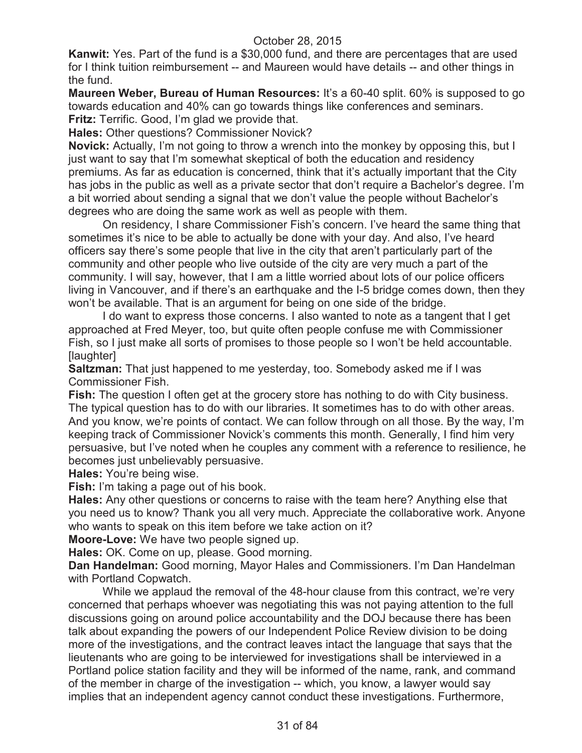**Kanwit:** Yes. Part of the fund is a $30,000 fund, and there are percentages that are used for I think tuition reimbursement -- and Maureen would have details -- and other things in the fund.

**Maureen Weber, Bureau of Human Resources:** It's a 60-40 split. 60% is supposed to go towards education and 40% can go towards things like conferences and seminars.

**Fritz:** Terrific. Good, I'm glad we provide that.

**Hales:** Other questions? Commissioner Novick?

**Novick:** Actually, I'm not going to throw a wrench into the monkey by opposing this, but I just want to say that I'm somewhat skeptical of both the education and residency premiums. As far as education is concerned, think that it's actually important that the City has jobs in the public as well as a private sector that don't require a Bachelor's degree. I'm a bit worried about sending a signal that we don't value the people without Bachelor's degrees who are doing the same work as well as people with them.

On residency, I share Commissioner Fish's concern. I've heard the same thing that sometimes it's nice to be able to actually be done with your day. And also, I've heard officers say there's some people that live in the city that aren't particularly part of the community and other people who live outside of the city are very much a part of the community. I will say, however, that I am a little worried about lots of our police officers living in Vancouver, and if there's an earthquake and the I-5 bridge comes down, then they won't be available. That is an argument for being on one side of the bridge.

I do want to express those concerns. I also wanted to note as a tangent that I get approached at Fred Meyer, too, but quite often people confuse me with Commissioner Fish, so I just make all sorts of promises to those people so I won't be held accountable. [laughter]

**Saltzman:** That just happened to me yesterday, too. Somebody asked me if I was Commissioner Fish.

**Fish:** The question I often get at the grocery store has nothing to do with City business. The typical question has to do with our libraries. It sometimes has to do with other areas. And you know, we're points of contact. We can follow through on all those. By the way, I'm keeping track of Commissioner Novick's comments this month. Generally, I find him very persuasive, but I've noted when he couples any comment with a reference to resilience, he becomes just unbelievably persuasive.

**Hales:** You're being wise.

**Fish:** I'm taking a page out of his book.

**Hales:** Any other questions or concerns to raise with the team here? Anything else that you need us to know? Thank you all very much. Appreciate the collaborative work. Anyone who wants to speak on this item before we take action on it?

**Moore-Love:** We have two people signed up.

**Hales:** OK. Come on up, please. Good morning.

**Dan Handelman:** Good morning, Mayor Hales and Commissioners. I'm Dan Handelman with Portland Copwatch.

While we applaud the removal of the 48-hour clause from this contract, we're very concerned that perhaps whoever was negotiating this was not paying attention to the full discussions going on around police accountability and the DOJ because there has been talk about expanding the powers of our Independent Police Review division to be doing more of the investigations, and the contract leaves intact the language that says that the lieutenants who are going to be interviewed for investigations shall be interviewed in a Portland police station facility and they will be informed of the name, rank, and command of the member in charge of the investigation -- which, you know, a lawyer would say implies that an independent agency cannot conduct these investigations. Furthermore,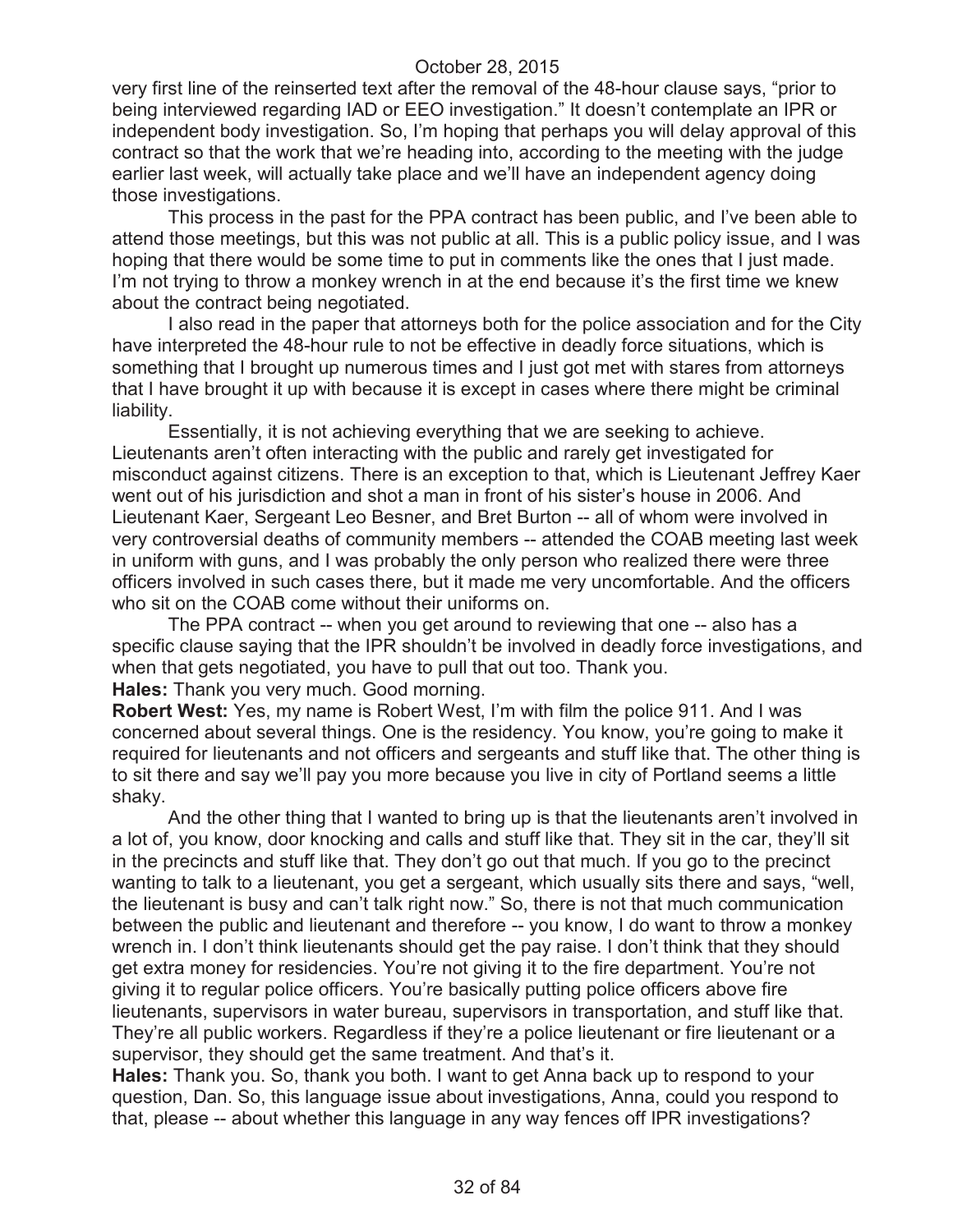very first line of the reinserted text after the removal of the 48-hour clause says, "prior to being interviewed regarding IAD or EEO investigation." It doesn't contemplate an IPR or independent body investigation. So, I'm hoping that perhaps you will delay approval of this contract so that the work that we're heading into, according to the meeting with the judge earlier last week, will actually take place and we'll have an independent agency doing those investigations.

This process in the past for the PPA contract has been public, and I've been able to attend those meetings, but this was not public at all. This is a public policy issue, and I was hoping that there would be some time to put in comments like the ones that I just made. I'm not trying to throw a monkey wrench in at the end because it's the first time we knew about the contract being negotiated.

I also read in the paper that attorneys both for the police association and for the City have interpreted the 48-hour rule to not be effective in deadly force situations, which is something that I brought up numerous times and I just got met with stares from attorneys that I have brought it up with because it is except in cases where there might be criminal liability.

Essentially, it is not achieving everything that we are seeking to achieve. Lieutenants aren't often interacting with the public and rarely get investigated for misconduct against citizens. There is an exception to that, which is Lieutenant Jeffrey Kaer went out of his jurisdiction and shot a man in front of his sister's house in 2006. And Lieutenant Kaer, Sergeant Leo Besner, and Bret Burton -- all of whom were involved in very controversial deaths of community members -- attended the COAB meeting last week in uniform with guns, and I was probably the only person who realized there were three officers involved in such cases there, but it made me very uncomfortable. And the officers who sit on the COAB come without their uniforms on.

The PPA contract -- when you get around to reviewing that one -- also has a specific clause saying that the IPR shouldn't be involved in deadly force investigations, and when that gets negotiated, you have to pull that out too. Thank you.

**Hales:** Thank you very much. Good morning.

**Robert West:** Yes, my name is Robert West, I'm with film the police 911. And I was concerned about several things. One is the residency. You know, you're going to make it required for lieutenants and not officers and sergeants and stuff like that. The other thing is to sit there and say we'll pay you more because you live in city of Portland seems a little shaky.

And the other thing that I wanted to bring up is that the lieutenants aren't involved in a lot of, you know, door knocking and calls and stuff like that. They sit in the car, they'll sit in the precincts and stuff like that. They don't go out that much. If you go to the precinct wanting to talk to a lieutenant, you get a sergeant, which usually sits there and says, "well, the lieutenant is busy and can't talk right now." So, there is not that much communication between the public and lieutenant and therefore -- you know, I do want to throw a monkey wrench in. I don't think lieutenants should get the pay raise. I don't think that they should get extra money for residencies. You're not giving it to the fire department. You're not giving it to regular police officers. You're basically putting police officers above fire lieutenants, supervisors in water bureau, supervisors in transportation, and stuff like that. They're all public workers. Regardless if they're a police lieutenant or fire lieutenant or a supervisor, they should get the same treatment. And that's it.

**Hales:** Thank you. So, thank you both. I want to get Anna back up to respond to your question, Dan. So, this language issue about investigations, Anna, could you respond to that, please -- about whether this language in any way fences off IPR investigations?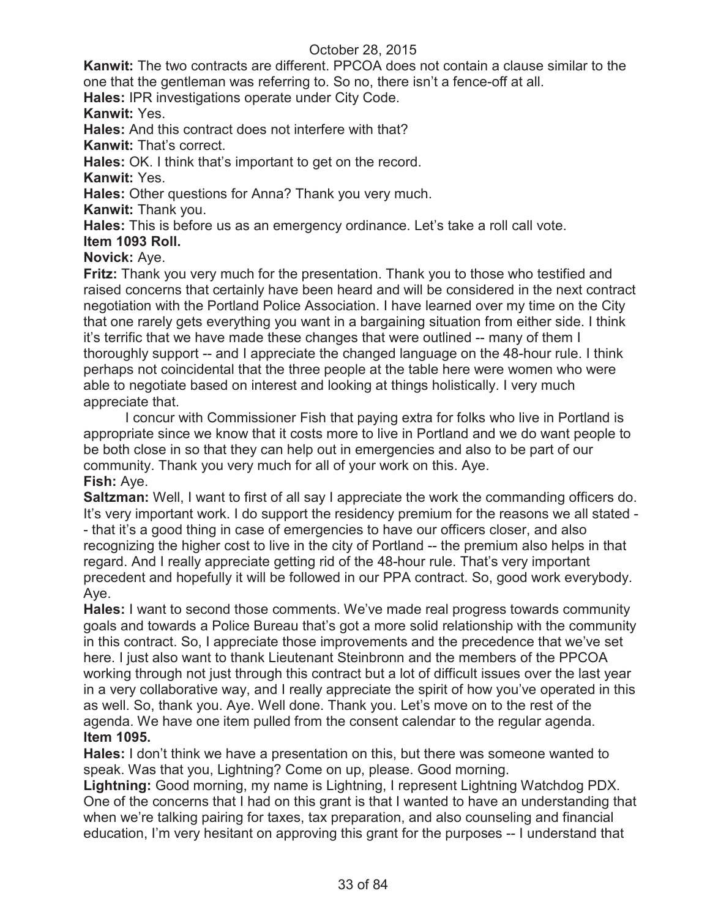**Kanwit:** The two contracts are different. PPCOA does not contain a clause similar to the one that the gentleman was referring to. So no, there isn't a fence-off at all.

**Hales:** IPR investigations operate under City Code.

**Kanwit:** Yes.

**Hales:** And this contract does not interfere with that?

**Kanwit:** That's correct.

**Hales:** OK. I think that's important to get on the record.

**Kanwit:** Yes.

**Hales:** Other questions for Anna? Thank you very much.

**Kanwit:** Thank you.

**Hales:** This is before us as an emergency ordinance. Let's take a roll call vote.

**Item 1093 Roll.**

**Novick:** Aye.

**Fritz:** Thank you very much for the presentation. Thank you to those who testified and raised concerns that certainly have been heard and will be considered in the next contract negotiation with the Portland Police Association. I have learned over my time on the City that one rarely gets everything you want in a bargaining situation from either side. I think it's terrific that we have made these changes that were outlined -- many of them I thoroughly support -- and I appreciate the changed language on the 48-hour rule. I think perhaps not coincidental that the three people at the table here were women who were able to negotiate based on interest and looking at things holistically. I very much appreciate that.

I concur with Commissioner Fish that paying extra for folks who live in Portland is appropriate since we know that it costs more to live in Portland and we do want people to be both close in so that they can help out in emergencies and also to be part of our community. Thank you very much for all of your work on this. Aye.

**Fish:** Aye.

**Saltzman:** Well, I want to first of all say I appreciate the work the commanding officers do. It's very important work. I do support the residency premium for the reasons we all stated -- that it's a good thing in case of emergencies to have our officers closer, and also recognizing the higher cost to live in the city of Portland -- the premium also helps in that regard. And I really appreciate getting rid of the 48-hour rule. That's very important precedent and hopefully it will be followed in our PPA contract. So, good work everybody. Aye.

**Hales:** I want to second those comments. We've made real progress towards community goals and towards a Police Bureau that's got a more solid relationship with the community in this contract. So, I appreciate those improvements and the precedence that we've set here. I just also want to thank Lieutenant Steinbronn and the members of the PPCOA working through not just through this contract but a lot of difficult issues over the last year in a very collaborative way, and I really appreciate the spirit of how you've operated in this as well. So, thank you. Aye. Well done. Thank you. Let's move on to the rest of the agenda. We have one item pulled from the consent calendar to the regular agenda.

**Item 1095.**

**Hales:** I don't think we have a presentation on this, but there was someone wanted to speak. Was that you, Lightning? Come on up, please. Good morning.

**Lightning:** Good morning, my name is Lightning, I represent Lightning Watchdog PDX. One of the concerns that I had on this grant is that I wanted to have an understanding that when we're talking pairing for taxes, tax preparation, and also counseling and financial education, I'm very hesitant on approving this grant for the purposes -- I understand that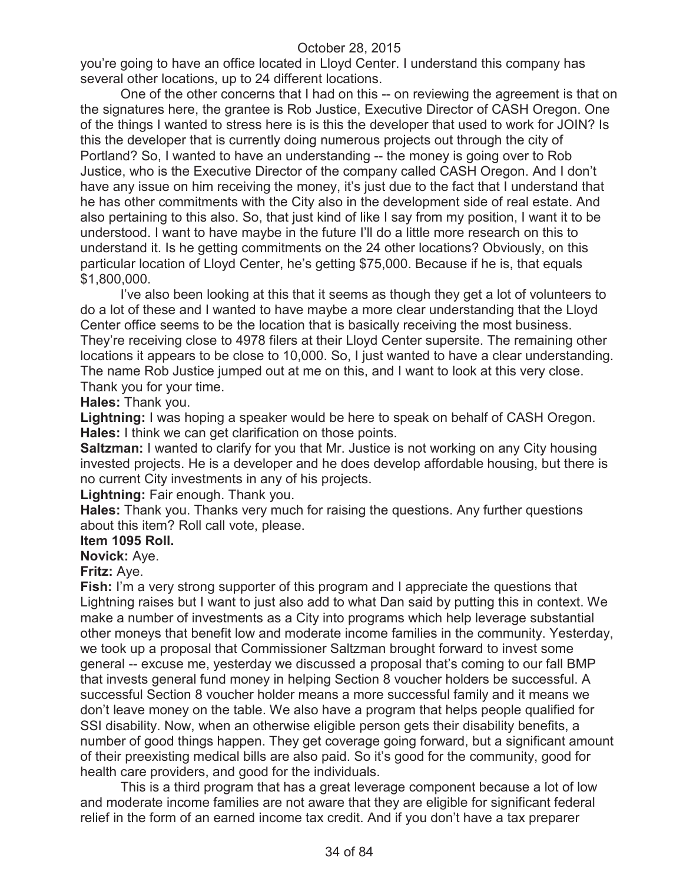you're going to have an office located in Lloyd Center. I understand this company has several other locations, up to 24 different locations.

One of the other concerns that I had on this -- on reviewing the agreement is that on the signatures here, the grantee is Rob Justice, Executive Director of CASH Oregon. One of the things I wanted to stress here is is this the developer that used to work for JOIN? Is this the developer that is currently doing numerous projects out through the city of Portland? So, I wanted to have an understanding -- the money is going over to Rob Justice, who is the Executive Director of the company called CASH Oregon. And I don't have any issue on him receiving the money, it's just due to the fact that I understand that he has other commitments with the City also in the development side of real estate. And also pertaining to this also. So, that just kind of like I say from my position, I want it to be understood. I want to have maybe in the future I'll do a little more research on this to understand it. Is he getting commitments on the 24 other locations? Obviously, on this particular location of Lloyd Center, he's getting $75,000. Because if he is, that equals $1,800,000.

I've also been looking at this that it seems as though they get a lot of volunteers to do a lot of these and I wanted to have maybe a more clear understanding that the Lloyd Center office seems to be the location that is basically receiving the most business. They're receiving close to 4978 filers at their Lloyd Center supersite. The remaining other locations it appears to be close to 10,000. So, I just wanted to have a clear understanding. The name Rob Justice jumped out at me on this, and I want to look at this very close. Thank you for your time.

**Hales:** Thank you.

**Lightning:** I was hoping a speaker would be here to speak on behalf of CASH Oregon.

**Hales:** I think we can get clarification on those points.

**Saltzman:** I wanted to clarify for you that Mr. Justice is not working on any City housing invested projects. He is a developer and he does develop affordable housing, but there is no current City investments in any of his projects.

**Lightning:** Fair enough. Thank you.

**Hales:** Thank you. Thanks very much for raising the questions. Any further questions about this item? Roll call vote, please.

**Item 1095 Roll.**

**Novick:** Aye.

**Fritz:** Aye.

**Fish:** I'm a very strong supporter of this program and I appreciate the questions that Lightning raises but I want to just also add to what Dan said by putting this in context. We make a number of investments as a City into programs which help leverage substantial other moneys that benefit low and moderate income families in the community. Yesterday, we took up a proposal that Commissioner Saltzman brought forward to invest some general -- excuse me, yesterday we discussed a proposal that's coming to our fall BMP that invests general fund money in helping Section 8 voucher holders be successful. A successful Section 8 voucher holder means a more successful family and it means we don't leave money on the table. We also have a program that helps people qualified for SSI disability. Now, when an otherwise eligible person gets their disability benefits, a number of good things happen. They get coverage going forward, but a significant amount of their preexisting medical bills are also paid. So it's good for the community, good for health care providers, and good for the individuals.

This is a third program that has a great leverage component because a lot of low and moderate income families are not aware that they are eligible for significant federal relief in the form of an earned income tax credit. And if you don't have a tax preparer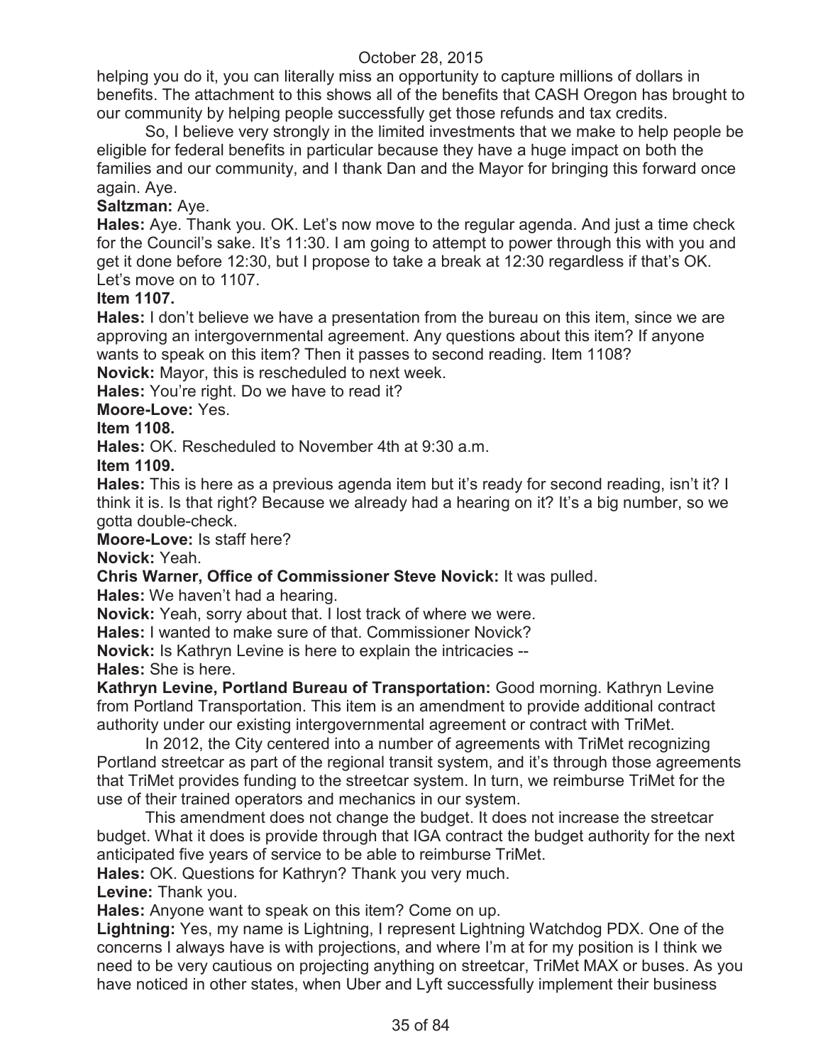helping you do it, you can literally miss an opportunity to capture millions of dollars in benefits. The attachment to this shows all of the benefits that CASH Oregon has brought to our community by helping people successfully get those refunds and tax credits.

So, I believe very strongly in the limited investments that we make to help people be eligible for federal benefits in particular because they have a huge impact on both the families and our community, and I thank Dan and the Mayor for bringing this forward once again. Aye.

**Saltzman:** Aye.

**Hales:** Aye. Thank you. OK. Let's now move to the regular agenda. And just a time check for the Council's sake. It's 11:30. I am going to attempt to power through this with you and get it done before 12:30, but I propose to take a break at 12:30 regardless if that's OK. Let's move on to 1107.

**Item 1107.**

**Hales:** I don't believe we have a presentation from the bureau on this item, since we are approving an intergovernmental agreement. Any questions about this item? If anyone wants to speak on this item? Then it passes to second reading. Item 1108?

**Novick:** Mayor, this is rescheduled to next week.

**Hales:** You're right. Do we have to read it?

**Moore-Love:** Yes.

**Item 1108.**

**Hales:** OK. Rescheduled to November 4th at 9:30 a.m.

**Item 1109.**

**Hales:** This is here as a previous agenda item but it's ready for second reading, isn't it? I think it is. Is that right? Because we already had a hearing on it? It's a big number, so we gotta double-check.

**Moore-Love:** Is staff here?

**Novick:** Yeah.

**Chris Warner, Office of Commissioner Steve Novick:** It was pulled.

**Hales:** We haven't had a hearing.

**Novick:** Yeah, sorry about that. I lost track of where we were.

**Hales:** I wanted to make sure of that. Commissioner Novick?

**Novick:** Is Kathryn Levine is here to explain the intricacies --

**Hales:** She is here.

**Kathryn Levine, Portland Bureau of Transportation:** Good morning. Kathryn Levine from Portland Transportation. This item is an amendment to provide additional contract authority under our existing intergovernmental agreement or contract with TriMet.

In 2012, the City centered into a number of agreements with TriMet recognizing Portland streetcar as part of the regional transit system, and it's through those agreements that TriMet provides funding to the streetcar system. In turn, we reimburse TriMet for the use of their trained operators and mechanics in our system.

This amendment does not change the budget. It does not increase the streetcar budget. What it does is provide through that IGA contract the budget authority for the next anticipated five years of service to be able to reimburse TriMet.

**Hales:** OK. Questions for Kathryn? Thank you very much.

**Levine:** Thank you.

**Hales:** Anyone want to speak on this item? Come on up.

**Lightning:** Yes, my name is Lightning, I represent Lightning Watchdog PDX. One of the concerns I always have is with projections, and where I'm at for my position is I think we need to be very cautious on projecting anything on streetcar, TriMet MAX or buses. As you have noticed in other states, when Uber and Lyft successfully implement their business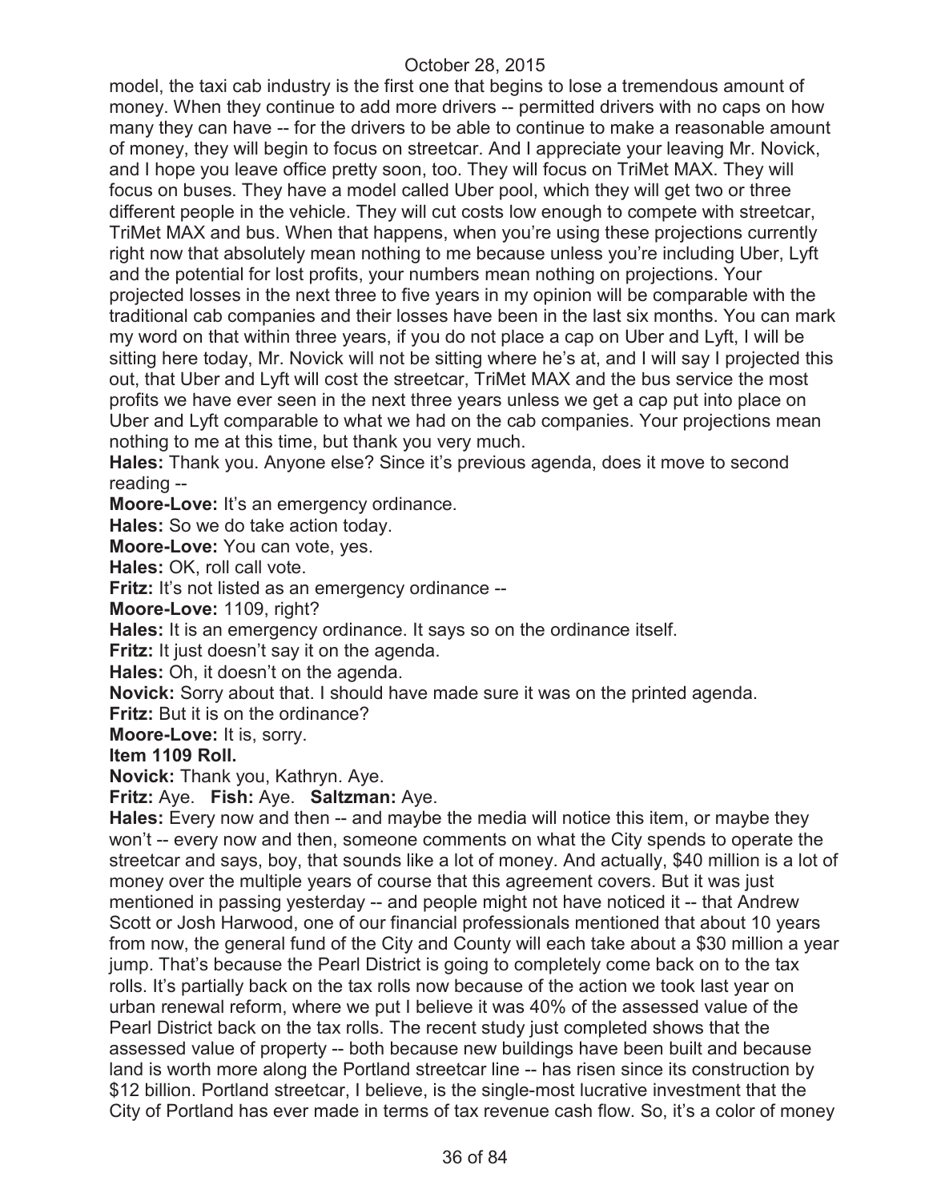model, the taxi cab industry is the first one that begins to lose a tremendous amount of money. When they continue to add more drivers -- permitted drivers with no caps on how many they can have -- for the drivers to be able to continue to make a reasonable amount of money, they will begin to focus on streetcar. And I appreciate your leaving Mr. Novick, and I hope you leave office pretty soon, too. They will focus on TriMet MAX. They will focus on buses. They have a model called Uber pool, which they will get two or three different people in the vehicle. They will cut costs low enough to compete with streetcar, TriMet MAX and bus. When that happens, when you're using these projections currently right now that absolutely mean nothing to me because unless you're including Uber, Lyft and the potential for lost profits, your numbers mean nothing on projections. Your projected losses in the next three to five years in my opinion will be comparable with the traditional cab companies and their losses have been in the last six months. You can mark my word on that within three years, if you do not place a cap on Uber and Lyft, I will be sitting here today, Mr. Novick will not be sitting where he's at, and I will say I projected this out, that Uber and Lyft will cost the streetcar, TriMet MAX and the bus service the most profits we have ever seen in the next three years unless we get a cap put into place on Uber and Lyft comparable to what we had on the cab companies. Your projections mean nothing to me at this time, but thank you very much.

**Hales:** Thank you. Anyone else? Since it's previous agenda, does it move to second reading --

**Moore-Love:** It's an emergency ordinance.

**Hales:** So we do take action today.

**Moore-Love:** You can vote, yes.

**Hales:** OK, roll call vote.

**Fritz:** It's not listed as an emergency ordinance --

**Moore-Love:** 1109, right?

**Hales:** It is an emergency ordinance. It says so on the ordinance itself.

**Fritz:** It just doesn't say it on the agenda.

**Hales:** Oh, it doesn't on the agenda.

**Novick:** Sorry about that. I should have made sure it was on the printed agenda.

**Fritz:** But it is on the ordinance?

**Moore-Love:** It is, sorry.

**Item 1109 Roll.**

**Novick:** Thank you, Kathryn. Aye.

**Fritz:** Aye. **Fish:** Aye. **Saltzman:** Aye.

**Hales:** Every now and then -- and maybe the media will notice this item, or maybe they won't -- every now and then, someone comments on what the City spends to operate the streetcar and says, boy, that sounds like a lot of money. And actually, $40 million is a lot of money over the multiple years of course that this agreement covers. But it was just mentioned in passing yesterday -- and people might not have noticed it -- that Andrew Scott or Josh Harwood, one of our financial professionals mentioned that about 10 years from now, the general fund of the City and County will each take about a $30 million a year jump. That's because the Pearl District is going to completely come back on to the tax rolls. It's partially back on the tax rolls now because of the action we took last year on urban renewal reform, where we put I believe it was 40% of the assessed value of the Pearl District back on the tax rolls. The recent study just completed shows that the assessed value of property -- both because new buildings have been built and because land is worth more along the Portland streetcar line -- has risen since its construction by $12 billion. Portland streetcar, I believe, is the single-most lucrative investment that the City of Portland has ever made in terms of tax revenue cash flow. So, it's a color of money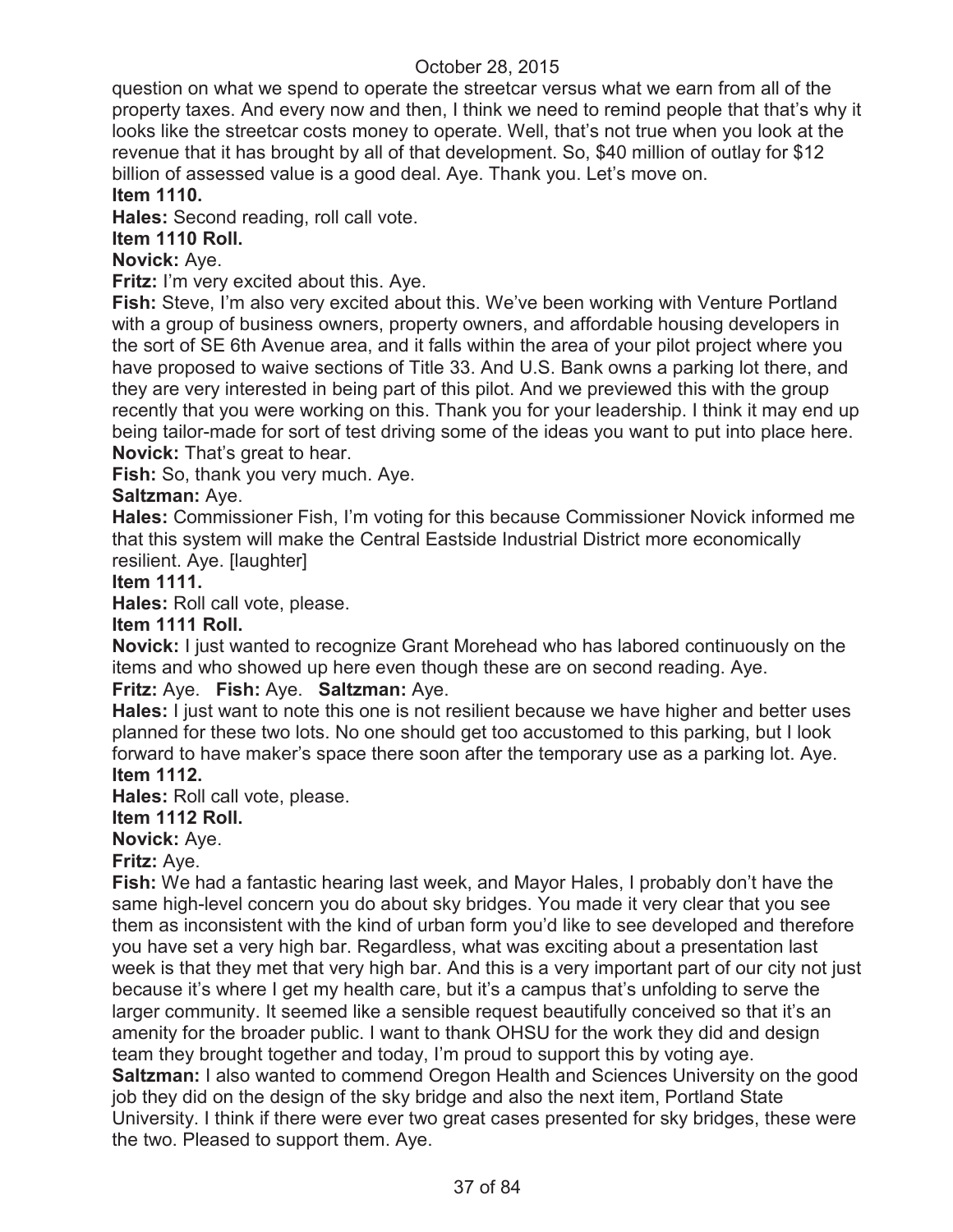question on what we spend to operate the streetcar versus what we earn from all of the property taxes. And every now and then, I think we need to remind people that that's why it looks like the streetcar costs money to operate. Well, that's not true when you look at the revenue that it has brought by all of that development. So, $40 million of outlay for $12 billion of assessed value is a good deal. Aye. Thank you. Let's move on.

**Item 1110.**

**Hales:** Second reading, roll call vote.

**Item 1110 Roll.**

**Novick:** Aye.

**Fritz:** I'm very excited about this. Aye.

**Fish:** Steve, I'm also very excited about this. We've been working with Venture Portland with a group of business owners, property owners, and affordable housing developers in the sort of SE 6th Avenue area, and it falls within the area of your pilot project where you have proposed to waive sections of Title 33. And U.S. Bank owns a parking lot there, and they are very interested in being part of this pilot. And we previewed this with the group recently that you were working on this. Thank you for your leadership. I think it may end up being tailor-made for sort of test driving some of the ideas you want to put into place here.

**Novick:** That's great to hear.

**Fish:** So, thank you very much. Aye.

**Saltzman:** Aye.

**Hales:** Commissioner Fish, I'm voting for this because Commissioner Novick informed me that this system will make the Central Eastside Industrial District more economically resilient. Aye. [laughter]

**Item 1111.**

**Hales:** Roll call vote, please.

**Item 1111 Roll.**

**Novick:** I just wanted to recognize Grant Morehead who has labored continuously on the items and who showed up here even though these are on second reading. Aye.

**Fritz:** Aye. **Fish:** Aye. **Saltzman:** Aye.

**Hales:** I just want to note this one is not resilient because we have higher and better uses planned for these two lots. No one should get too accustomed to this parking, but I look forward to have maker's space there soon after the temporary use as a parking lot. Aye.

**Item 1112.**

**Hales:** Roll call vote, please.

**Item 1112 Roll.**

**Novick:** Aye.

**Fritz:** Aye.

**Fish:** We had a fantastic hearing last week, and Mayor Hales, I probably don't have the same high-level concern you do about sky bridges. You made it very clear that you see them as inconsistent with the kind of urban form you'd like to see developed and therefore you have set a very high bar. Regardless, what was exciting about a presentation last week is that they met that very high bar. And this is a very important part of our city not just because it's where I get my health care, but it's a campus that's unfolding to serve the larger community. It seemed like a sensible request beautifully conceived so that it's an amenity for the broader public. I want to thank OHSU for the work they did and design team they brought together and today, I'm proud to support this by voting aye.

**Saltzman:** I also wanted to commend Oregon Health and Sciences University on the good job they did on the design of the sky bridge and also the next item, Portland State University. I think if there were ever two great cases presented for sky bridges, these were the two. Pleased to support them. Aye.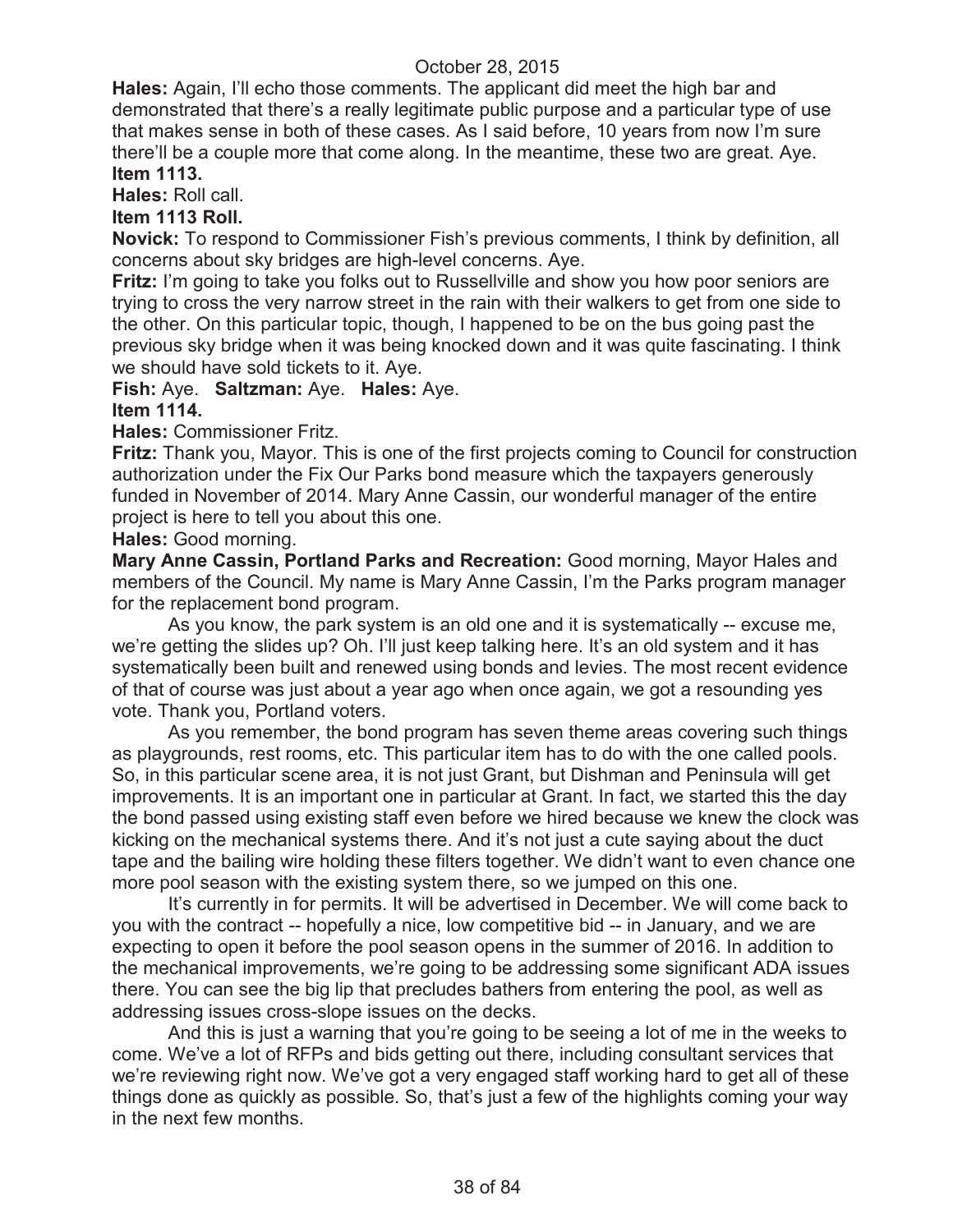**Hales:** Again, I'll echo those comments. The applicant did meet the high bar and demonstrated that there's a really legitimate public purpose and a particular type of use that makes sense in both of these cases. As I said before, 10 years from now I'm sure there'll be a couple more that come along. In the meantime, these two are great. Aye.

**Item 1113.**

**Hales:** Roll call.

**Item 1113 Roll.**

**Novick:** To respond to Commissioner Fish's previous comments, I think by definition, all concerns about sky bridges are high-level concerns. Aye.

**Fritz:** I'm going to take you folks out to Russellville and show you how poor seniors are trying to cross the very narrow street in the rain with their walkers to get from one side to the other. On this particular topic, though, I happened to be on the bus going past the previous sky bridge when it was being knocked down and it was quite fascinating. I think we should have sold tickets to it. Aye.

**Fish:** Aye. **Saltzman:** Aye. **Hales:** Aye.

**Item 1114.**

**Hales:** Commissioner Fritz.

**Fritz:** Thank you, Mayor. This is one of the first projects coming to Council for construction authorization under the Fix Our Parks bond measure which the taxpayers generously funded in November of 2014. Mary Anne Cassin, our wonderful manager of the entire project is here to tell you about this one.

**Hales:** Good morning.

**Mary Anne Cassin, Portland Parks and Recreation:** Good morning, Mayor Hales and members of the Council. My name is Mary Anne Cassin, I'm the Parks program manager for the replacement bond program.

As you know, the park system is an old one and it is systematically -- excuse me, we're getting the slides up? Oh. I'll just keep talking here. It's an old system and it has systematically been built and renewed using bonds and levies. The most recent evidence of that of course was just about a year ago when once again, we got a resounding yes vote. Thank you, Portland voters.

As you remember, the bond program has seven theme areas covering such things as playgrounds, rest rooms, etc. This particular item has to do with the one called pools. So, in this particular scene area, it is not just Grant, but Dishman and Peninsula will get improvements. It is an important one in particular at Grant. In fact, we started this the day the bond passed using existing staff even before we hired because we knew the clock was kicking on the mechanical systems there. And it's not just a cute saying about the duct tape and the bailing wire holding these filters together. We didn't want to even chance one more pool season with the existing system there, so we jumped on this one.

It's currently in for permits. It will be advertised in December. We will come back to you with the contract -- hopefully a nice, low competitive bid -- in January, and we are expecting to open it before the pool season opens in the summer of 2016. In addition to the mechanical improvements, we're going to be addressing some significant ADA issues there. You can see the big lip that precludes bathers from entering the pool, as well as addressing issues cross-slope issues on the decks.

And this is just a warning that you're going to be seeing a lot of me in the weeks to come. We've a lot of RFPs and bids getting out there, including consultant services that we're reviewing right now. We've got a very engaged staff working hard to get all of these things done as quickly as possible. So, that's just a few of the highlights coming your way in the next few months.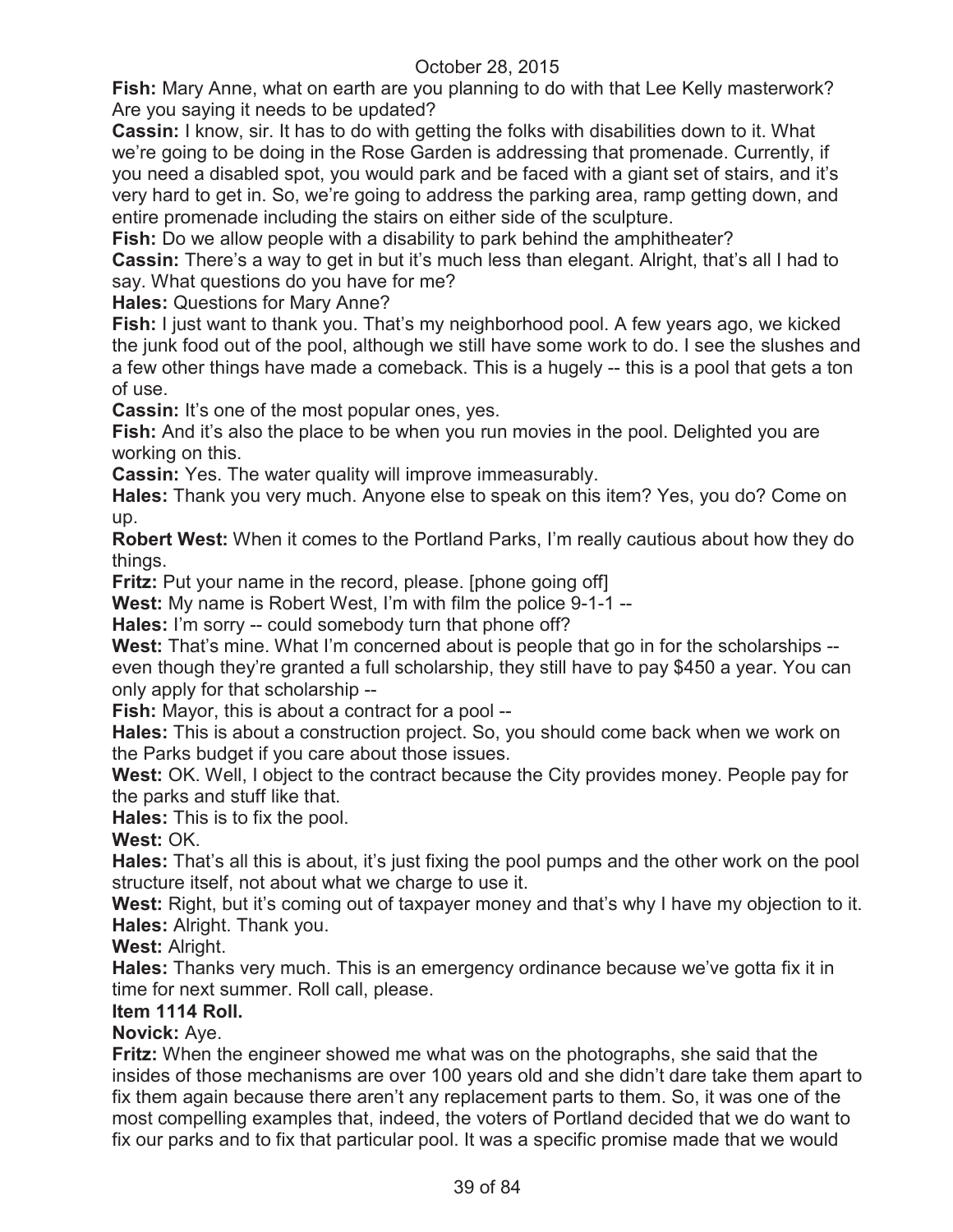**Fish:** Mary Anne, what on earth are you planning to do with that Lee Kelly masterwork? Are you saying it needs to be updated?

**Cassin:** I know, sir. It has to do with getting the folks with disabilities down to it. What we're going to be doing in the Rose Garden is addressing that promenade. Currently, if you need a disabled spot, you would park and be faced with a giant set of stairs, and it's very hard to get in. So, we're going to address the parking area, ramp getting down, and entire promenade including the stairs on either side of the sculpture.

**Fish:** Do we allow people with a disability to park behind the amphitheater?

**Cassin:** There's a way to get in but it's much less than elegant. Alright, that's all I had to say. What questions do you have for me?

**Hales:** Questions for Mary Anne?

**Fish:** I just want to thank you. That's my neighborhood pool. A few years ago, we kicked the junk food out of the pool, although we still have some work to do. I see the slushes and a few other things have made a comeback. This is a hugely -- this is a pool that gets a ton of use.

**Cassin:** It's one of the most popular ones, yes.

**Fish:** And it's also the place to be when you run movies in the pool. Delighted you are working on this.

**Cassin:** Yes. The water quality will improve immeasurably.

**Hales:** Thank you very much. Anyone else to speak on this item? Yes, you do? Come on up.

**Robert West:** When it comes to the Portland Parks, I'm really cautious about how they do things.

**Fritz:** Put your name in the record, please. [phone going off]

**West:** My name is Robert West, I'm with film the police 9-1-1 --

**Hales:** I'm sorry -- could somebody turn that phone off?

**West:** That's mine. What I'm concerned about is people that go in for the scholarships -- even though they're granted a full scholarship, they still have to pay $450 a year. You can only apply for that scholarship --

**Fish:** Mayor, this is about a contract for a pool --

**Hales:** This is about a construction project. So, you should come back when we work on the Parks budget if you care about those issues.

**West:** OK. Well, I object to the contract because the City provides money. People pay for the parks and stuff like that.

**Hales:** This is to fix the pool.

**West:** OK.

**Hales:** That's all this is about, it's just fixing the pool pumps and the other work on the pool structure itself, not about what we charge to use it.

**West:** Right, but it's coming out of taxpayer money and that's why I have my objection to it.

**Hales:** Alright. Thank you.

**West:** Alright.

**Hales:** Thanks very much. This is an emergency ordinance because we've gotta fix it in time for next summer. Roll call, please.

**Item 1114 Roll.**

**Novick:** Aye.

**Fritz:** When the engineer showed me what was on the photographs, she said that the insides of those mechanisms are over 100 years old and she didn't dare take them apart to fix them again because there aren't any replacement parts to them. So, it was one of the most compelling examples that, indeed, the voters of Portland decided that we do want to fix our parks and to fix that particular pool. It was a specific promise made that we would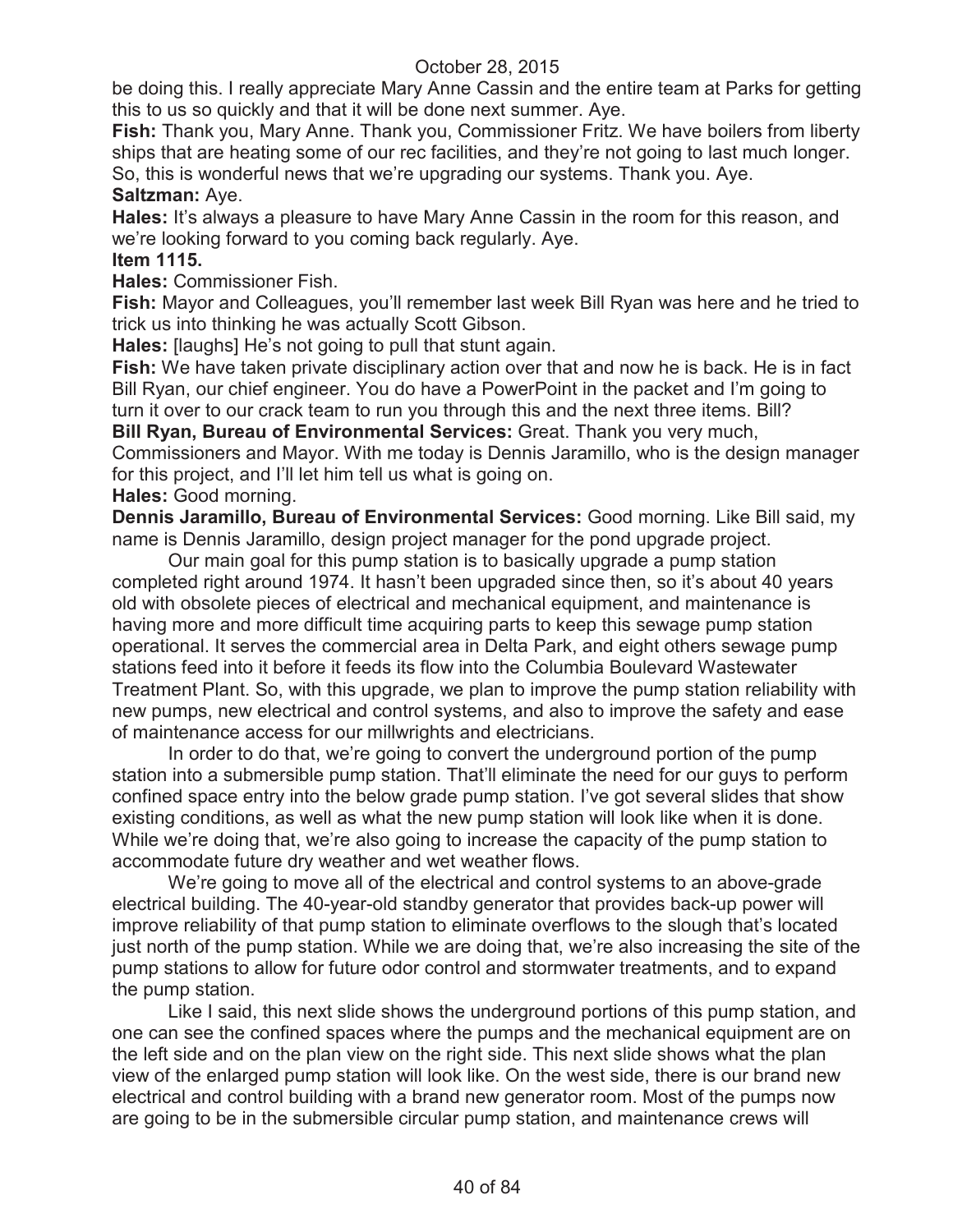be doing this. I really appreciate Mary Anne Cassin and the entire team at Parks for getting this to us so quickly and that it will be done next summer. Aye.

**Fish:** Thank you, Mary Anne. Thank you, Commissioner Fritz. We have boilers from liberty ships that are heating some of our rec facilities, and they're not going to last much longer. So, this is wonderful news that we're upgrading our systems. Thank you. Aye.

**Saltzman:** Aye.

**Hales:** It's always a pleasure to have Mary Anne Cassin in the room for this reason, and we're looking forward to you coming back regularly. Aye.

**Item 1115.**

**Hales:** Commissioner Fish.

**Fish:** Mayor and Colleagues, you'll remember last week Bill Ryan was here and he tried to trick us into thinking he was actually Scott Gibson.

**Hales:** [laughs] He's not going to pull that stunt again.

**Fish:** We have taken private disciplinary action over that and now he is back. He is in fact Bill Ryan, our chief engineer. You do have a PowerPoint in the packet and I'm going to turn it over to our crack team to run you through this and the next three items. Bill?

**Bill Ryan, Bureau of Environmental Services:** Great. Thank you very much, Commissioners and Mayor. With me today is Dennis Jaramillo, who is the design manager for this project, and I'll let him tell us what is going on.

**Hales:** Good morning.

**Dennis Jaramillo, Bureau of Environmental Services:** Good morning. Like Bill said, my name is Dennis Jaramillo, design project manager for the pond upgrade project.

Our main goal for this pump station is to basically upgrade a pump station completed right around 1974. It hasn't been upgraded since then, so it's about 40 years old with obsolete pieces of electrical and mechanical equipment, and maintenance is having more and more difficult time acquiring parts to keep this sewage pump station operational. It serves the commercial area in Delta Park, and eight others sewage pump stations feed into it before it feeds its flow into the Columbia Boulevard Wastewater Treatment Plant. So, with this upgrade, we plan to improve the pump station reliability with new pumps, new electrical and control systems, and also to improve the safety and ease of maintenance access for our millwrights and electricians.

In order to do that, we're going to convert the underground portion of the pump station into a submersible pump station. That'll eliminate the need for our guys to perform confined space entry into the below grade pump station. I've got several slides that show existing conditions, as well as what the new pump station will look like when it is done. While we're doing that, we're also going to increase the capacity of the pump station to accommodate future dry weather and wet weather flows.

We're going to move all of the electrical and control systems to an above-grade electrical building. The 40-year-old standby generator that provides back-up power will improve reliability of that pump station to eliminate overflows to the slough that's located just north of the pump station. While we are doing that, we're also increasing the site of the pump stations to allow for future odor control and stormwater treatments, and to expand the pump station.

Like I said, this next slide shows the underground portions of this pump station, and one can see the confined spaces where the pumps and the mechanical equipment are on the left side and on the plan view on the right side. This next slide shows what the plan view of the enlarged pump station will look like. On the west side, there is our brand new electrical and control building with a brand new generator room. Most of the pumps now are going to be in the submersible circular pump station, and maintenance crews will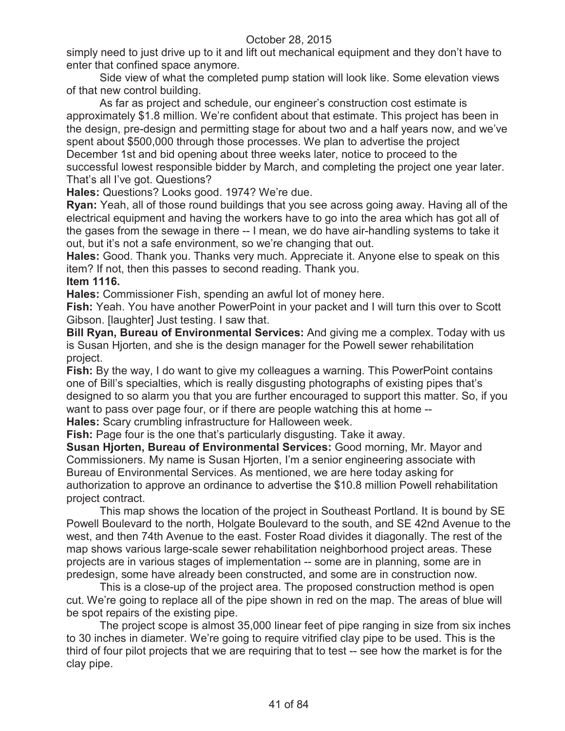simply need to just drive up to it and lift out mechanical equipment and they don't have to enter that confined space anymore.

Side view of what the completed pump station will look like. Some elevation views of that new control building.

As far as project and schedule, our engineer's construction cost estimate is approximately $1.8 million. We're confident about that estimate. This project has been in the design, pre-design and permitting stage for about two and a half years now, and we've spent about $500,000 through those processes. We plan to advertise the project December 1st and bid opening about three weeks later, notice to proceed to the successful lowest responsible bidder by March, and completing the project one year later. That's all I've got. Questions?

**Hales:** Questions? Looks good. 1974? We're due.

**Ryan:** Yeah, all of those round buildings that you see across going away. Having all of the electrical equipment and having the workers have to go into the area which has got all of the gases from the sewage in there -- I mean, we do have air-handling systems to take it out, but it's not a safe environment, so we're changing that out.

**Hales:** Good. Thank you. Thanks very much. Appreciate it. Anyone else to speak on this item? If not, then this passes to second reading. Thank you.

**Item 1116.**

**Hales:** Commissioner Fish, spending an awful lot of money here.

**Fish:** Yeah. You have another PowerPoint in your packet and I will turn this over to Scott Gibson. [laughter] Just testing. I saw that.

**Bill Ryan, Bureau of Environmental Services:** And giving me a complex. Today with us is Susan Hjorten, and she is the design manager for the Powell sewer rehabilitation project.

**Fish:** By the way, I do want to give my colleagues a warning. This PowerPoint contains one of Bill's specialties, which is really disgusting photographs of existing pipes that's designed to so alarm you that you are further encouraged to support this matter. So, if you want to pass over page four, or if there are people watching this at home --

**Hales:** Scary crumbling infrastructure for Halloween week.

**Fish:** Page four is the one that's particularly disgusting. Take it away.

**Susan Hjorten, Bureau of Environmental Services:** Good morning, Mr. Mayor and Commissioners. My name is Susan Hjorten, I'm a senior engineering associate with Bureau of Environmental Services. As mentioned, we are here today asking for authorization to approve an ordinance to advertise the $10.8 million Powell rehabilitation project contract.

This map shows the location of the project in Southeast Portland. It is bound by SE Powell Boulevard to the north, Holgate Boulevard to the south, and SE 42nd Avenue to the west, and then 74th Avenue to the east. Foster Road divides it diagonally. The rest of the map shows various large-scale sewer rehabilitation neighborhood project areas. These projects are in various stages of implementation -- some are in planning, some are in predesign, some have already been constructed, and some are in construction now.

This is a close-up of the project area. The proposed construction method is open cut. We're going to replace all of the pipe shown in red on the map. The areas of blue will be spot repairs of the existing pipe.

The project scope is almost 35,000 linear feet of pipe ranging in size from six inches to 30 inches in diameter. We're going to require vitrified clay pipe to be used. This is the third of four pilot projects that we are requiring that to test -- see how the market is for the clay pipe.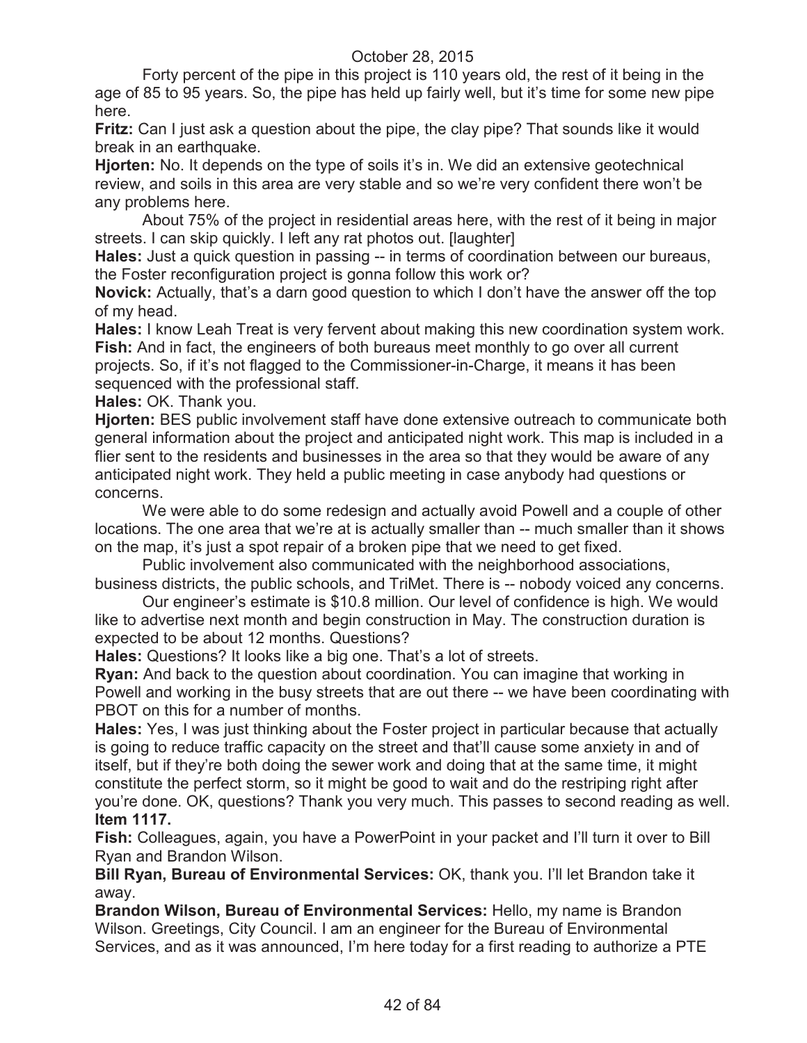Forty percent of the pipe in this project is 110 years old, the rest of it being in the age of 85 to 95 years. So, the pipe has held up fairly well, but it's time for some new pipe here.

**Fritz:** Can I just ask a question about the pipe, the clay pipe? That sounds like it would break in an earthquake.

**Hjorten:** No. It depends on the type of soils it's in. We did an extensive geotechnical review, and soils in this area are very stable and so we're very confident there won't be any problems here.

About 75% of the project in residential areas here, with the rest of it being in major streets. I can skip quickly. I left any rat photos out. [laughter]

**Hales:** Just a quick question in passing -- in terms of coordination between our bureaus, the Foster reconfiguration project is gonna follow this work or?

**Novick:** Actually, that's a darn good question to which I don't have the answer off the top of my head.

**Hales:** I know Leah Treat is very fervent about making this new coordination system work.

**Fish:** And in fact, the engineers of both bureaus meet monthly to go over all current projects. So, if it's not flagged to the Commissioner-in-Charge, it means it has been sequenced with the professional staff.

**Hales:** OK. Thank you.

**Hjorten:** BES public involvement staff have done extensive outreach to communicate both general information about the project and anticipated night work. This map is included in a flier sent to the residents and businesses in the area so that they would be aware of any anticipated night work. They held a public meeting in case anybody had questions or concerns.

We were able to do some redesign and actually avoid Powell and a couple of other locations. The one area that we're at is actually smaller than -- much smaller than it shows on the map, it's just a spot repair of a broken pipe that we need to get fixed.

Public involvement also communicated with the neighborhood associations, business districts, the public schools, and TriMet. There is -- nobody voiced any concerns.

Our engineer's estimate is $10.8 million. Our level of confidence is high. We would like to advertise next month and begin construction in May. The construction duration is expected to be about 12 months. Questions?

**Hales:** Questions? It looks like a big one. That's a lot of streets.

**Ryan:** And back to the question about coordination. You can imagine that working in Powell and working in the busy streets that are out there -- we have been coordinating with PBOT on this for a number of months.

**Hales:** Yes, I was just thinking about the Foster project in particular because that actually is going to reduce traffic capacity on the street and that'll cause some anxiety in and of itself, but if they're both doing the sewer work and doing that at the same time, it might constitute the perfect storm, so it might be good to wait and do the restriping right after you're done. OK, questions? Thank you very much. This passes to second reading as well.

**Item 1117.**

**Fish:** Colleagues, again, you have a PowerPoint in your packet and I'll turn it over to Bill Ryan and Brandon Wilson.

**Bill Ryan, Bureau of Environmental Services:** OK, thank you. I'll let Brandon take it away.

**Brandon Wilson, Bureau of Environmental Services:** Hello, my name is Brandon Wilson. Greetings, City Council. I am an engineer for the Bureau of Environmental Services, and as it was announced, I'm here today for a first reading to authorize a PTE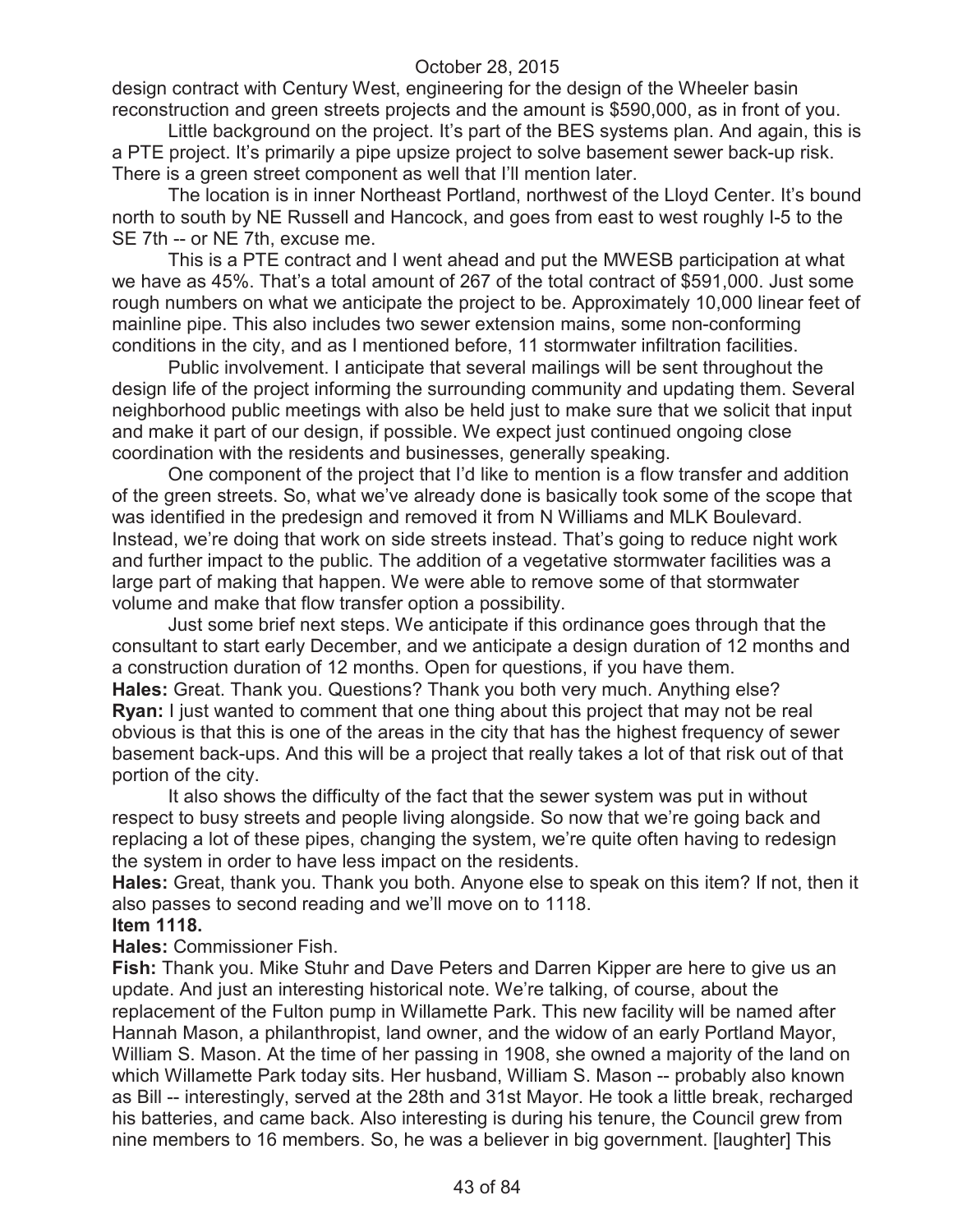design contract with Century West, engineering for the design of the Wheeler basin reconstruction and green streets projects and the amount is $590,000, as in front of you.

Little background on the project. It's part of the BES systems plan. And again, this is a PTE project. It's primarily a pipe upsize project to solve basement sewer back-up risk. There is a green street component as well that I'll mention later.

The location is in inner Northeast Portland, northwest of the Lloyd Center. It's bound north to south by NE Russell and Hancock, and goes from east to west roughly I-5 to the SE 7th -- or NE 7th, excuse me.

This is a PTE contract and I went ahead and put the MWESB participation at what we have as 45%. That's a total amount of 267 of the total contract of $591,000. Just some rough numbers on what we anticipate the project to be. Approximately 10,000 linear feet of mainline pipe. This also includes two sewer extension mains, some non-conforming conditions in the city, and as I mentioned before, 11 stormwater infiltration facilities.

Public involvement. I anticipate that several mailings will be sent throughout the design life of the project informing the surrounding community and updating them. Several neighborhood public meetings with also be held just to make sure that we solicit that input and make it part of our design, if possible. We expect just continued ongoing close coordination with the residents and businesses, generally speaking.

One component of the project that I'd like to mention is a flow transfer and addition of the green streets. So, what we've already done is basically took some of the scope that was identified in the predesign and removed it from N Williams and MLK Boulevard. Instead, we're doing that work on side streets instead. That's going to reduce night work and further impact to the public. The addition of a vegetative stormwater facilities was a large part of making that happen. We were able to remove some of that stormwater volume and make that flow transfer option a possibility.

Just some brief next steps. We anticipate if this ordinance goes through that the consultant to start early December, and we anticipate a design duration of 12 months and a construction duration of 12 months. Open for questions, if you have them.

**Hales:** Great. Thank you. Questions? Thank you both very much. Anything else?

**Ryan:** I just wanted to comment that one thing about this project that may not be real obvious is that this is one of the areas in the city that has the highest frequency of sewer basement back-ups. And this will be a project that really takes a lot of that risk out of that portion of the city.

It also shows the difficulty of the fact that the sewer system was put in without respect to busy streets and people living alongside. So now that we're going back and replacing a lot of these pipes, changing the system, we're quite often having to redesign the system in order to have less impact on the residents.

**Hales:** Great, thank you. Thank you both. Anyone else to speak on this item? If not, then it also passes to second reading and we'll move on to 1118.

**Item 1118.**

**Hales:** Commissioner Fish.

**Fish:** Thank you. Mike Stuhr and Dave Peters and Darren Kipper are here to give us an update. And just an interesting historical note. We're talking, of course, about the replacement of the Fulton pump in Willamette Park. This new facility will be named after Hannah Mason, a philanthropist, land owner, and the widow of an early Portland Mayor, William S. Mason. At the time of her passing in 1908, she owned a majority of the land on which Willamette Park today sits. Her husband, William S. Mason -- probably also known as Bill -- interestingly, served at the 28th and 31st Mayor. He took a little break, recharged his batteries, and came back. Also interesting is during his tenure, the Council grew from nine members to 16 members. So, he was a believer in big government. [laughter] This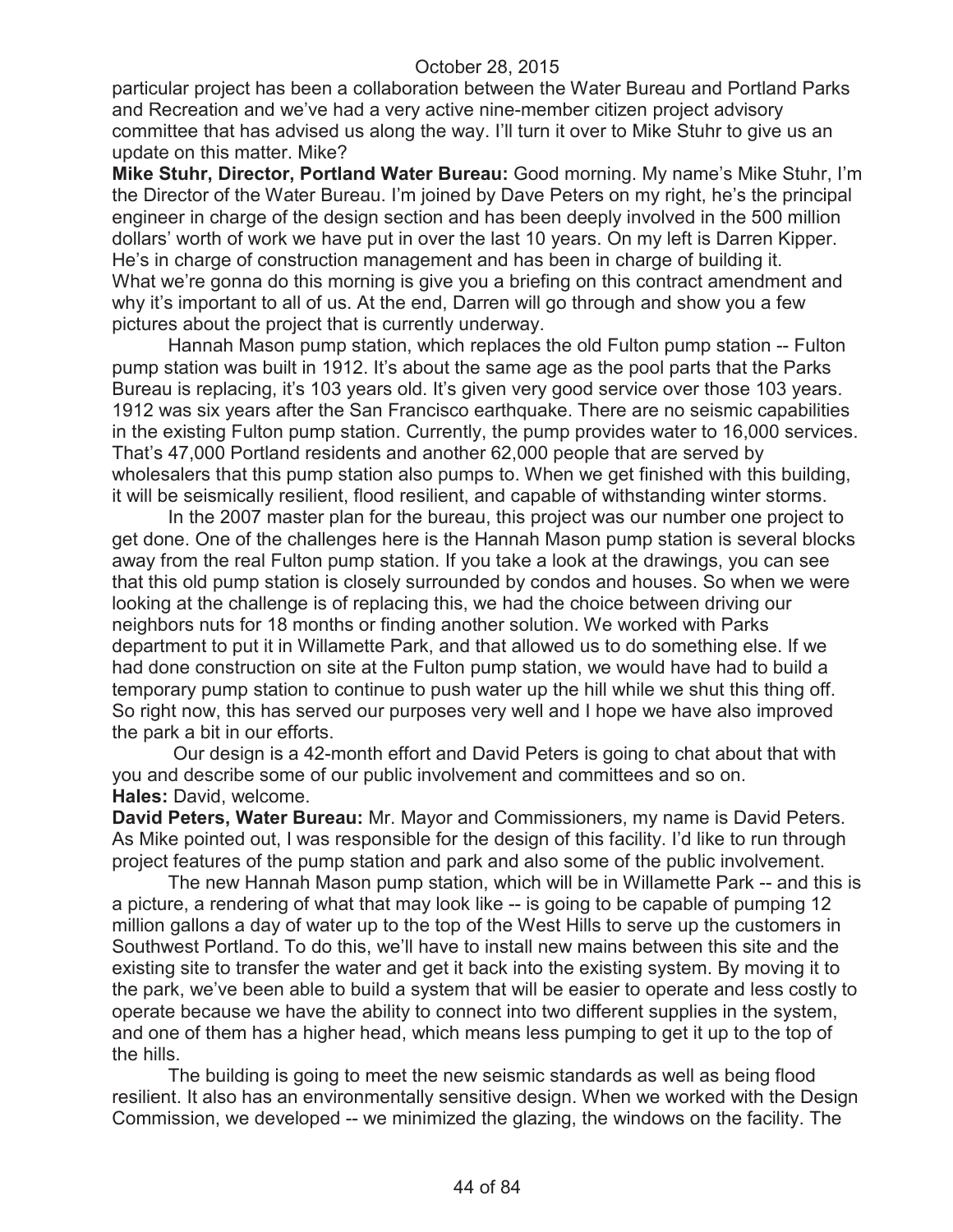particular project has been a collaboration between the Water Bureau and Portland Parks and Recreation and we've had a very active nine-member citizen project advisory committee that has advised us along the way. I'll turn it over to Mike Stuhr to give us an update on this matter. Mike?

**Mike Stuhr, Director, Portland Water Bureau:** Good morning. My name's Mike Stuhr, I'm the Director of the Water Bureau. I'm joined by Dave Peters on my right, he's the principal engineer in charge of the design section and has been deeply involved in the 500 million dollars' worth of work we have put in over the last 10 years. On my left is Darren Kipper. He's in charge of construction management and has been in charge of building it. What we're gonna do this morning is give you a briefing on this contract amendment and why it's important to all of us. At the end, Darren will go through and show you a few pictures about the project that is currently underway.

Hannah Mason pump station, which replaces the old Fulton pump station -- Fulton pump station was built in 1912. It's about the same age as the pool parts that the Parks Bureau is replacing, it's 103 years old. It's given very good service over those 103 years. 1912 was six years after the San Francisco earthquake. There are no seismic capabilities in the existing Fulton pump station. Currently, the pump provides water to 16,000 services. That's 47,000 Portland residents and another 62,000 people that are served by wholesalers that this pump station also pumps to. When we get finished with this building, it will be seismically resilient, flood resilient, and capable of withstanding winter storms.

In the 2007 master plan for the bureau, this project was our number one project to get done. One of the challenges here is the Hannah Mason pump station is several blocks away from the real Fulton pump station. If you take a look at the drawings, you can see that this old pump station is closely surrounded by condos and houses. So when we were looking at the challenge is of replacing this, we had the choice between driving our neighbors nuts for 18 months or finding another solution. We worked with Parks department to put it in Willamette Park, and that allowed us to do something else. If we had done construction on site at the Fulton pump station, we would have had to build a temporary pump station to continue to push water up the hill while we shut this thing off. So right now, this has served our purposes very well and I hope we have also improved the park a bit in our efforts.

Our design is a 42-month effort and David Peters is going to chat about that with you and describe some of our public involvement and committees and so on.

**Hales:** David, welcome.

**David Peters, Water Bureau:** Mr. Mayor and Commissioners, my name is David Peters. As Mike pointed out, I was responsible for the design of this facility. I'd like to run through project features of the pump station and park and also some of the public involvement.

The new Hannah Mason pump station, which will be in Willamette Park -- and this is a picture, a rendering of what that may look like -- is going to be capable of pumping 12 million gallons a day of water up to the top of the West Hills to serve up the customers in Southwest Portland. To do this, we'll have to install new mains between this site and the existing site to transfer the water and get it back into the existing system. By moving it to the park, we've been able to build a system that will be easier to operate and less costly to operate because we have the ability to connect into two different supplies in the system, and one of them has a higher head, which means less pumping to get it up to the top of the hills.

The building is going to meet the new seismic standards as well as being flood resilient. It also has an environmentally sensitive design. When we worked with the Design Commission, we developed -- we minimized the glazing, the windows on the facility. The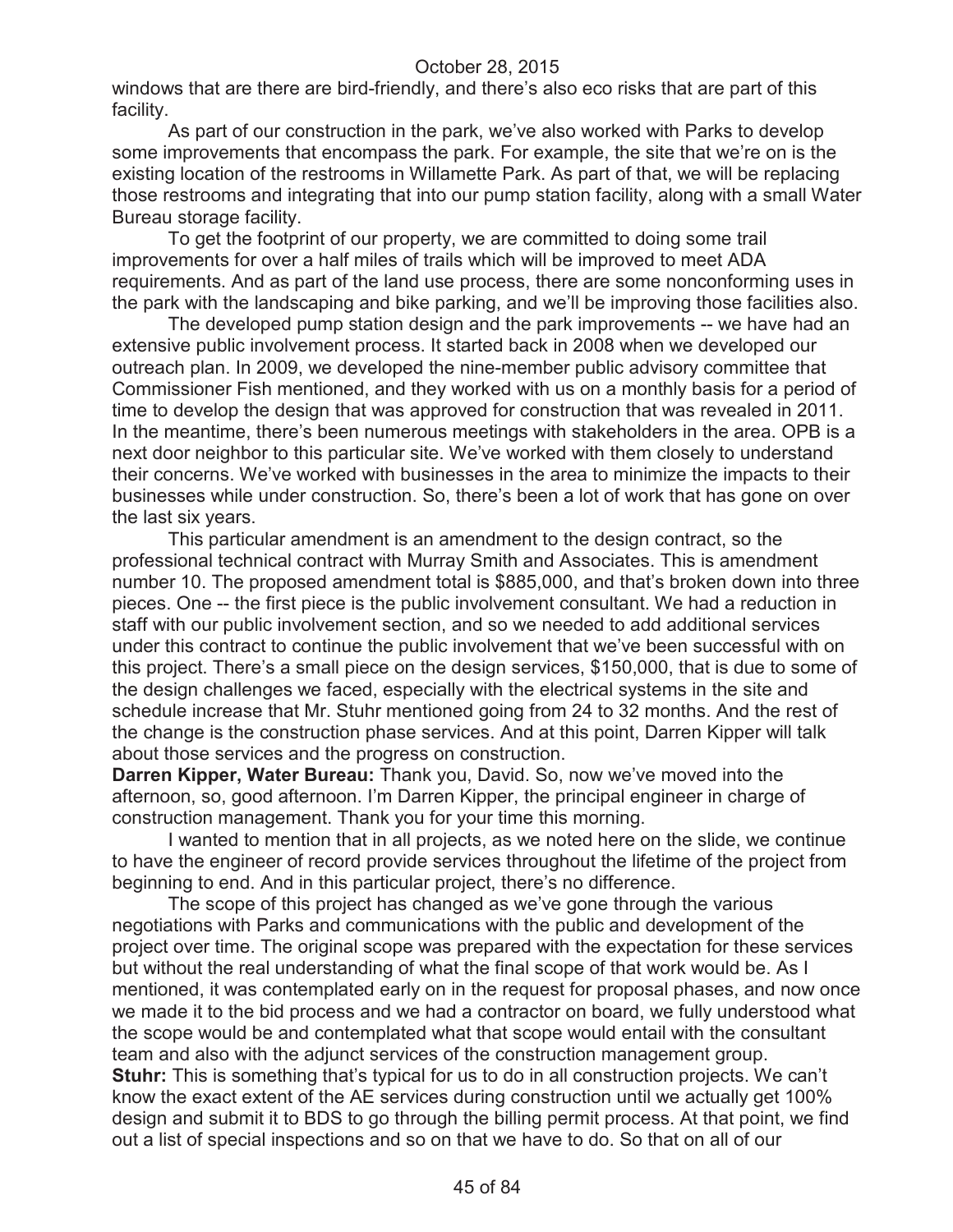windows that are there are bird-friendly, and there's also eco risks that are part of this facility.

As part of our construction in the park, we've also worked with Parks to develop some improvements that encompass the park. For example, the site that we're on is the existing location of the restrooms in Willamette Park. As part of that, we will be replacing those restrooms and integrating that into our pump station facility, along with a small Water Bureau storage facility.

To get the footprint of our property, we are committed to doing some trail improvements for over a half miles of trails which will be improved to meet ADA requirements. And as part of the land use process, there are some nonconforming uses in the park with the landscaping and bike parking, and we'll be improving those facilities also.

The developed pump station design and the park improvements -- we have had an extensive public involvement process. It started back in 2008 when we developed our outreach plan. In 2009, we developed the nine-member public advisory committee that Commissioner Fish mentioned, and they worked with us on a monthly basis for a period of time to develop the design that was approved for construction that was revealed in 2011. In the meantime, there's been numerous meetings with stakeholders in the area. OPB is a next door neighbor to this particular site. We've worked with them closely to understand their concerns. We've worked with businesses in the area to minimize the impacts to their businesses while under construction. So, there's been a lot of work that has gone on over the last six years.

This particular amendment is an amendment to the design contract, so the professional technical contract with Murray Smith and Associates. This is amendment number 10. The proposed amendment total is $885,000, and that's broken down into three pieces. One -- the first piece is the public involvement consultant. We had a reduction in staff with our public involvement section, and so we needed to add additional services under this contract to continue the public involvement that we've been successful with on this project. There's a small piece on the design services, $150,000, that is due to some of the design challenges we faced, especially with the electrical systems in the site and schedule increase that Mr. Stuhr mentioned going from 24 to 32 months. And the rest of the change is the construction phase services. And at this point, Darren Kipper will talk about those services and the progress on construction.

**Darren Kipper, Water Bureau:** Thank you, David. So, now we've moved into the afternoon, so, good afternoon. I'm Darren Kipper, the principal engineer in charge of construction management. Thank you for your time this morning.

I wanted to mention that in all projects, as we noted here on the slide, we continue to have the engineer of record provide services throughout the lifetime of the project from beginning to end. And in this particular project, there's no difference.

The scope of this project has changed as we've gone through the various negotiations with Parks and communications with the public and development of the project over time. The original scope was prepared with the expectation for these services but without the real understanding of what the final scope of that work would be. As I mentioned, it was contemplated early on in the request for proposal phases, and now once we made it to the bid process and we had a contractor on board, we fully understood what the scope would be and contemplated what that scope would entail with the consultant team and also with the adjunct services of the construction management group.

**Stuhr:** This is something that's typical for us to do in all construction projects. We can't know the exact extent of the AE services during construction until we actually get 100% design and submit it to BDS to go through the billing permit process. At that point, we find out a list of special inspections and so on that we have to do. So that on all of our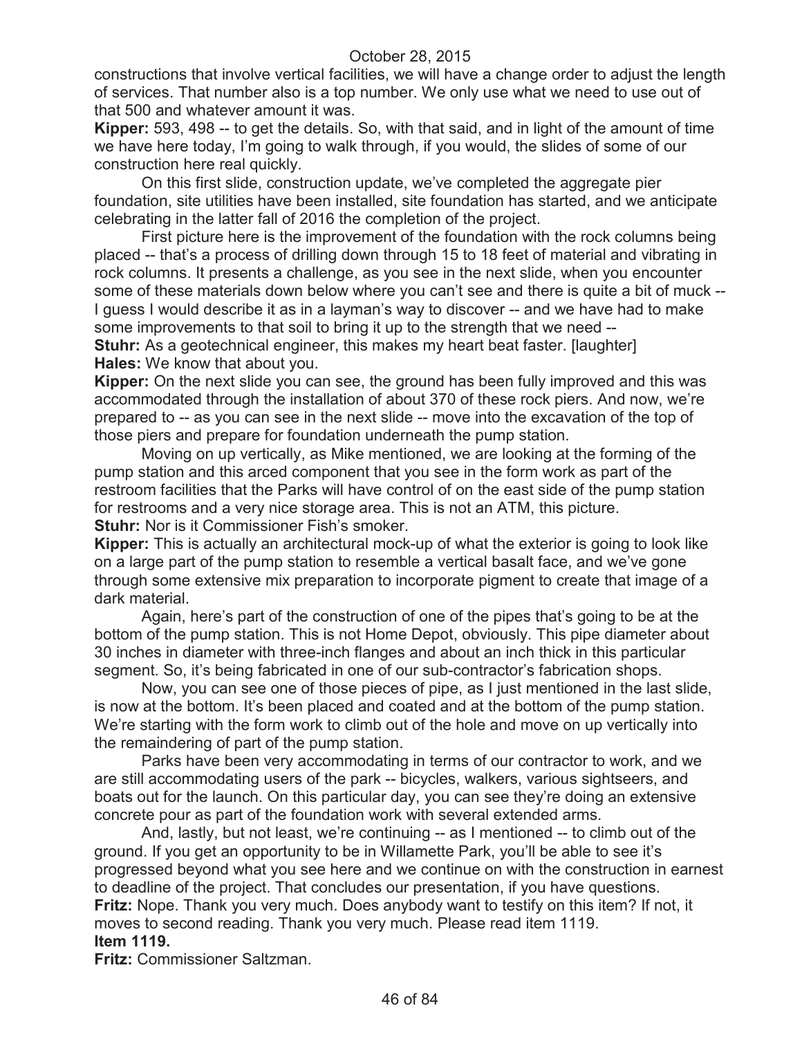constructions that involve vertical facilities, we will have a change order to adjust the length of services. That number also is a top number. We only use what we need to use out of that 500 and whatever amount it was.

**Kipper:** 593, 498 -- to get the details. So, with that said, and in light of the amount of time we have here today, I'm going to walk through, if you would, the slides of some of our construction here real quickly.

On this first slide, construction update, we've completed the aggregate pier foundation, site utilities have been installed, site foundation has started, and we anticipate celebrating in the latter fall of 2016 the completion of the project.

First picture here is the improvement of the foundation with the rock columns being placed -- that's a process of drilling down through 15 to 18 feet of material and vibrating in rock columns. It presents a challenge, as you see in the next slide, when you encounter some of these materials down below where you can't see and there is quite a bit of muck -- I guess I would describe it as in a layman's way to discover -- and we have had to make some improvements to that soil to bring it up to the strength that we need --

**Stuhr:** As a geotechnical engineer, this makes my heart beat faster. [laughter]

**Hales:** We know that about you.

**Kipper:** On the next slide you can see, the ground has been fully improved and this was accommodated through the installation of about 370 of these rock piers. And now, we're prepared to -- as you can see in the next slide -- move into the excavation of the top of those piers and prepare for foundation underneath the pump station.

Moving on up vertically, as Mike mentioned, we are looking at the forming of the pump station and this arced component that you see in the form work as part of the restroom facilities that the Parks will have control of on the east side of the pump station for restrooms and a very nice storage area. This is not an ATM, this picture.

**Stuhr:** Nor is it Commissioner Fish's smoker.

**Kipper:** This is actually an architectural mock-up of what the exterior is going to look like on a large part of the pump station to resemble a vertical basalt face, and we've gone through some extensive mix preparation to incorporate pigment to create that image of a dark material.

Again, here's part of the construction of one of the pipes that's going to be at the bottom of the pump station. This is not Home Depot, obviously. This pipe diameter about 30 inches in diameter with three-inch flanges and about an inch thick in this particular segment. So, it's being fabricated in one of our sub-contractor's fabrication shops.

Now, you can see one of those pieces of pipe, as I just mentioned in the last slide, is now at the bottom. It's been placed and coated and at the bottom of the pump station. We're starting with the form work to climb out of the hole and move on up vertically into the remaindering of part of the pump station.

Parks have been very accommodating in terms of our contractor to work, and we are still accommodating users of the park -- bicycles, walkers, various sightseers, and boats out for the launch. On this particular day, you can see they're doing an extensive concrete pour as part of the foundation work with several extended arms.

And, lastly, but not least, we're continuing -- as I mentioned -- to climb out of the ground. If you get an opportunity to be in Willamette Park, you'll be able to see it's progressed beyond what you see here and we continue on with the construction in earnest to deadline of the project. That concludes our presentation, if you have questions.

**Fritz:** Nope. Thank you very much. Does anybody want to testify on this item? If not, it moves to second reading. Thank you very much. Please read item 1119.

**Item 1119.**

**Fritz:** Commissioner Saltzman.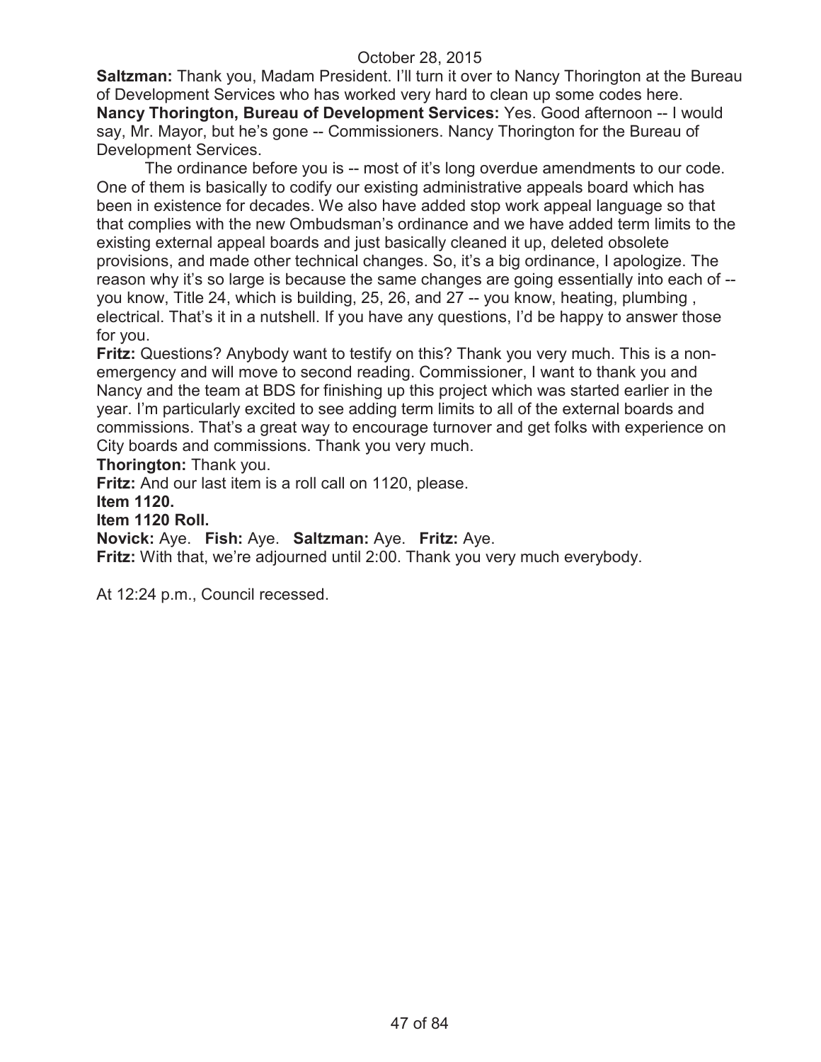October 28, 2015

**Saltzman:** Thank you, Madam President. I'll turn it over to Nancy Thorington at the Bureau of Development Services who has worked very hard to clean up some codes here.

**Nancy Thorington, Bureau of Development Services:** Yes. Good afternoon -- I would say, Mr. Mayor, but he's gone -- Commissioners. Nancy Thorington for the Bureau of Development Services.

The ordinance before you is -- most of it's long overdue amendments to our code. One of them is basically to codify our existing administrative appeals board which has been in existence for decades. We also have added stop work appeal language so that that complies with the new Ombudsman's ordinance and we have added term limits to the existing external appeal boards and just basically cleaned it up, deleted obsolete provisions, and made other technical changes. So, it's a big ordinance, I apologize. The reason why it's so large is because the same changes are going essentially into each of -- you know, Title 24, which is building, 25, 26, and 27 -- you know, heating, plumbing , electrical. That's it in a nutshell. If you have any questions, I'd be happy to answer those for you.

**Fritz:** Questions? Anybody want to testify on this? Thank you very much. This is a non-emergency and will move to second reading. Commissioner, I want to thank you and Nancy and the team at BDS for finishing up this project which was started earlier in the year. I'm particularly excited to see adding term limits to all of the external boards and commissions. That's a great way to encourage turnover and get folks with experience on City boards and commissions. Thank you very much.

**Thorington:** Thank you.

**Fritz:** And our last item is a roll call on 1120, please.

**Item 1120.**

**Item 1120 Roll.**

**Novick:** Aye. **Fish:** Aye. **Saltzman:** Aye. **Fritz:** Aye.

**Fritz:** With that, we're adjourned until 2:00. Thank you very much everybody.

At 12:24 p.m., Council recessed.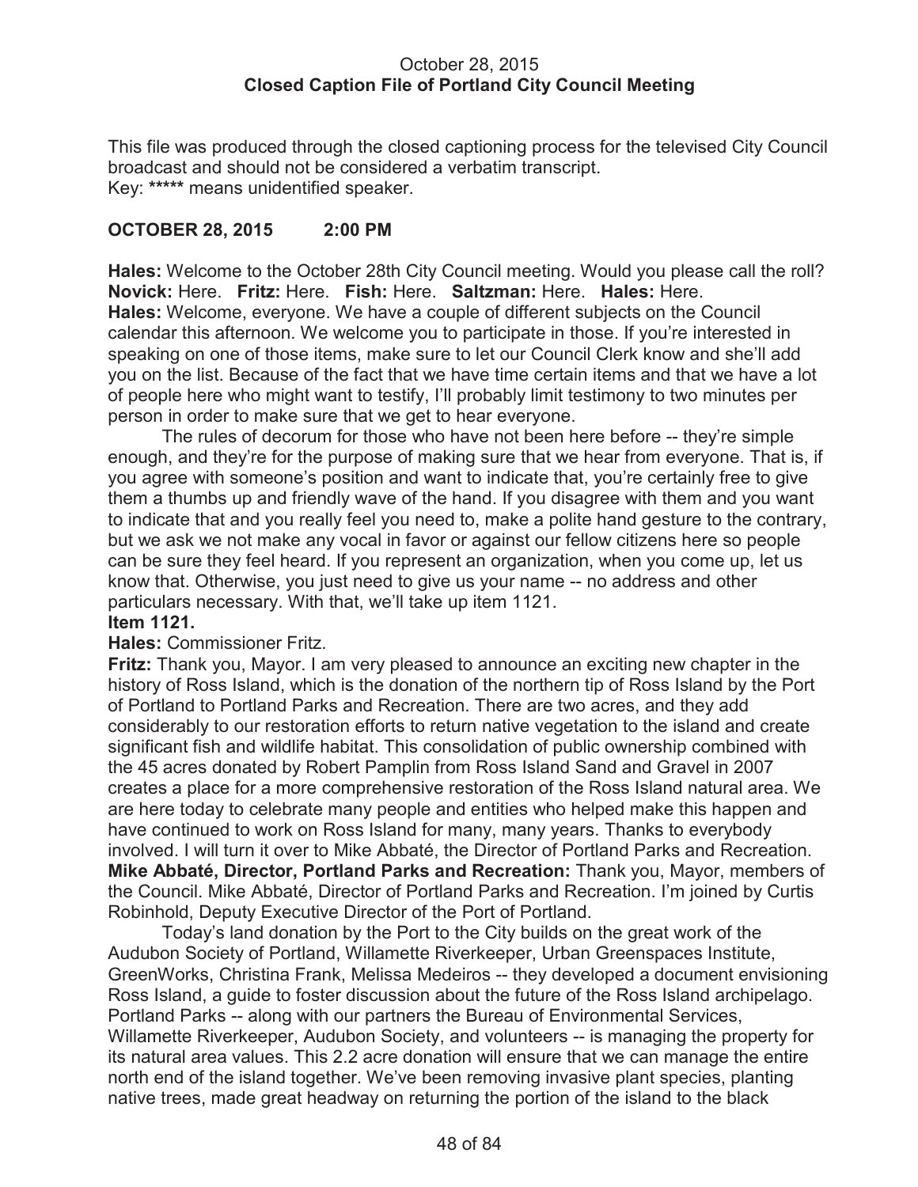October 28, 2015
**Closed Caption File of Portland City Council Meeting**

This file was produced through the closed captioning process for the televised City Council broadcast and should not be considered a verbatim transcript.
Key: ***** means unidentified speaker.

**OCTOBER 28, 2015 2:00 PM**

**Hales:** Welcome to the October 28th City Council meeting. Would you please call the roll?
**Novick:** Here. **Fritz:** Here. **Fish:** Here. **Saltzman:** Here. **Hales:** Here.
**Hales:** Welcome, everyone. We have a couple of different subjects on the Council calendar this afternoon. We welcome you to participate in those. If you're interested in speaking on one of those items, make sure to let our Council Clerk know and she'll add you on the list. Because of the fact that we have time certain items and that we have a lot of people here who might want to testify, I'll probably limit testimony to two minutes per person in order to make sure that we get to hear everyone.

The rules of decorum for those who have not been here before -- they're simple enough, and they're for the purpose of making sure that we hear from everyone. That is, if you agree with someone's position and want to indicate that, you're certainly free to give them a thumbs up and friendly wave of the hand. If you disagree with them and you want to indicate that and you really feel you need to, make a polite hand gesture to the contrary, but we ask we not make any vocal in favor or against our fellow citizens here so people can be sure they feel heard. If you represent an organization, when you come up, let us know that. Otherwise, you just need to give us your name -- no address and other particulars necessary. With that, we'll take up item 1121.

**Item 1121.**

**Hales:** Commissioner Fritz.
**Fritz:** Thank you, Mayor. I am very pleased to announce an exciting new chapter in the history of Ross Island, which is the donation of the northern tip of Ross Island by the Port of Portland to Portland Parks and Recreation. There are two acres, and they add considerably to our restoration efforts to return native vegetation to the island and create significant fish and wildlife habitat. This consolidation of public ownership combined with the 45 acres donated by Robert Pamplin from Ross Island Sand and Gravel in 2007 creates a place for a more comprehensive restoration of the Ross Island natural area. We are here today to celebrate many people and entities who helped make this happen and have continued to work on Ross Island for many, many years. Thanks to everybody involved. I will turn it over to Mike Abbaté, the Director of Portland Parks and Recreation.
**Mike Abbaté, Director, Portland Parks and Recreation:** Thank you, Mayor, members of the Council. Mike Abbaté, Director of Portland Parks and Recreation. I'm joined by Curtis Robinhold, Deputy Executive Director of the Port of Portland.

Today's land donation by the Port to the City builds on the great work of the Audubon Society of Portland, Willamette Riverkeeper, Urban Greenspaces Institute, GreenWorks, Christina Frank, Melissa Medeiros -- they developed a document envisioning Ross Island, a guide to foster discussion about the future of the Ross Island archipelago. Portland Parks -- along with our partners the Bureau of Environmental Services, Willamette Riverkeeper, Audubon Society, and volunteers -- is managing the property for its natural area values. This 2.2 acre donation will ensure that we can manage the entire north end of the island together. We've been removing invasive plant species, planting native trees, made great headway on returning the portion of the island to the black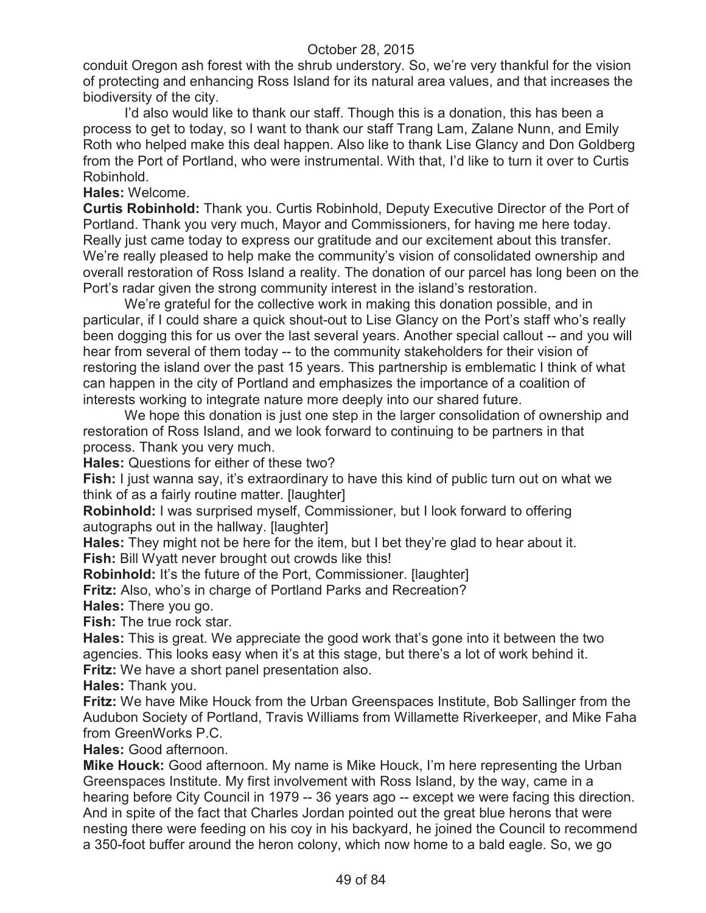conduit Oregon ash forest with the shrub understory. So, we're very thankful for the vision of protecting and enhancing Ross Island for its natural area values, and that increases the biodiversity of the city.

I'd also would like to thank our staff. Though this is a donation, this has been a process to get to today, so I want to thank our staff Trang Lam, Zalane Nunn, and Emily Roth who helped make this deal happen. Also like to thank Lise Glancy and Don Goldberg from the Port of Portland, who were instrumental. With that, I'd like to turn it over to Curtis Robinhold.

**Hales:** Welcome.

**Curtis Robinhold:** Thank you. Curtis Robinhold, Deputy Executive Director of the Port of Portland. Thank you very much, Mayor and Commissioners, for having me here today. Really just came today to express our gratitude and our excitement about this transfer. We're really pleased to help make the community's vision of consolidated ownership and overall restoration of Ross Island a reality. The donation of our parcel has long been on the Port's radar given the strong community interest in the island's restoration.

We're grateful for the collective work in making this donation possible, and in particular, if I could share a quick shout-out to Lise Glancy on the Port's staff who's really been dogging this for us over the last several years. Another special callout -- and you will hear from several of them today -- to the community stakeholders for their vision of restoring the island over the past 15 years. This partnership is emblematic I think of what can happen in the city of Portland and emphasizes the importance of a coalition of interests working to integrate nature more deeply into our shared future.

We hope this donation is just one step in the larger consolidation of ownership and restoration of Ross Island, and we look forward to continuing to be partners in that process. Thank you very much.

**Hales:** Questions for either of these two?

**Fish:** I just wanna say, it's extraordinary to have this kind of public turn out on what we think of as a fairly routine matter. [laughter]

**Robinhold:** I was surprised myself, Commissioner, but I look forward to offering autographs out in the hallway. [laughter]

**Hales:** They might not be here for the item, but I bet they're glad to hear about it.

**Fish:** Bill Wyatt never brought out crowds like this!

**Robinhold:** It's the future of the Port, Commissioner. [laughter]

**Fritz:** Also, who's in charge of Portland Parks and Recreation?

**Hales:** There you go.

**Fish:** The true rock star.

**Hales:** This is great. We appreciate the good work that's gone into it between the two agencies. This looks easy when it's at this stage, but there's a lot of work behind it.

**Fritz:** We have a short panel presentation also.

**Hales:** Thank you.

**Fritz:** We have Mike Houck from the Urban Greenspaces Institute, Bob Sallinger from the Audubon Society of Portland, Travis Williams from Willamette Riverkeeper, and Mike Faha from GreenWorks P.C.

**Hales:** Good afternoon.

**Mike Houck:** Good afternoon. My name is Mike Houck, I'm here representing the Urban Greenspaces Institute. My first involvement with Ross Island, by the way, came in a hearing before City Council in 1979 -- 36 years ago -- except we were facing this direction. And in spite of the fact that Charles Jordan pointed out the great blue herons that were nesting there were feeding on his coy in his backyard, he joined the Council to recommend a 350-foot buffer around the heron colony, which now home to a bald eagle. So, we go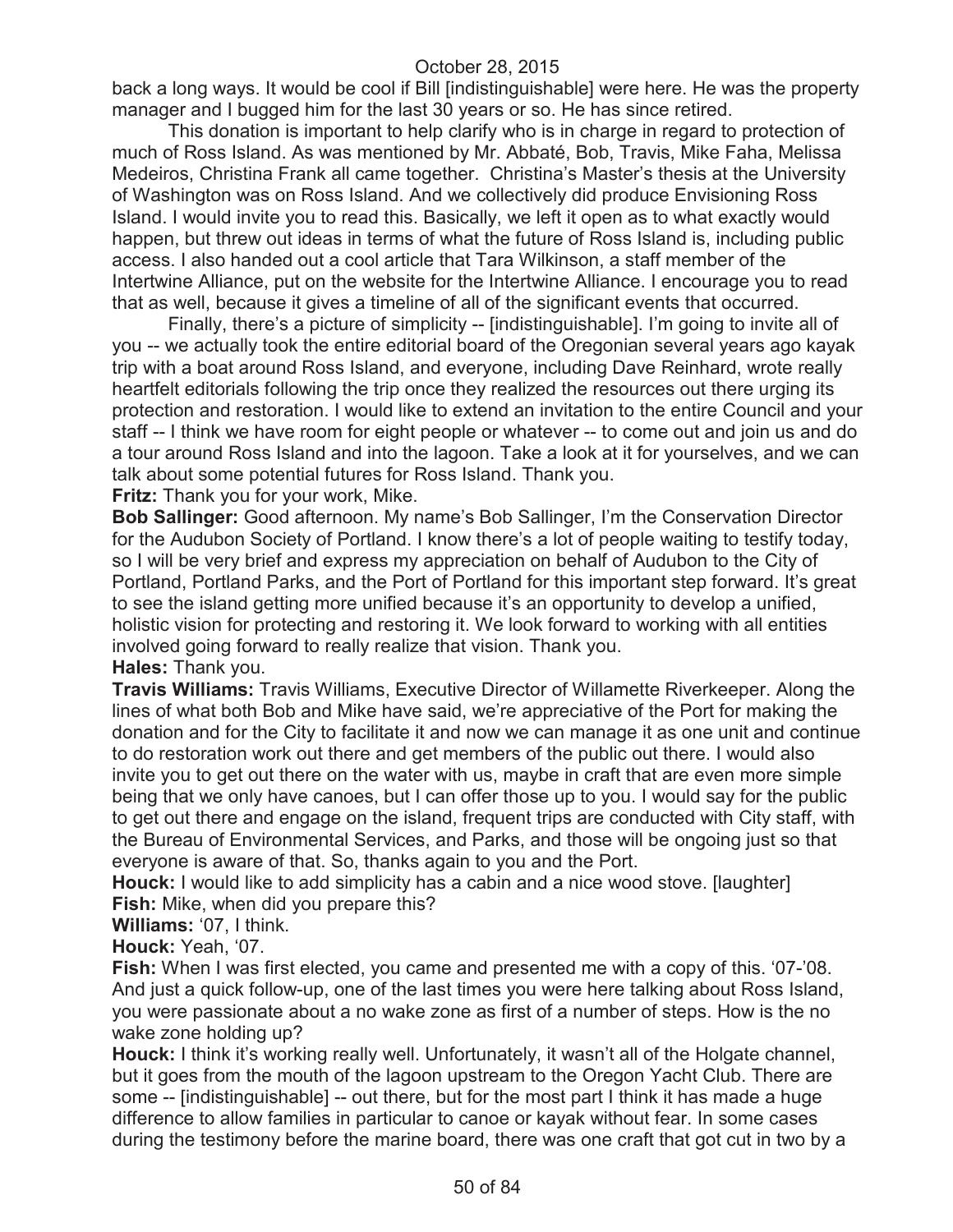back a long ways. It would be cool if Bill [indistinguishable] were here. He was the property manager and I bugged him for the last 30 years or so. He has since retired.

This donation is important to help clarify who is in charge in regard to protection of much of Ross Island. As was mentioned by Mr. Abbaté, Bob, Travis, Mike Faha, Melissa Medeiros, Christina Frank all came together. Christina's Master's thesis at the University of Washington was on Ross Island. And we collectively did produce Envisioning Ross Island. I would invite you to read this. Basically, we left it open as to what exactly would happen, but threw out ideas in terms of what the future of Ross Island is, including public access. I also handed out a cool article that Tara Wilkinson, a staff member of the Intertwine Alliance, put on the website for the Intertwine Alliance. I encourage you to read that as well, because it gives a timeline of all of the significant events that occurred.

Finally, there's a picture of simplicity -- [indistinguishable]. I'm going to invite all of you -- we actually took the entire editorial board of the Oregonian several years ago kayak trip with a boat around Ross Island, and everyone, including Dave Reinhard, wrote really heartfelt editorials following the trip once they realized the resources out there urging its protection and restoration. I would like to extend an invitation to the entire Council and your staff -- I think we have room for eight people or whatever -- to come out and join us and do a tour around Ross Island and into the lagoon. Take a look at it for yourselves, and we can talk about some potential futures for Ross Island. Thank you.

**Fritz:** Thank you for your work, Mike.

**Bob Sallinger:** Good afternoon. My name's Bob Sallinger, I'm the Conservation Director for the Audubon Society of Portland. I know there's a lot of people waiting to testify today, so I will be very brief and express my appreciation on behalf of Audubon to the City of Portland, Portland Parks, and the Port of Portland for this important step forward. It's great to see the island getting more unified because it's an opportunity to develop a unified, holistic vision for protecting and restoring it. We look forward to working with all entities involved going forward to really realize that vision. Thank you.

**Hales:** Thank you.

**Travis Williams:** Travis Williams, Executive Director of Willamette Riverkeeper. Along the lines of what both Bob and Mike have said, we're appreciative of the Port for making the donation and for the City to facilitate it and now we can manage it as one unit and continue to do restoration work out there and get members of the public out there. I would also invite you to get out there on the water with us, maybe in craft that are even more simple being that we only have canoes, but I can offer those up to you. I would say for the public to get out there and engage on the island, frequent trips are conducted with City staff, with the Bureau of Environmental Services, and Parks, and those will be ongoing just so that everyone is aware of that. So, thanks again to you and the Port.

**Houck:** I would like to add simplicity has a cabin and a nice wood stove. [laughter]

**Fish:** Mike, when did you prepare this?

**Williams:** '07, I think.

**Houck:** Yeah, '07.

**Fish:** When I was first elected, you came and presented me with a copy of this. '07-'08. And just a quick follow-up, one of the last times you were here talking about Ross Island, you were passionate about a no wake zone as first of a number of steps. How is the no wake zone holding up?

**Houck:** I think it's working really well. Unfortunately, it wasn't all of the Holgate channel, but it goes from the mouth of the lagoon upstream to the Oregon Yacht Club. There are some -- [indistinguishable] -- out there, but for the most part I think it has made a huge difference to allow families in particular to canoe or kayak without fear. In some cases during the testimony before the marine board, there was one craft that got cut in two by a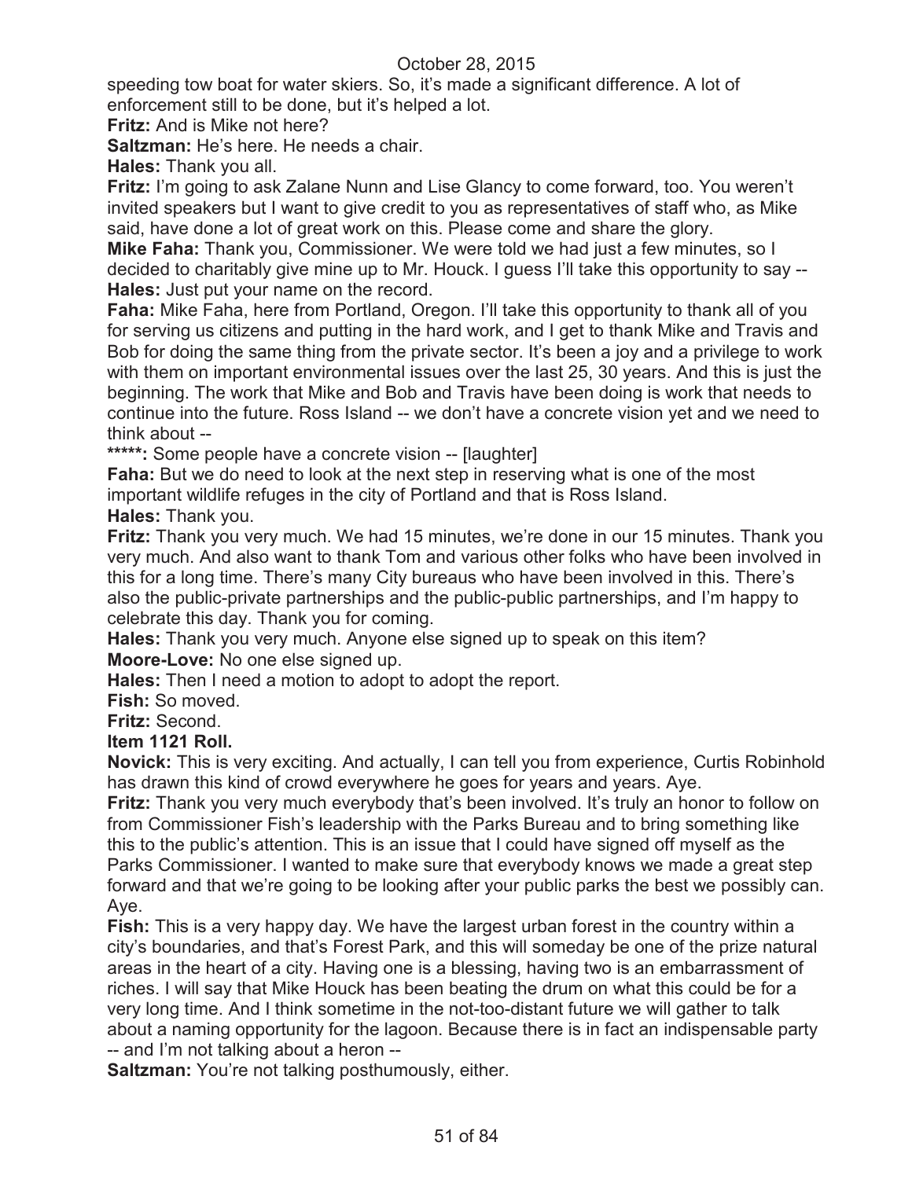speeding tow boat for water skiers. So, it's made a significant difference. A lot of enforcement still to be done, but it's helped a lot.

**Fritz:** And is Mike not here?

**Saltzman:** He's here. He needs a chair.

**Hales:** Thank you all.

**Fritz:** I'm going to ask Zalane Nunn and Lise Glancy to come forward, too. You weren't invited speakers but I want to give credit to you as representatives of staff who, as Mike said, have done a lot of great work on this. Please come and share the glory.

**Mike Faha:** Thank you, Commissioner. We were told we had just a few minutes, so I decided to charitably give mine up to Mr. Houck. I guess I'll take this opportunity to say --

**Hales:** Just put your name on the record.

**Faha:** Mike Faha, here from Portland, Oregon. I'll take this opportunity to thank all of you for serving us citizens and putting in the hard work, and I get to thank Mike and Travis and Bob for doing the same thing from the private sector. It's been a joy and a privilege to work with them on important environmental issues over the last 25, 30 years. And this is just the beginning. The work that Mike and Bob and Travis have been doing is work that needs to continue into the future. Ross Island -- we don't have a concrete vision yet and we need to think about --

**\*\*\*\*\*:** Some people have a concrete vision -- [laughter]

**Faha:** But we do need to look at the next step in reserving what is one of the most important wildlife refuges in the city of Portland and that is Ross Island.

**Hales:** Thank you.

**Fritz:** Thank you very much. We had 15 minutes, we're done in our 15 minutes. Thank you very much. And also want to thank Tom and various other folks who have been involved in this for a long time. There's many City bureaus who have been involved in this. There's also the public-private partnerships and the public-public partnerships, and I'm happy to celebrate this day. Thank you for coming.

**Hales:** Thank you very much. Anyone else signed up to speak on this item?

**Moore-Love:** No one else signed up.

**Hales:** Then I need a motion to adopt to adopt the report.

**Fish:** So moved.

**Fritz:** Second.

**Item 1121 Roll.**

**Novick:** This is very exciting. And actually, I can tell you from experience, Curtis Robinhold has drawn this kind of crowd everywhere he goes for years and years. Aye.

**Fritz:** Thank you very much everybody that's been involved. It's truly an honor to follow on from Commissioner Fish's leadership with the Parks Bureau and to bring something like this to the public's attention. This is an issue that I could have signed off myself as the Parks Commissioner. I wanted to make sure that everybody knows we made a great step forward and that we're going to be looking after your public parks the best we possibly can. Aye.

**Fish:** This is a very happy day. We have the largest urban forest in the country within a city's boundaries, and that's Forest Park, and this will someday be one of the prize natural areas in the heart of a city. Having one is a blessing, having two is an embarrassment of riches. I will say that Mike Houck has been beating the drum on what this could be for a very long time. And I think sometime in the not-too-distant future we will gather to talk about a naming opportunity for the lagoon. Because there is in fact an indispensable party -- and I'm not talking about a heron --

**Saltzman:** You're not talking posthumously, either.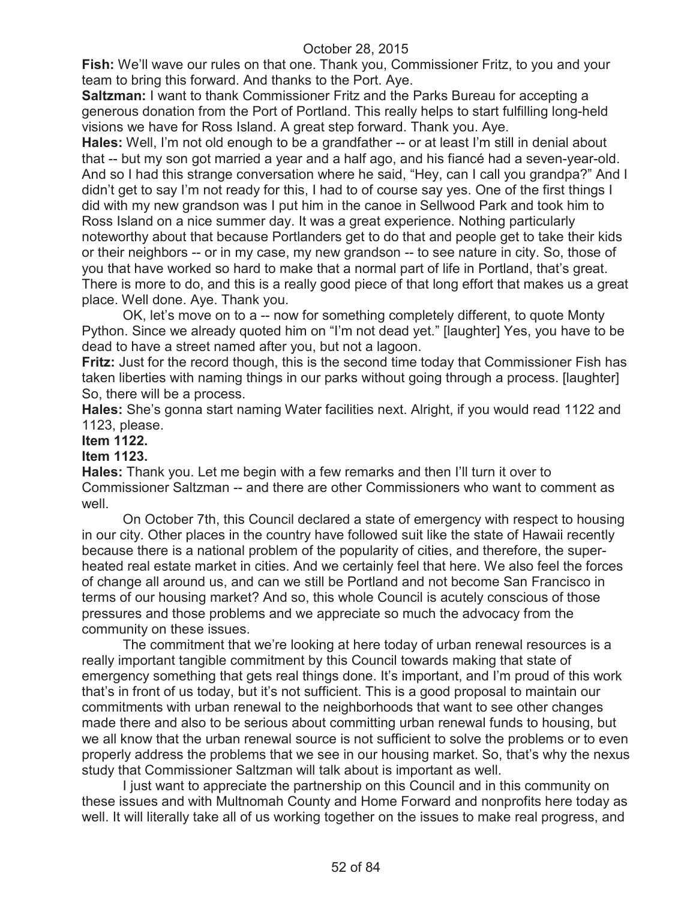**Fish:** We'll wave our rules on that one. Thank you, Commissioner Fritz, to you and your team to bring this forward. And thanks to the Port. Aye.

**Saltzman:** I want to thank Commissioner Fritz and the Parks Bureau for accepting a generous donation from the Port of Portland. This really helps to start fulfilling long-held visions we have for Ross Island. A great step forward. Thank you. Aye.

**Hales:** Well, I'm not old enough to be a grandfather -- or at least I'm still in denial about that -- but my son got married a year and a half ago, and his fiancé had a seven-year-old. And so I had this strange conversation where he said, "Hey, can I call you grandpa?" And I didn't get to say I'm not ready for this, I had to of course say yes. One of the first things I did with my new grandson was I put him in the canoe in Sellwood Park and took him to Ross Island on a nice summer day. It was a great experience. Nothing particularly noteworthy about that because Portlanders get to do that and people get to take their kids or their neighbors -- or in my case, my new grandson -- to see nature in city. So, those of you that have worked so hard to make that a normal part of life in Portland, that's great. There is more to do, and this is a really good piece of that long effort that makes us a great place. Well done. Aye. Thank you.

OK, let's move on to a -- now for something completely different, to quote Monty Python. Since we already quoted him on "I'm not dead yet." [laughter] Yes, you have to be dead to have a street named after you, but not a lagoon.

**Fritz:** Just for the record though, this is the second time today that Commissioner Fish has taken liberties with naming things in our parks without going through a process. [laughter] So, there will be a process.

**Hales:** She's gonna start naming Water facilities next. Alright, if you would read 1122 and 1123, please.

**Item 1122.**

**Item 1123.**

**Hales:** Thank you. Let me begin with a few remarks and then I'll turn it over to Commissioner Saltzman -- and there are other Commissioners who want to comment as well.

On October 7th, this Council declared a state of emergency with respect to housing in our city. Other places in the country have followed suit like the state of Hawaii recently because there is a national problem of the popularity of cities, and therefore, the super-heated real estate market in cities. And we certainly feel that here. We also feel the forces of change all around us, and can we still be Portland and not become San Francisco in terms of our housing market? And so, this whole Council is acutely conscious of those pressures and those problems and we appreciate so much the advocacy from the community on these issues.

The commitment that we're looking at here today of urban renewal resources is a really important tangible commitment by this Council towards making that state of emergency something that gets real things done. It's important, and I'm proud of this work that's in front of us today, but it's not sufficient. This is a good proposal to maintain our commitments with urban renewal to the neighborhoods that want to see other changes made there and also to be serious about committing urban renewal funds to housing, but we all know that the urban renewal source is not sufficient to solve the problems or to even properly address the problems that we see in our housing market. So, that's why the nexus study that Commissioner Saltzman will talk about is important as well.

I just want to appreciate the partnership on this Council and in this community on these issues and with Multnomah County and Home Forward and nonprofits here today as well. It will literally take all of us working together on the issues to make real progress, and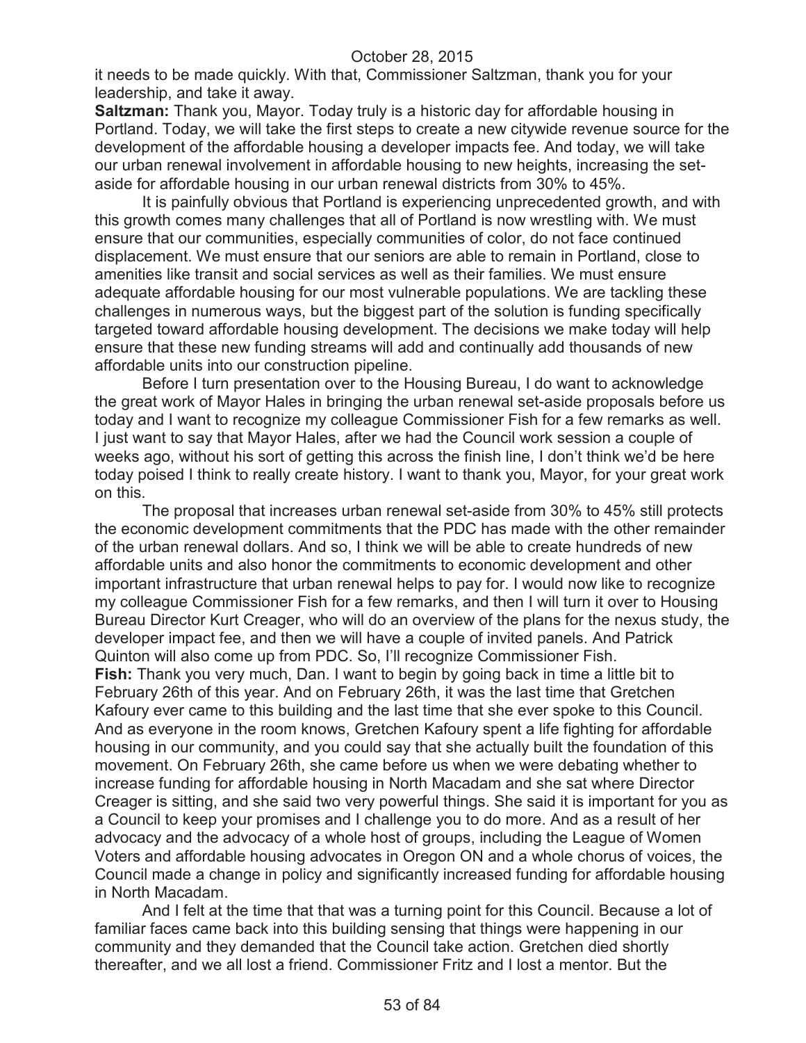it needs to be made quickly. With that, Commissioner Saltzman, thank you for your leadership, and take it away.

**Saltzman:** Thank you, Mayor. Today truly is a historic day for affordable housing in Portland. Today, we will take the first steps to create a new citywide revenue source for the development of the affordable housing a developer impacts fee. And today, we will take our urban renewal involvement in affordable housing to new heights, increasing the set-aside for affordable housing in our urban renewal districts from 30% to 45%.

It is painfully obvious that Portland is experiencing unprecedented growth, and with this growth comes many challenges that all of Portland is now wrestling with. We must ensure that our communities, especially communities of color, do not face continued displacement. We must ensure that our seniors are able to remain in Portland, close to amenities like transit and social services as well as their families. We must ensure adequate affordable housing for our most vulnerable populations. We are tackling these challenges in numerous ways, but the biggest part of the solution is funding specifically targeted toward affordable housing development. The decisions we make today will help ensure that these new funding streams will add and continually add thousands of new affordable units into our construction pipeline.

Before I turn presentation over to the Housing Bureau, I do want to acknowledge the great work of Mayor Hales in bringing the urban renewal set-aside proposals before us today and I want to recognize my colleague Commissioner Fish for a few remarks as well. I just want to say that Mayor Hales, after we had the Council work session a couple of weeks ago, without his sort of getting this across the finish line, I don't think we'd be here today poised I think to really create history. I want to thank you, Mayor, for your great work on this.

The proposal that increases urban renewal set-aside from 30% to 45% still protects the economic development commitments that the PDC has made with the other remainder of the urban renewal dollars. And so, I think we will be able to create hundreds of new affordable units and also honor the commitments to economic development and other important infrastructure that urban renewal helps to pay for. I would now like to recognize my colleague Commissioner Fish for a few remarks, and then I will turn it over to Housing Bureau Director Kurt Creager, who will do an overview of the plans for the nexus study, the developer impact fee, and then we will have a couple of invited panels. And Patrick Quinton will also come up from PDC. So, I'll recognize Commissioner Fish.

**Fish:** Thank you very much, Dan. I want to begin by going back in time a little bit to February 26th of this year. And on February 26th, it was the last time that Gretchen Kafoury ever came to this building and the last time that she ever spoke to this Council. And as everyone in the room knows, Gretchen Kafoury spent a life fighting for affordable housing in our community, and you could say that she actually built the foundation of this movement. On February 26th, she came before us when we were debating whether to increase funding for affordable housing in North Macadam and she sat where Director Creager is sitting, and she said two very powerful things. She said it is important for you as a Council to keep your promises and I challenge you to do more. And as a result of her advocacy and the advocacy of a whole host of groups, including the League of Women Voters and affordable housing advocates in Oregon ON and a whole chorus of voices, the Council made a change in policy and significantly increased funding for affordable housing in North Macadam.

And I felt at the time that that was a turning point for this Council. Because a lot of familiar faces came back into this building sensing that things were happening in our community and they demanded that the Council take action. Gretchen died shortly thereafter, and we all lost a friend. Commissioner Fritz and I lost a mentor. But the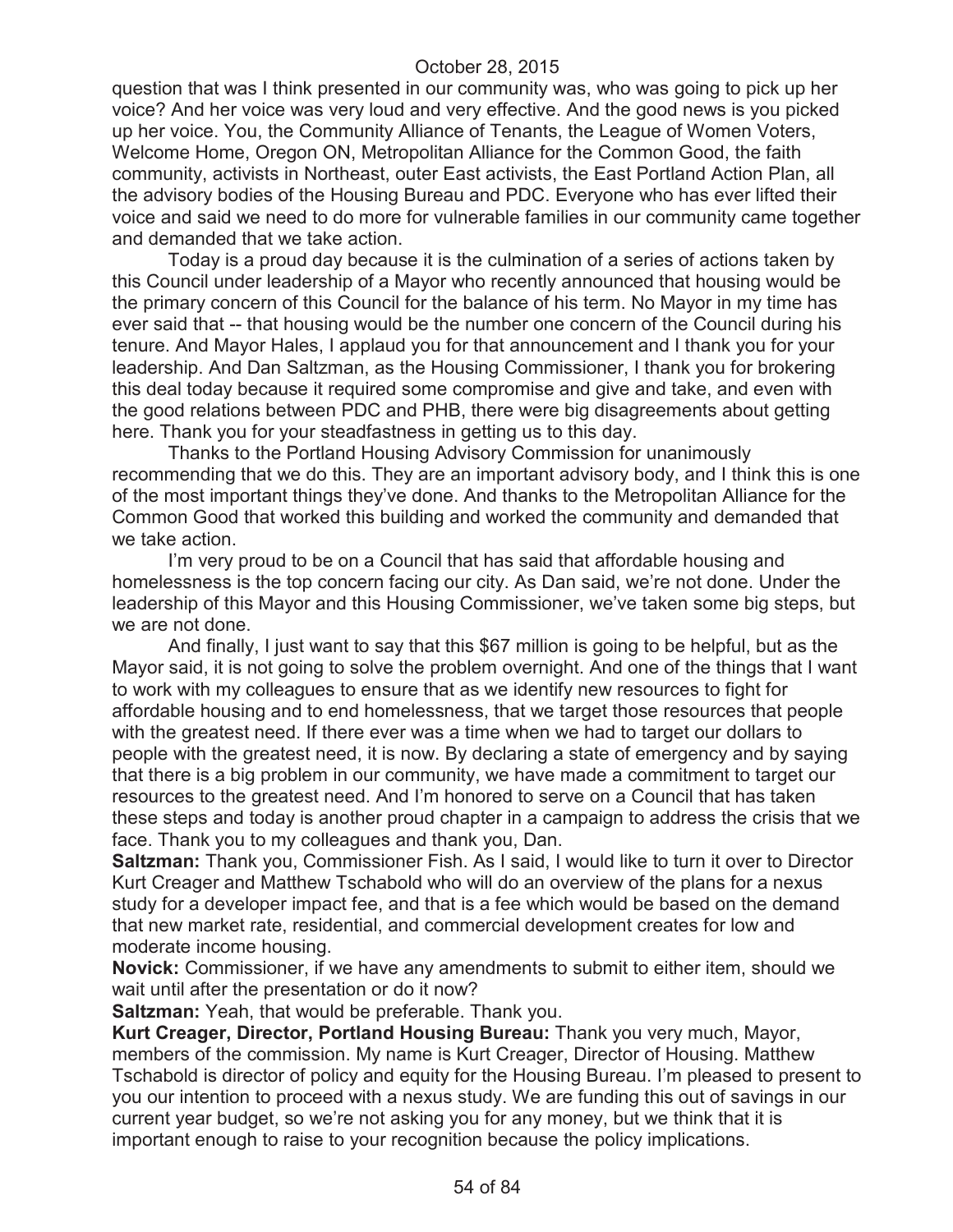question that was I think presented in our community was, who was going to pick up her voice? And her voice was very loud and very effective. And the good news is you picked up her voice. You, the Community Alliance of Tenants, the League of Women Voters, Welcome Home, Oregon ON, Metropolitan Alliance for the Common Good, the faith community, activists in Northeast, outer East activists, the East Portland Action Plan, all the advisory bodies of the Housing Bureau and PDC. Everyone who has ever lifted their voice and said we need to do more for vulnerable families in our community came together and demanded that we take action.

Today is a proud day because it is the culmination of a series of actions taken by this Council under leadership of a Mayor who recently announced that housing would be the primary concern of this Council for the balance of his term. No Mayor in my time has ever said that -- that housing would be the number one concern of the Council during his tenure. And Mayor Hales, I applaud you for that announcement and I thank you for your leadership. And Dan Saltzman, as the Housing Commissioner, I thank you for brokering this deal today because it required some compromise and give and take, and even with the good relations between PDC and PHB, there were big disagreements about getting here. Thank you for your steadfastness in getting us to this day.

Thanks to the Portland Housing Advisory Commission for unanimously recommending that we do this. They are an important advisory body, and I think this is one of the most important things they've done. And thanks to the Metropolitan Alliance for the Common Good that worked this building and worked the community and demanded that we take action.

I'm very proud to be on a Council that has said that affordable housing and homelessness is the top concern facing our city. As Dan said, we're not done. Under the leadership of this Mayor and this Housing Commissioner, we've taken some big steps, but we are not done.

And finally, I just want to say that this $67 million is going to be helpful, but as the Mayor said, it is not going to solve the problem overnight. And one of the things that I want to work with my colleagues to ensure that as we identify new resources to fight for affordable housing and to end homelessness, that we target those resources that people with the greatest need. If there ever was a time when we had to target our dollars to people with the greatest need, it is now. By declaring a state of emergency and by saying that there is a big problem in our community, we have made a commitment to target our resources to the greatest need. And I'm honored to serve on a Council that has taken these steps and today is another proud chapter in a campaign to address the crisis that we face. Thank you to my colleagues and thank you, Dan.

**Saltzman:** Thank you, Commissioner Fish. As I said, I would like to turn it over to Director Kurt Creager and Matthew Tschabold who will do an overview of the plans for a nexus study for a developer impact fee, and that is a fee which would be based on the demand that new market rate, residential, and commercial development creates for low and moderate income housing.

**Novick:** Commissioner, if we have any amendments to submit to either item, should we wait until after the presentation or do it now?

**Saltzman:** Yeah, that would be preferable. Thank you.

**Kurt Creager, Director, Portland Housing Bureau:** Thank you very much, Mayor, members of the commission. My name is Kurt Creager, Director of Housing. Matthew Tschabold is director of policy and equity for the Housing Bureau. I'm pleased to present to you our intention to proceed with a nexus study. We are funding this out of savings in our current year budget, so we're not asking you for any money, but we think that it is important enough to raise to your recognition because the policy implications.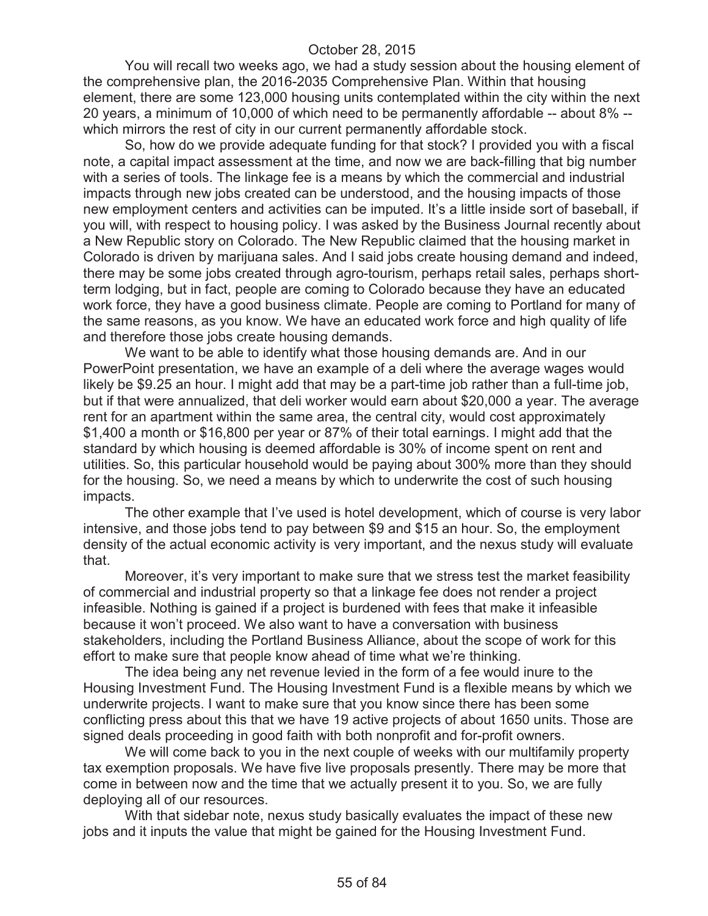You will recall two weeks ago, we had a study session about the housing element of the comprehensive plan, the 2016-2035 Comprehensive Plan. Within that housing element, there are some 123,000 housing units contemplated within the city within the next 20 years, a minimum of 10,000 of which need to be permanently affordable -- about 8% -- which mirrors the rest of city in our current permanently affordable stock.

So, how do we provide adequate funding for that stock? I provided you with a fiscal note, a capital impact assessment at the time, and now we are back-filling that big number with a series of tools. The linkage fee is a means by which the commercial and industrial impacts through new jobs created can be understood, and the housing impacts of those new employment centers and activities can be imputed. It's a little inside sort of baseball, if you will, with respect to housing policy. I was asked by the Business Journal recently about a New Republic story on Colorado. The New Republic claimed that the housing market in Colorado is driven by marijuana sales. And I said jobs create housing demand and indeed, there may be some jobs created through agro-tourism, perhaps retail sales, perhaps short-term lodging, but in fact, people are coming to Colorado because they have an educated work force, they have a good business climate. People are coming to Portland for many of the same reasons, as you know. We have an educated work force and high quality of life and therefore those jobs create housing demands.

We want to be able to identify what those housing demands are. And in our PowerPoint presentation, we have an example of a deli where the average wages would likely be $9.25 an hour. I might add that may be a part-time job rather than a full-time job, but if that were annualized, that deli worker would earn about $20,000 a year. The average rent for an apartment within the same area, the central city, would cost approximately $1,400 a month or $16,800 per year or 87% of their total earnings. I might add that the standard by which housing is deemed affordable is 30% of income spent on rent and utilities. So, this particular household would be paying about 300% more than they should for the housing. So, we need a means by which to underwrite the cost of such housing impacts.

The other example that I've used is hotel development, which of course is very labor intensive, and those jobs tend to pay between $9 and $15 an hour. So, the employment density of the actual economic activity is very important, and the nexus study will evaluate that.

Moreover, it's very important to make sure that we stress test the market feasibility of commercial and industrial property so that a linkage fee does not render a project infeasible. Nothing is gained if a project is burdened with fees that make it infeasible because it won't proceed. We also want to have a conversation with business stakeholders, including the Portland Business Alliance, about the scope of work for this effort to make sure that people know ahead of time what we're thinking.

The idea being any net revenue levied in the form of a fee would inure to the Housing Investment Fund. The Housing Investment Fund is a flexible means by which we underwrite projects. I want to make sure that you know since there has been some conflicting press about this that we have 19 active projects of about 1650 units. Those are signed deals proceeding in good faith with both nonprofit and for-profit owners.

We will come back to you in the next couple of weeks with our multifamily property tax exemption proposals. We have five live proposals presently. There may be more that come in between now and the time that we actually present it to you. So, we are fully deploying all of our resources.

With that sidebar note, nexus study basically evaluates the impact of these new jobs and it inputs the value that might be gained for the Housing Investment Fund.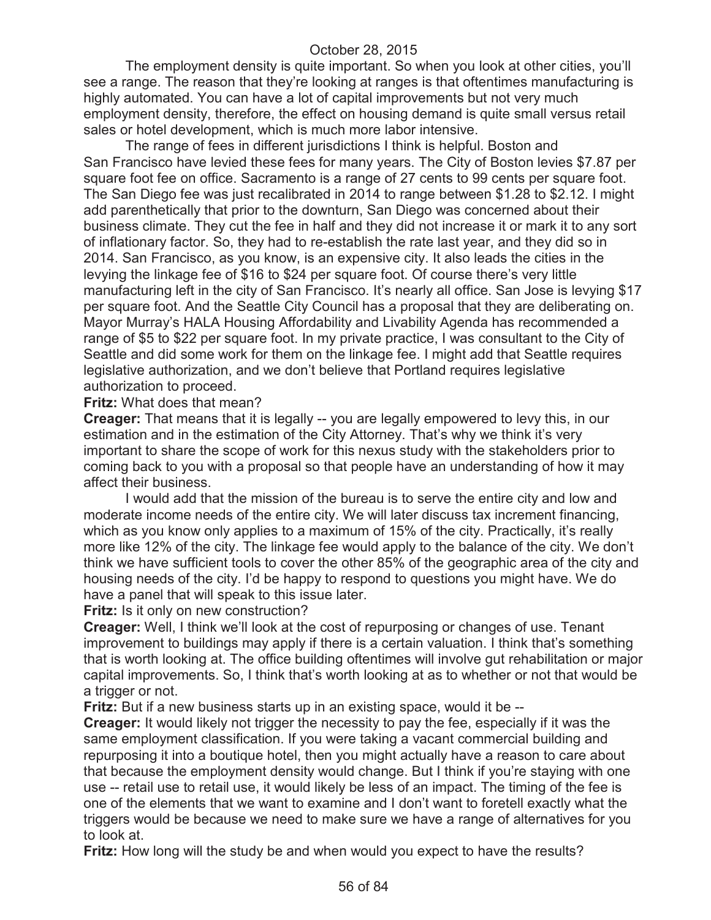The employment density is quite important. So when you look at other cities, you'll see a range. The reason that they're looking at ranges is that oftentimes manufacturing is highly automated. You can have a lot of capital improvements but not very much employment density, therefore, the effect on housing demand is quite small versus retail sales or hotel development, which is much more labor intensive.

The range of fees in different jurisdictions I think is helpful. Boston and San Francisco have levied these fees for many years. The City of Boston levies $7.87 per square foot fee on office. Sacramento is a range of 27 cents to 99 cents per square foot. The San Diego fee was just recalibrated in 2014 to range between $1.28 to $2.12. I might add parenthetically that prior to the downturn, San Diego was concerned about their business climate. They cut the fee in half and they did not increase it or mark it to any sort of inflationary factor. So, they had to re-establish the rate last year, and they did so in 2014. San Francisco, as you know, is an expensive city. It also leads the cities in the levying the linkage fee of $16 to $24 per square foot. Of course there's very little manufacturing left in the city of San Francisco. It's nearly all office. San Jose is levying $17 per square foot. And the Seattle City Council has a proposal that they are deliberating on. Mayor Murray's HALA Housing Affordability and Livability Agenda has recommended a range of $5 to $22 per square foot. In my private practice, I was consultant to the City of Seattle and did some work for them on the linkage fee. I might add that Seattle requires legislative authorization, and we don't believe that Portland requires legislative authorization to proceed.

**Fritz:** What does that mean?

**Creager:** That means that it is legally -- you are legally empowered to levy this, in our estimation and in the estimation of the City Attorney. That's why we think it's very important to share the scope of work for this nexus study with the stakeholders prior to coming back to you with a proposal so that people have an understanding of how it may affect their business.

I would add that the mission of the bureau is to serve the entire city and low and moderate income needs of the entire city. We will later discuss tax increment financing, which as you know only applies to a maximum of 15% of the city. Practically, it's really more like 12% of the city. The linkage fee would apply to the balance of the city. We don't think we have sufficient tools to cover the other 85% of the geographic area of the city and housing needs of the city. I'd be happy to respond to questions you might have. We do have a panel that will speak to this issue later.

**Fritz:** Is it only on new construction?

**Creager:** Well, I think we'll look at the cost of repurposing or changes of use. Tenant improvement to buildings may apply if there is a certain valuation. I think that's something that is worth looking at. The office building oftentimes will involve gut rehabilitation or major capital improvements. So, I think that's worth looking at as to whether or not that would be a trigger or not.

**Fritz:** But if a new business starts up in an existing space, would it be --

**Creager:** It would likely not trigger the necessity to pay the fee, especially if it was the same employment classification. If you were taking a vacant commercial building and repurposing it into a boutique hotel, then you might actually have a reason to care about that because the employment density would change. But I think if you're staying with one use -- retail use to retail use, it would likely be less of an impact. The timing of the fee is one of the elements that we want to examine and I don't want to foretell exactly what the triggers would be because we need to make sure we have a range of alternatives for you to look at.

**Fritz:** How long will the study be and when would you expect to have the results?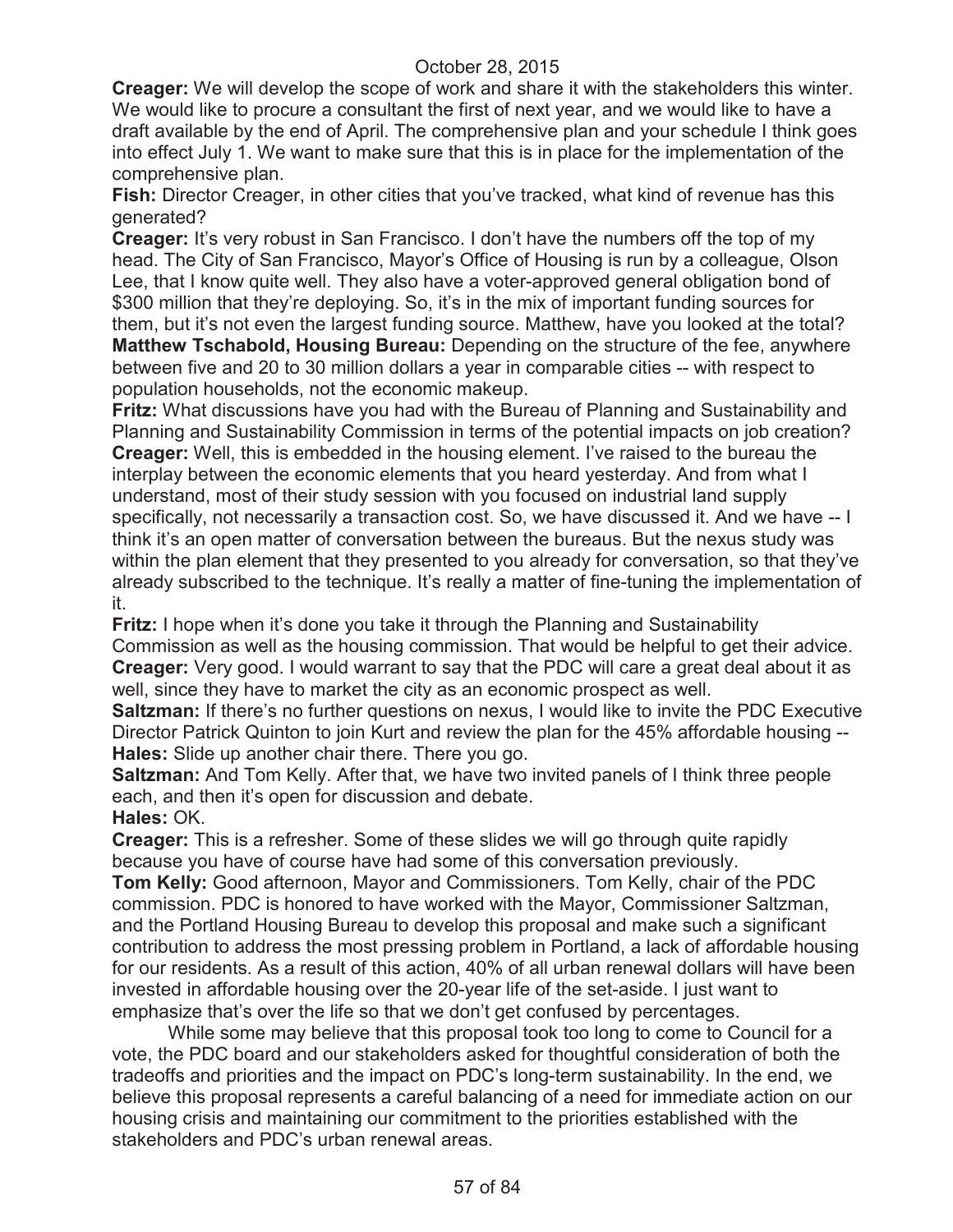**Creager:** We will develop the scope of work and share it with the stakeholders this winter. We would like to procure a consultant the first of next year, and we would like to have a draft available by the end of April. The comprehensive plan and your schedule I think goes into effect July 1. We want to make sure that this is in place for the implementation of the comprehensive plan.

**Fish:** Director Creager, in other cities that you've tracked, what kind of revenue has this generated?

**Creager:** It's very robust in San Francisco. I don't have the numbers off the top of my head. The City of San Francisco, Mayor's Office of Housing is run by a colleague, Olson Lee, that I know quite well. They also have a voter-approved general obligation bond of $300 million that they're deploying. So, it's in the mix of important funding sources for them, but it's not even the largest funding source. Matthew, have you looked at the total?

**Matthew Tschabold, Housing Bureau:** Depending on the structure of the fee, anywhere between five and 20 to 30 million dollars a year in comparable cities -- with respect to population households, not the economic makeup.

**Fritz:** What discussions have you had with the Bureau of Planning and Sustainability and Planning and Sustainability Commission in terms of the potential impacts on job creation?

**Creager:** Well, this is embedded in the housing element. I've raised to the bureau the interplay between the economic elements that you heard yesterday. And from what I understand, most of their study session with you focused on industrial land supply specifically, not necessarily a transaction cost. So, we have discussed it. And we have -- I think it's an open matter of conversation between the bureaus. But the nexus study was within the plan element that they presented to you already for conversation, so that they've already subscribed to the technique. It's really a matter of fine-tuning the implementation of it.

**Fritz:** I hope when it's done you take it through the Planning and Sustainability Commission as well as the housing commission. That would be helpful to get their advice.

**Creager:** Very good. I would warrant to say that the PDC will care a great deal about it as well, since they have to market the city as an economic prospect as well.

**Saltzman:** If there's no further questions on nexus, I would like to invite the PDC Executive Director Patrick Quinton to join Kurt and review the plan for the 45% affordable housing --

**Hales:** Slide up another chair there. There you go.

**Saltzman:** And Tom Kelly. After that, we have two invited panels of I think three people each, and then it's open for discussion and debate.

**Hales:** OK.

**Creager:** This is a refresher. Some of these slides we will go through quite rapidly because you have of course have had some of this conversation previously.

**Tom Kelly:** Good afternoon, Mayor and Commissioners. Tom Kelly, chair of the PDC commission. PDC is honored to have worked with the Mayor, Commissioner Saltzman, and the Portland Housing Bureau to develop this proposal and make such a significant contribution to address the most pressing problem in Portland, a lack of affordable housing for our residents. As a result of this action, 40% of all urban renewal dollars will have been invested in affordable housing over the 20-year life of the set-aside. I just want to emphasize that's over the life so that we don't get confused by percentages.

While some may believe that this proposal took too long to come to Council for a vote, the PDC board and our stakeholders asked for thoughtful consideration of both the tradeoffs and priorities and the impact on PDC's long-term sustainability. In the end, we believe this proposal represents a careful balancing of a need for immediate action on our housing crisis and maintaining our commitment to the priorities established with the stakeholders and PDC's urban renewal areas.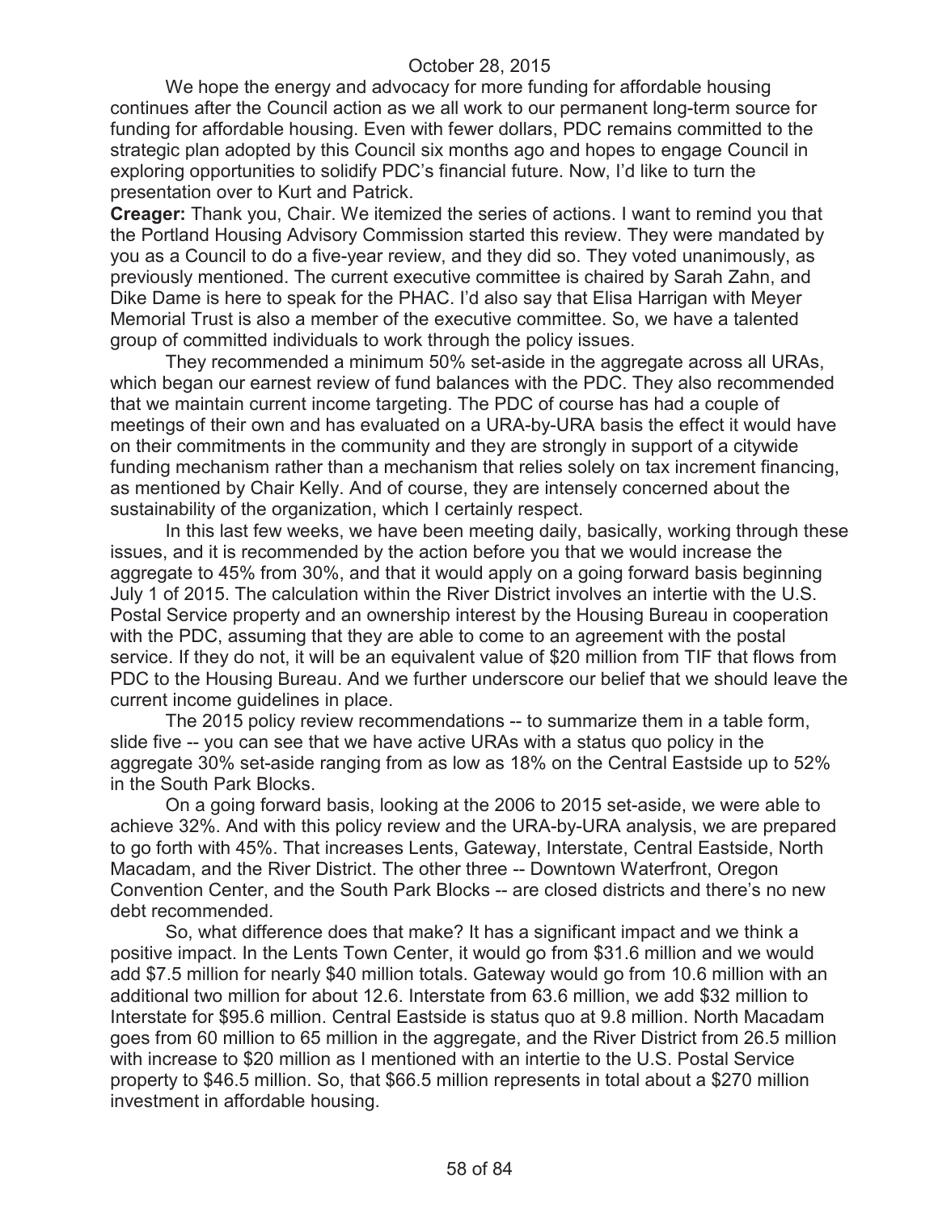We hope the energy and advocacy for more funding for affordable housing continues after the Council action as we all work to our permanent long-term source for funding for affordable housing. Even with fewer dollars, PDC remains committed to the strategic plan adopted by this Council six months ago and hopes to engage Council in exploring opportunities to solidify PDC's financial future. Now, I'd like to turn the presentation over to Kurt and Patrick.

**Creager:** Thank you, Chair. We itemized the series of actions. I want to remind you that the Portland Housing Advisory Commission started this review. They were mandated by you as a Council to do a five-year review, and they did so. They voted unanimously, as previously mentioned. The current executive committee is chaired by Sarah Zahn, and Dike Dame is here to speak for the PHAC. I'd also say that Elisa Harrigan with Meyer Memorial Trust is also a member of the executive committee. So, we have a talented group of committed individuals to work through the policy issues.

They recommended a minimum 50% set-aside in the aggregate across all URAs, which began our earnest review of fund balances with the PDC. They also recommended that we maintain current income targeting. The PDC of course has had a couple of meetings of their own and has evaluated on a URA-by-URA basis the effect it would have on their commitments in the community and they are strongly in support of a citywide funding mechanism rather than a mechanism that relies solely on tax increment financing, as mentioned by Chair Kelly. And of course, they are intensely concerned about the sustainability of the organization, which I certainly respect.

In this last few weeks, we have been meeting daily, basically, working through these issues, and it is recommended by the action before you that we would increase the aggregate to 45% from 30%, and that it would apply on a going forward basis beginning July 1 of 2015. The calculation within the River District involves an intertie with the U.S. Postal Service property and an ownership interest by the Housing Bureau in cooperation with the PDC, assuming that they are able to come to an agreement with the postal service. If they do not, it will be an equivalent value of $20 million from TIF that flows from PDC to the Housing Bureau. And we further underscore our belief that we should leave the current income guidelines in place.

The 2015 policy review recommendations -- to summarize them in a table form, slide five -- you can see that we have active URAs with a status quo policy in the aggregate 30% set-aside ranging from as low as 18% on the Central Eastside up to 52% in the South Park Blocks.

On a going forward basis, looking at the 2006 to 2015 set-aside, we were able to achieve 32%. And with this policy review and the URA-by-URA analysis, we are prepared to go forth with 45%. That increases Lents, Gateway, Interstate, Central Eastside, North Macadam, and the River District. The other three -- Downtown Waterfront, Oregon Convention Center, and the South Park Blocks -- are closed districts and there's no new debt recommended.

So, what difference does that make? It has a significant impact and we think a positive impact. In the Lents Town Center, it would go from $31.6 million and we would add $7.5 million for nearly $40 million totals. Gateway would go from 10.6 million with an additional two million for about 12.6. Interstate from 63.6 million, we add $32 million to Interstate for $95.6 million. Central Eastside is status quo at 9.8 million. North Macadam goes from 60 million to 65 million in the aggregate, and the River District from 26.5 million with increase to $20 million as I mentioned with an intertie to the U.S. Postal Service property to $46.5 million. So, that $66.5 million represents in total about a $270 million investment in affordable housing.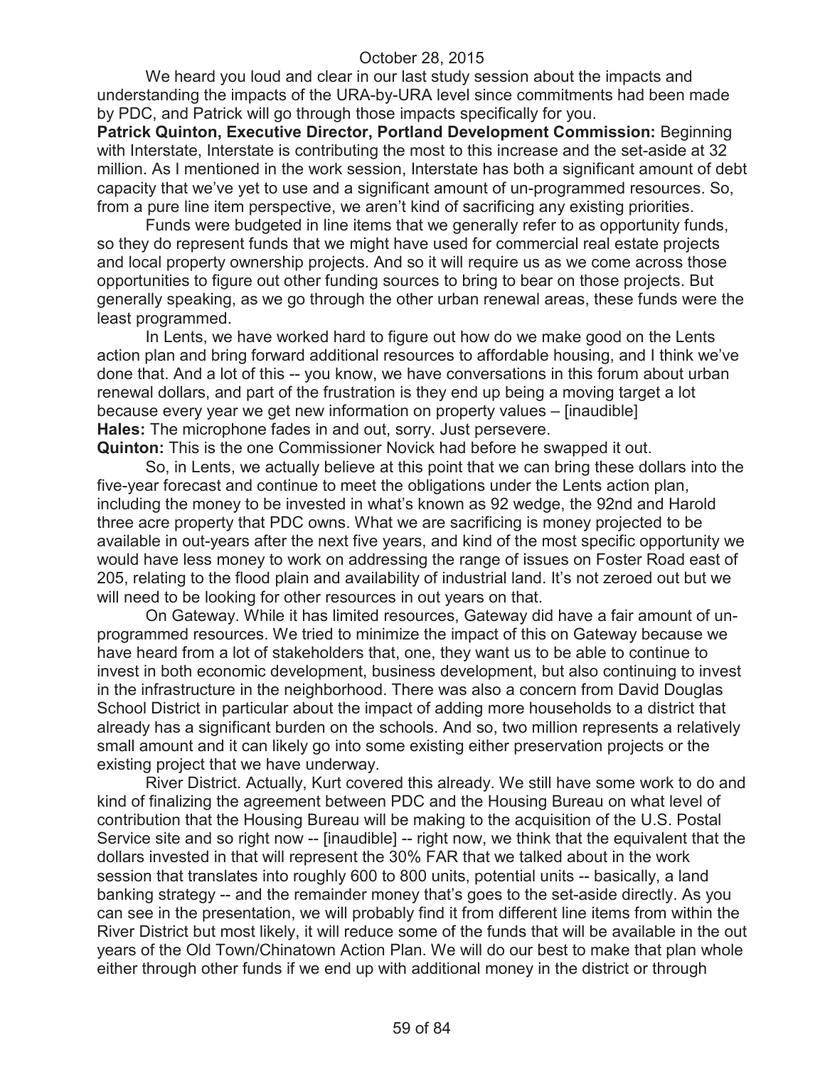We heard you loud and clear in our last study session about the impacts and understanding the impacts of the URA-by-URA level since commitments had been made by PDC, and Patrick will go through those impacts specifically for you.

**Patrick Quinton, Executive Director, Portland Development Commission:** Beginning with Interstate, Interstate is contributing the most to this increase and the set-aside at 32 million. As I mentioned in the work session, Interstate has both a significant amount of debt capacity that we've yet to use and a significant amount of un-programmed resources. So, from a pure line item perspective, we aren't kind of sacrificing any existing priorities.

Funds were budgeted in line items that we generally refer to as opportunity funds, so they do represent funds that we might have used for commercial real estate projects and local property ownership projects. And so it will require us as we come across those opportunities to figure out other funding sources to bring to bear on those projects. But generally speaking, as we go through the other urban renewal areas, these funds were the least programmed.

In Lents, we have worked hard to figure out how do we make good on the Lents action plan and bring forward additional resources to affordable housing, and I think we've done that. And a lot of this -- you know, we have conversations in this forum about urban renewal dollars, and part of the frustration is they end up being a moving target a lot because every year we get new information on property values – [inaudible]

**Hales:** The microphone fades in and out, sorry. Just persevere.

**Quinton:** This is the one Commissioner Novick had before he swapped it out.

So, in Lents, we actually believe at this point that we can bring these dollars into the five-year forecast and continue to meet the obligations under the Lents action plan, including the money to be invested in what's known as 92 wedge, the 92nd and Harold three acre property that PDC owns. What we are sacrificing is money projected to be available in out-years after the next five years, and kind of the most specific opportunity we would have less money to work on addressing the range of issues on Foster Road east of 205, relating to the flood plain and availability of industrial land. It's not zeroed out but we will need to be looking for other resources in out years on that.

On Gateway. While it has limited resources, Gateway did have a fair amount of un-programmed resources. We tried to minimize the impact of this on Gateway because we have heard from a lot of stakeholders that, one, they want us to be able to continue to invest in both economic development, business development, but also continuing to invest in the infrastructure in the neighborhood. There was also a concern from David Douglas School District in particular about the impact of adding more households to a district that already has a significant burden on the schools. And so, two million represents a relatively small amount and it can likely go into some existing either preservation projects or the existing project that we have underway.

River District. Actually, Kurt covered this already. We still have some work to do and kind of finalizing the agreement between PDC and the Housing Bureau on what level of contribution that the Housing Bureau will be making to the acquisition of the U.S. Postal Service site and so right now -- [inaudible] -- right now, we think that the equivalent that the dollars invested in that will represent the 30% FAR that we talked about in the work session that translates into roughly 600 to 800 units, potential units -- basically, a land banking strategy -- and the remainder money that's goes to the set-aside directly. As you can see in the presentation, we will probably find it from different line items from within the River District but most likely, it will reduce some of the funds that will be available in the out years of the Old Town/Chinatown Action Plan. We will do our best to make that plan whole either through other funds if we end up with additional money in the district or through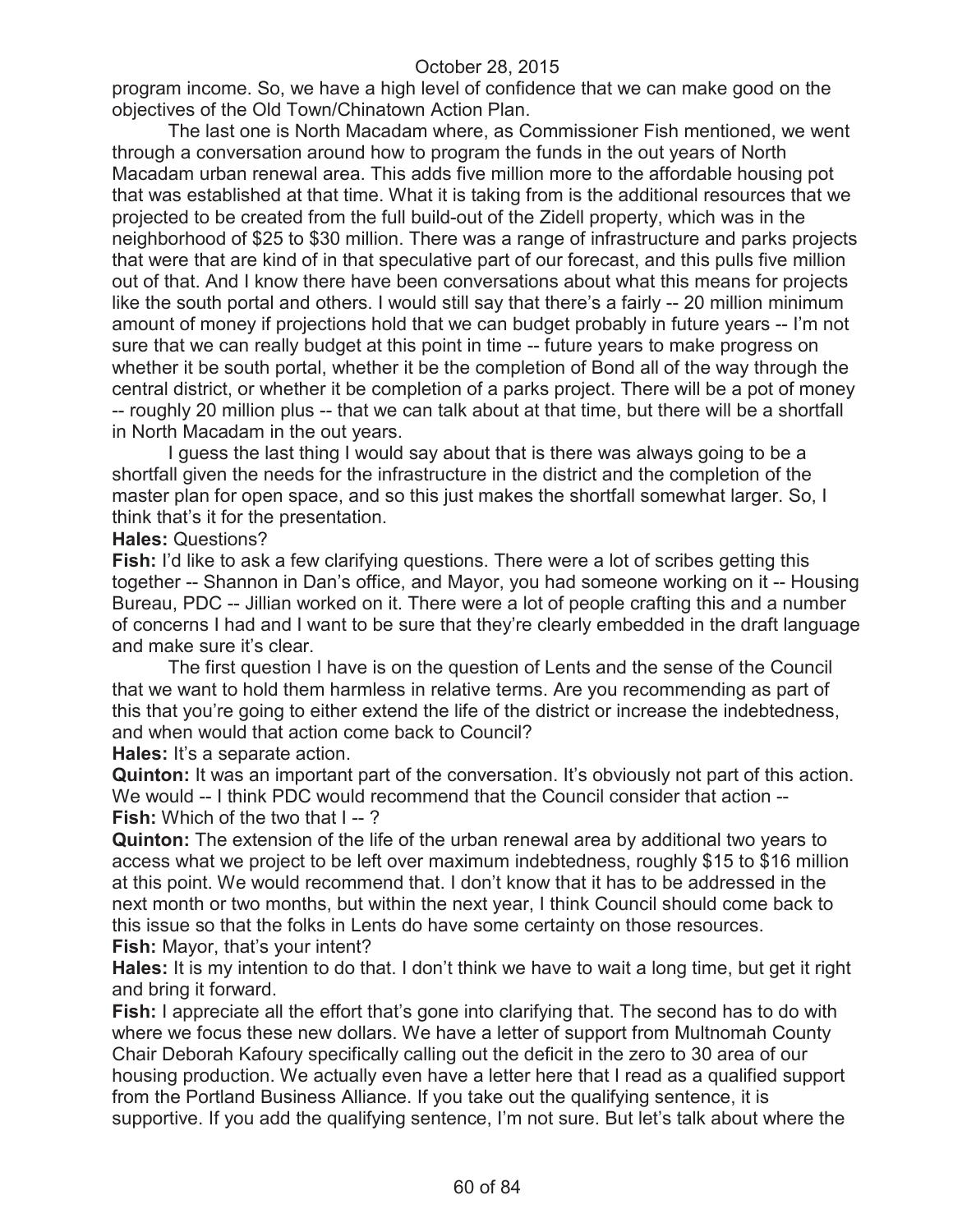program income. So, we have a high level of confidence that we can make good on the objectives of the Old Town/Chinatown Action Plan.

The last one is North Macadam where, as Commissioner Fish mentioned, we went through a conversation around how to program the funds in the out years of North Macadam urban renewal area. This adds five million more to the affordable housing pot that was established at that time. What it is taking from is the additional resources that we projected to be created from the full build-out of the Zidell property, which was in the neighborhood of $25 to $30 million. There was a range of infrastructure and parks projects that were that are kind of in that speculative part of our forecast, and this pulls five million out of that. And I know there have been conversations about what this means for projects like the south portal and others. I would still say that there's a fairly -- 20 million minimum amount of money if projections hold that we can budget probably in future years -- I'm not sure that we can really budget at this point in time -- future years to make progress on whether it be south portal, whether it be the completion of Bond all of the way through the central district, or whether it be completion of a parks project. There will be a pot of money -- roughly 20 million plus -- that we can talk about at that time, but there will be a shortfall in North Macadam in the out years.

I guess the last thing I would say about that is there was always going to be a shortfall given the needs for the infrastructure in the district and the completion of the master plan for open space, and so this just makes the shortfall somewhat larger. So, I think that's it for the presentation.

**Hales:** Questions?

**Fish:** I'd like to ask a few clarifying questions. There were a lot of scribes getting this together -- Shannon in Dan's office, and Mayor, you had someone working on it -- Housing Bureau, PDC -- Jillian worked on it. There were a lot of people crafting this and a number of concerns I had and I want to be sure that they're clearly embedded in the draft language and make sure it's clear.

The first question I have is on the question of Lents and the sense of the Council that we want to hold them harmless in relative terms. Are you recommending as part of this that you're going to either extend the life of the district or increase the indebtedness, and when would that action come back to Council?

**Hales:** It's a separate action.

**Quinton:** It was an important part of the conversation. It's obviously not part of this action. We would -- I think PDC would recommend that the Council consider that action --

**Fish:** Which of the two that I -- ?

**Quinton:** The extension of the life of the urban renewal area by additional two years to access what we project to be left over maximum indebtedness, roughly $15 to $16 million at this point. We would recommend that. I don't know that it has to be addressed in the next month or two months, but within the next year, I think Council should come back to this issue so that the folks in Lents do have some certainty on those resources.

**Fish:** Mayor, that's your intent?

**Hales:** It is my intention to do that. I don't think we have to wait a long time, but get it right and bring it forward.

**Fish:** I appreciate all the effort that's gone into clarifying that. The second has to do with where we focus these new dollars. We have a letter of support from Multnomah County Chair Deborah Kafoury specifically calling out the deficit in the zero to 30 area of our housing production. We actually even have a letter here that I read as a qualified support from the Portland Business Alliance. If you take out the qualifying sentence, it is supportive. If you add the qualifying sentence, I'm not sure. But let's talk about where the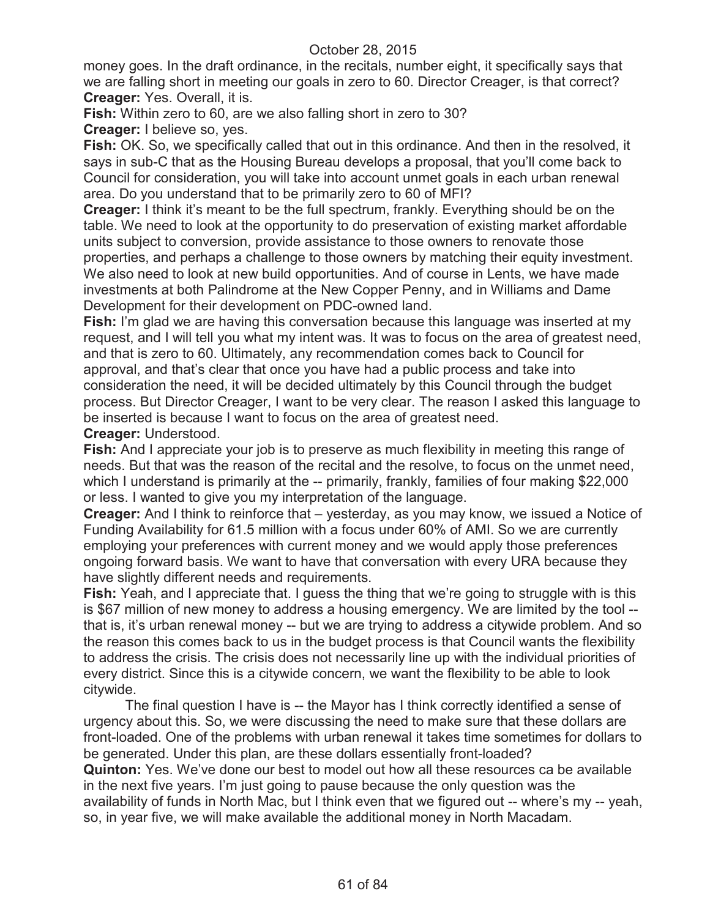money goes. In the draft ordinance, in the recitals, number eight, it specifically says that we are falling short in meeting our goals in zero to 60. Director Creager, is that correct?
**Creager:** Yes. Overall, it is.
**Fish:** Within zero to 60, are we also falling short in zero to 30?
**Creager:** I believe so, yes.
**Fish:** OK. So, we specifically called that out in this ordinance. And then in the resolved, it says in sub-C that as the Housing Bureau develops a proposal, that you'll come back to Council for consideration, you will take into account unmet goals in each urban renewal area. Do you understand that to be primarily zero to 60 of MFI?
**Creager:** I think it's meant to be the full spectrum, frankly. Everything should be on the table. We need to look at the opportunity to do preservation of existing market affordable units subject to conversion, provide assistance to those owners to renovate those properties, and perhaps a challenge to those owners by matching their equity investment. We also need to look at new build opportunities. And of course in Lents, we have made investments at both Palindrome at the New Copper Penny, and in Williams and Dame Development for their development on PDC-owned land.
**Fish:** I'm glad we are having this conversation because this language was inserted at my request, and I will tell you what my intent was. It was to focus on the area of greatest need, and that is zero to 60. Ultimately, any recommendation comes back to Council for approval, and that's clear that once you have had a public process and take into consideration the need, it will be decided ultimately by this Council through the budget process. But Director Creager, I want to be very clear. The reason I asked this language to be inserted is because I want to focus on the area of greatest need.
**Creager:** Understood.
**Fish:** And I appreciate your job is to preserve as much flexibility in meeting this range of needs. But that was the reason of the recital and the resolve, to focus on the unmet need, which I understand is primarily at the -- primarily, frankly, families of four making $22,000 or less. I wanted to give you my interpretation of the language.
**Creager:** And I think to reinforce that – yesterday, as you may know, we issued a Notice of Funding Availability for 61.5 million with a focus under 60% of AMI. So we are currently employing your preferences with current money and we would apply those preferences ongoing forward basis. We want to have that conversation with every URA because they have slightly different needs and requirements.
**Fish:** Yeah, and I appreciate that. I guess the thing that we're going to struggle with is this is $67 million of new money to address a housing emergency. We are limited by the tool -- that is, it's urban renewal money -- but we are trying to address a citywide problem. And so the reason this comes back to us in the budget process is that Council wants the flexibility to address the crisis. The crisis does not necessarily line up with the individual priorities of every district. Since this is a citywide concern, we want the flexibility to be able to look citywide.

The final question I have is -- the Mayor has I think correctly identified a sense of urgency about this. So, we were discussing the need to make sure that these dollars are front-loaded. One of the problems with urban renewal it takes time sometimes for dollars to be generated. Under this plan, are these dollars essentially front-loaded?
**Quinton:** Yes. We've done our best to model out how all these resources ca be available in the next five years. I'm just going to pause because the only question was the availability of funds in North Mac, but I think even that we figured out -- where's my -- yeah, so, in year five, we will make available the additional money in North Macadam.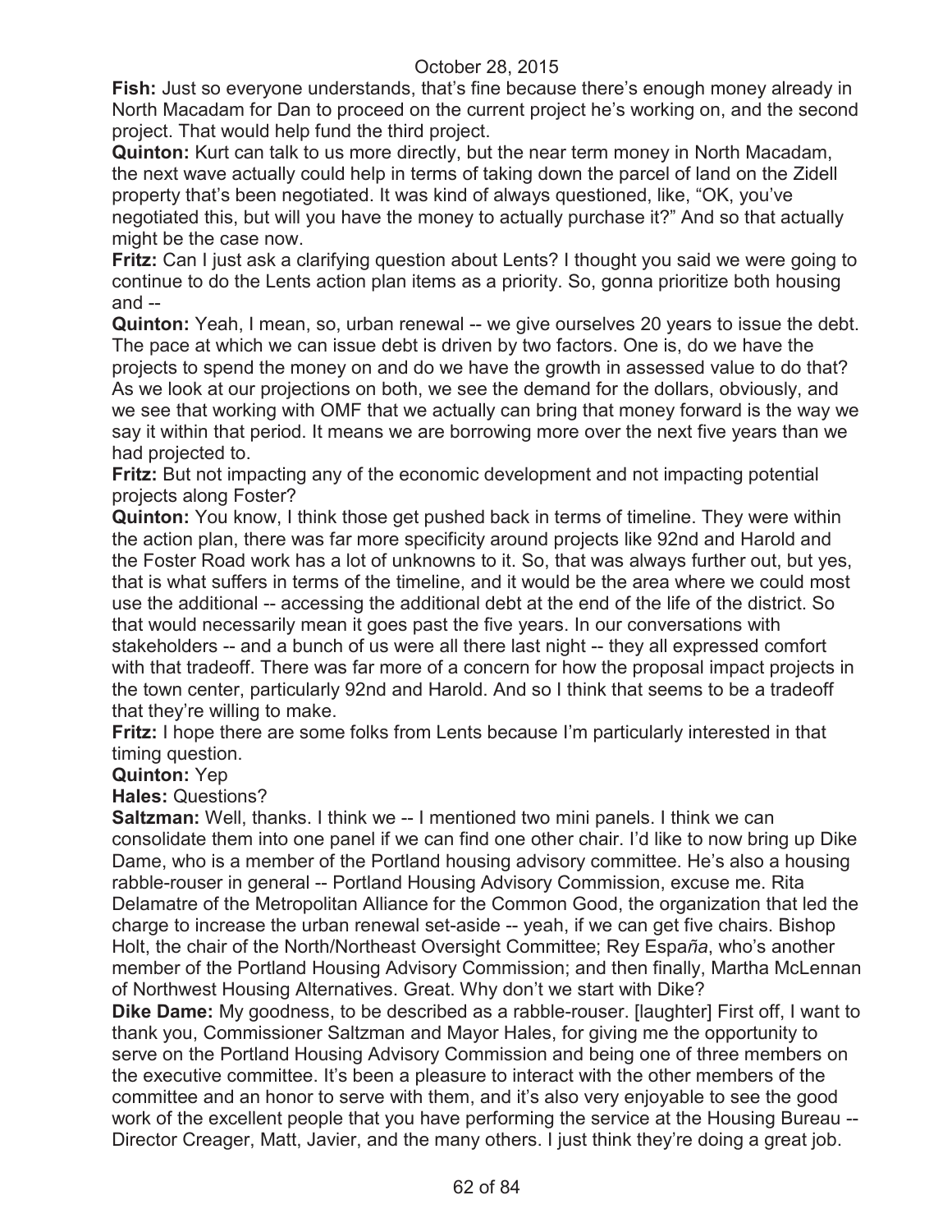**Fish:** Just so everyone understands, that's fine because there's enough money already in North Macadam for Dan to proceed on the current project he's working on, and the second project. That would help fund the third project.

**Quinton:** Kurt can talk to us more directly, but the near term money in North Macadam, the next wave actually could help in terms of taking down the parcel of land on the Zidell property that's been negotiated. It was kind of always questioned, like, "OK, you've negotiated this, but will you have the money to actually purchase it?" And so that actually might be the case now.

**Fritz:** Can I just ask a clarifying question about Lents? I thought you said we were going to continue to do the Lents action plan items as a priority. So, gonna prioritize both housing and --

**Quinton:** Yeah, I mean, so, urban renewal -- we give ourselves 20 years to issue the debt. The pace at which we can issue debt is driven by two factors. One is, do we have the projects to spend the money on and do we have the growth in assessed value to do that? As we look at our projections on both, we see the demand for the dollars, obviously, and we see that working with OMF that we actually can bring that money forward is the way we say it within that period. It means we are borrowing more over the next five years than we had projected to.

**Fritz:** But not impacting any of the economic development and not impacting potential projects along Foster?

**Quinton:** You know, I think those get pushed back in terms of timeline. They were within the action plan, there was far more specificity around projects like 92nd and Harold and the Foster Road work has a lot of unknowns to it. So, that was always further out, but yes, that is what suffers in terms of the timeline, and it would be the area where we could most use the additional -- accessing the additional debt at the end of the life of the district. So that would necessarily mean it goes past the five years. In our conversations with stakeholders -- and a bunch of us were all there last night -- they all expressed comfort with that tradeoff. There was far more of a concern for how the proposal impact projects in the town center, particularly 92nd and Harold. And so I think that seems to be a tradeoff that they're willing to make.

**Fritz:** I hope there are some folks from Lents because I'm particularly interested in that timing question.

**Quinton:** Yep

**Hales:** Questions?

**Saltzman:** Well, thanks. I think we -- I mentioned two mini panels. I think we can consolidate them into one panel if we can find one other chair. I'd like to now bring up Dike Dame, who is a member of the Portland housing advisory committee. He's also a housing rabble-rouser in general -- Portland Housing Advisory Commission, excuse me. Rita Delamatre of the Metropolitan Alliance for the Common Good, the organization that led the charge to increase the urban renewal set-aside -- yeah, if we can get five chairs. Bishop Holt, the chair of the North/Northeast Oversight Committee; Rey Espa*ña*, who's another member of the Portland Housing Advisory Commission; and then finally, Martha McLennan of Northwest Housing Alternatives. Great. Why don't we start with Dike?

**Dike Dame:** My goodness, to be described as a rabble-rouser. [laughter] First off, I want to thank you, Commissioner Saltzman and Mayor Hales, for giving me the opportunity to serve on the Portland Housing Advisory Commission and being one of three members on the executive committee. It's been a pleasure to interact with the other members of the committee and an honor to serve with them, and it's also very enjoyable to see the good work of the excellent people that you have performing the service at the Housing Bureau -- Director Creager, Matt, Javier, and the many others. I just think they're doing a great job.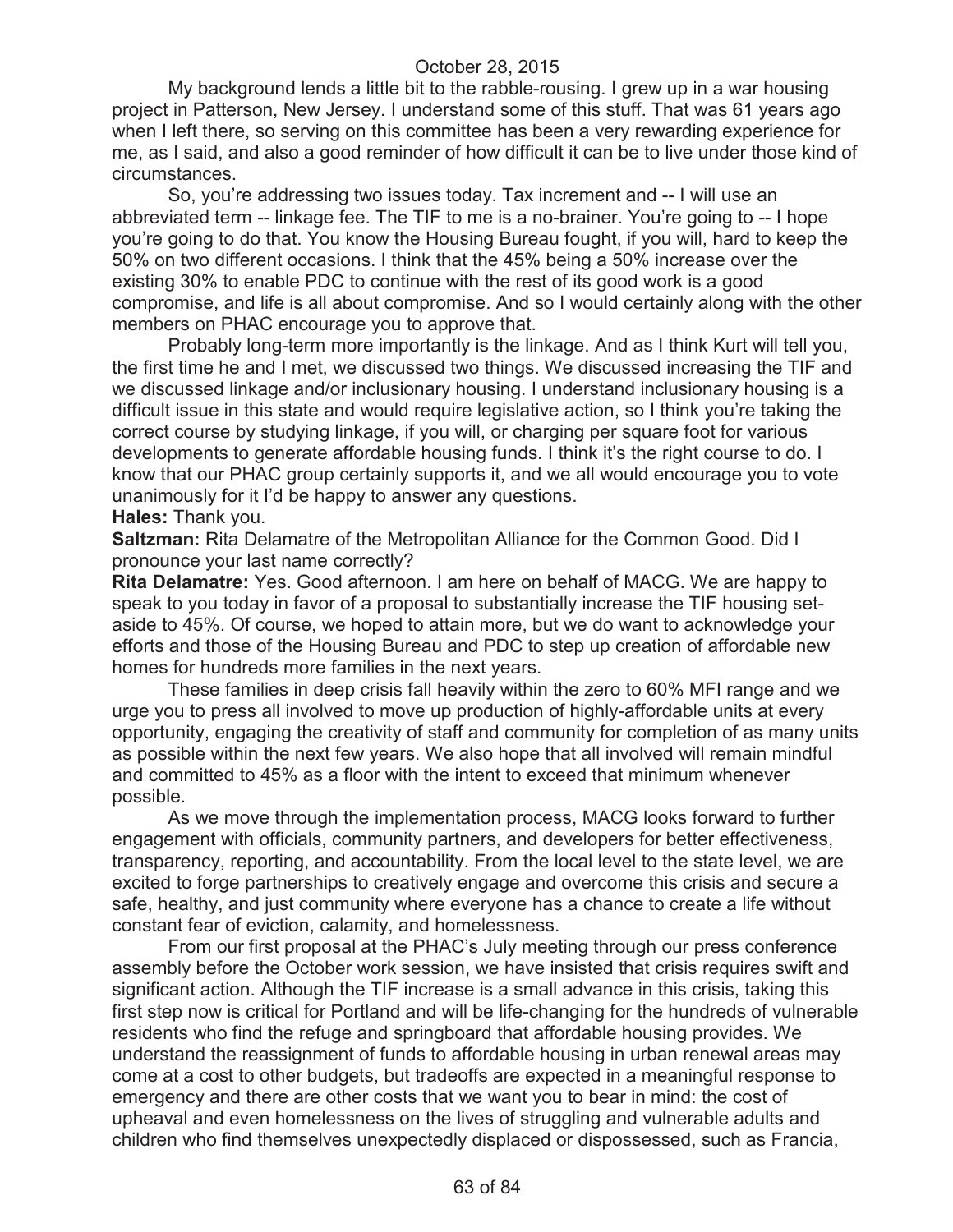My background lends a little bit to the rabble-rousing. I grew up in a war housing project in Patterson, New Jersey. I understand some of this stuff. That was 61 years ago when I left there, so serving on this committee has been a very rewarding experience for me, as I said, and also a good reminder of how difficult it can be to live under those kind of circumstances.

So, you're addressing two issues today. Tax increment and -- I will use an abbreviated term -- linkage fee. The TIF to me is a no-brainer. You're going to -- I hope you're going to do that. You know the Housing Bureau fought, if you will, hard to keep the 50% on two different occasions. I think that the 45% being a 50% increase over the existing 30% to enable PDC to continue with the rest of its good work is a good compromise, and life is all about compromise. And so I would certainly along with the other members on PHAC encourage you to approve that.

Probably long-term more importantly is the linkage. And as I think Kurt will tell you, the first time he and I met, we discussed two things. We discussed increasing the TIF and we discussed linkage and/or inclusionary housing. I understand inclusionary housing is a difficult issue in this state and would require legislative action, so I think you're taking the correct course by studying linkage, if you will, or charging per square foot for various developments to generate affordable housing funds. I think it's the right course to do. I know that our PHAC group certainly supports it, and we all would encourage you to vote unanimously for it I'd be happy to answer any questions.

**Hales:** Thank you.

**Saltzman:** Rita Delamatre of the Metropolitan Alliance for the Common Good. Did I pronounce your last name correctly?

**Rita Delamatre:** Yes. Good afternoon. I am here on behalf of MACG. We are happy to speak to you today in favor of a proposal to substantially increase the TIF housing set-aside to 45%. Of course, we hoped to attain more, but we do want to acknowledge your efforts and those of the Housing Bureau and PDC to step up creation of affordable new homes for hundreds more families in the next years.

These families in deep crisis fall heavily within the zero to 60% MFI range and we urge you to press all involved to move up production of highly-affordable units at every opportunity, engaging the creativity of staff and community for completion of as many units as possible within the next few years. We also hope that all involved will remain mindful and committed to 45% as a floor with the intent to exceed that minimum whenever possible.

As we move through the implementation process, MACG looks forward to further engagement with officials, community partners, and developers for better effectiveness, transparency, reporting, and accountability. From the local level to the state level, we are excited to forge partnerships to creatively engage and overcome this crisis and secure a safe, healthy, and just community where everyone has a chance to create a life without constant fear of eviction, calamity, and homelessness.

From our first proposal at the PHAC's July meeting through our press conference assembly before the October work session, we have insisted that crisis requires swift and significant action. Although the TIF increase is a small advance in this crisis, taking this first step now is critical for Portland and will be life-changing for the hundreds of vulnerable residents who find the refuge and springboard that affordable housing provides. We understand the reassignment of funds to affordable housing in urban renewal areas may come at a cost to other budgets, but tradeoffs are expected in a meaningful response to emergency and there are other costs that we want you to bear in mind: the cost of upheaval and even homelessness on the lives of struggling and vulnerable adults and children who find themselves unexpectedly displaced or dispossessed, such as Francia,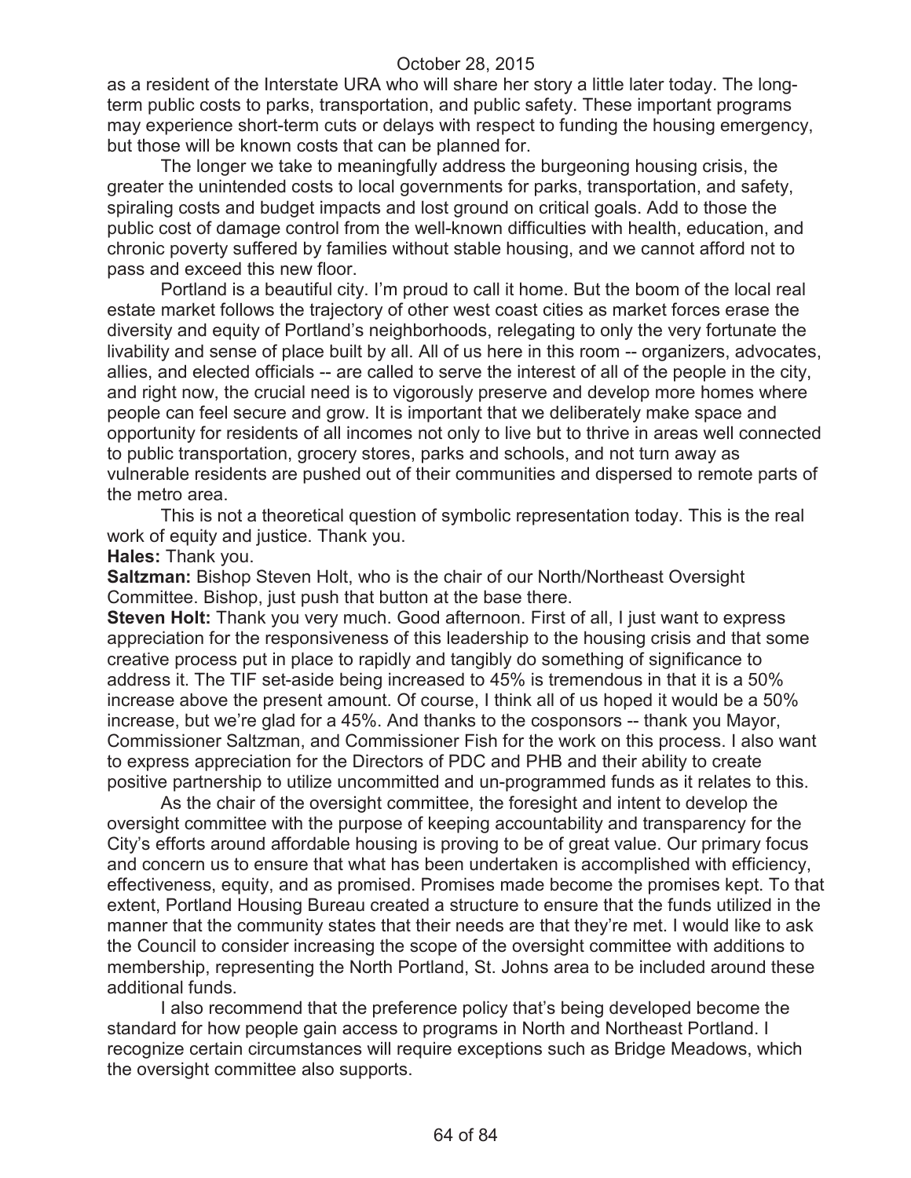as a resident of the Interstate URA who will share her story a little later today. The long-term public costs to parks, transportation, and public safety. These important programs may experience short-term cuts or delays with respect to funding the housing emergency, but those will be known costs that can be planned for.

The longer we take to meaningfully address the burgeoning housing crisis, the greater the unintended costs to local governments for parks, transportation, and safety, spiraling costs and budget impacts and lost ground on critical goals. Add to those the public cost of damage control from the well-known difficulties with health, education, and chronic poverty suffered by families without stable housing, and we cannot afford not to pass and exceed this new floor.

Portland is a beautiful city. I'm proud to call it home. But the boom of the local real estate market follows the trajectory of other west coast cities as market forces erase the diversity and equity of Portland's neighborhoods, relegating to only the very fortunate the livability and sense of place built by all. All of us here in this room -- organizers, advocates, allies, and elected officials -- are called to serve the interest of all of the people in the city, and right now, the crucial need is to vigorously preserve and develop more homes where people can feel secure and grow. It is important that we deliberately make space and opportunity for residents of all incomes not only to live but to thrive in areas well connected to public transportation, grocery stores, parks and schools, and not turn away as vulnerable residents are pushed out of their communities and dispersed to remote parts of the metro area.

This is not a theoretical question of symbolic representation today. This is the real work of equity and justice. Thank you.

**Hales:** Thank you.

**Saltzman:** Bishop Steven Holt, who is the chair of our North/Northeast Oversight Committee. Bishop, just push that button at the base there.

**Steven Holt:** Thank you very much. Good afternoon. First of all, I just want to express appreciation for the responsiveness of this leadership to the housing crisis and that some creative process put in place to rapidly and tangibly do something of significance to address it. The TIF set-aside being increased to 45% is tremendous in that it is a 50% increase above the present amount. Of course, I think all of us hoped it would be a 50% increase, but we're glad for a 45%. And thanks to the cosponsors -- thank you Mayor, Commissioner Saltzman, and Commissioner Fish for the work on this process. I also want to express appreciation for the Directors of PDC and PHB and their ability to create positive partnership to utilize uncommitted and un-programmed funds as it relates to this.

As the chair of the oversight committee, the foresight and intent to develop the oversight committee with the purpose of keeping accountability and transparency for the City's efforts around affordable housing is proving to be of great value. Our primary focus and concern us to ensure that what has been undertaken is accomplished with efficiency, effectiveness, equity, and as promised. Promises made become the promises kept. To that extent, Portland Housing Bureau created a structure to ensure that the funds utilized in the manner that the community states that their needs are that they're met. I would like to ask the Council to consider increasing the scope of the oversight committee with additions to membership, representing the North Portland, St. Johns area to be included around these additional funds.

I also recommend that the preference policy that's being developed become the standard for how people gain access to programs in North and Northeast Portland. I recognize certain circumstances will require exceptions such as Bridge Meadows, which the oversight committee also supports.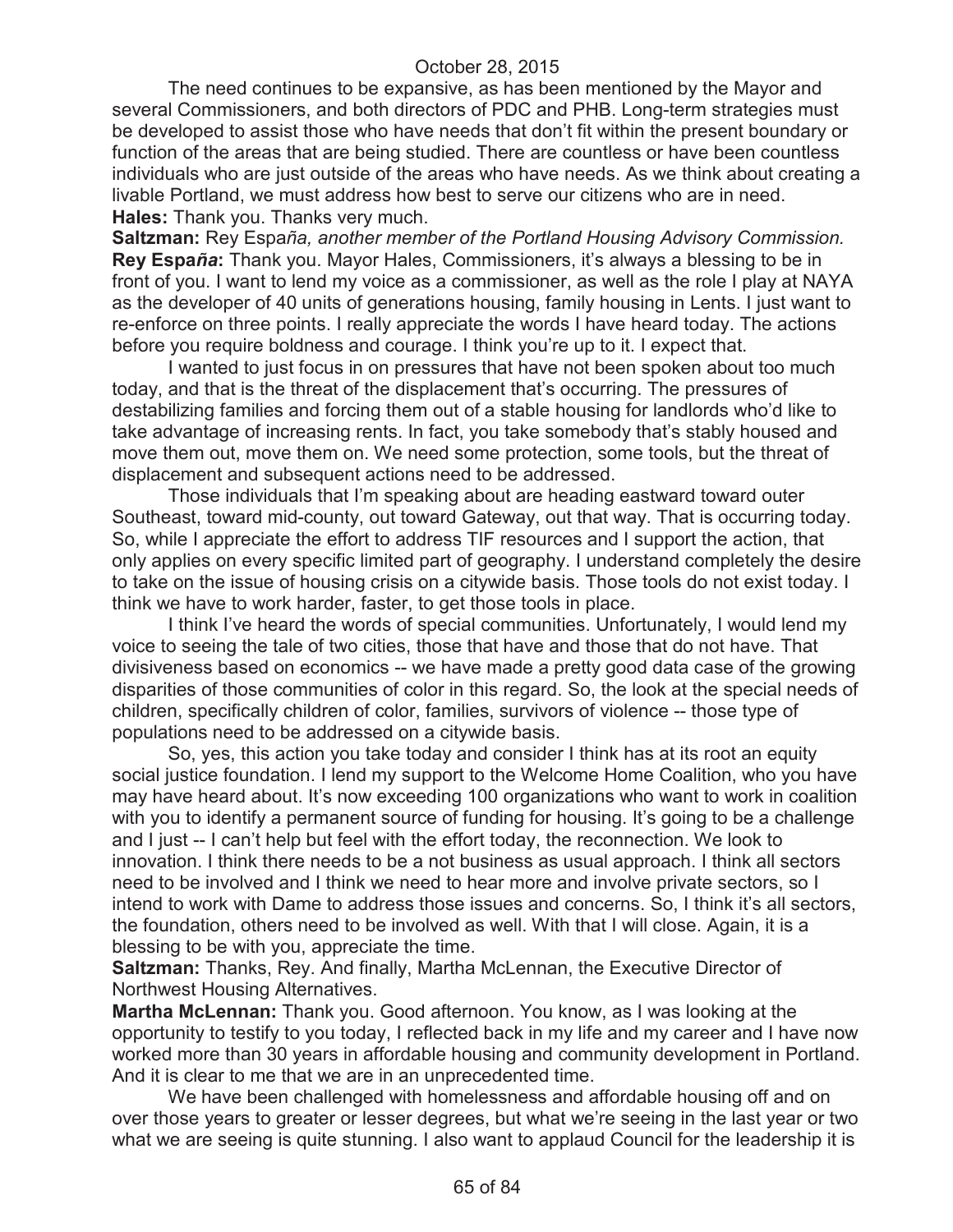The need continues to be expansive, as has been mentioned by the Mayor and several Commissioners, and both directors of PDC and PHB. Long-term strategies must be developed to assist those who have needs that don't fit within the present boundary or function of the areas that are being studied. There are countless or have been countless individuals who are just outside of the areas who have needs. As we think about creating a livable Portland, we must address how best to serve our citizens who are in need.

**Hales:** Thank you. Thanks very much.

**Saltzman:** Rey España, *another member of the Portland Housing Advisory Commission.*

**Rey España:** Thank you. Mayor Hales, Commissioners, it's always a blessing to be in front of you. I want to lend my voice as a commissioner, as well as the role I play at NAYA as the developer of 40 units of generations housing, family housing in Lents. I just want to re-enforce on three points. I really appreciate the words I have heard today. The actions before you require boldness and courage. I think you're up to it. I expect that.

I wanted to just focus in on pressures that have not been spoken about too much today, and that is the threat of the displacement that's occurring. The pressures of destabilizing families and forcing them out of a stable housing for landlords who'd like to take advantage of increasing rents. In fact, you take somebody that's stably housed and move them out, move them on. We need some protection, some tools, but the threat of displacement and subsequent actions need to be addressed.

Those individuals that I'm speaking about are heading eastward toward outer Southeast, toward mid-county, out toward Gateway, out that way. That is occurring today. So, while I appreciate the effort to address TIF resources and I support the action, that only applies on every specific limited part of geography. I understand completely the desire to take on the issue of housing crisis on a citywide basis. Those tools do not exist today. I think we have to work harder, faster, to get those tools in place.

I think I've heard the words of special communities. Unfortunately, I would lend my voice to seeing the tale of two cities, those that have and those that do not have. That divisiveness based on economics -- we have made a pretty good data case of the growing disparities of those communities of color in this regard. So, the look at the special needs of children, specifically children of color, families, survivors of violence -- those type of populations need to be addressed on a citywide basis.

So, yes, this action you take today and consider I think has at its root an equity social justice foundation. I lend my support to the Welcome Home Coalition, who you have may have heard about. It's now exceeding 100 organizations who want to work in coalition with you to identify a permanent source of funding for housing. It's going to be a challenge and I just -- I can't help but feel with the effort today, the reconnection. We look to innovation. I think there needs to be a not business as usual approach. I think all sectors need to be involved and I think we need to hear more and involve private sectors, so I intend to work with Dame to address those issues and concerns. So, I think it's all sectors, the foundation, others need to be involved as well. With that I will close. Again, it is a blessing to be with you, appreciate the time.

**Saltzman:** Thanks, Rey. And finally, Martha McLennan, the Executive Director of Northwest Housing Alternatives.

**Martha McLennan:** Thank you. Good afternoon. You know, as I was looking at the opportunity to testify to you today, I reflected back in my life and my career and I have now worked more than 30 years in affordable housing and community development in Portland. And it is clear to me that we are in an unprecedented time.

We have been challenged with homelessness and affordable housing off and on over those years to greater or lesser degrees, but what we're seeing in the last year or two what we are seeing is quite stunning. I also want to applaud Council for the leadership it is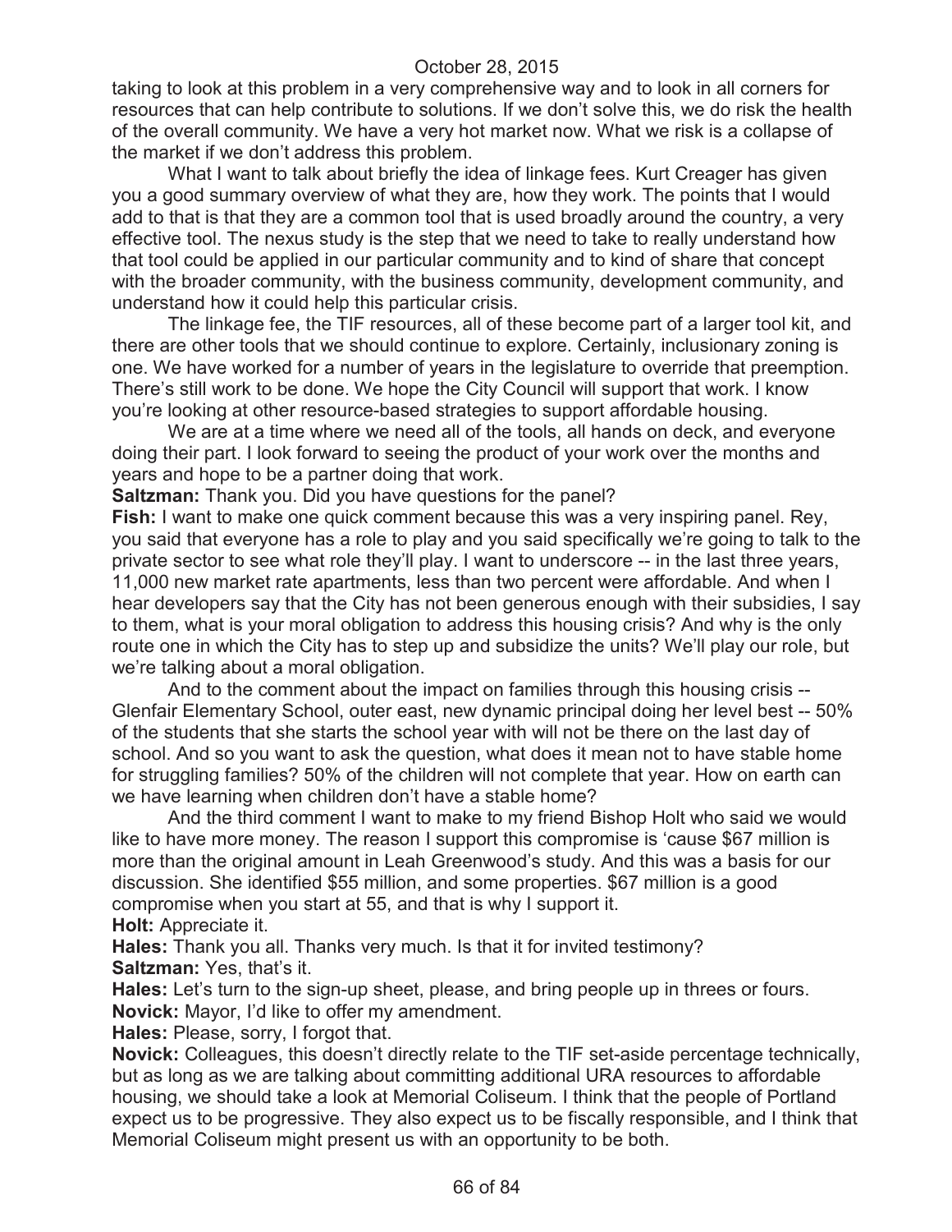taking to look at this problem in a very comprehensive way and to look in all corners for resources that can help contribute to solutions. If we don't solve this, we do risk the health of the overall community. We have a very hot market now. What we risk is a collapse of the market if we don't address this problem.

What I want to talk about briefly the idea of linkage fees. Kurt Creager has given you a good summary overview of what they are, how they work. The points that I would add to that is that they are a common tool that is used broadly around the country, a very effective tool. The nexus study is the step that we need to take to really understand how that tool could be applied in our particular community and to kind of share that concept with the broader community, with the business community, development community, and understand how it could help this particular crisis.

The linkage fee, the TIF resources, all of these become part of a larger tool kit, and there are other tools that we should continue to explore. Certainly, inclusionary zoning is one. We have worked for a number of years in the legislature to override that preemption. There's still work to be done. We hope the City Council will support that work. I know you're looking at other resource-based strategies to support affordable housing.

We are at a time where we need all of the tools, all hands on deck, and everyone doing their part. I look forward to seeing the product of your work over the months and years and hope to be a partner doing that work.

**Saltzman:** Thank you. Did you have questions for the panel?

**Fish:** I want to make one quick comment because this was a very inspiring panel. Rey, you said that everyone has a role to play and you said specifically we're going to talk to the private sector to see what role they'll play. I want to underscore -- in the last three years, 11,000 new market rate apartments, less than two percent were affordable. And when I hear developers say that the City has not been generous enough with their subsidies, I say to them, what is your moral obligation to address this housing crisis? And why is the only route one in which the City has to step up and subsidize the units? We'll play our role, but we're talking about a moral obligation.

And to the comment about the impact on families through this housing crisis -- Glenfair Elementary School, outer east, new dynamic principal doing her level best -- 50% of the students that she starts the school year with will not be there on the last day of school. And so you want to ask the question, what does it mean not to have stable home for struggling families? 50% of the children will not complete that year. How on earth can we have learning when children don't have a stable home?

And the third comment I want to make to my friend Bishop Holt who said we would like to have more money. The reason I support this compromise is 'cause $67 million is more than the original amount in Leah Greenwood's study. And this was a basis for our discussion. She identified $55 million, and some properties. $67 million is a good compromise when you start at 55, and that is why I support it.

**Holt:** Appreciate it.

**Hales:** Thank you all. Thanks very much. Is that it for invited testimony?

**Saltzman:** Yes, that's it.

**Hales:** Let's turn to the sign-up sheet, please, and bring people up in threes or fours.

**Novick:** Mayor, I'd like to offer my amendment.

**Hales:** Please, sorry, I forgot that.

**Novick:** Colleagues, this doesn't directly relate to the TIF set-aside percentage technically, but as long as we are talking about committing additional URA resources to affordable housing, we should take a look at Memorial Coliseum. I think that the people of Portland expect us to be progressive. They also expect us to be fiscally responsible, and I think that Memorial Coliseum might present us with an opportunity to be both.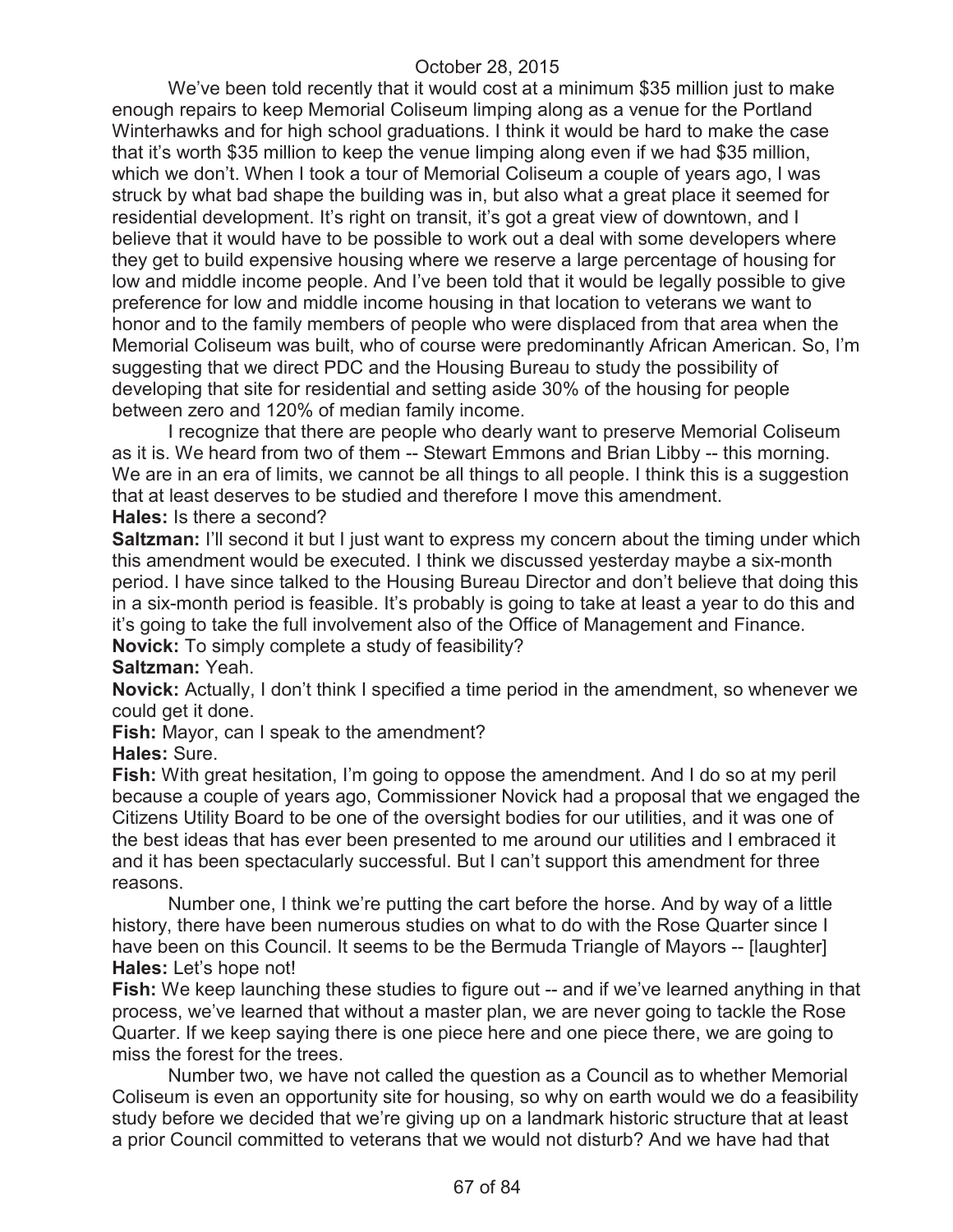We've been told recently that it would cost at a minimum $35 million just to make enough repairs to keep Memorial Coliseum limping along as a venue for the Portland Winterhawks and for high school graduations. I think it would be hard to make the case that it's worth $35 million to keep the venue limping along even if we had $35 million, which we don't. When I took a tour of Memorial Coliseum a couple of years ago, I was struck by what bad shape the building was in, but also what a great place it seemed for residential development. It's right on transit, it's got a great view of downtown, and I believe that it would have to be possible to work out a deal with some developers where they get to build expensive housing where we reserve a large percentage of housing for low and middle income people. And I've been told that it would be legally possible to give preference for low and middle income housing in that location to veterans we want to honor and to the family members of people who were displaced from that area when the Memorial Coliseum was built, who of course were predominantly African American. So, I'm suggesting that we direct PDC and the Housing Bureau to study the possibility of developing that site for residential and setting aside 30% of the housing for people between zero and 120% of median family income.

I recognize that there are people who dearly want to preserve Memorial Coliseum as it is. We heard from two of them -- Stewart Emmons and Brian Libby -- this morning. We are in an era of limits, we cannot be all things to all people. I think this is a suggestion that at least deserves to be studied and therefore I move this amendment.

**Hales:** Is there a second?

**Saltzman:** I'll second it but I just want to express my concern about the timing under which this amendment would be executed. I think we discussed yesterday maybe a six-month period. I have since talked to the Housing Bureau Director and don't believe that doing this in a six-month period is feasible. It's probably is going to take at least a year to do this and it's going to take the full involvement also of the Office of Management and Finance.

**Novick:** To simply complete a study of feasibility?

**Saltzman:** Yeah.

**Novick:** Actually, I don't think I specified a time period in the amendment, so whenever we could get it done.

**Fish:** Mayor, can I speak to the amendment?

**Hales:** Sure.

**Fish:** With great hesitation, I'm going to oppose the amendment. And I do so at my peril because a couple of years ago, Commissioner Novick had a proposal that we engaged the Citizens Utility Board to be one of the oversight bodies for our utilities, and it was one of the best ideas that has ever been presented to me around our utilities and I embraced it and it has been spectacularly successful. But I can't support this amendment for three reasons.

Number one, I think we're putting the cart before the horse. And by way of a little history, there have been numerous studies on what to do with the Rose Quarter since I have been on this Council. It seems to be the Bermuda Triangle of Mayors -- [laughter]

**Hales:** Let's hope not!

**Fish:** We keep launching these studies to figure out -- and if we've learned anything in that process, we've learned that without a master plan, we are never going to tackle the Rose Quarter. If we keep saying there is one piece here and one piece there, we are going to miss the forest for the trees.

Number two, we have not called the question as a Council as to whether Memorial Coliseum is even an opportunity site for housing, so why on earth would we do a feasibility study before we decided that we're giving up on a landmark historic structure that at least a prior Council committed to veterans that we would not disturb? And we have had that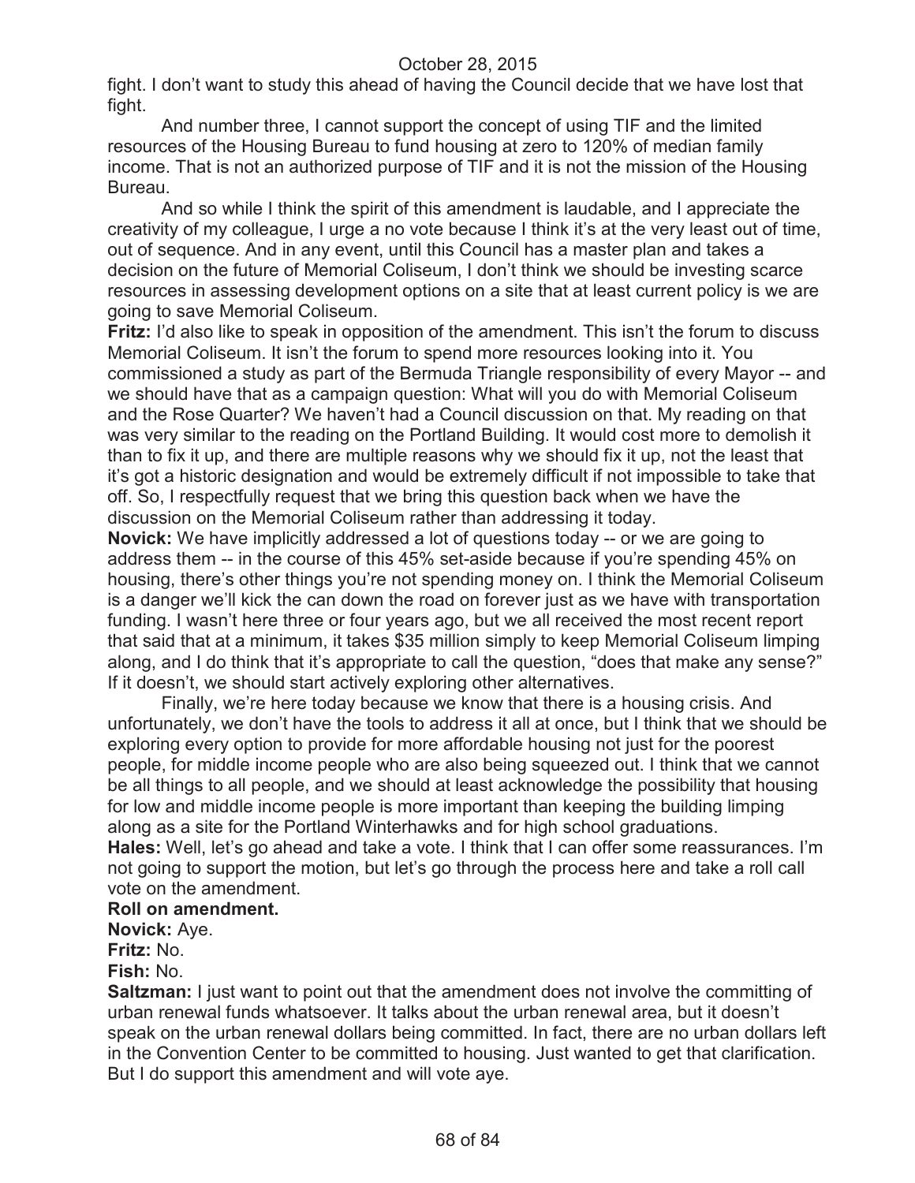fight. I don't want to study this ahead of having the Council decide that we have lost that fight.

And number three, I cannot support the concept of using TIF and the limited resources of the Housing Bureau to fund housing at zero to 120% of median family income. That is not an authorized purpose of TIF and it is not the mission of the Housing Bureau.

And so while I think the spirit of this amendment is laudable, and I appreciate the creativity of my colleague, I urge a no vote because I think it's at the very least out of time, out of sequence. And in any event, until this Council has a master plan and takes a decision on the future of Memorial Coliseum, I don't think we should be investing scarce resources in assessing development options on a site that at least current policy is we are going to save Memorial Coliseum.

**Fritz:** I'd also like to speak in opposition of the amendment. This isn't the forum to discuss Memorial Coliseum. It isn't the forum to spend more resources looking into it. You commissioned a study as part of the Bermuda Triangle responsibility of every Mayor -- and we should have that as a campaign question: What will you do with Memorial Coliseum and the Rose Quarter? We haven't had a Council discussion on that. My reading on that was very similar to the reading on the Portland Building. It would cost more to demolish it than to fix it up, and there are multiple reasons why we should fix it up, not the least that it's got a historic designation and would be extremely difficult if not impossible to take that off. So, I respectfully request that we bring this question back when we have the discussion on the Memorial Coliseum rather than addressing it today.

**Novick:** We have implicitly addressed a lot of questions today -- or we are going to address them -- in the course of this 45% set-aside because if you're spending 45% on housing, there's other things you're not spending money on. I think the Memorial Coliseum is a danger we'll kick the can down the road on forever just as we have with transportation funding. I wasn't here three or four years ago, but we all received the most recent report that said that at a minimum, it takes $35 million simply to keep Memorial Coliseum limping along, and I do think that it's appropriate to call the question, "does that make any sense?" If it doesn't, we should start actively exploring other alternatives.

Finally, we're here today because we know that there is a housing crisis. And unfortunately, we don't have the tools to address it all at once, but I think that we should be exploring every option to provide for more affordable housing not just for the poorest people, for middle income people who are also being squeezed out. I think that we cannot be all things to all people, and we should at least acknowledge the possibility that housing for low and middle income people is more important than keeping the building limping along as a site for the Portland Winterhawks and for high school graduations.

**Hales:** Well, let's go ahead and take a vote. I think that I can offer some reassurances. I'm not going to support the motion, but let's go through the process here and take a roll call vote on the amendment.

**Roll on amendment.**

**Novick:** Aye.

**Fritz:** No.

**Fish:** No.

**Saltzman:** I just want to point out that the amendment does not involve the committing of urban renewal funds whatsoever. It talks about the urban renewal area, but it doesn't speak on the urban renewal dollars being committed. In fact, there are no urban dollars left in the Convention Center to be committed to housing. Just wanted to get that clarification. But I do support this amendment and will vote aye.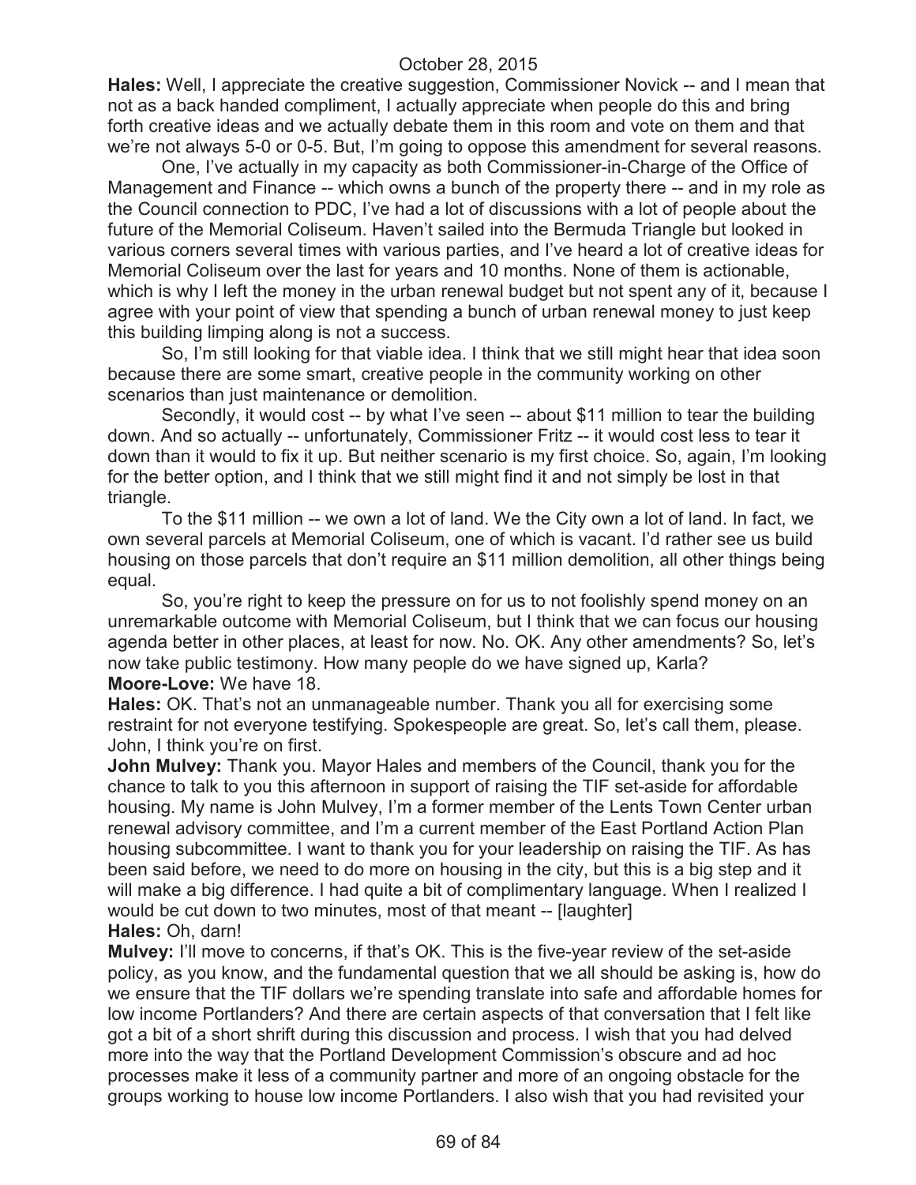**Hales:** Well, I appreciate the creative suggestion, Commissioner Novick -- and I mean that not as a back handed compliment, I actually appreciate when people do this and bring forth creative ideas and we actually debate them in this room and vote on them and that we're not always 5-0 or 0-5. But, I'm going to oppose this amendment for several reasons.

One, I've actually in my capacity as both Commissioner-in-Charge of the Office of Management and Finance -- which owns a bunch of the property there -- and in my role as the Council connection to PDC, I've had a lot of discussions with a lot of people about the future of the Memorial Coliseum. Haven't sailed into the Bermuda Triangle but looked in various corners several times with various parties, and I've heard a lot of creative ideas for Memorial Coliseum over the last for years and 10 months. None of them is actionable, which is why I left the money in the urban renewal budget but not spent any of it, because I agree with your point of view that spending a bunch of urban renewal money to just keep this building limping along is not a success.

So, I'm still looking for that viable idea. I think that we still might hear that idea soon because there are some smart, creative people in the community working on other scenarios than just maintenance or demolition.

Secondly, it would cost -- by what I've seen -- about $11 million to tear the building down. And so actually -- unfortunately, Commissioner Fritz -- it would cost less to tear it down than it would to fix it up. But neither scenario is my first choice. So, again, I'm looking for the better option, and I think that we still might find it and not simply be lost in that triangle.

To the $11 million -- we own a lot of land. We the City own a lot of land. In fact, we own several parcels at Memorial Coliseum, one of which is vacant. I'd rather see us build housing on those parcels that don't require an $11 million demolition, all other things being equal.

So, you're right to keep the pressure on for us to not foolishly spend money on an unremarkable outcome with Memorial Coliseum, but I think that we can focus our housing agenda better in other places, at least for now. No. OK. Any other amendments? So, let's now take public testimony. How many people do we have signed up, Karla?

**Moore-Love:** We have 18.

**Hales:** OK. That's not an unmanageable number. Thank you all for exercising some restraint for not everyone testifying. Spokespeople are great. So, let's call them, please. John, I think you're on first.

**John Mulvey:** Thank you. Mayor Hales and members of the Council, thank you for the chance to talk to you this afternoon in support of raising the TIF set-aside for affordable housing. My name is John Mulvey, I'm a former member of the Lents Town Center urban renewal advisory committee, and I'm a current member of the East Portland Action Plan housing subcommittee. I want to thank you for your leadership on raising the TIF. As has been said before, we need to do more on housing in the city, but this is a big step and it will make a big difference. I had quite a bit of complimentary language. When I realized I would be cut down to two minutes, most of that meant -- [laughter]

**Hales:** Oh, darn!

**Mulvey:** I'll move to concerns, if that's OK. This is the five-year review of the set-aside policy, as you know, and the fundamental question that we all should be asking is, how do we ensure that the TIF dollars we're spending translate into safe and affordable homes for low income Portlanders? And there are certain aspects of that conversation that I felt like got a bit of a short shrift during this discussion and process. I wish that you had delved more into the way that the Portland Development Commission's obscure and ad hoc processes make it less of a community partner and more of an ongoing obstacle for the groups working to house low income Portlanders. I also wish that you had revisited your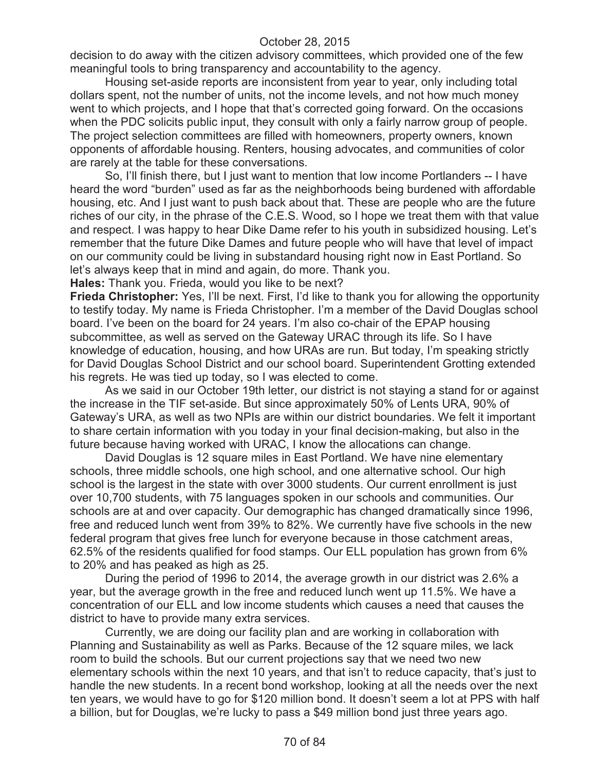decision to do away with the citizen advisory committees, which provided one of the few meaningful tools to bring transparency and accountability to the agency.

Housing set-aside reports are inconsistent from year to year, only including total dollars spent, not the number of units, not the income levels, and not how much money went to which projects, and I hope that that's corrected going forward. On the occasions when the PDC solicits public input, they consult with only a fairly narrow group of people. The project selection committees are filled with homeowners, property owners, known opponents of affordable housing. Renters, housing advocates, and communities of color are rarely at the table for these conversations.

So, I'll finish there, but I just want to mention that low income Portlanders -- I have heard the word "burden" used as far as the neighborhoods being burdened with affordable housing, etc. And I just want to push back about that. These are people who are the future riches of our city, in the phrase of the C.E.S. Wood, so I hope we treat them with that value and respect. I was happy to hear Dike Dame refer to his youth in subsidized housing. Let's remember that the future Dike Dames and future people who will have that level of impact on our community could be living in substandard housing right now in East Portland. So let's always keep that in mind and again, do more. Thank you.

**Hales:** Thank you. Frieda, would you like to be next?

**Frieda Christopher:** Yes, I'll be next. First, I'd like to thank you for allowing the opportunity to testify today. My name is Frieda Christopher. I'm a member of the David Douglas school board. I've been on the board for 24 years. I'm also co-chair of the EPAP housing subcommittee, as well as served on the Gateway URAC through its life. So I have knowledge of education, housing, and how URAs are run. But today, I'm speaking strictly for David Douglas School District and our school board. Superintendent Grotting extended his regrets. He was tied up today, so I was elected to come.

As we said in our October 19th letter, our district is not staying a stand for or against the increase in the TIF set-aside. But since approximately 50% of Lents URA, 90% of Gateway's URA, as well as two NPIs are within our district boundaries. We felt it important to share certain information with you today in your final decision-making, but also in the future because having worked with URAC, I know the allocations can change.

David Douglas is 12 square miles in East Portland. We have nine elementary schools, three middle schools, one high school, and one alternative school. Our high school is the largest in the state with over 3000 students. Our current enrollment is just over 10,700 students, with 75 languages spoken in our schools and communities. Our schools are at and over capacity. Our demographic has changed dramatically since 1996, free and reduced lunch went from 39% to 82%. We currently have five schools in the new federal program that gives free lunch for everyone because in those catchment areas, 62.5% of the residents qualified for food stamps. Our ELL population has grown from 6% to 20% and has peaked as high as 25.

During the period of 1996 to 2014, the average growth in our district was 2.6% a year, but the average growth in the free and reduced lunch went up 11.5%. We have a concentration of our ELL and low income students which causes a need that causes the district to have to provide many extra services.

Currently, we are doing our facility plan and are working in collaboration with Planning and Sustainability as well as Parks. Because of the 12 square miles, we lack room to build the schools. But our current projections say that we need two new elementary schools within the next 10 years, and that isn't to reduce capacity, that's just to handle the new students. In a recent bond workshop, looking at all the needs over the next ten years, we would have to go for $120 million bond. It doesn't seem a lot at PPS with half a billion, but for Douglas, we're lucky to pass a $49 million bond just three years ago.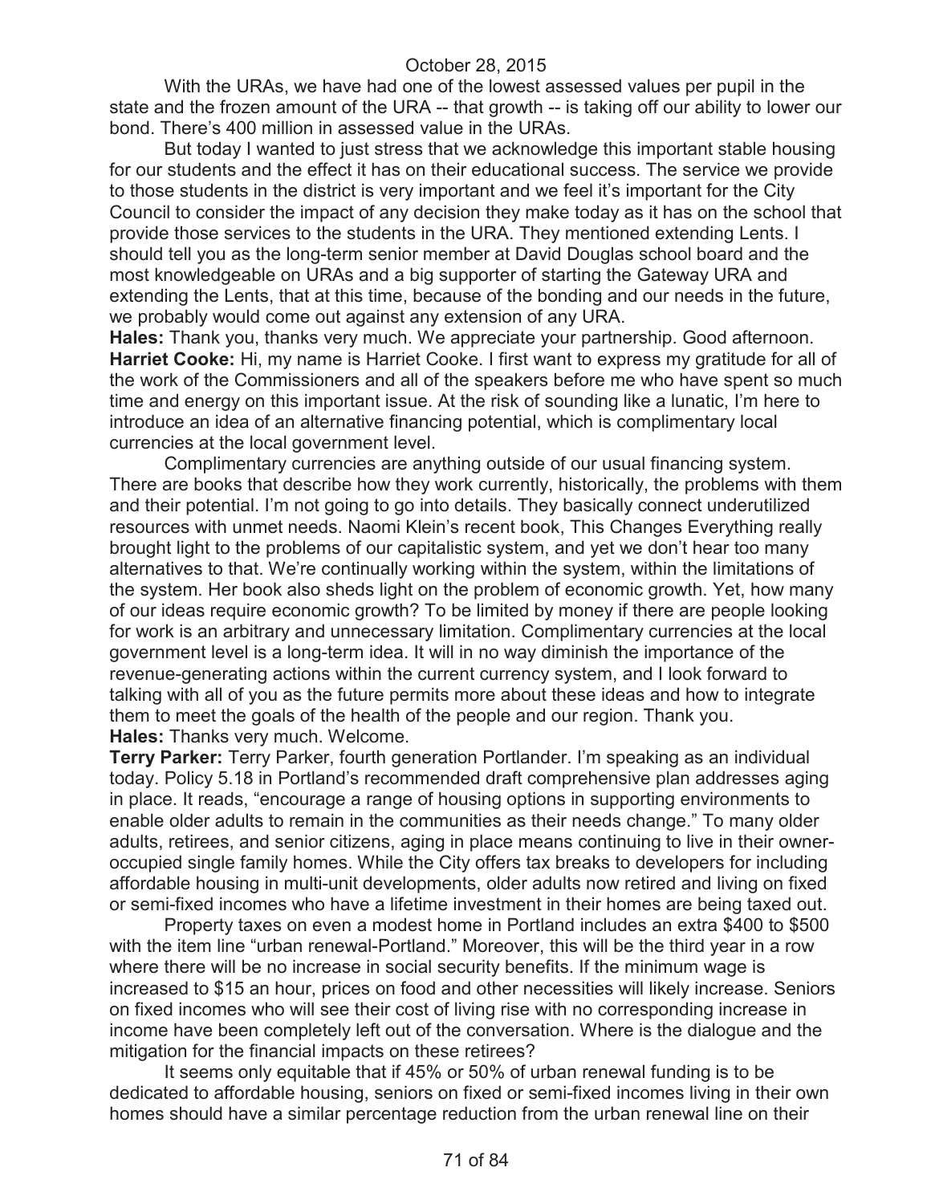With the URAs, we have had one of the lowest assessed values per pupil in the state and the frozen amount of the URA -- that growth -- is taking off our ability to lower our bond. There's 400 million in assessed value in the URAs.

But today I wanted to just stress that we acknowledge this important stable housing for our students and the effect it has on their educational success. The service we provide to those students in the district is very important and we feel it's important for the City Council to consider the impact of any decision they make today as it has on the school that provide those services to the students in the URA. They mentioned extending Lents. I should tell you as the long-term senior member at David Douglas school board and the most knowledgeable on URAs and a big supporter of starting the Gateway URA and extending the Lents, that at this time, because of the bonding and our needs in the future, we probably would come out against any extension of any URA.

**Hales:** Thank you, thanks very much. We appreciate your partnership. Good afternoon.

**Harriet Cooke:** Hi, my name is Harriet Cooke. I first want to express my gratitude for all of the work of the Commissioners and all of the speakers before me who have spent so much time and energy on this important issue. At the risk of sounding like a lunatic, I'm here to introduce an idea of an alternative financing potential, which is complimentary local currencies at the local government level.

Complimentary currencies are anything outside of our usual financing system. There are books that describe how they work currently, historically, the problems with them and their potential. I'm not going to go into details. They basically connect underutilized resources with unmet needs. Naomi Klein's recent book, This Changes Everything really brought light to the problems of our capitalistic system, and yet we don't hear too many alternatives to that. We're continually working within the system, within the limitations of the system. Her book also sheds light on the problem of economic growth. Yet, how many of our ideas require economic growth? To be limited by money if there are people looking for work is an arbitrary and unnecessary limitation. Complimentary currencies at the local government level is a long-term idea. It will in no way diminish the importance of the revenue-generating actions within the current currency system, and I look forward to talking with all of you as the future permits more about these ideas and how to integrate them to meet the goals of the health of the people and our region. Thank you.

**Hales:** Thanks very much. Welcome.

**Terry Parker:** Terry Parker, fourth generation Portlander. I'm speaking as an individual today. Policy 5.18 in Portland's recommended draft comprehensive plan addresses aging in place. It reads, "encourage a range of housing options in supporting environments to enable older adults to remain in the communities as their needs change." To many older adults, retirees, and senior citizens, aging in place means continuing to live in their owner-occupied single family homes. While the City offers tax breaks to developers for including affordable housing in multi-unit developments, older adults now retired and living on fixed or semi-fixed incomes who have a lifetime investment in their homes are being taxed out.

Property taxes on even a modest home in Portland includes an extra $400 to $500 with the item line "urban renewal-Portland." Moreover, this will be the third year in a row where there will be no increase in social security benefits. If the minimum wage is increased to $15 an hour, prices on food and other necessities will likely increase. Seniors on fixed incomes who will see their cost of living rise with no corresponding increase in income have been completely left out of the conversation. Where is the dialogue and the mitigation for the financial impacts on these retirees?

It seems only equitable that if 45% or 50% of urban renewal funding is to be dedicated to affordable housing, seniors on fixed or semi-fixed incomes living in their own homes should have a similar percentage reduction from the urban renewal line on their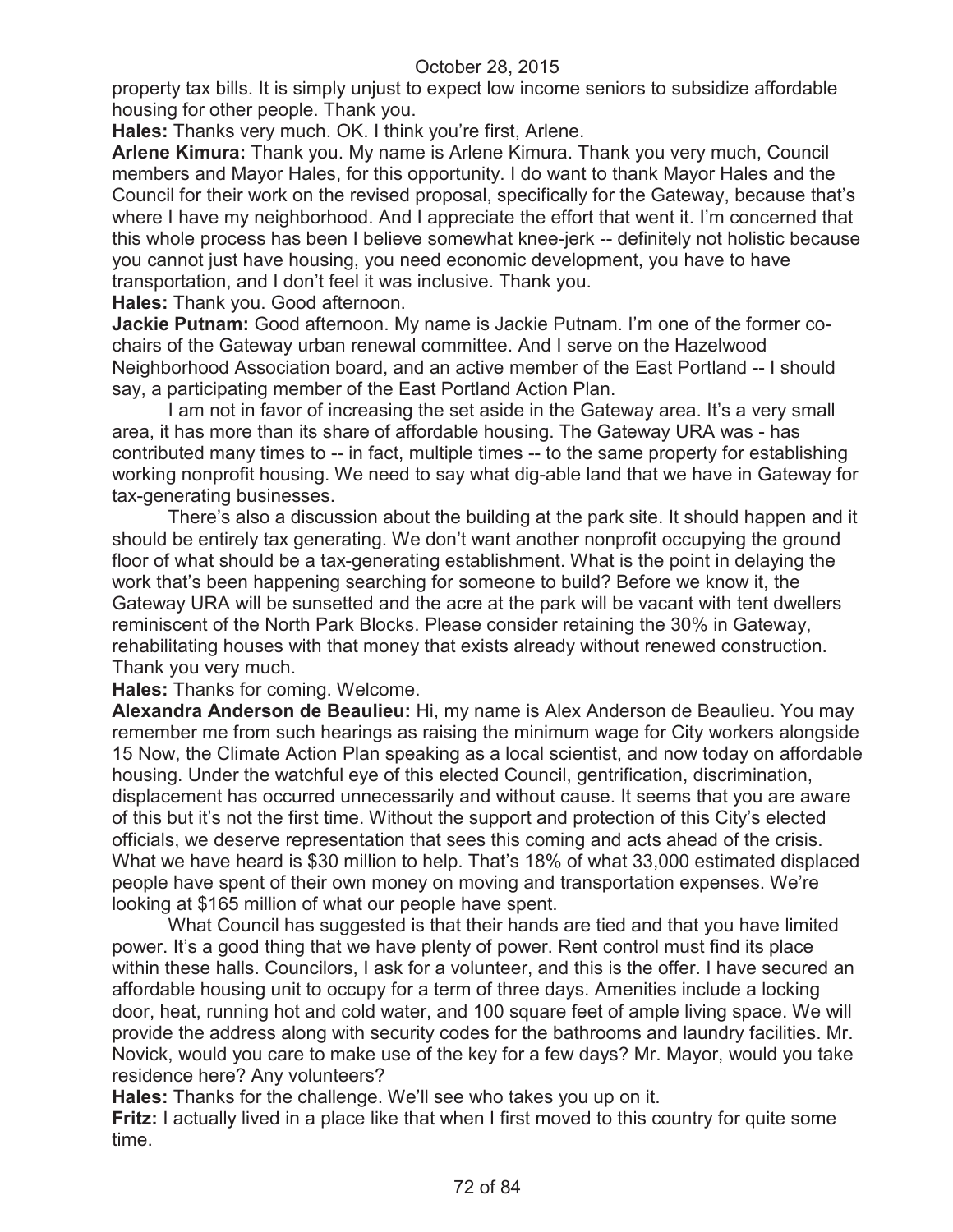property tax bills. It is simply unjust to expect low income seniors to subsidize affordable housing for other people. Thank you.

**Hales:** Thanks very much. OK. I think you're first, Arlene.

**Arlene Kimura:** Thank you. My name is Arlene Kimura. Thank you very much, Council members and Mayor Hales, for this opportunity. I do want to thank Mayor Hales and the Council for their work on the revised proposal, specifically for the Gateway, because that's where I have my neighborhood. And I appreciate the effort that went it. I'm concerned that this whole process has been I believe somewhat knee-jerk -- definitely not holistic because you cannot just have housing, you need economic development, you have to have transportation, and I don't feel it was inclusive. Thank you.

**Hales:** Thank you. Good afternoon.

**Jackie Putnam:** Good afternoon. My name is Jackie Putnam. I'm one of the former co-chairs of the Gateway urban renewal committee. And I serve on the Hazelwood Neighborhood Association board, and an active member of the East Portland -- I should say, a participating member of the East Portland Action Plan.

I am not in favor of increasing the set aside in the Gateway area. It's a very small area, it has more than its share of affordable housing. The Gateway URA was - has contributed many times to -- in fact, multiple times -- to the same property for establishing working nonprofit housing. We need to say what dig-able land that we have in Gateway for tax-generating businesses.

There's also a discussion about the building at the park site. It should happen and it should be entirely tax generating. We don't want another nonprofit occupying the ground floor of what should be a tax-generating establishment. What is the point in delaying the work that's been happening searching for someone to build? Before we know it, the Gateway URA will be sunsetted and the acre at the park will be vacant with tent dwellers reminiscent of the North Park Blocks. Please consider retaining the 30% in Gateway, rehabilitating houses with that money that exists already without renewed construction. Thank you very much.

**Hales:** Thanks for coming. Welcome.

**Alexandra Anderson de Beaulieu:** Hi, my name is Alex Anderson de Beaulieu. You may remember me from such hearings as raising the minimum wage for City workers alongside 15 Now, the Climate Action Plan speaking as a local scientist, and now today on affordable housing. Under the watchful eye of this elected Council, gentrification, discrimination, displacement has occurred unnecessarily and without cause. It seems that you are aware of this but it's not the first time. Without the support and protection of this City's elected officials, we deserve representation that sees this coming and acts ahead of the crisis. What we have heard is $30 million to help. That's 18% of what 33,000 estimated displaced people have spent of their own money on moving and transportation expenses. We're looking at $165 million of what our people have spent.

What Council has suggested is that their hands are tied and that you have limited power. It's a good thing that we have plenty of power. Rent control must find its place within these halls. Councilors, I ask for a volunteer, and this is the offer. I have secured an affordable housing unit to occupy for a term of three days. Amenities include a locking door, heat, running hot and cold water, and 100 square feet of ample living space. We will provide the address along with security codes for the bathrooms and laundry facilities. Mr. Novick, would you care to make use of the key for a few days? Mr. Mayor, would you take residence here? Any volunteers?

**Hales:** Thanks for the challenge. We'll see who takes you up on it.

**Fritz:** I actually lived in a place like that when I first moved to this country for quite some time.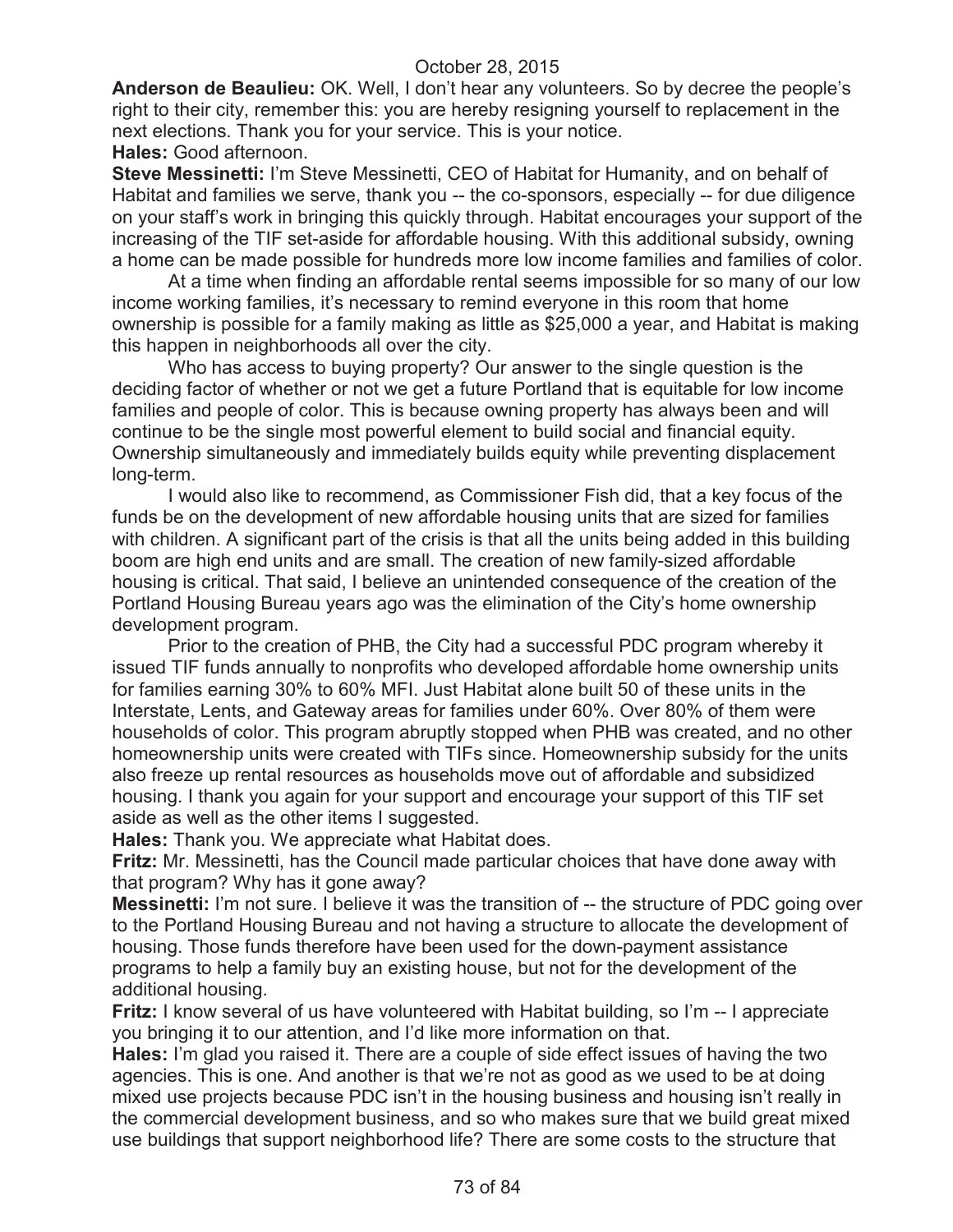**Anderson de Beaulieu:** OK. Well, I don't hear any volunteers. So by decree the people's right to their city, remember this: you are hereby resigning yourself to replacement in the next elections. Thank you for your service. This is your notice.

**Hales:** Good afternoon.

**Steve Messinetti:** I'm Steve Messinetti, CEO of Habitat for Humanity, and on behalf of Habitat and families we serve, thank you -- the co-sponsors, especially -- for due diligence on your staff's work in bringing this quickly through. Habitat encourages your support of the increasing of the TIF set-aside for affordable housing. With this additional subsidy, owning a home can be made possible for hundreds more low income families and families of color.

At a time when finding an affordable rental seems impossible for so many of our low income working families, it's necessary to remind everyone in this room that home ownership is possible for a family making as little as $25,000 a year, and Habitat is making this happen in neighborhoods all over the city.

Who has access to buying property? Our answer to the single question is the deciding factor of whether or not we get a future Portland that is equitable for low income families and people of color. This is because owning property has always been and will continue to be the single most powerful element to build social and financial equity. Ownership simultaneously and immediately builds equity while preventing displacement long-term.

I would also like to recommend, as Commissioner Fish did, that a key focus of the funds be on the development of new affordable housing units that are sized for families with children. A significant part of the crisis is that all the units being added in this building boom are high end units and are small. The creation of new family-sized affordable housing is critical. That said, I believe an unintended consequence of the creation of the Portland Housing Bureau years ago was the elimination of the City's home ownership development program.

Prior to the creation of PHB, the City had a successful PDC program whereby it issued TIF funds annually to nonprofits who developed affordable home ownership units for families earning 30% to 60% MFI. Just Habitat alone built 50 of these units in the Interstate, Lents, and Gateway areas for families under 60%. Over 80% of them were households of color. This program abruptly stopped when PHB was created, and no other homeownership units were created with TIFs since. Homeownership subsidy for the units also freeze up rental resources as households move out of affordable and subsidized housing. I thank you again for your support and encourage your support of this TIF set aside as well as the other items I suggested.

**Hales:** Thank you. We appreciate what Habitat does.

**Fritz:** Mr. Messinetti, has the Council made particular choices that have done away with that program? Why has it gone away?

**Messinetti:** I'm not sure. I believe it was the transition of -- the structure of PDC going over to the Portland Housing Bureau and not having a structure to allocate the development of housing. Those funds therefore have been used for the down-payment assistance programs to help a family buy an existing house, but not for the development of the additional housing.

**Fritz:** I know several of us have volunteered with Habitat building, so I'm -- I appreciate you bringing it to our attention, and I'd like more information on that.

**Hales:** I'm glad you raised it. There are a couple of side effect issues of having the two agencies. This is one. And another is that we're not as good as we used to be at doing mixed use projects because PDC isn't in the housing business and housing isn't really in the commercial development business, and so who makes sure that we build great mixed use buildings that support neighborhood life? There are some costs to the structure that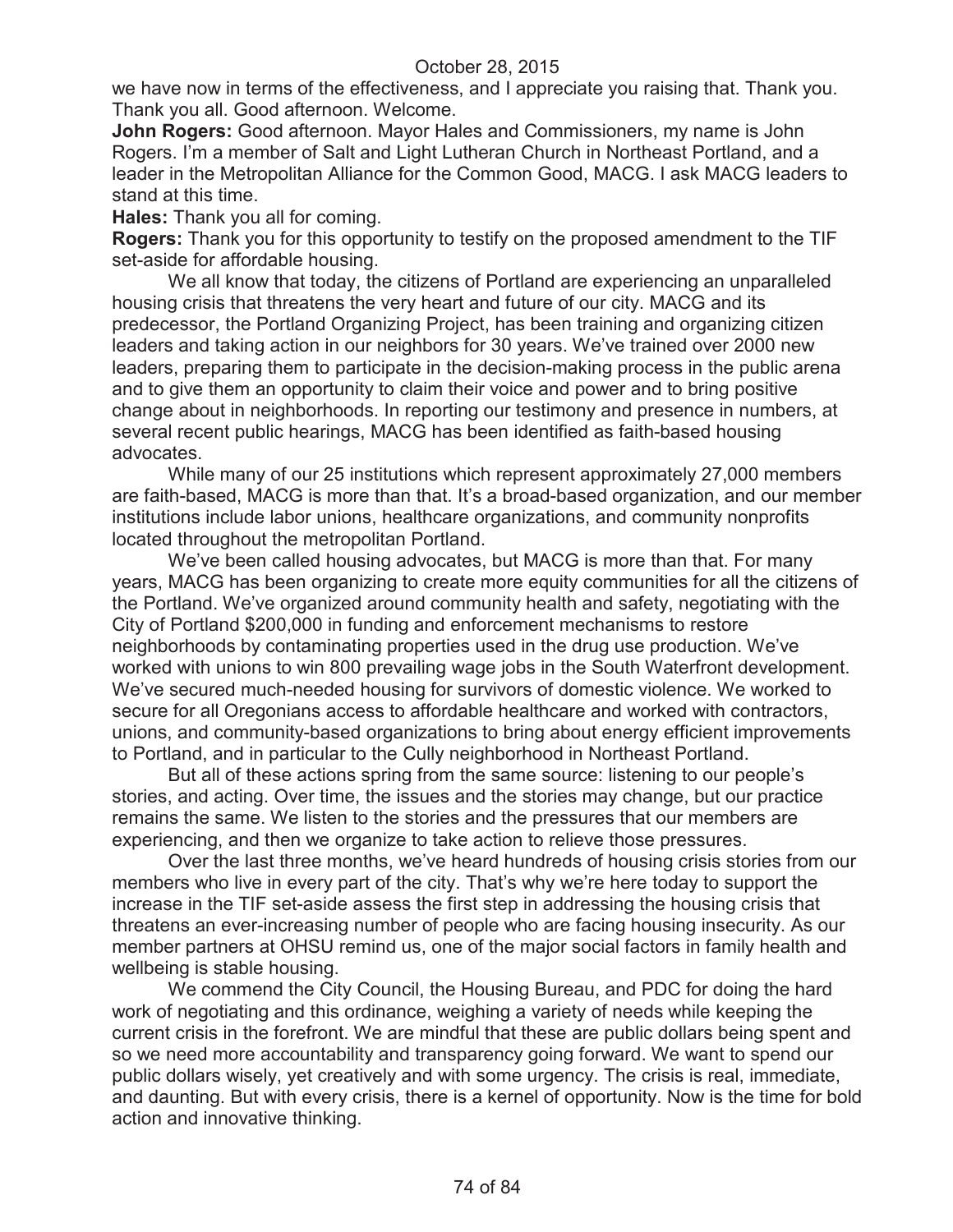we have now in terms of the effectiveness, and I appreciate you raising that. Thank you. Thank you all. Good afternoon. Welcome.

**John Rogers:** Good afternoon. Mayor Hales and Commissioners, my name is John Rogers. I'm a member of Salt and Light Lutheran Church in Northeast Portland, and a leader in the Metropolitan Alliance for the Common Good, MACG. I ask MACG leaders to stand at this time.

**Hales:** Thank you all for coming.

**Rogers:** Thank you for this opportunity to testify on the proposed amendment to the TIF set-aside for affordable housing.

We all know that today, the citizens of Portland are experiencing an unparalleled housing crisis that threatens the very heart and future of our city. MACG and its predecessor, the Portland Organizing Project, has been training and organizing citizen leaders and taking action in our neighbors for 30 years. We've trained over 2000 new leaders, preparing them to participate in the decision-making process in the public arena and to give them an opportunity to claim their voice and power and to bring positive change about in neighborhoods. In reporting our testimony and presence in numbers, at several recent public hearings, MACG has been identified as faith-based housing advocates.

While many of our 25 institutions which represent approximately 27,000 members are faith-based, MACG is more than that. It's a broad-based organization, and our member institutions include labor unions, healthcare organizations, and community nonprofits located throughout the metropolitan Portland.

We've been called housing advocates, but MACG is more than that. For many years, MACG has been organizing to create more equity communities for all the citizens of the Portland. We've organized around community health and safety, negotiating with the City of Portland $200,000 in funding and enforcement mechanisms to restore neighborhoods by contaminating properties used in the drug use production. We've worked with unions to win 800 prevailing wage jobs in the South Waterfront development. We've secured much-needed housing for survivors of domestic violence. We worked to secure for all Oregonians access to affordable healthcare and worked with contractors, unions, and community-based organizations to bring about energy efficient improvements to Portland, and in particular to the Cully neighborhood in Northeast Portland.

But all of these actions spring from the same source: listening to our people's stories, and acting. Over time, the issues and the stories may change, but our practice remains the same. We listen to the stories and the pressures that our members are experiencing, and then we organize to take action to relieve those pressures.

Over the last three months, we've heard hundreds of housing crisis stories from our members who live in every part of the city. That's why we're here today to support the increase in the TIF set-aside assess the first step in addressing the housing crisis that threatens an ever-increasing number of people who are facing housing insecurity. As our member partners at OHSU remind us, one of the major social factors in family health and wellbeing is stable housing.

We commend the City Council, the Housing Bureau, and PDC for doing the hard work of negotiating and this ordinance, weighing a variety of needs while keeping the current crisis in the forefront. We are mindful that these are public dollars being spent and so we need more accountability and transparency going forward. We want to spend our public dollars wisely, yet creatively and with some urgency. The crisis is real, immediate, and daunting. But with every crisis, there is a kernel of opportunity. Now is the time for bold action and innovative thinking.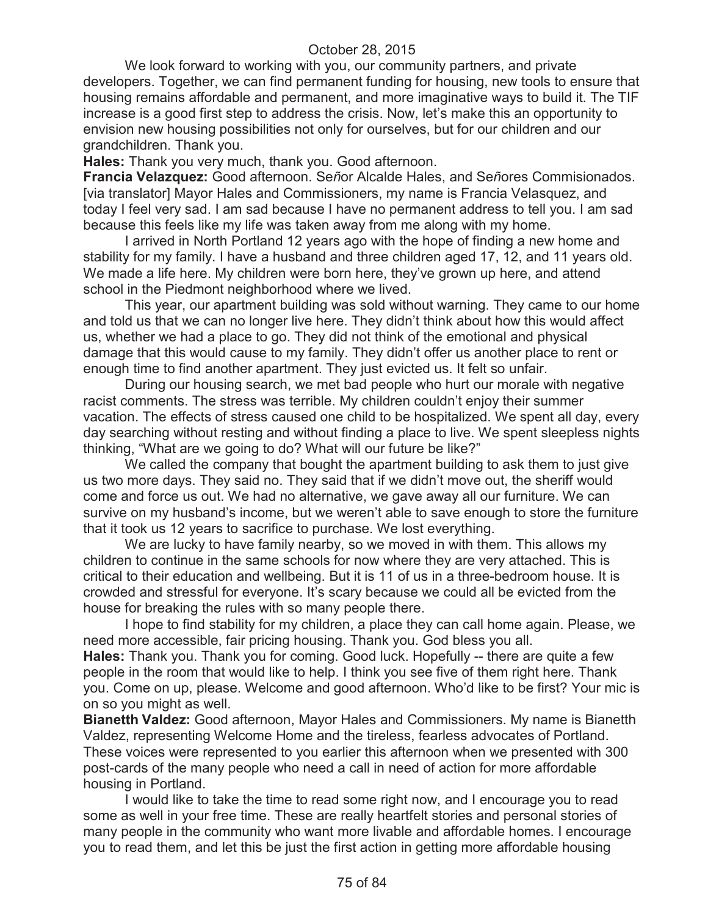We look forward to working with you, our community partners, and private developers. Together, we can find permanent funding for housing, new tools to ensure that housing remains affordable and permanent, and more imaginative ways to build it. The TIF increase is a good first step to address the crisis. Now, let's make this an opportunity to envision new housing possibilities not only for ourselves, but for our children and our grandchildren. Thank you.

**Hales:** Thank you very much, thank you. Good afternoon.

**Francia Velazquez:** Good afternoon. Se*ñ*or Alcalde Hales, and Se*ñ*ores Commisionados. [via translator] Mayor Hales and Commissioners, my name is Francia Velasquez, and today I feel very sad. I am sad because I have no permanent address to tell you. I am sad because this feels like my life was taken away from me along with my home.

I arrived in North Portland 12 years ago with the hope of finding a new home and stability for my family. I have a husband and three children aged 17, 12, and 11 years old. We made a life here. My children were born here, they've grown up here, and attend school in the Piedmont neighborhood where we lived.

This year, our apartment building was sold without warning. They came to our home and told us that we can no longer live here. They didn't think about how this would affect us, whether we had a place to go. They did not think of the emotional and physical damage that this would cause to my family. They didn't offer us another place to rent or enough time to find another apartment. They just evicted us. It felt so unfair.

During our housing search, we met bad people who hurt our morale with negative racist comments. The stress was terrible. My children couldn't enjoy their summer vacation. The effects of stress caused one child to be hospitalized. We spent all day, every day searching without resting and without finding a place to live. We spent sleepless nights thinking, "What are we going to do? What will our future be like?"

We called the company that bought the apartment building to ask them to just give us two more days. They said no. They said that if we didn't move out, the sheriff would come and force us out. We had no alternative, we gave away all our furniture. We can survive on my husband's income, but we weren't able to save enough to store the furniture that it took us 12 years to sacrifice to purchase. We lost everything.

We are lucky to have family nearby, so we moved in with them. This allows my children to continue in the same schools for now where they are very attached. This is critical to their education and wellbeing. But it is 11 of us in a three-bedroom house. It is crowded and stressful for everyone. It's scary because we could all be evicted from the house for breaking the rules with so many people there.

I hope to find stability for my children, a place they can call home again. Please, we need more accessible, fair pricing housing. Thank you. God bless you all.

**Hales:** Thank you. Thank you for coming. Good luck. Hopefully -- there are quite a few people in the room that would like to help. I think you see five of them right here. Thank you. Come on up, please. Welcome and good afternoon. Who'd like to be first? Your mic is on so you might as well.

**Bianetth Valdez:** Good afternoon, Mayor Hales and Commissioners. My name is Bianetth Valdez, representing Welcome Home and the tireless, fearless advocates of Portland. These voices were represented to you earlier this afternoon when we presented with 300 post-cards of the many people who need a call in need of action for more affordable housing in Portland.

I would like to take the time to read some right now, and I encourage you to read some as well in your free time. These are really heartfelt stories and personal stories of many people in the community who want more livable and affordable homes. I encourage you to read them, and let this be just the first action in getting more affordable housing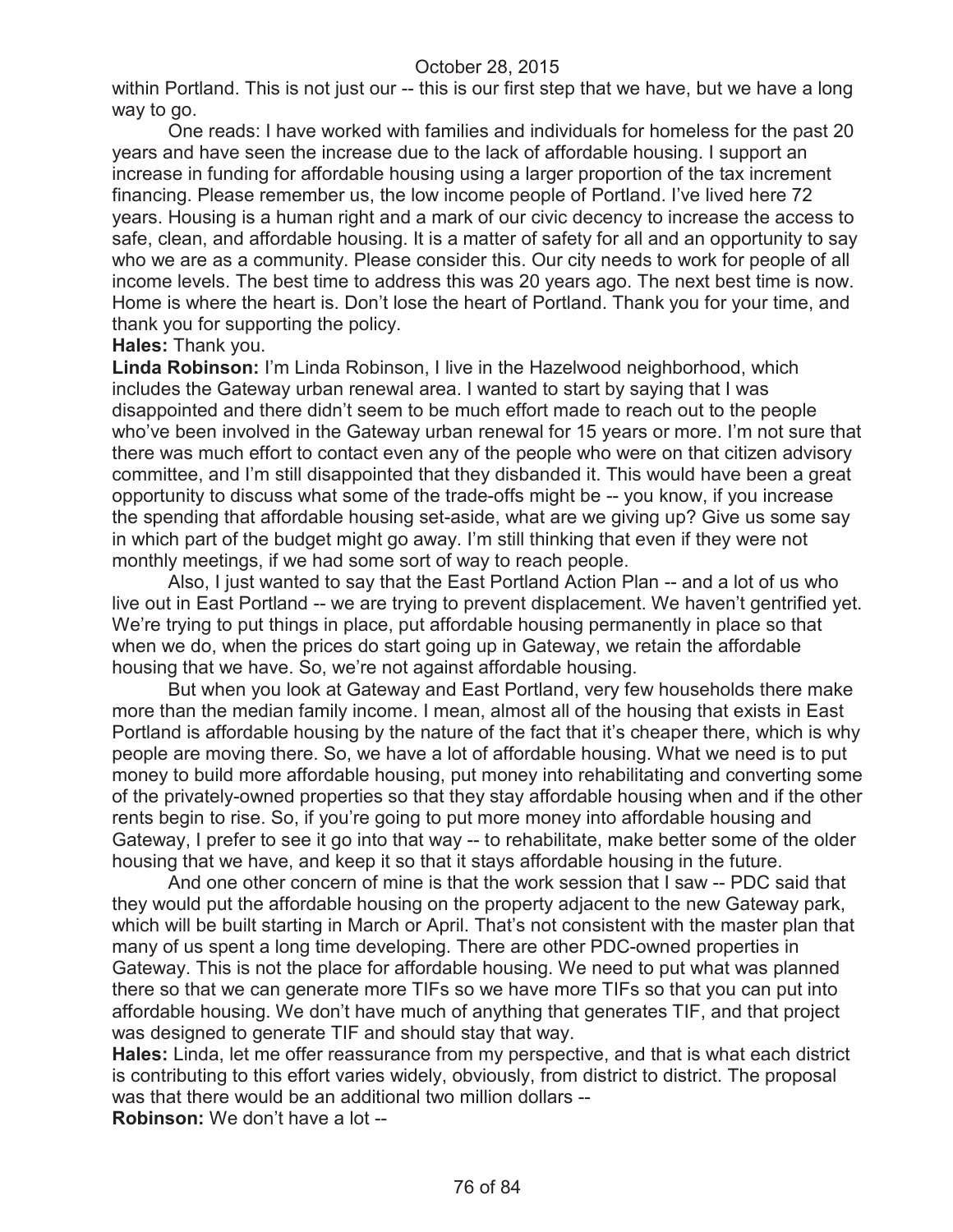within Portland. This is not just our -- this is our first step that we have, but we have a long way to go.

One reads: I have worked with families and individuals for homeless for the past 20 years and have seen the increase due to the lack of affordable housing. I support an increase in funding for affordable housing using a larger proportion of the tax increment financing. Please remember us, the low income people of Portland. I've lived here 72 years. Housing is a human right and a mark of our civic decency to increase the access to safe, clean, and affordable housing. It is a matter of safety for all and an opportunity to say who we are as a community. Please consider this. Our city needs to work for people of all income levels. The best time to address this was 20 years ago. The next best time is now. Home is where the heart is. Don't lose the heart of Portland. Thank you for your time, and thank you for supporting the policy.

**Hales:** Thank you.

**Linda Robinson:** I'm Linda Robinson, I live in the Hazelwood neighborhood, which includes the Gateway urban renewal area. I wanted to start by saying that I was disappointed and there didn't seem to be much effort made to reach out to the people who've been involved in the Gateway urban renewal for 15 years or more. I'm not sure that there was much effort to contact even any of the people who were on that citizen advisory committee, and I'm still disappointed that they disbanded it. This would have been a great opportunity to discuss what some of the trade-offs might be -- you know, if you increase the spending that affordable housing set-aside, what are we giving up? Give us some say in which part of the budget might go away. I'm still thinking that even if they were not monthly meetings, if we had some sort of way to reach people.

Also, I just wanted to say that the East Portland Action Plan -- and a lot of us who live out in East Portland -- we are trying to prevent displacement. We haven't gentrified yet. We're trying to put things in place, put affordable housing permanently in place so that when we do, when the prices do start going up in Gateway, we retain the affordable housing that we have. So, we're not against affordable housing.

But when you look at Gateway and East Portland, very few households there make more than the median family income. I mean, almost all of the housing that exists in East Portland is affordable housing by the nature of the fact that it's cheaper there, which is why people are moving there. So, we have a lot of affordable housing. What we need is to put money to build more affordable housing, put money into rehabilitating and converting some of the privately-owned properties so that they stay affordable housing when and if the other rents begin to rise. So, if you're going to put more money into affordable housing and Gateway, I prefer to see it go into that way -- to rehabilitate, make better some of the older housing that we have, and keep it so that it stays affordable housing in the future.

And one other concern of mine is that the work session that I saw -- PDC said that they would put the affordable housing on the property adjacent to the new Gateway park, which will be built starting in March or April. That's not consistent with the master plan that many of us spent a long time developing. There are other PDC-owned properties in Gateway. This is not the place for affordable housing. We need to put what was planned there so that we can generate more TIFs so we have more TIFs so that you can put into affordable housing. We don't have much of anything that generates TIF, and that project was designed to generate TIF and should stay that way.

**Hales:** Linda, let me offer reassurance from my perspective, and that is what each district is contributing to this effort varies widely, obviously, from district to district. The proposal was that there would be an additional two million dollars --

**Robinson:** We don't have a lot --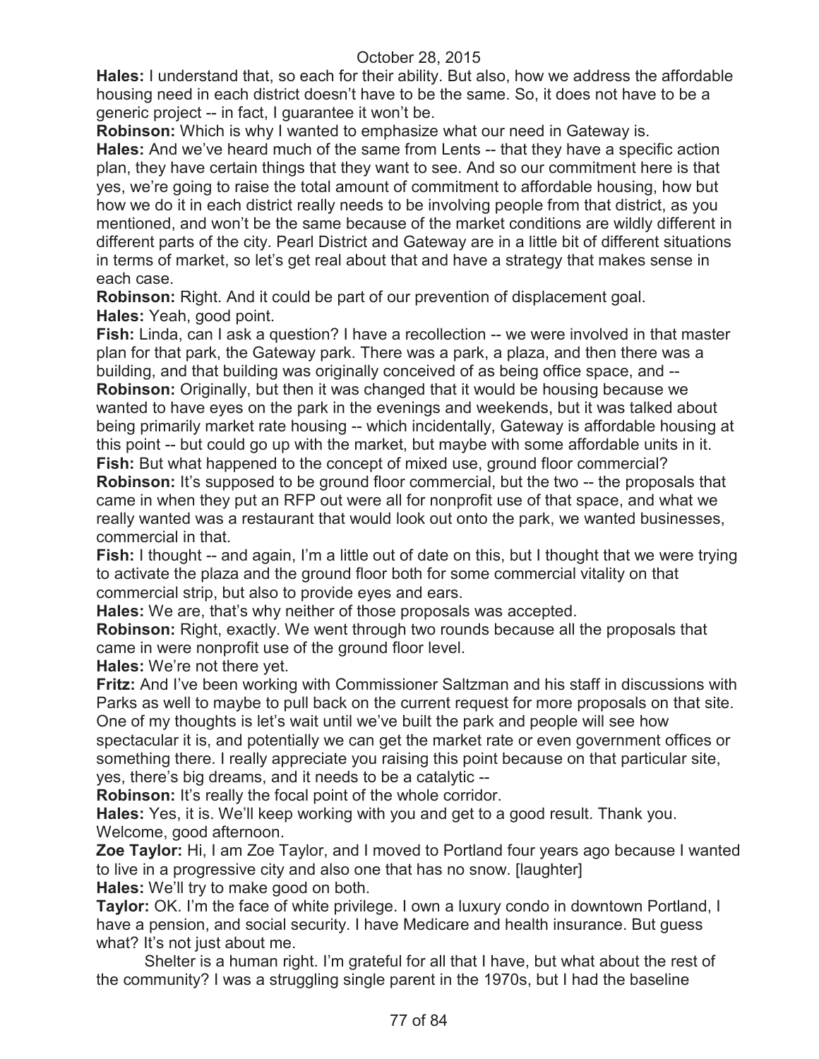**Hales:** I understand that, so each for their ability. But also, how we address the affordable housing need in each district doesn't have to be the same. So, it does not have to be a generic project -- in fact, I guarantee it won't be.

**Robinson:** Which is why I wanted to emphasize what our need in Gateway is.

**Hales:** And we've heard much of the same from Lents -- that they have a specific action plan, they have certain things that they want to see. And so our commitment here is that yes, we're going to raise the total amount of commitment to affordable housing, how but how we do it in each district really needs to be involving people from that district, as you mentioned, and won't be the same because of the market conditions are wildly different in different parts of the city. Pearl District and Gateway are in a little bit of different situations in terms of market, so let's get real about that and have a strategy that makes sense in each case.

**Robinson:** Right. And it could be part of our prevention of displacement goal.

**Hales:** Yeah, good point.

**Fish:** Linda, can I ask a question? I have a recollection -- we were involved in that master plan for that park, the Gateway park. There was a park, a plaza, and then there was a building, and that building was originally conceived of as being office space, and --

**Robinson:** Originally, but then it was changed that it would be housing because we wanted to have eyes on the park in the evenings and weekends, but it was talked about being primarily market rate housing -- which incidentally, Gateway is affordable housing at this point -- but could go up with the market, but maybe with some affordable units in it.

**Fish:** But what happened to the concept of mixed use, ground floor commercial?

**Robinson:** It's supposed to be ground floor commercial, but the two -- the proposals that came in when they put an RFP out were all for nonprofit use of that space, and what we really wanted was a restaurant that would look out onto the park, we wanted businesses, commercial in that.

**Fish:** I thought -- and again, I'm a little out of date on this, but I thought that we were trying to activate the plaza and the ground floor both for some commercial vitality on that commercial strip, but also to provide eyes and ears.

**Hales:** We are, that's why neither of those proposals was accepted.

**Robinson:** Right, exactly. We went through two rounds because all the proposals that came in were nonprofit use of the ground floor level.

**Hales:** We're not there yet.

**Fritz:** And I've been working with Commissioner Saltzman and his staff in discussions with Parks as well to maybe to pull back on the current request for more proposals on that site. One of my thoughts is let's wait until we've built the park and people will see how spectacular it is, and potentially we can get the market rate or even government offices or something there. I really appreciate you raising this point because on that particular site, yes, there's big dreams, and it needs to be a catalytic --

**Robinson:** It's really the focal point of the whole corridor.

**Hales:** Yes, it is. We'll keep working with you and get to a good result. Thank you. Welcome, good afternoon.

**Zoe Taylor:** Hi, I am Zoe Taylor, and I moved to Portland four years ago because I wanted to live in a progressive city and also one that has no snow. [laughter]

**Hales:** We'll try to make good on both.

**Taylor:** OK. I'm the face of white privilege. I own a luxury condo in downtown Portland, I have a pension, and social security. I have Medicare and health insurance. But guess what? It's not just about me.

Shelter is a human right. I'm grateful for all that I have, but what about the rest of the community? I was a struggling single parent in the 1970s, but I had the baseline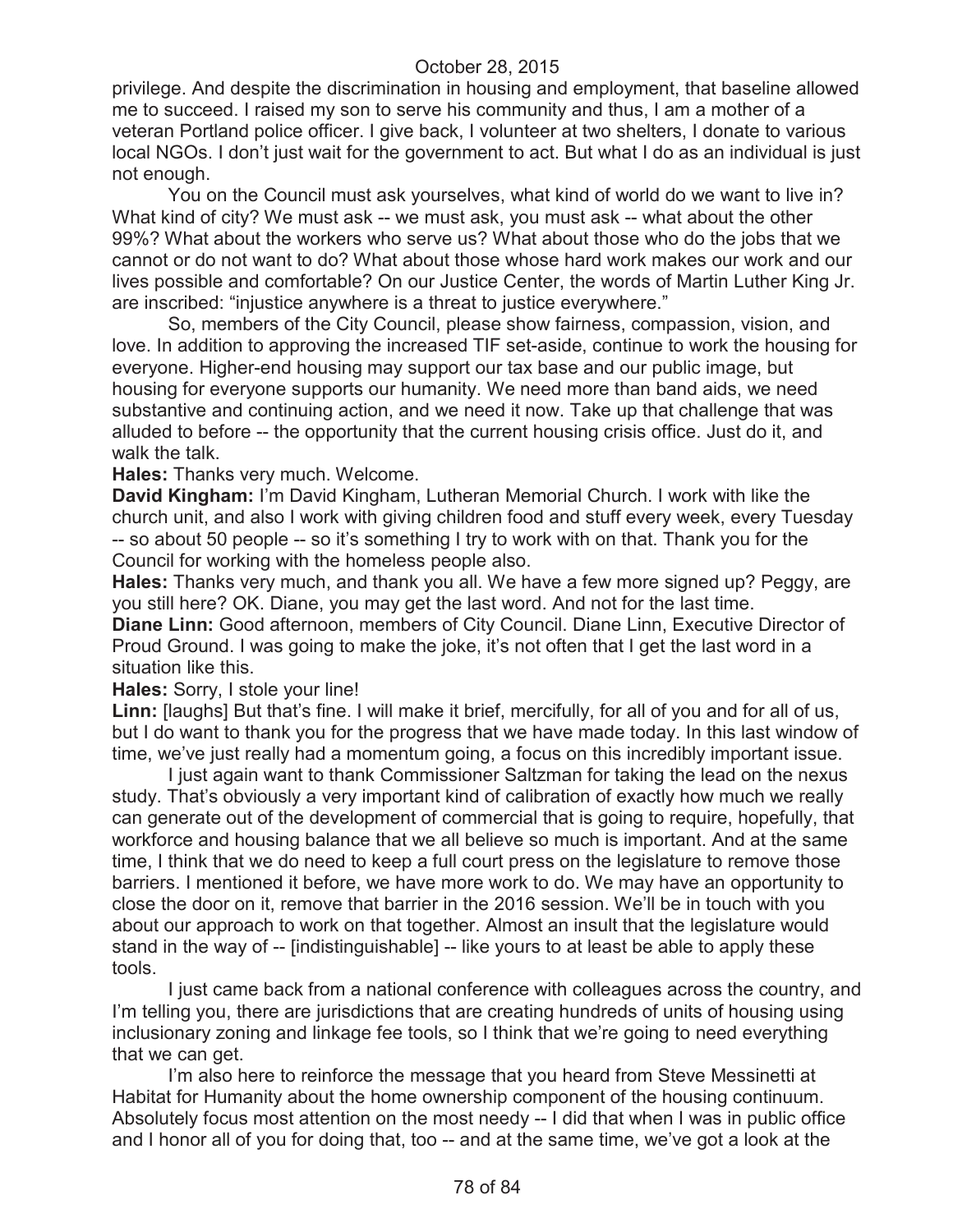privilege. And despite the discrimination in housing and employment, that baseline allowed me to succeed. I raised my son to serve his community and thus, I am a mother of a veteran Portland police officer. I give back, I volunteer at two shelters, I donate to various local NGOs. I don't just wait for the government to act. But what I do as an individual is just not enough.

You on the Council must ask yourselves, what kind of world do we want to live in? What kind of city? We must ask -- we must ask, you must ask -- what about the other 99%? What about the workers who serve us? What about those who do the jobs that we cannot or do not want to do? What about those whose hard work makes our work and our lives possible and comfortable? On our Justice Center, the words of Martin Luther King Jr. are inscribed: "injustice anywhere is a threat to justice everywhere."

So, members of the City Council, please show fairness, compassion, vision, and love. In addition to approving the increased TIF set-aside, continue to work the housing for everyone. Higher-end housing may support our tax base and our public image, but housing for everyone supports our humanity. We need more than band aids, we need substantive and continuing action, and we need it now. Take up that challenge that was alluded to before -- the opportunity that the current housing crisis office. Just do it, and walk the talk.

**Hales:** Thanks very much. Welcome.

**David Kingham:** I'm David Kingham, Lutheran Memorial Church. I work with like the church unit, and also I work with giving children food and stuff every week, every Tuesday -- so about 50 people -- so it's something I try to work with on that. Thank you for the Council for working with the homeless people also.

**Hales:** Thanks very much, and thank you all. We have a few more signed up? Peggy, are you still here? OK. Diane, you may get the last word. And not for the last time.

**Diane Linn:** Good afternoon, members of City Council. Diane Linn, Executive Director of Proud Ground. I was going to make the joke, it's not often that I get the last word in a situation like this.

**Hales:** Sorry, I stole your line!

**Linn:** [laughs] But that's fine. I will make it brief, mercifully, for all of you and for all of us, but I do want to thank you for the progress that we have made today. In this last window of time, we've just really had a momentum going, a focus on this incredibly important issue.

I just again want to thank Commissioner Saltzman for taking the lead on the nexus study. That's obviously a very important kind of calibration of exactly how much we really can generate out of the development of commercial that is going to require, hopefully, that workforce and housing balance that we all believe so much is important. And at the same time, I think that we do need to keep a full court press on the legislature to remove those barriers. I mentioned it before, we have more work to do. We may have an opportunity to close the door on it, remove that barrier in the 2016 session. We'll be in touch with you about our approach to work on that together. Almost an insult that the legislature would stand in the way of -- [indistinguishable] -- like yours to at least be able to apply these tools.

I just came back from a national conference with colleagues across the country, and I'm telling you, there are jurisdictions that are creating hundreds of units of housing using inclusionary zoning and linkage fee tools, so I think that we're going to need everything that we can get.

I'm also here to reinforce the message that you heard from Steve Messinetti at Habitat for Humanity about the home ownership component of the housing continuum. Absolutely focus most attention on the most needy -- I did that when I was in public office and I honor all of you for doing that, too -- and at the same time, we've got a look at the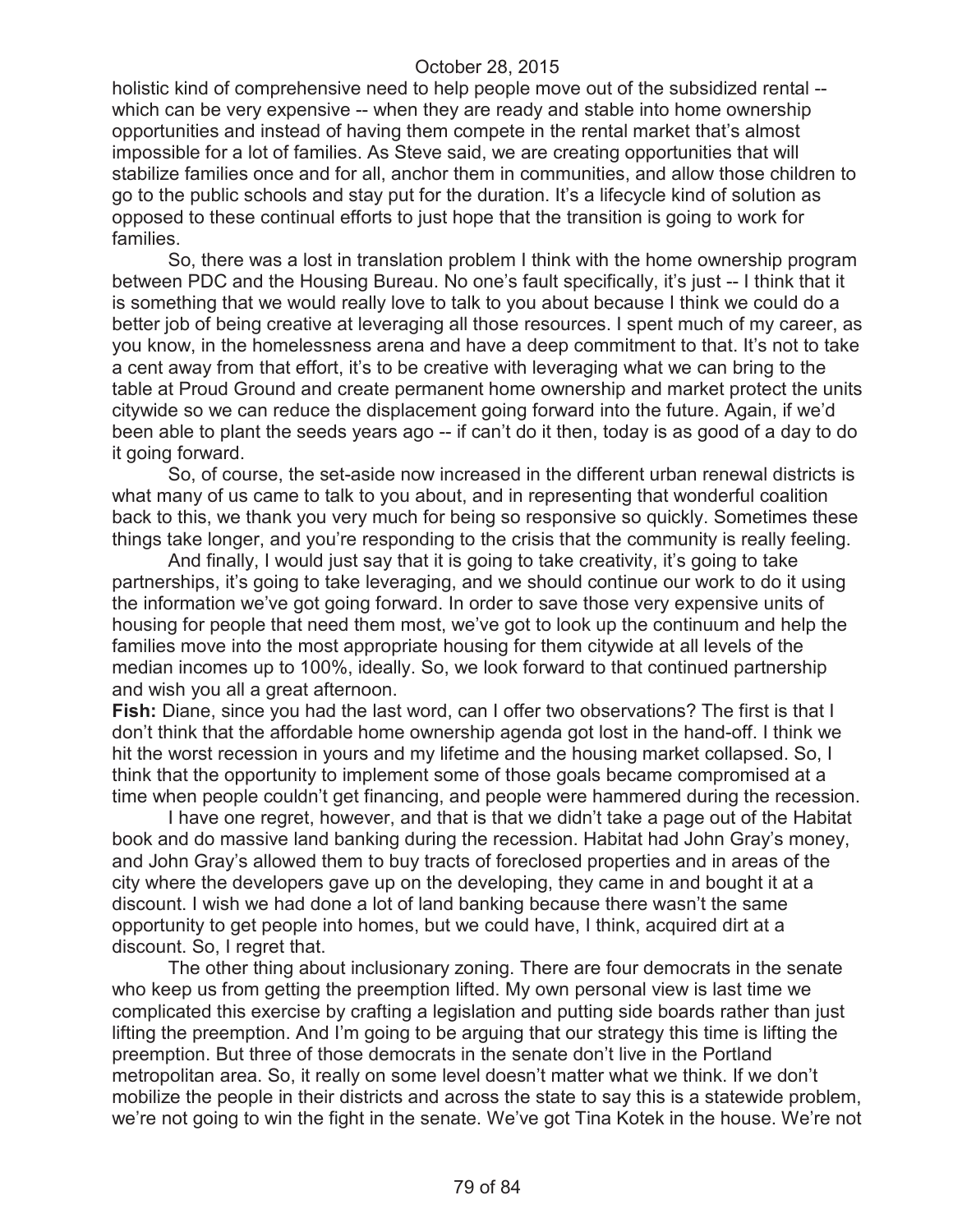holistic kind of comprehensive need to help people move out of the subsidized rental -- which can be very expensive -- when they are ready and stable into home ownership opportunities and instead of having them compete in the rental market that's almost impossible for a lot of families. As Steve said, we are creating opportunities that will stabilize families once and for all, anchor them in communities, and allow those children to go to the public schools and stay put for the duration. It's a lifecycle kind of solution as opposed to these continual efforts to just hope that the transition is going to work for families.

So, there was a lost in translation problem I think with the home ownership program between PDC and the Housing Bureau. No one's fault specifically, it's just -- I think that it is something that we would really love to talk to you about because I think we could do a better job of being creative at leveraging all those resources. I spent much of my career, as you know, in the homelessness arena and have a deep commitment to that. It's not to take a cent away from that effort, it's to be creative with leveraging what we can bring to the table at Proud Ground and create permanent home ownership and market protect the units citywide so we can reduce the displacement going forward into the future. Again, if we'd been able to plant the seeds years ago -- if can't do it then, today is as good of a day to do it going forward.

So, of course, the set-aside now increased in the different urban renewal districts is what many of us came to talk to you about, and in representing that wonderful coalition back to this, we thank you very much for being so responsive so quickly. Sometimes these things take longer, and you're responding to the crisis that the community is really feeling.

And finally, I would just say that it is going to take creativity, it's going to take partnerships, it's going to take leveraging, and we should continue our work to do it using the information we've got going forward. In order to save those very expensive units of housing for people that need them most, we've got to look up the continuum and help the families move into the most appropriate housing for them citywide at all levels of the median incomes up to 100%, ideally. So, we look forward to that continued partnership and wish you all a great afternoon.

**Fish:** Diane, since you had the last word, can I offer two observations? The first is that I don't think that the affordable home ownership agenda got lost in the hand-off. I think we hit the worst recession in yours and my lifetime and the housing market collapsed. So, I think that the opportunity to implement some of those goals became compromised at a time when people couldn't get financing, and people were hammered during the recession.

I have one regret, however, and that is that we didn't take a page out of the Habitat book and do massive land banking during the recession. Habitat had John Gray's money, and John Gray's allowed them to buy tracts of foreclosed properties and in areas of the city where the developers gave up on the developing, they came in and bought it at a discount. I wish we had done a lot of land banking because there wasn't the same opportunity to get people into homes, but we could have, I think, acquired dirt at a discount. So, I regret that.

The other thing about inclusionary zoning. There are four democrats in the senate who keep us from getting the preemption lifted. My own personal view is last time we complicated this exercise by crafting a legislation and putting side boards rather than just lifting the preemption. And I'm going to be arguing that our strategy this time is lifting the preemption. But three of those democrats in the senate don't live in the Portland metropolitan area. So, it really on some level doesn't matter what we think. If we don't mobilize the people in their districts and across the state to say this is a statewide problem, we're not going to win the fight in the senate. We've got Tina Kotek in the house. We're not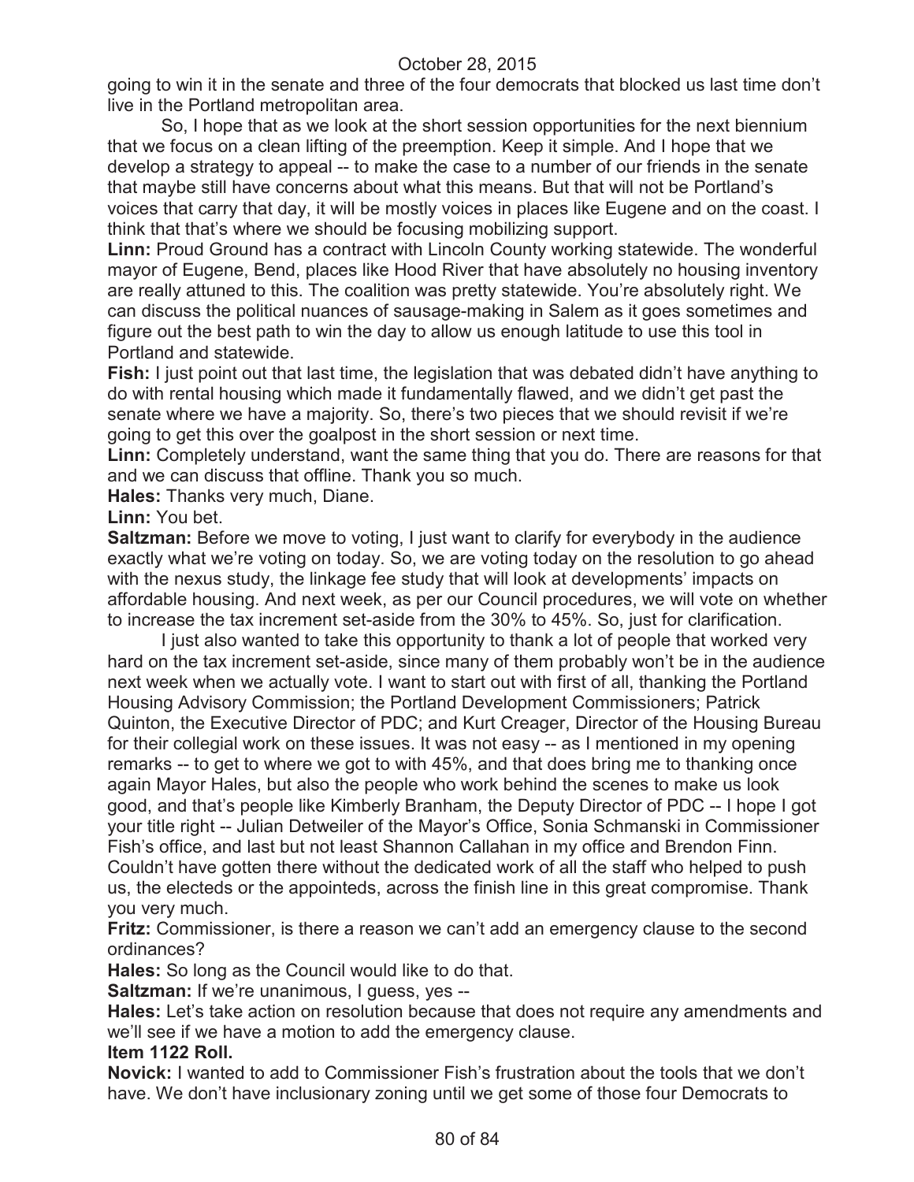going to win it in the senate and three of the four democrats that blocked us last time don't live in the Portland metropolitan area.

So, I hope that as we look at the short session opportunities for the next biennium that we focus on a clean lifting of the preemption. Keep it simple. And I hope that we develop a strategy to appeal -- to make the case to a number of our friends in the senate that maybe still have concerns about what this means. But that will not be Portland's voices that carry that day, it will be mostly voices in places like Eugene and on the coast. I think that that's where we should be focusing mobilizing support.

**Linn:** Proud Ground has a contract with Lincoln County working statewide. The wonderful mayor of Eugene, Bend, places like Hood River that have absolutely no housing inventory are really attuned to this. The coalition was pretty statewide. You're absolutely right. We can discuss the political nuances of sausage-making in Salem as it goes sometimes and figure out the best path to win the day to allow us enough latitude to use this tool in Portland and statewide.

**Fish:** I just point out that last time, the legislation that was debated didn't have anything to do with rental housing which made it fundamentally flawed, and we didn't get past the senate where we have a majority. So, there's two pieces that we should revisit if we're going to get this over the goalpost in the short session or next time.

**Linn:** Completely understand, want the same thing that you do. There are reasons for that and we can discuss that offline. Thank you so much.

**Hales:** Thanks very much, Diane.

**Linn:** You bet.

**Saltzman:** Before we move to voting, I just want to clarify for everybody in the audience exactly what we're voting on today. So, we are voting today on the resolution to go ahead with the nexus study, the linkage fee study that will look at developments' impacts on affordable housing. And next week, as per our Council procedures, we will vote on whether to increase the tax increment set-aside from the 30% to 45%. So, just for clarification.

I just also wanted to take this opportunity to thank a lot of people that worked very hard on the tax increment set-aside, since many of them probably won't be in the audience next week when we actually vote. I want to start out with first of all, thanking the Portland Housing Advisory Commission; the Portland Development Commissioners; Patrick Quinton, the Executive Director of PDC; and Kurt Creager, Director of the Housing Bureau for their collegial work on these issues. It was not easy -- as I mentioned in my opening remarks -- to get to where we got to with 45%, and that does bring me to thanking once again Mayor Hales, but also the people who work behind the scenes to make us look good, and that's people like Kimberly Branham, the Deputy Director of PDC -- I hope I got your title right -- Julian Detweiler of the Mayor's Office, Sonia Schmanski in Commissioner Fish's office, and last but not least Shannon Callahan in my office and Brendon Finn. Couldn't have gotten there without the dedicated work of all the staff who helped to push us, the electeds or the appointeds, across the finish line in this great compromise. Thank you very much.

**Fritz:** Commissioner, is there a reason we can't add an emergency clause to the second ordinances?

**Hales:** So long as the Council would like to do that.

**Saltzman:** If we're unanimous, I guess, yes --

**Hales:** Let's take action on resolution because that does not require any amendments and we'll see if we have a motion to add the emergency clause.

**Item 1122 Roll.**

**Novick:** I wanted to add to Commissioner Fish's frustration about the tools that we don't have. We don't have inclusionary zoning until we get some of those four Democrats to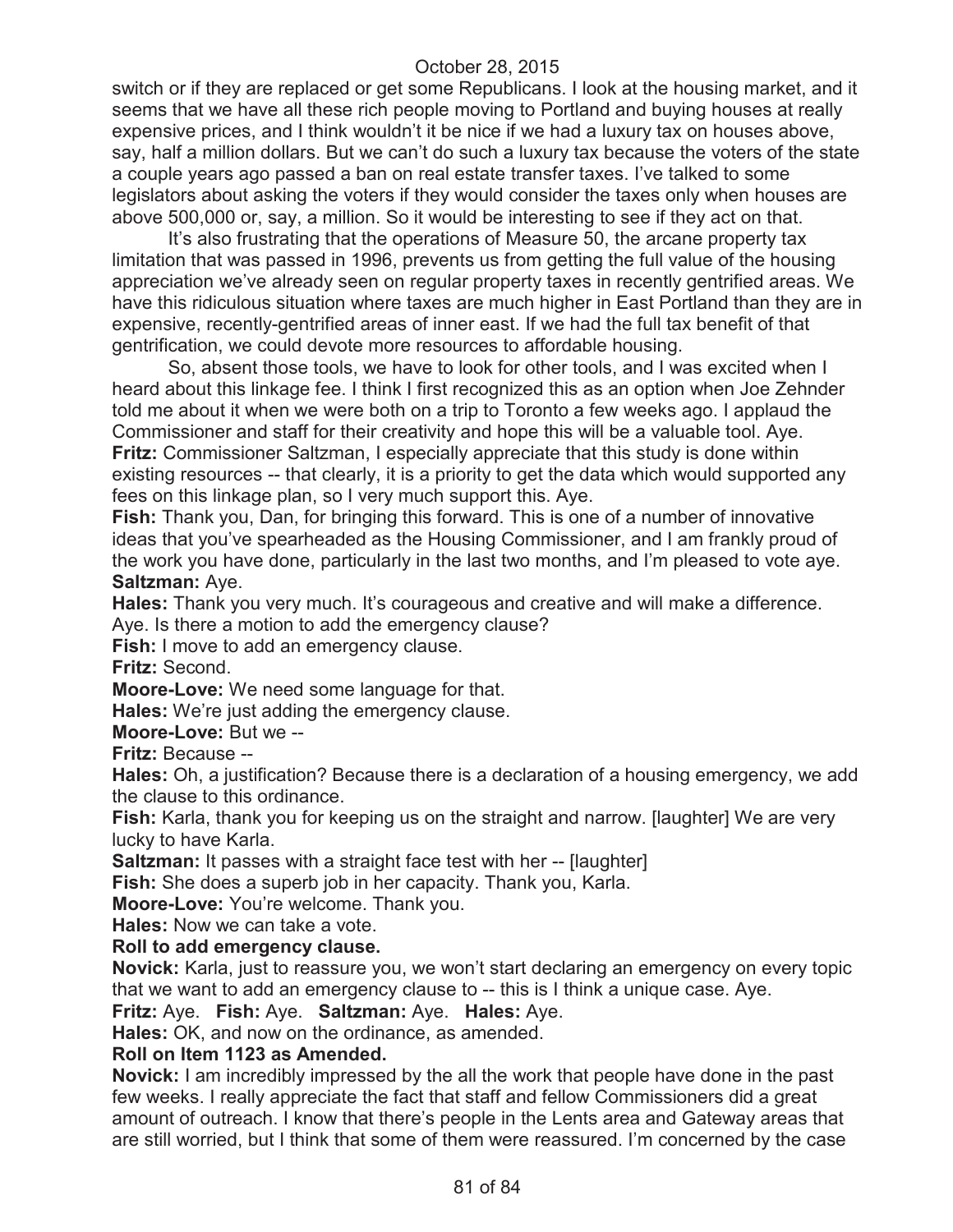switch or if they are replaced or get some Republicans. I look at the housing market, and it seems that we have all these rich people moving to Portland and buying houses at really expensive prices, and I think wouldn't it be nice if we had a luxury tax on houses above, say, half a million dollars. But we can't do such a luxury tax because the voters of the state a couple years ago passed a ban on real estate transfer taxes. I've talked to some legislators about asking the voters if they would consider the taxes only when houses are above 500,000 or, say, a million. So it would be interesting to see if they act on that.

It's also frustrating that the operations of Measure 50, the arcane property tax limitation that was passed in 1996, prevents us from getting the full value of the housing appreciation we've already seen on regular property taxes in recently gentrified areas. We have this ridiculous situation where taxes are much higher in East Portland than they are in expensive, recently-gentrified areas of inner east. If we had the full tax benefit of that gentrification, we could devote more resources to affordable housing.

So, absent those tools, we have to look for other tools, and I was excited when I heard about this linkage fee. I think I first recognized this as an option when Joe Zehnder told me about it when we were both on a trip to Toronto a few weeks ago. I applaud the Commissioner and staff for their creativity and hope this will be a valuable tool. Aye.

**Fritz:** Commissioner Saltzman, I especially appreciate that this study is done within existing resources -- that clearly, it is a priority to get the data which would supported any fees on this linkage plan, so I very much support this. Aye.

**Fish:** Thank you, Dan, for bringing this forward. This is one of a number of innovative ideas that you've spearheaded as the Housing Commissioner, and I am frankly proud of the work you have done, particularly in the last two months, and I'm pleased to vote aye.

**Saltzman:** Aye.

**Hales:** Thank you very much. It's courageous and creative and will make a difference. Aye. Is there a motion to add the emergency clause?

**Fish:** I move to add an emergency clause.

**Fritz:** Second.

**Moore-Love:** We need some language for that.

**Hales:** We're just adding the emergency clause.

**Moore-Love:** But we --

**Fritz:** Because --

**Hales:** Oh, a justification? Because there is a declaration of a housing emergency, we add the clause to this ordinance.

**Fish:** Karla, thank you for keeping us on the straight and narrow. [laughter] We are very lucky to have Karla.

**Saltzman:** It passes with a straight face test with her -- [laughter]

**Fish:** She does a superb job in her capacity. Thank you, Karla.

**Moore-Love:** You're welcome. Thank you.

**Hales:** Now we can take a vote.

**Roll to add emergency clause.**

**Novick:** Karla, just to reassure you, we won't start declaring an emergency on every topic that we want to add an emergency clause to -- this is I think a unique case. Aye.

**Fritz:** Aye. **Fish:** Aye. **Saltzman:** Aye. **Hales:** Aye.

**Hales:** OK, and now on the ordinance, as amended.

**Roll on Item 1123 as Amended.**

**Novick:** I am incredibly impressed by the all the work that people have done in the past few weeks. I really appreciate the fact that staff and fellow Commissioners did a great amount of outreach. I know that there's people in the Lents area and Gateway areas that are still worried, but I think that some of them were reassured. I'm concerned by the case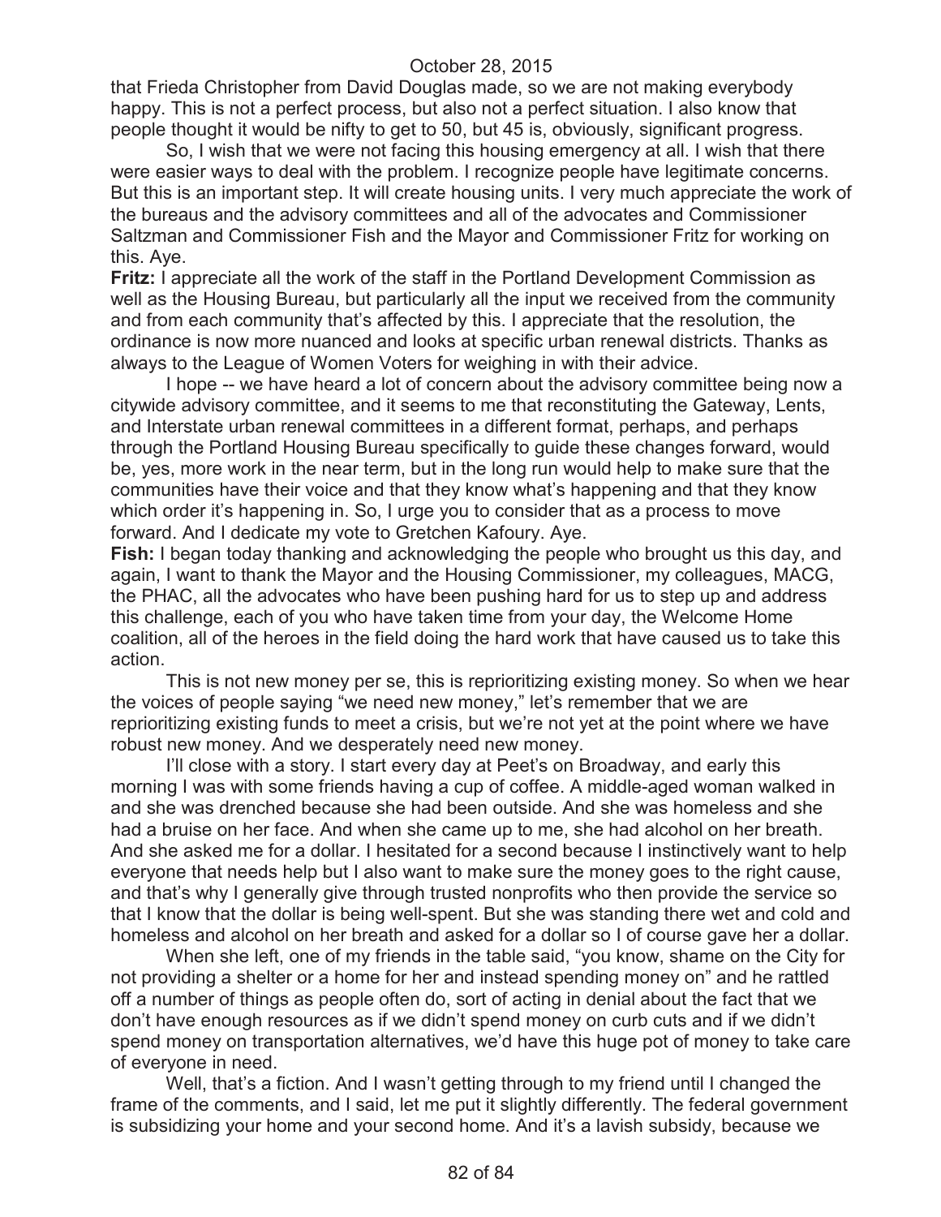that Frieda Christopher from David Douglas made, so we are not making everybody happy. This is not a perfect process, but also not a perfect situation. I also know that people thought it would be nifty to get to 50, but 45 is, obviously, significant progress.

So, I wish that we were not facing this housing emergency at all. I wish that there were easier ways to deal with the problem. I recognize people have legitimate concerns. But this is an important step. It will create housing units. I very much appreciate the work of the bureaus and the advisory committees and all of the advocates and Commissioner Saltzman and Commissioner Fish and the Mayor and Commissioner Fritz for working on this. Aye.

**Fritz:** I appreciate all the work of the staff in the Portland Development Commission as well as the Housing Bureau, but particularly all the input we received from the community and from each community that's affected by this. I appreciate that the resolution, the ordinance is now more nuanced and looks at specific urban renewal districts. Thanks as always to the League of Women Voters for weighing in with their advice.

I hope -- we have heard a lot of concern about the advisory committee being now a citywide advisory committee, and it seems to me that reconstituting the Gateway, Lents, and Interstate urban renewal committees in a different format, perhaps, and perhaps through the Portland Housing Bureau specifically to guide these changes forward, would be, yes, more work in the near term, but in the long run would help to make sure that the communities have their voice and that they know what's happening and that they know which order it's happening in. So, I urge you to consider that as a process to move forward. And I dedicate my vote to Gretchen Kafoury. Aye.

**Fish:** I began today thanking and acknowledging the people who brought us this day, and again, I want to thank the Mayor and the Housing Commissioner, my colleagues, MACG, the PHAC, all the advocates who have been pushing hard for us to step up and address this challenge, each of you who have taken time from your day, the Welcome Home coalition, all of the heroes in the field doing the hard work that have caused us to take this action.

This is not new money per se, this is reprioritizing existing money. So when we hear the voices of people saying "we need new money," let's remember that we are reprioritizing existing funds to meet a crisis, but we're not yet at the point where we have robust new money. And we desperately need new money.

I'll close with a story. I start every day at Peet's on Broadway, and early this morning I was with some friends having a cup of coffee. A middle-aged woman walked in and she was drenched because she had been outside. And she was homeless and she had a bruise on her face. And when she came up to me, she had alcohol on her breath. And she asked me for a dollar. I hesitated for a second because I instinctively want to help everyone that needs help but I also want to make sure the money goes to the right cause, and that's why I generally give through trusted nonprofits who then provide the service so that I know that the dollar is being well-spent. But she was standing there wet and cold and homeless and alcohol on her breath and asked for a dollar so I of course gave her a dollar.

When she left, one of my friends in the table said, "you know, shame on the City for not providing a shelter or a home for her and instead spending money on" and he rattled off a number of things as people often do, sort of acting in denial about the fact that we don't have enough resources as if we didn't spend money on curb cuts and if we didn't spend money on transportation alternatives, we'd have this huge pot of money to take care of everyone in need.

Well, that's a fiction. And I wasn't getting through to my friend until I changed the frame of the comments, and I said, let me put it slightly differently. The federal government is subsidizing your home and your second home. And it's a lavish subsidy, because we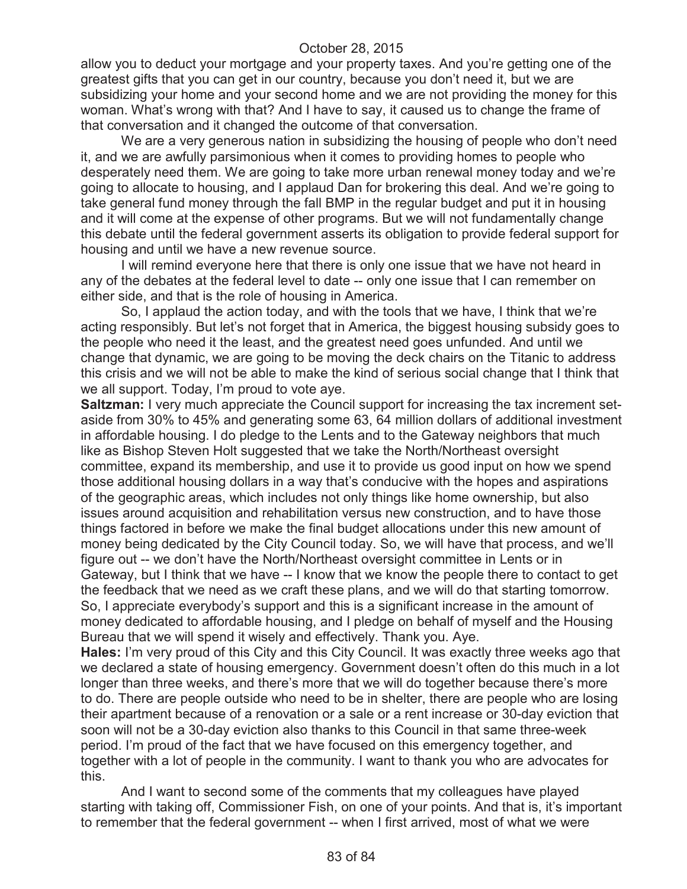allow you to deduct your mortgage and your property taxes. And you're getting one of the greatest gifts that you can get in our country, because you don't need it, but we are subsidizing your home and your second home and we are not providing the money for this woman. What's wrong with that? And I have to say, it caused us to change the frame of that conversation and it changed the outcome of that conversation.

We are a very generous nation in subsidizing the housing of people who don't need it, and we are awfully parsimonious when it comes to providing homes to people who desperately need them. We are going to take more urban renewal money today and we're going to allocate to housing, and I applaud Dan for brokering this deal. And we're going to take general fund money through the fall BMP in the regular budget and put it in housing and it will come at the expense of other programs. But we will not fundamentally change this debate until the federal government asserts its obligation to provide federal support for housing and until we have a new revenue source.

I will remind everyone here that there is only one issue that we have not heard in any of the debates at the federal level to date -- only one issue that I can remember on either side, and that is the role of housing in America.

So, I applaud the action today, and with the tools that we have, I think that we're acting responsibly. But let's not forget that in America, the biggest housing subsidy goes to the people who need it the least, and the greatest need goes unfunded. And until we change that dynamic, we are going to be moving the deck chairs on the Titanic to address this crisis and we will not be able to make the kind of serious social change that I think that we all support. Today, I'm proud to vote aye.

**Saltzman:** I very much appreciate the Council support for increasing the tax increment set-aside from 30% to 45% and generating some 63, 64 million dollars of additional investment in affordable housing. I do pledge to the Lents and to the Gateway neighbors that much like as Bishop Steven Holt suggested that we take the North/Northeast oversight committee, expand its membership, and use it to provide us good input on how we spend those additional housing dollars in a way that's conducive with the hopes and aspirations of the geographic areas, which includes not only things like home ownership, but also issues around acquisition and rehabilitation versus new construction, and to have those things factored in before we make the final budget allocations under this new amount of money being dedicated by the City Council today. So, we will have that process, and we'll figure out -- we don't have the North/Northeast oversight committee in Lents or in Gateway, but I think that we have -- I know that we know the people there to contact to get the feedback that we need as we craft these plans, and we will do that starting tomorrow. So, I appreciate everybody's support and this is a significant increase in the amount of money dedicated to affordable housing, and I pledge on behalf of myself and the Housing Bureau that we will spend it wisely and effectively. Thank you. Aye.

**Hales:** I'm very proud of this City and this City Council. It was exactly three weeks ago that we declared a state of housing emergency. Government doesn't often do this much in a lot longer than three weeks, and there's more that we will do together because there's more to do. There are people outside who need to be in shelter, there are people who are losing their apartment because of a renovation or a sale or a rent increase or 30-day eviction that soon will not be a 30-day eviction also thanks to this Council in that same three-week period. I'm proud of the fact that we have focused on this emergency together, and together with a lot of people in the community. I want to thank you who are advocates for this.

And I want to second some of the comments that my colleagues have played starting with taking off, Commissioner Fish, on one of your points. And that is, it's important to remember that the federal government -- when I first arrived, most of what we were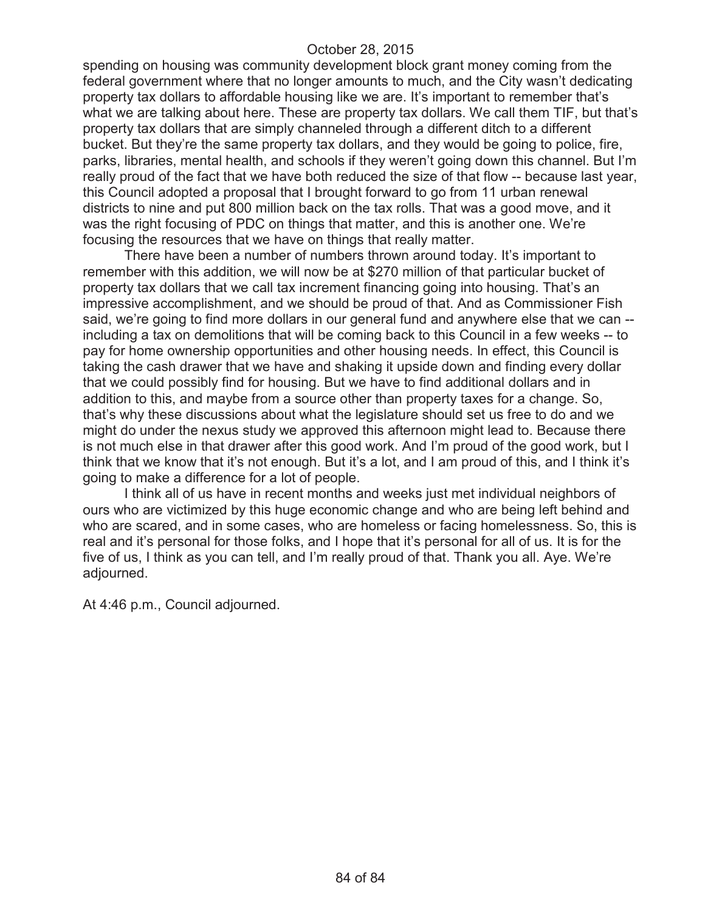spending on housing was community development block grant money coming from the federal government where that no longer amounts to much, and the City wasn't dedicating property tax dollars to affordable housing like we are. It's important to remember that's what we are talking about here. These are property tax dollars. We call them TIF, but that's property tax dollars that are simply channeled through a different ditch to a different bucket. But they're the same property tax dollars, and they would be going to police, fire, parks, libraries, mental health, and schools if they weren't going down this channel. But I'm really proud of the fact that we have both reduced the size of that flow -- because last year, this Council adopted a proposal that I brought forward to go from 11 urban renewal districts to nine and put 800 million back on the tax rolls. That was a good move, and it was the right focusing of PDC on things that matter, and this is another one. We're focusing the resources that we have on things that really matter.

There have been a number of numbers thrown around today. It's important to remember with this addition, we will now be at $270 million of that particular bucket of property tax dollars that we call tax increment financing going into housing. That's an impressive accomplishment, and we should be proud of that. And as Commissioner Fish said, we're going to find more dollars in our general fund and anywhere else that we can -- including a tax on demolitions that will be coming back to this Council in a few weeks -- to pay for home ownership opportunities and other housing needs. In effect, this Council is taking the cash drawer that we have and shaking it upside down and finding every dollar that we could possibly find for housing. But we have to find additional dollars and in addition to this, and maybe from a source other than property taxes for a change. So, that's why these discussions about what the legislature should set us free to do and we might do under the nexus study we approved this afternoon might lead to. Because there is not much else in that drawer after this good work. And I'm proud of the good work, but I think that we know that it's not enough. But it's a lot, and I am proud of this, and I think it's going to make a difference for a lot of people.

I think all of us have in recent months and weeks just met individual neighbors of ours who are victimized by this huge economic change and who are being left behind and who are scared, and in some cases, who are homeless or facing homelessness. So, this is real and it's personal for those folks, and I hope that it's personal for all of us. It is for the five of us, I think as you can tell, and I'm really proud of that. Thank you all. Aye. We're adjourned.

At 4:46 p.m., Council adjourned.